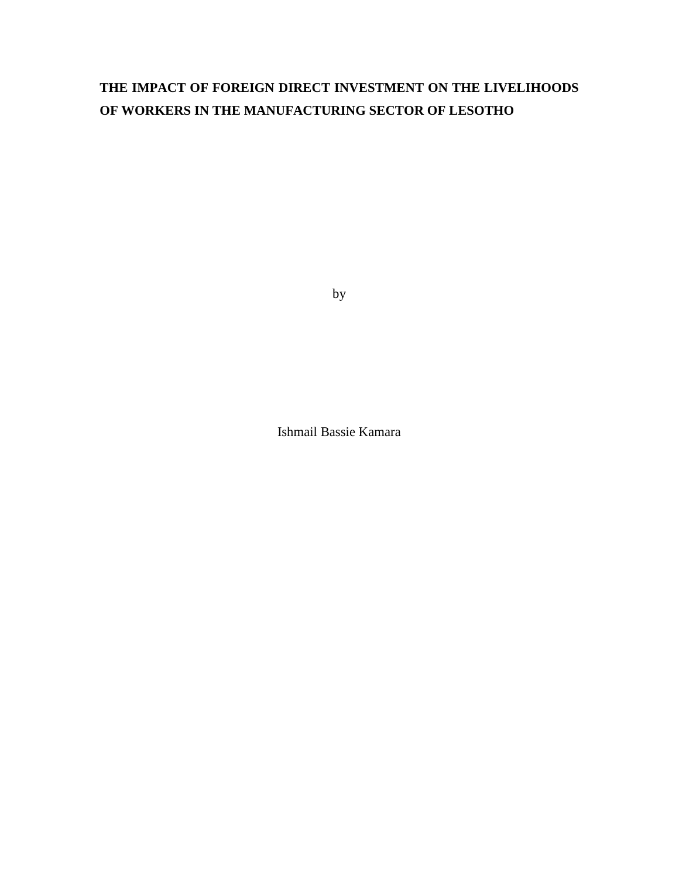# THE IMPACT OF FOREIGN DIRECT INVESTMENT ON THE LIVELIHOODS OF WORKERS IN THE MANUFACTURING SECTOR OF LESOTHO

by

Ishmail Bassie Kamara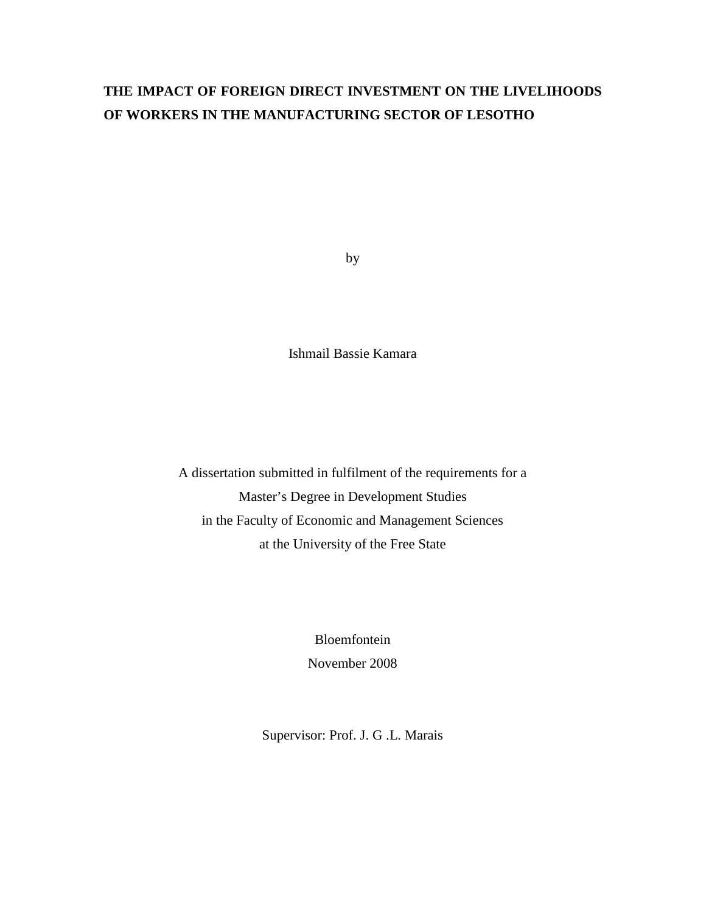# THE IMPACT OF FOREIGN DIRECT INVESTMENT ON THE LIVELIHOODS OF WORKERS IN THE MANUFACTURING SECTOR OF LESOTHO

by

Ishmail Bassie Kamara

A dissertation submitted in fulfilment of the requirements for a
Master's Degree in Development Studies
in the Faculty of Economic and Management Sciences
at the University of the Free State

Bloemfontein
November 2008

Supervisor: Prof. J. G .L. Marais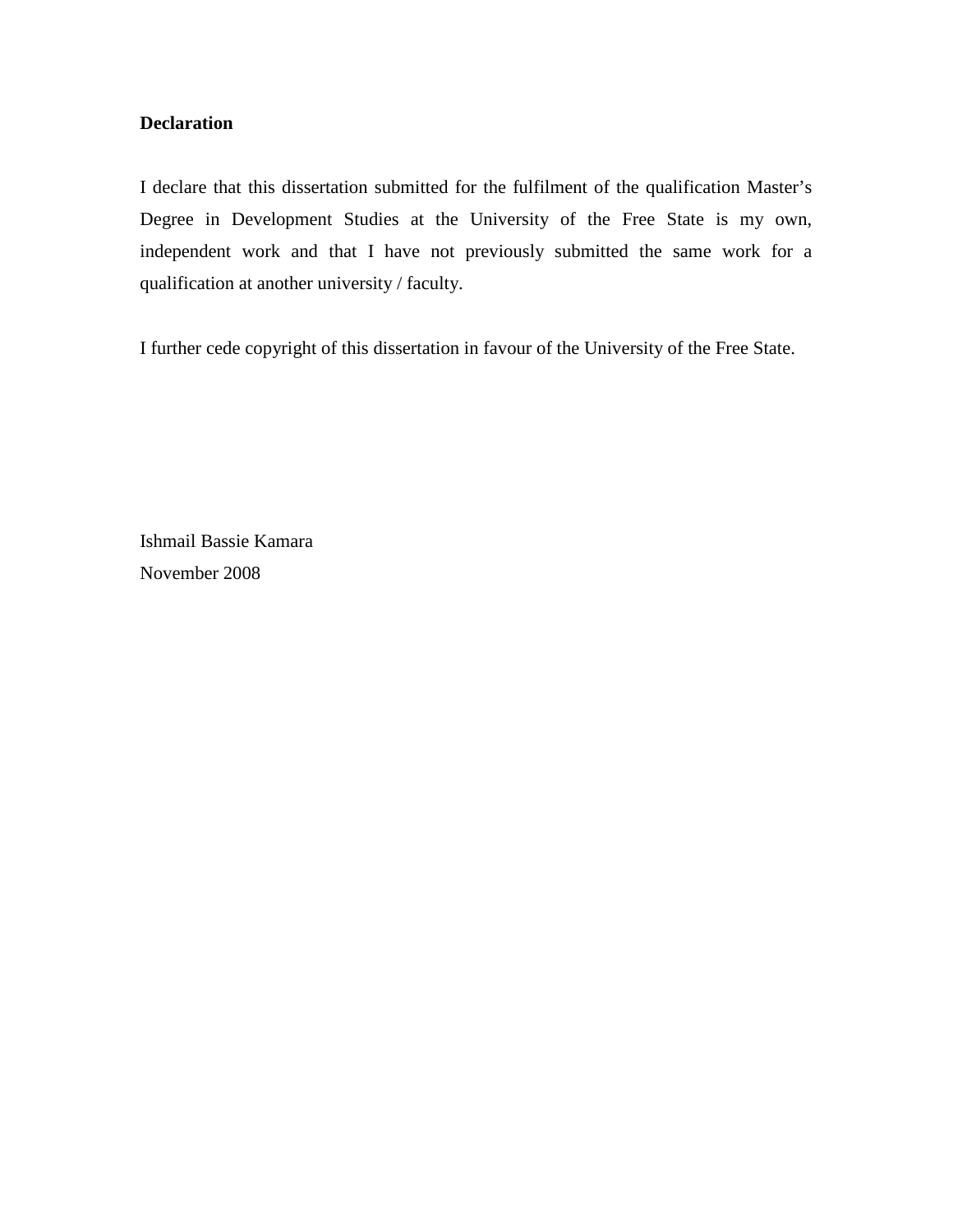**Declaration**

I declare that this dissertation submitted for the fulfilment of the qualification Master's Degree in Development Studies at the University of the Free State is my own, independent work and that I have not previously submitted the same work for a qualification at another university / faculty.

I further cede copyright of this dissertation in favour of the University of the Free State.

Ishmail Bassie Kamara
November 2008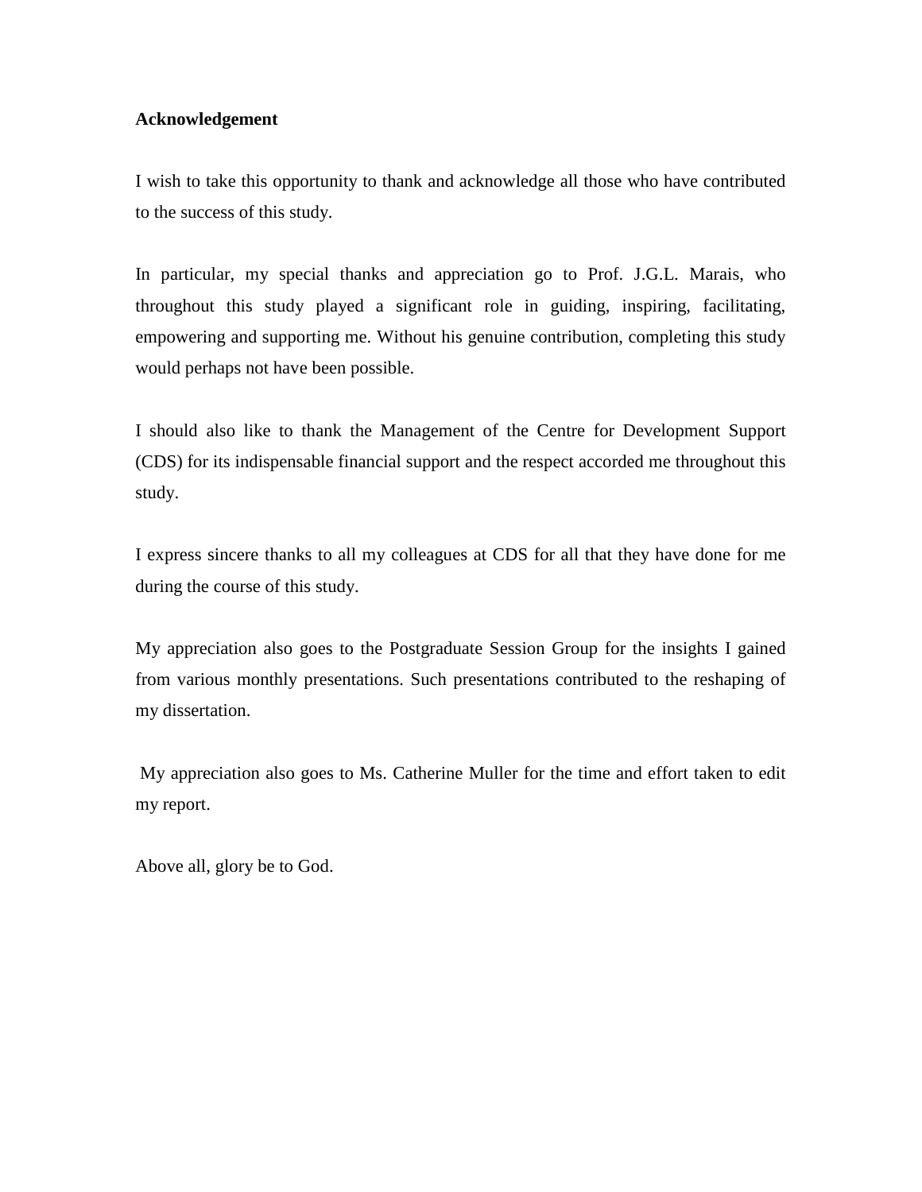# Acknowledgement

I wish to take this opportunity to thank and acknowledge all those who have contributed to the success of this study.

In particular, my special thanks and appreciation go to Prof. J.G.L. Marais, who throughout this study played a significant role in guiding, inspiring, facilitating, empowering and supporting me. Without his genuine contribution, completing this study would perhaps not have been possible.

I should also like to thank the Management of the Centre for Development Support (CDS) for its indispensable financial support and the respect accorded me throughout this study.

I express sincere thanks to all my colleagues at CDS for all that they have done for me during the course of this study.

My appreciation also goes to the Postgraduate Session Group for the insights I gained from various monthly presentations. Such presentations contributed to the reshaping of my dissertation.

My appreciation also goes to Ms. Catherine Muller for the time and effort taken to edit my report.

Above all, glory be to God.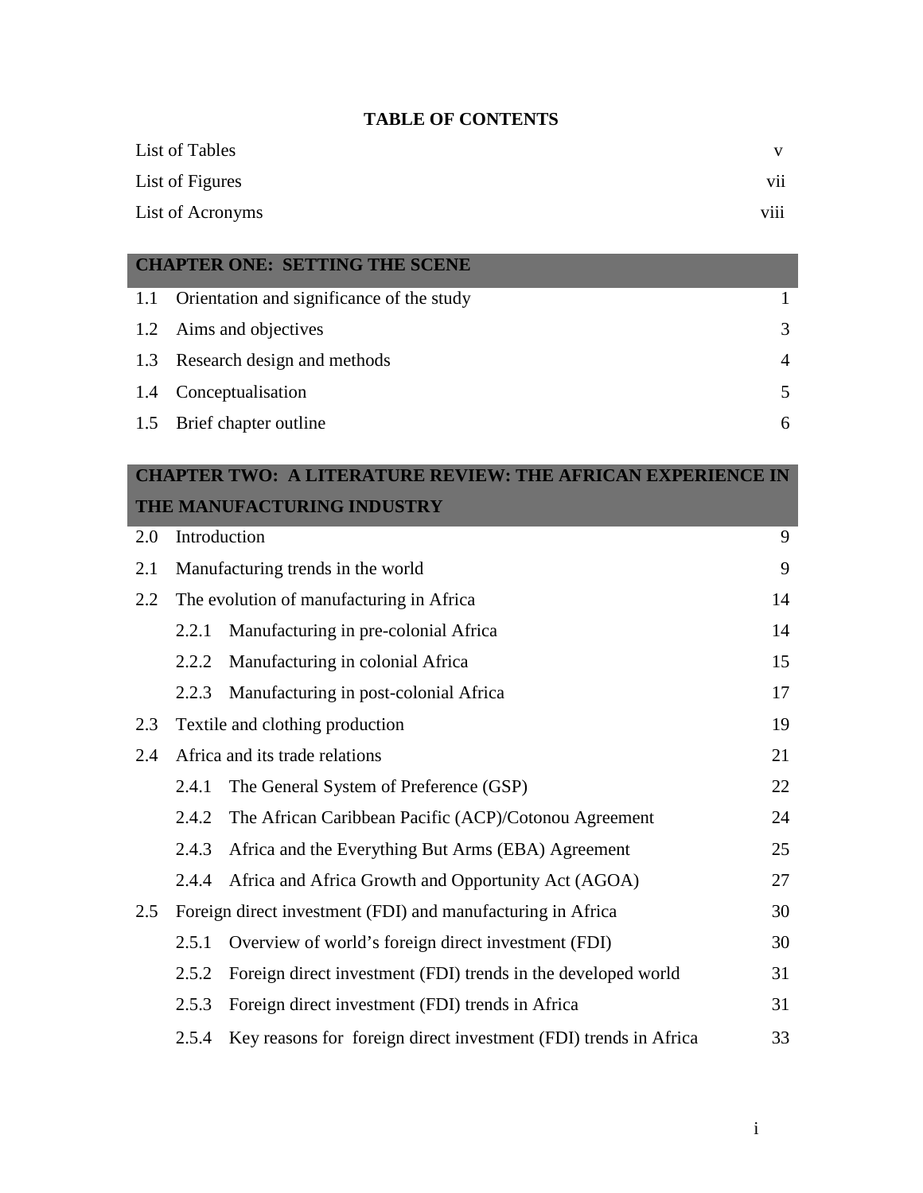# TABLE OF CONTENTS

| | |
|---|---|
| List of Tables | v |
| List of Figures | vii |
| List of Acronyms | viii |

## CHAPTER ONE: SETTING THE SCENE

| | | |
|---|---|---|
| 1.1 | Orientation and significance of the study | 1 |
| 1.2 | Aims and objectives | 3 |
| 1.3 | Research design and methods | 4 |
| 1.4 | Conceptualisation | 5 |
| 1.5 | Brief chapter outline | 6 |

## CHAPTER TWO: A LITERATURE REVIEW: THE AFRICAN EXPERIENCE IN THE MANUFACTURING INDUSTRY

| | | |
|---|---|---|
| 2.0 | Introduction | 9 |
| 2.1 | Manufacturing trends in the world | 9 |
| 2.2 | The evolution of manufacturing in Africa | 14 |
| | 2.2.1 Manufacturing in pre-colonial Africa | 14 |
| | 2.2.2 Manufacturing in colonial Africa | 15 |
| | 2.2.3 Manufacturing in post-colonial Africa | 17 |
| 2.3 | Textile and clothing production | 19 |
| 2.4 | Africa and its trade relations | 21 |
| | 2.4.1 The General System of Preference (GSP) | 22 |
| | 2.4.2 The African Caribbean Pacific (ACP)/Cotonou Agreement | 24 |
| | 2.4.3 Africa and the Everything But Arms (EBA) Agreement | 25 |
| | 2.4.4 Africa and Africa Growth and Opportunity Act (AGOA) | 27 |
| 2.5 | Foreign direct investment (FDI) and manufacturing in Africa | 30 |
| | 2.5.1 Overview of world's foreign direct investment (FDI) | 30 |
| | 2.5.2 Foreign direct investment (FDI) trends in the developed world | 31 |
| | 2.5.3 Foreign direct investment (FDI) trends in Africa | 31 |
| | 2.5.4 Key reasons for foreign direct investment (FDI) trends in Africa | 33 |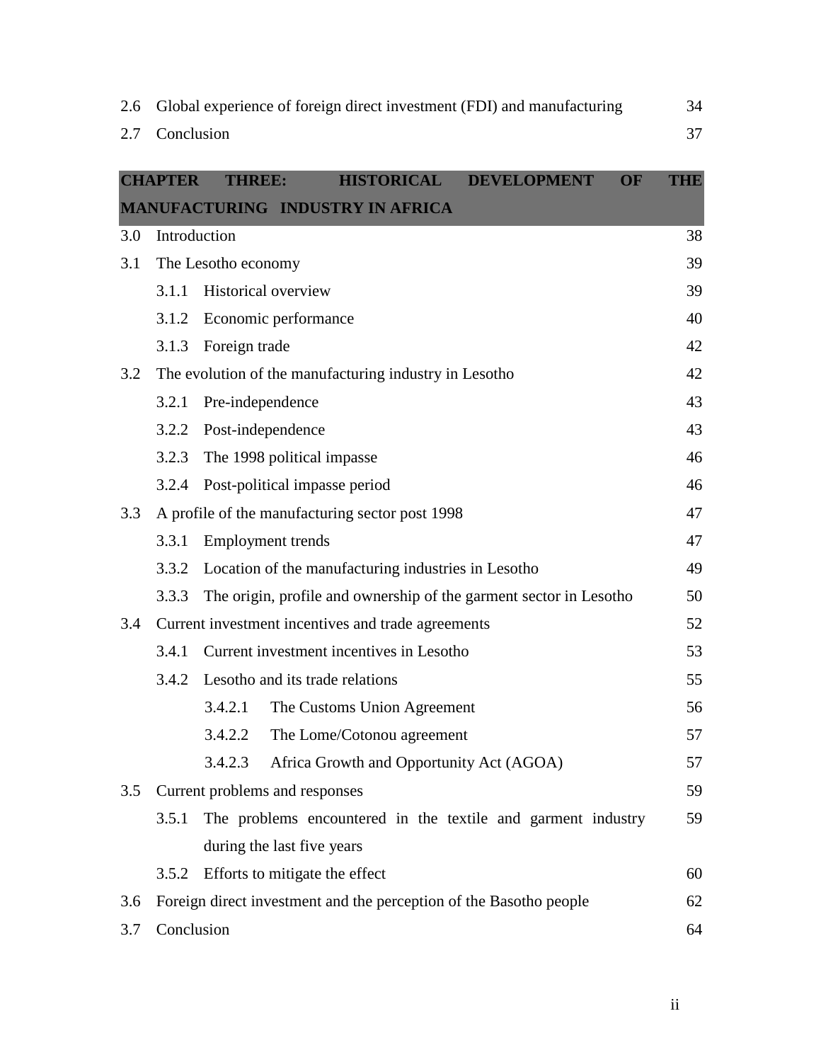| | | |
|---|---|---|
| 2.6 | Global experience of foreign direct investment (FDI) and manufacturing | 34 |
| 2.7 | Conclusion | 37 |

**CHAPTER THREE: HISTORICAL DEVELOPMENT OF THE MANUFACTURING INDUSTRY IN AFRICA**

| | | |
|---|---|---|
| 3.0 | Introduction | 38 |
| 3.1 | The Lesotho economy | 39 |
| | 3.1.1 Historical overview | 39 |
| | 3.1.2 Economic performance | 40 |
| | 3.1.3 Foreign trade | 42 |
| 3.2 | The evolution of the manufacturing industry in Lesotho | 42 |
| | 3.2.1 Pre-independence | 43 |
| | 3.2.2 Post-independence | 43 |
| | 3.2.3 The 1998 political impasse | 46 |
| | 3.2.4 Post-political impasse period | 46 |
| 3.3 | A profile of the manufacturing sector post 1998 | 47 |
| | 3.3.1 Employment trends | 47 |
| | 3.3.2 Location of the manufacturing industries in Lesotho | 49 |
| | 3.3.3 The origin, profile and ownership of the garment sector in Lesotho | 50 |
| 3.4 | Current investment incentives and trade agreements | 52 |
| | 3.4.1 Current investment incentives in Lesotho | 53 |
| | 3.4.2 Lesotho and its trade relations | 55 |
| | 3.4.2.1 The Customs Union Agreement | 56 |
| | 3.4.2.2 The Lome/Cotonou agreement | 57 |
| | 3.4.2.3 Africa Growth and Opportunity Act (AGOA) | 57 |
| 3.5 | Current problems and responses | 59 |
| | 3.5.1 The problems encountered in the textile and garment industry during the last five years | 59 |
| | 3.5.2 Efforts to mitigate the effect | 60 |
| 3.6 | Foreign direct investment and the perception of the Basotho people | 62 |
| 3.7 | Conclusion | 64 |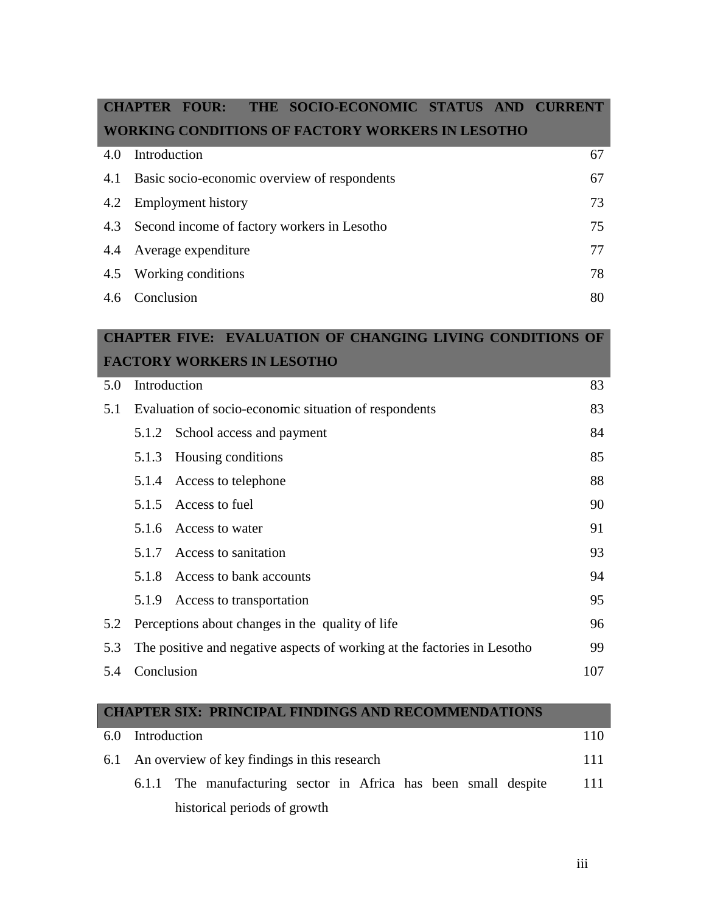| **CHAPTER FOUR: THE SOCIO-ECONOMIC STATUS AND CURRENT WORKING CONDITIONS OF FACTORY WORKERS IN LESOTHO** | | |
|---|---|---|
| 4.0 | Introduction | 67 |
| 4.1 | Basic socio-economic overview of respondents | 67 |
| 4.2 | Employment history | 73 |
| 4.3 | Second income of factory workers in Lesotho | 75 |
| 4.4 | Average expenditure | 77 |
| 4.5 | Working conditions | 78 |
| 4.6 | Conclusion | 80 |

| **CHAPTER FIVE: EVALUATION OF CHANGING LIVING CONDITIONS OF FACTORY WORKERS IN LESOTHO** | | |
|---|---|---|
| 5.0 | Introduction | 83 |
| 5.1 | Evaluation of socio-economic situation of respondents | 83 |
| | 5.1.2 School access and payment | 84 |
| | 5.1.3 Housing conditions | 85 |
| | 5.1.4 Access to telephone | 88 |
| | 5.1.5 Access to fuel | 90 |
| | 5.1.6 Access to water | 91 |
| | 5.1.7 Access to sanitation | 93 |
| | 5.1.8 Access to bank accounts | 94 |
| | 5.1.9 Access to transportation | 95 |
| 5.2 | Perceptions about changes in the quality of life | 96 |
| 5.3 | The positive and negative aspects of working at the factories in Lesotho | 99 |
| 5.4 | Conclusion | 107 |

| **CHAPTER SIX: PRINCIPAL FINDINGS AND RECOMMENDATIONS** | | |
|---|---|---|
| 6.0 | Introduction | 110 |
| 6.1 | An overview of key findings in this research | 111 |
| | 6.1.1 The manufacturing sector in Africa has been small despite historical periods of growth | 111 |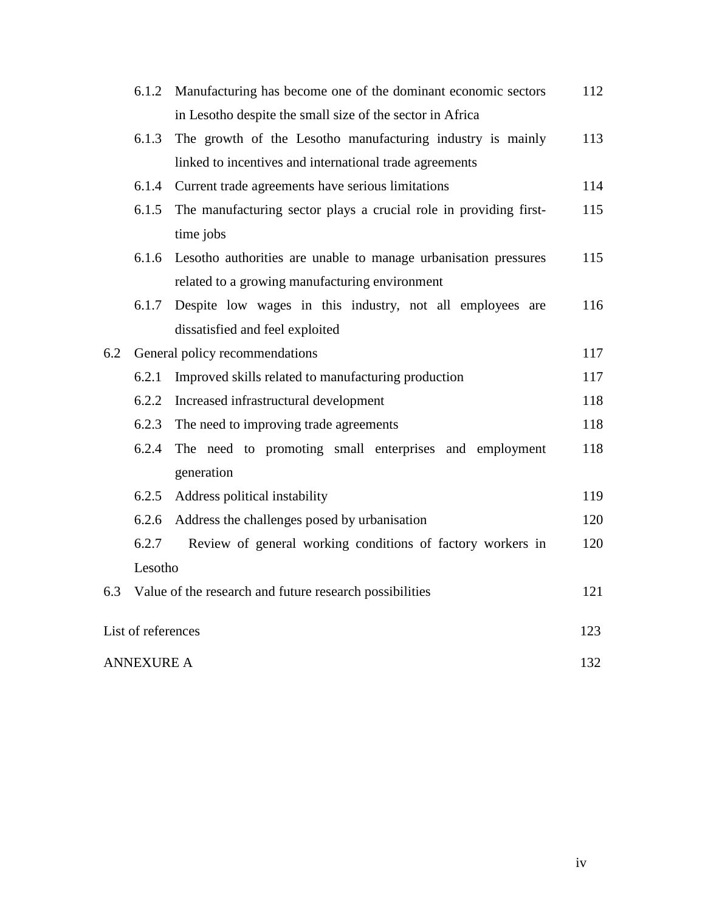| | | |
|---|---|---|
| 6.1.2 | Manufacturing has become one of the dominant economic sectors in Lesotho despite the small size of the sector in Africa | 112 |
| 6.1.3 | The growth of the Lesotho manufacturing industry is mainly linked to incentives and international trade agreements | 113 |
| 6.1.4 | Current trade agreements have serious limitations | 114 |
| 6.1.5 | The manufacturing sector plays a crucial role in providing first-time jobs | 115 |
| 6.1.6 | Lesotho authorities are unable to manage urbanisation pressures related to a growing manufacturing environment | 115 |
| 6.1.7 | Despite low wages in this industry, not all employees are dissatisfied and feel exploited | 116 |
| 6.2 | General policy recommendations | 117 |
| 6.2.1 | Improved skills related to manufacturing production | 117 |
| 6.2.2 | Increased infrastructural development | 118 |
| 6.2.3 | The need to improving trade agreements | 118 |
| 6.2.4 | The need to promoting small enterprises and employment generation | 118 |
| 6.2.5 | Address political instability | 119 |
| 6.2.6 | Address the challenges posed by urbanisation | 120 |
| 6.2.7 | Review of general working conditions of factory workers in Lesotho | 120 |
| 6.3 | Value of the research and future research possibilities | 121 |
| | List of references | 123 |
| | ANNEXURE A | 132 |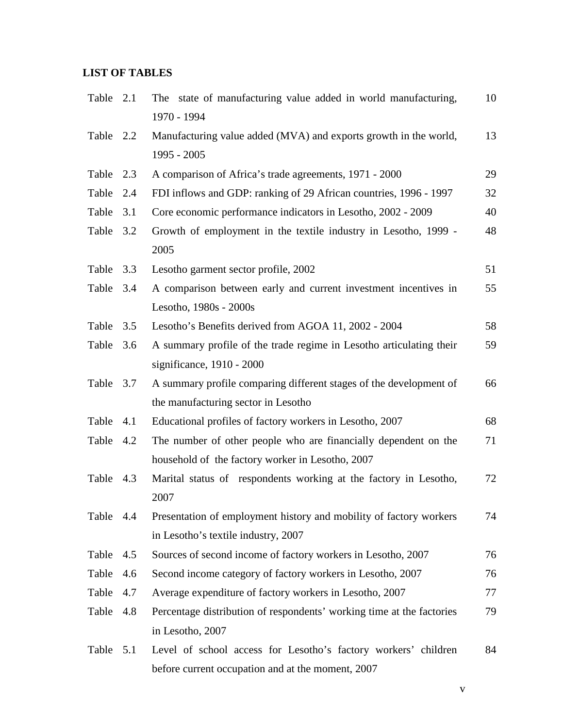**LIST OF TABLES**

| | | |
|---|---|---|
| Table 2.1 | The state of manufacturing value added in world manufacturing, 1970 - 1994 | 10 |
| Table 2.2 | Manufacturing value added (MVA) and exports growth in the world, 1995 - 2005 | 13 |
| Table 2.3 | A comparison of Africa's trade agreements, 1971 - 2000 | 29 |
| Table 2.4 | FDI inflows and GDP: ranking of 29 African countries, 1996 - 1997 | 32 |
| Table 3.1 | Core economic performance indicators in Lesotho, 2002 - 2009 | 40 |
| Table 3.2 | Growth of employment in the textile industry in Lesotho, 1999 - 2005 | 48 |
| Table 3.3 | Lesotho garment sector profile, 2002 | 51 |
| Table 3.4 | A comparison between early and current investment incentives in Lesotho, 1980s - 2000s | 55 |
| Table 3.5 | Lesotho's Benefits derived from AGOA 11, 2002 - 2004 | 58 |
| Table 3.6 | A summary profile of the trade regime in Lesotho articulating their significance, 1910 - 2000 | 59 |
| Table 3.7 | A summary profile comparing different stages of the development of the manufacturing sector in Lesotho | 66 |
| Table 4.1 | Educational profiles of factory workers in Lesotho, 2007 | 68 |
| Table 4.2 | The number of other people who are financially dependent on the household of the factory worker in Lesotho, 2007 | 71 |
| Table 4.3 | Marital status of respondents working at the factory in Lesotho, 2007 | 72 |
| Table 4.4 | Presentation of employment history and mobility of factory workers in Lesotho's textile industry, 2007 | 74 |
| Table 4.5 | Sources of second income of factory workers in Lesotho, 2007 | 76 |
| Table 4.6 | Second income category of factory workers in Lesotho, 2007 | 76 |
| Table 4.7 | Average expenditure of factory workers in Lesotho, 2007 | 77 |
| Table 4.8 | Percentage distribution of respondents' working time at the factories in Lesotho, 2007 | 79 |
| Table 5.1 | Level of school access for Lesotho's factory workers' children before current occupation and at the moment, 2007 | 84 |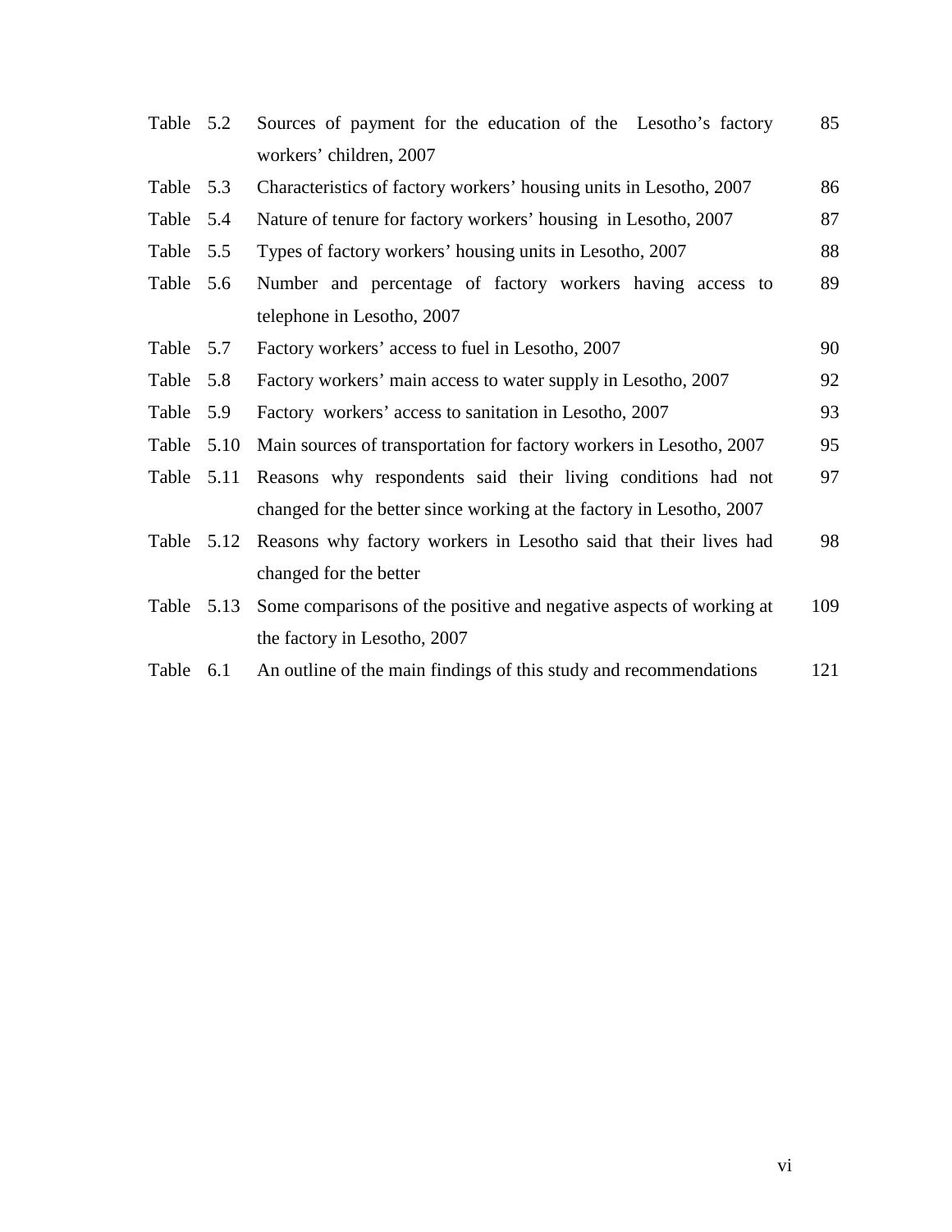| | | |
|---|---|---|
| Table 5.2 | Sources of payment for the education of the Lesotho's factory workers' children, 2007 | 85 |
| Table 5.3 | Characteristics of factory workers' housing units in Lesotho, 2007 | 86 |
| Table 5.4 | Nature of tenure for factory workers' housing in Lesotho, 2007 | 87 |
| Table 5.5 | Types of factory workers' housing units in Lesotho, 2007 | 88 |
| Table 5.6 | Number and percentage of factory workers having access to telephone in Lesotho, 2007 | 89 |
| Table 5.7 | Factory workers' access to fuel in Lesotho, 2007 | 90 |
| Table 5.8 | Factory workers' main access to water supply in Lesotho, 2007 | 92 |
| Table 5.9 | Factory workers' access to sanitation in Lesotho, 2007 | 93 |
| Table 5.10 | Main sources of transportation for factory workers in Lesotho, 2007 | 95 |
| Table 5.11 | Reasons why respondents said their living conditions had not changed for the better since working at the factory in Lesotho, 2007 | 97 |
| Table 5.12 | Reasons why factory workers in Lesotho said that their lives had changed for the better | 98 |
| Table 5.13 | Some comparisons of the positive and negative aspects of working at the factory in Lesotho, 2007 | 109 |
| Table 6.1 | An outline of the main findings of this study and recommendations | 121 |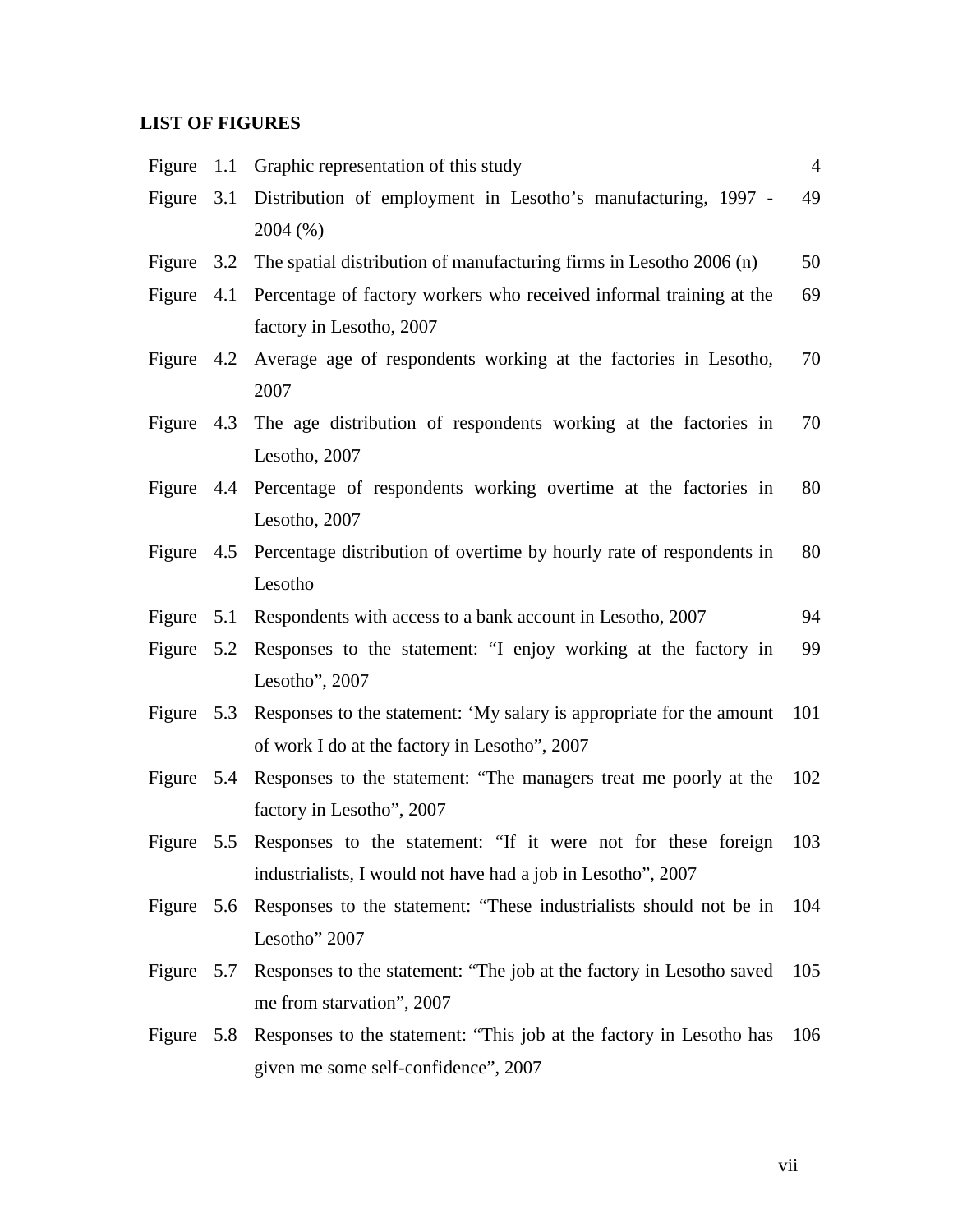## LIST OF FIGURES

| | | |
|---|---|---|
| Figure 1.1 | Graphic representation of this study | 4 |
| Figure 3.1 | Distribution of employment in Lesotho's manufacturing, 1997 - 2004 (%) | 49 |
| Figure 3.2 | The spatial distribution of manufacturing firms in Lesotho 2006 (n) | 50 |
| Figure 4.1 | Percentage of factory workers who received informal training at the factory in Lesotho, 2007 | 69 |
| Figure 4.2 | Average age of respondents working at the factories in Lesotho, 2007 | 70 |
| Figure 4.3 | The age distribution of respondents working at the factories in Lesotho, 2007 | 70 |
| Figure 4.4 | Percentage of respondents working overtime at the factories in Lesotho, 2007 | 80 |
| Figure 4.5 | Percentage distribution of overtime by hourly rate of respondents in Lesotho | 80 |
| Figure 5.1 | Respondents with access to a bank account in Lesotho, 2007 | 94 |
| Figure 5.2 | Responses to the statement: "I enjoy working at the factory in Lesotho", 2007 | 99 |
| Figure 5.3 | Responses to the statement: 'My salary is appropriate for the amount of work I do at the factory in Lesotho", 2007 | 101 |
| Figure 5.4 | Responses to the statement: "The managers treat me poorly at the factory in Lesotho", 2007 | 102 |
| Figure 5.5 | Responses to the statement: "If it were not for these foreign industrialists, I would not have had a job in Lesotho", 2007 | 103 |
| Figure 5.6 | Responses to the statement: "These industrialists should not be in Lesotho" 2007 | 104 |
| Figure 5.7 | Responses to the statement: "The job at the factory in Lesotho saved me from starvation", 2007 | 105 |
| Figure 5.8 | Responses to the statement: "This job at the factory in Lesotho has given me some self-confidence", 2007 | 106 |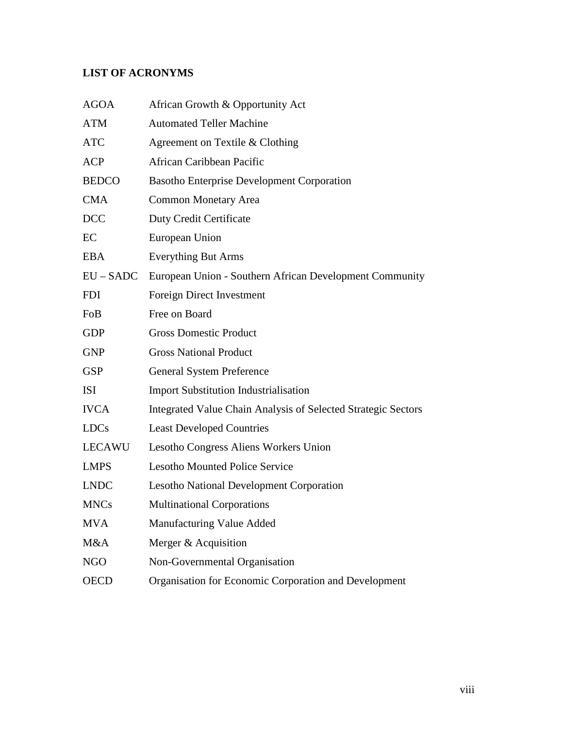## LIST OF ACRONYMS

| | |
|---|---|
| AGOA | African Growth & Opportunity Act |
| ATM | Automated Teller Machine |
| ATC | Agreement on Textile & Clothing |
| ACP | African Caribbean Pacific |
| BEDCO | Basotho Enterprise Development Corporation |
| CMA | Common Monetary Area |
| DCC | Duty Credit Certificate |
| EC | European Union |
| EBA | Everything But Arms |
| EU – SADC | European Union - Southern African Development Community |
| FDI | Foreign Direct Investment |
| FoB | Free on Board |
| GDP | Gross Domestic Product |
| GNP | Gross National Product |
| GSP | General System Preference |
| ISI | Import Substitution Industrialisation |
| IVCA | Integrated Value Chain Analysis of Selected Strategic Sectors |
| LDCs | Least Developed Countries |
| LECAWU | Lesotho Congress Aliens Workers Union |
| LMPS | Lesotho Mounted Police Service |
| LNDC | Lesotho National Development Corporation |
| MNCs | Multinational Corporations |
| MVA | Manufacturing Value Added |
| M&A | Merger & Acquisition |
| NGO | Non-Governmental Organisation |
| OECD | Organisation for Economic Corporation and Development |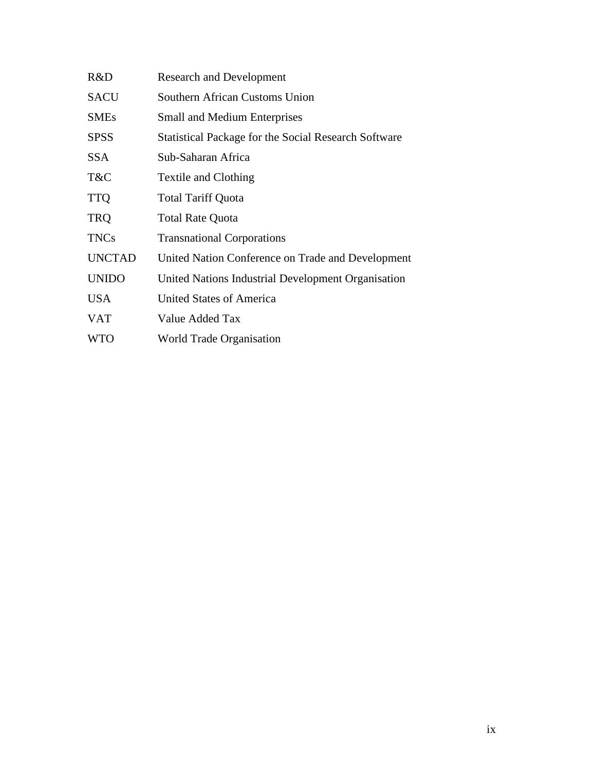| | |
|---|---|
| R&D | Research and Development |
| SACU | Southern African Customs Union |
| SMEs | Small and Medium Enterprises |
| SPSS | Statistical Package for the Social Research Software |
| SSA | Sub-Saharan Africa |
| T&C | Textile and Clothing |
| TTQ | Total Tariff Quota |
| TRQ | Total Rate Quota |
| TNCs | Transnational Corporations |
| UNCTAD | United Nation Conference on Trade and Development |
| UNIDO | United Nations Industrial Development Organisation |
| USA | United States of America |
| VAT | Value Added Tax |
| WTO | World Trade Organisation |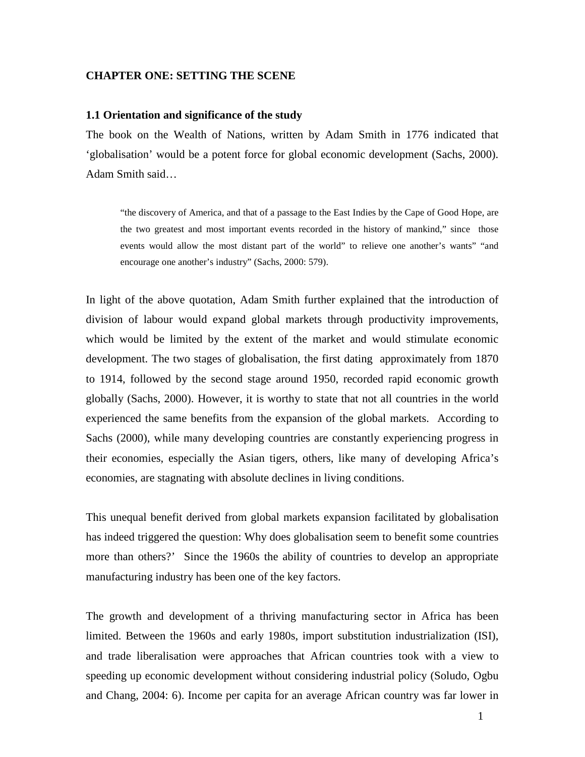**CHAPTER ONE: SETTING THE SCENE**

**1.1 Orientation and significance of the study**

The book on the Wealth of Nations, written by Adam Smith in 1776 indicated that 'globalisation' would be a potent force for global economic development (Sachs, 2000). Adam Smith said…

> "the discovery of America, and that of a passage to the East Indies by the Cape of Good Hope, are the two greatest and most important events recorded in the history of mankind," since those events would allow the most distant part of the world" to relieve one another's wants" "and encourage one another's industry" (Sachs, 2000: 579).

In light of the above quotation, Adam Smith further explained that the introduction of division of labour would expand global markets through productivity improvements, which would be limited by the extent of the market and would stimulate economic development. The two stages of globalisation, the first dating approximately from 1870 to 1914, followed by the second stage around 1950, recorded rapid economic growth globally (Sachs, 2000). However, it is worthy to state that not all countries in the world experienced the same benefits from the expansion of the global markets. According to Sachs (2000), while many developing countries are constantly experiencing progress in their economies, especially the Asian tigers, others, like many of developing Africa's economies, are stagnating with absolute declines in living conditions.

This unequal benefit derived from global markets expansion facilitated by globalisation has indeed triggered the question: Why does globalisation seem to benefit some countries more than others?' Since the 1960s the ability of countries to develop an appropriate manufacturing industry has been one of the key factors.

The growth and development of a thriving manufacturing sector in Africa has been limited. Between the 1960s and early 1980s, import substitution industrialization (ISI), and trade liberalisation were approaches that African countries took with a view to speeding up economic development without considering industrial policy (Soludo, Ogbu and Chang, 2004: 6). Income per capita for an average African country was far lower in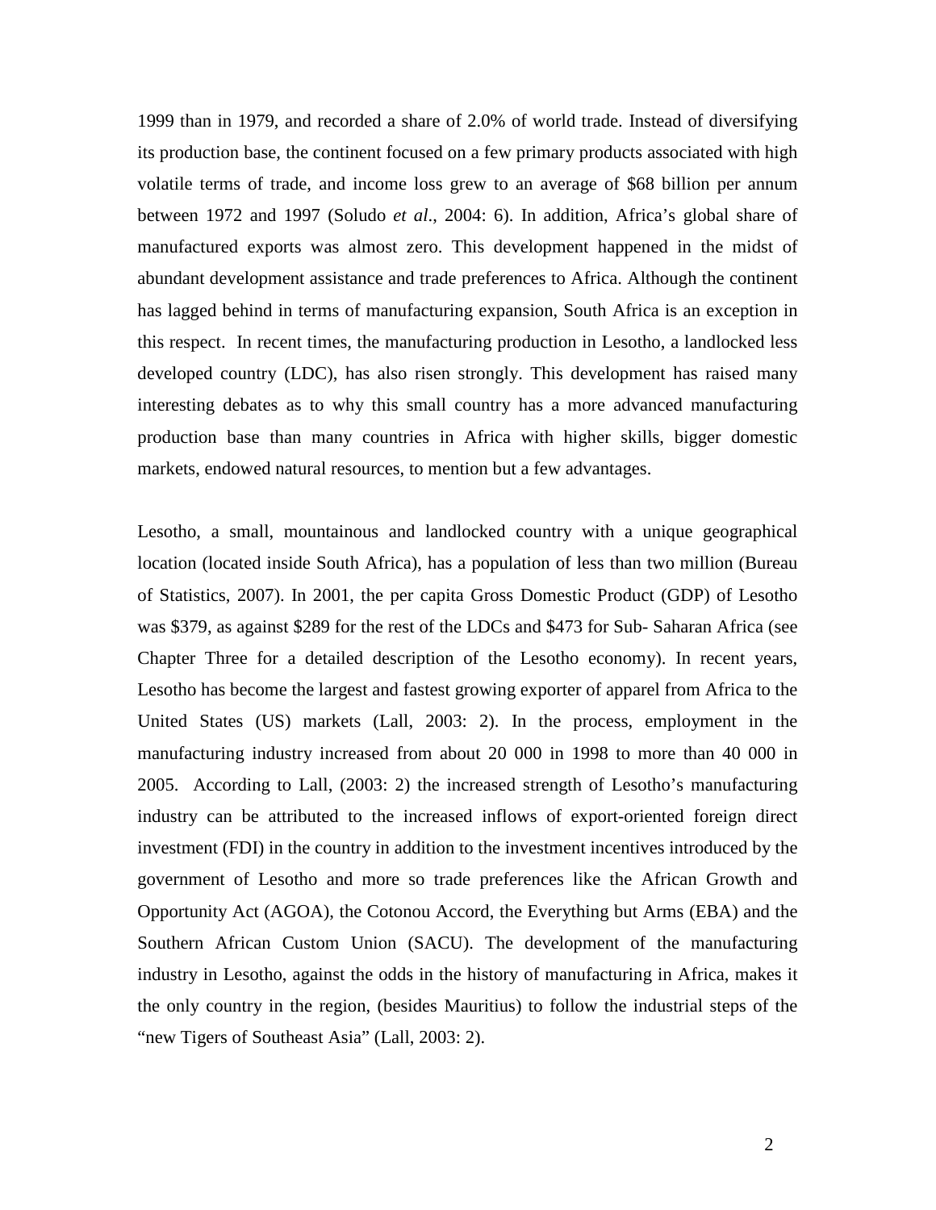1999 than in 1979, and recorded a share of 2.0% of world trade. Instead of diversifying its production base, the continent focused on a few primary products associated with high volatile terms of trade, and income loss grew to an average of $68 billion per annum between 1972 and 1997 (Soludo *et al*., 2004: 6). In addition, Africa's global share of manufactured exports was almost zero. This development happened in the midst of abundant development assistance and trade preferences to Africa. Although the continent has lagged behind in terms of manufacturing expansion, South Africa is an exception in this respect. In recent times, the manufacturing production in Lesotho, a landlocked less developed country (LDC), has also risen strongly. This development has raised many interesting debates as to why this small country has a more advanced manufacturing production base than many countries in Africa with higher skills, bigger domestic markets, endowed natural resources, to mention but a few advantages.

Lesotho, a small, mountainous and landlocked country with a unique geographical location (located inside South Africa), has a population of less than two million (Bureau of Statistics, 2007). In 2001, the per capita Gross Domestic Product (GDP) of Lesotho was $379, as against $289 for the rest of the LDCs and $473 for Sub- Saharan Africa (see Chapter Three for a detailed description of the Lesotho economy). In recent years, Lesotho has become the largest and fastest growing exporter of apparel from Africa to the United States (US) markets (Lall, 2003: 2). In the process, employment in the manufacturing industry increased from about 20 000 in 1998 to more than 40 000 in 2005. According to Lall, (2003: 2) the increased strength of Lesotho's manufacturing industry can be attributed to the increased inflows of export-oriented foreign direct investment (FDI) in the country in addition to the investment incentives introduced by the government of Lesotho and more so trade preferences like the African Growth and Opportunity Act (AGOA), the Cotonou Accord, the Everything but Arms (EBA) and the Southern African Custom Union (SACU). The development of the manufacturing industry in Lesotho, against the odds in the history of manufacturing in Africa, makes it the only country in the region, (besides Mauritius) to follow the industrial steps of the "new Tigers of Southeast Asia" (Lall, 2003: 2).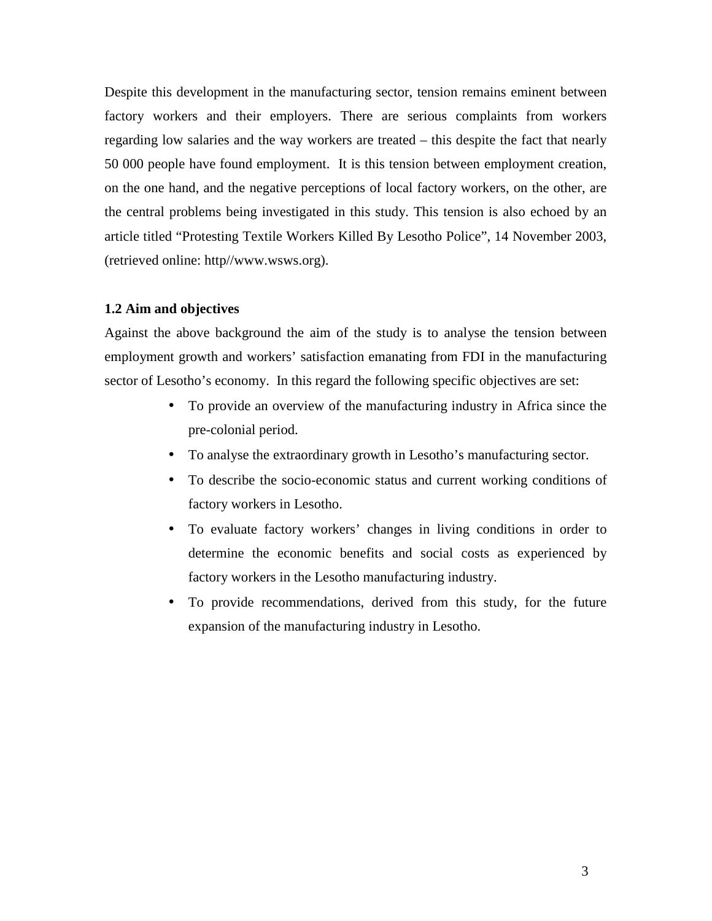Despite this development in the manufacturing sector, tension remains eminent between factory workers and their employers. There are serious complaints from workers regarding low salaries and the way workers are treated – this despite the fact that nearly 50 000 people have found employment. It is this tension between employment creation, on the one hand, and the negative perceptions of local factory workers, on the other, are the central problems being investigated in this study. This tension is also echoed by an article titled "Protesting Textile Workers Killed By Lesotho Police", 14 November 2003, (retrieved online: http//www.wsws.org).

### 1.2 Aim and objectives

Against the above background the aim of the study is to analyse the tension between employment growth and workers' satisfaction emanating from FDI in the manufacturing sector of Lesotho's economy. In this regard the following specific objectives are set:

- To provide an overview of the manufacturing industry in Africa since the pre-colonial period.
- To analyse the extraordinary growth in Lesotho's manufacturing sector.
- To describe the socio-economic status and current working conditions of factory workers in Lesotho.
- To evaluate factory workers' changes in living conditions in order to determine the economic benefits and social costs as experienced by factory workers in the Lesotho manufacturing industry.
- To provide recommendations, derived from this study, for the future expansion of the manufacturing industry in Lesotho.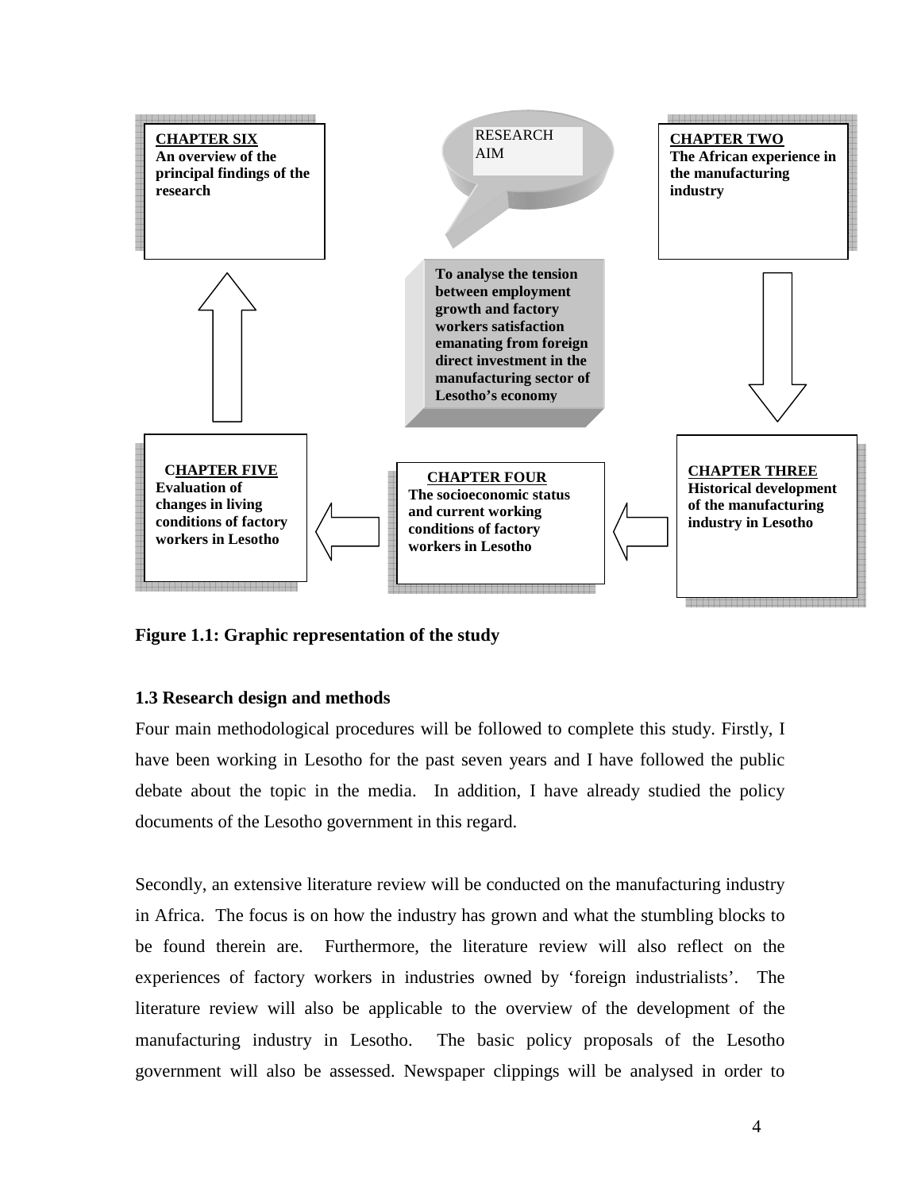**CHAPTER SIX**
**An overview of the principal findings of the research**

RESEARCH AIM

**To analyse the tension between employment growth and factory workers satisfaction emanating from foreign direct investment in the manufacturing sector of Lesotho's economy**

**CHAPTER TWO**
**The African experience in the manufacturing industry**

**CHAPTER THREE**
**Historical development of the manufacturing industry in Lesotho**

**CHAPTER FOUR**
**The socioeconomic status and current working conditions of factory workers in Lesotho**

**CHAPTER FIVE**
**Evaluation of changes in living conditions of factory workers in Lesotho**

**Figure 1.1: Graphic representation of the study**

### 1.3 Research design and methods

Four main methodological procedures will be followed to complete this study. Firstly, I have been working in Lesotho for the past seven years and I have followed the public debate about the topic in the media. In addition, I have already studied the policy documents of the Lesotho government in this regard.

Secondly, an extensive literature review will be conducted on the manufacturing industry in Africa. The focus is on how the industry has grown and what the stumbling blocks to be found therein are. Furthermore, the literature review will also reflect on the experiences of factory workers in industries owned by 'foreign industrialists'. The literature review will also be applicable to the overview of the development of the manufacturing industry in Lesotho. The basic policy proposals of the Lesotho government will also be assessed. Newspaper clippings will be analysed in order to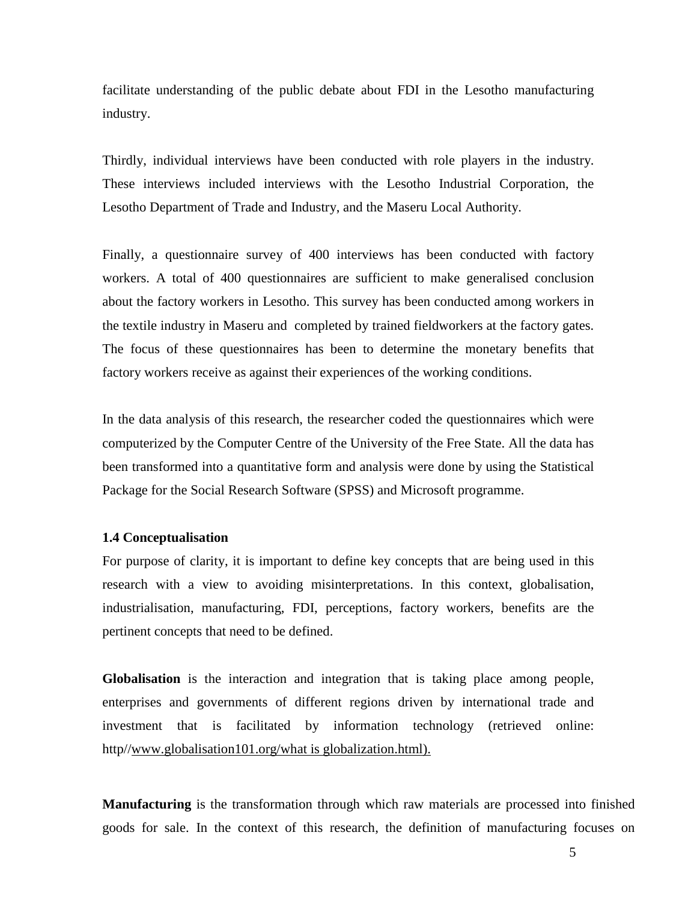facilitate understanding of the public debate about FDI in the Lesotho manufacturing industry.

Thirdly, individual interviews have been conducted with role players in the industry. These interviews included interviews with the Lesotho Industrial Corporation, the Lesotho Department of Trade and Industry, and the Maseru Local Authority.

Finally, a questionnaire survey of 400 interviews has been conducted with factory workers. A total of 400 questionnaires are sufficient to make generalised conclusion about the factory workers in Lesotho. This survey has been conducted among workers in the textile industry in Maseru and completed by trained fieldworkers at the factory gates. The focus of these questionnaires has been to determine the monetary benefits that factory workers receive as against their experiences of the working conditions.

In the data analysis of this research, the researcher coded the questionnaires which were computerized by the Computer Centre of the University of the Free State. All the data has been transformed into a quantitative form and analysis were done by using the Statistical Package for the Social Research Software (SPSS) and Microsoft programme.

### 1.4 Conceptualisation

For purpose of clarity, it is important to define key concepts that are being used in this research with a view to avoiding misinterpretations. In this context, globalisation, industrialisation, manufacturing, FDI, perceptions, factory workers, benefits are the pertinent concepts that need to be defined.

**Globalisation** is the interaction and integration that is taking place among people, enterprises and governments of different regions driven by international trade and investment that is facilitated by information technology (retrieved online: http//www.globalisation101.org/what is globalization.html).

**Manufacturing** is the transformation through which raw materials are processed into finished goods for sale. In the context of this research, the definition of manufacturing focuses on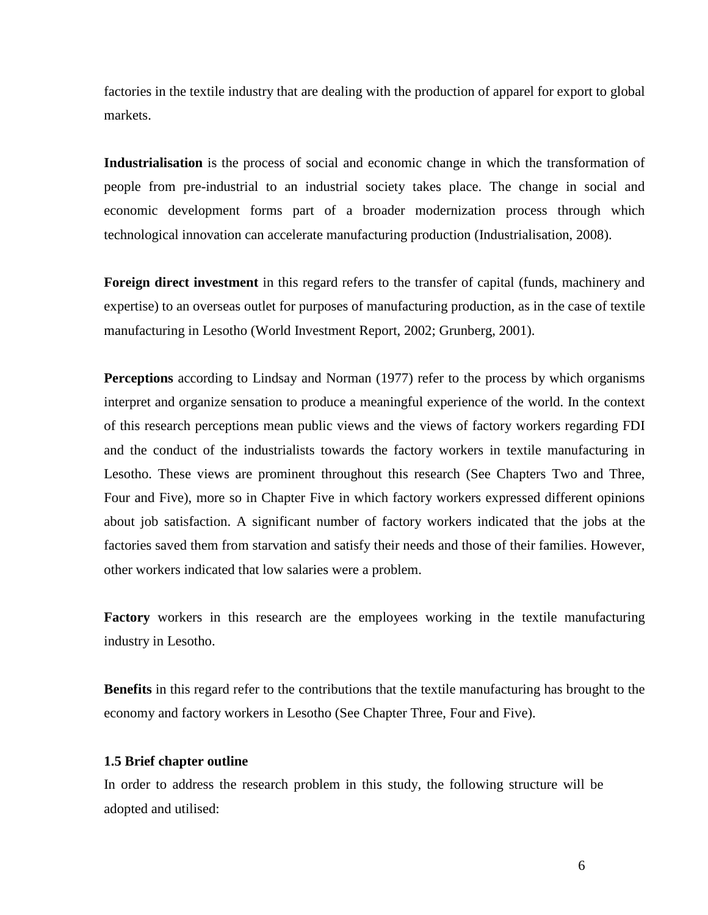factories in the textile industry that are dealing with the production of apparel for export to global markets.

**Industrialisation** is the process of social and economic change in which the transformation of people from pre-industrial to an industrial society takes place. The change in social and economic development forms part of a broader modernization process through which technological innovation can accelerate manufacturing production (Industrialisation, 2008).

**Foreign direct investment** in this regard refers to the transfer of capital (funds, machinery and expertise) to an overseas outlet for purposes of manufacturing production, as in the case of textile manufacturing in Lesotho (World Investment Report, 2002; Grunberg, 2001).

**Perceptions** according to Lindsay and Norman (1977) refer to the process by which organisms interpret and organize sensation to produce a meaningful experience of the world. In the context of this research perceptions mean public views and the views of factory workers regarding FDI and the conduct of the industrialists towards the factory workers in textile manufacturing in Lesotho. These views are prominent throughout this research (See Chapters Two and Three, Four and Five), more so in Chapter Five in which factory workers expressed different opinions about job satisfaction. A significant number of factory workers indicated that the jobs at the factories saved them from starvation and satisfy their needs and those of their families. However, other workers indicated that low salaries were a problem.

**Factory** workers in this research are the employees working in the textile manufacturing industry in Lesotho.

**Benefits** in this regard refer to the contributions that the textile manufacturing has brought to the economy and factory workers in Lesotho (See Chapter Three, Four and Five).

### 1.5 Brief chapter outline

In order to address the research problem in this study, the following structure will be adopted and utilised: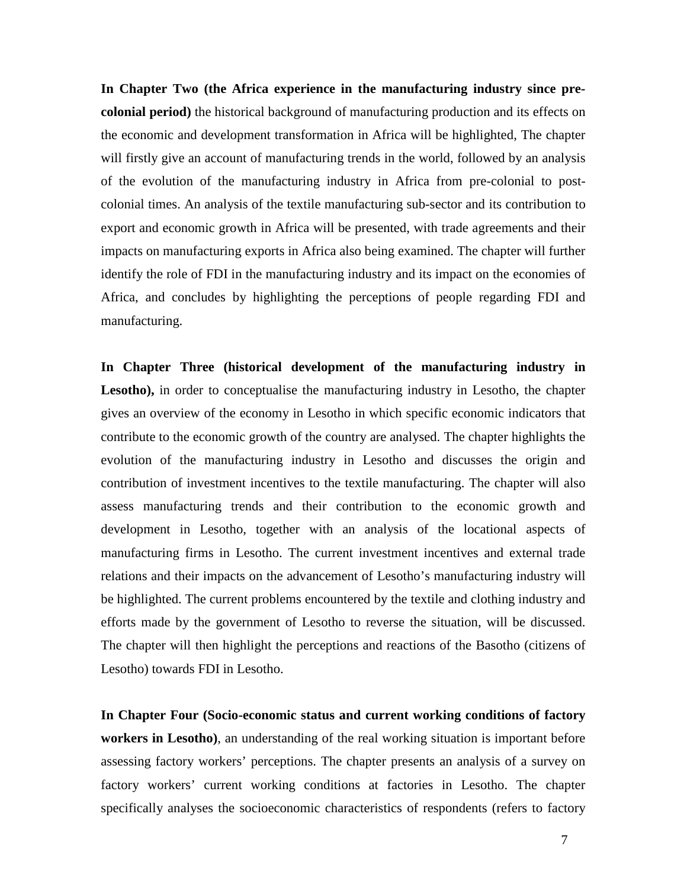**In Chapter Two (the Africa experience in the manufacturing industry since pre-colonial period)** the historical background of manufacturing production and its effects on the economic and development transformation in Africa will be highlighted, The chapter will firstly give an account of manufacturing trends in the world, followed by an analysis of the evolution of the manufacturing industry in Africa from pre-colonial to post-colonial times. An analysis of the textile manufacturing sub-sector and its contribution to export and economic growth in Africa will be presented, with trade agreements and their impacts on manufacturing exports in Africa also being examined. The chapter will further identify the role of FDI in the manufacturing industry and its impact on the economies of Africa, and concludes by highlighting the perceptions of people regarding FDI and manufacturing.

**In Chapter Three (historical development of the manufacturing industry in Lesotho),** in order to conceptualise the manufacturing industry in Lesotho, the chapter gives an overview of the economy in Lesotho in which specific economic indicators that contribute to the economic growth of the country are analysed. The chapter highlights the evolution of the manufacturing industry in Lesotho and discusses the origin and contribution of investment incentives to the textile manufacturing. The chapter will also assess manufacturing trends and their contribution to the economic growth and development in Lesotho, together with an analysis of the locational aspects of manufacturing firms in Lesotho. The current investment incentives and external trade relations and their impacts on the advancement of Lesotho's manufacturing industry will be highlighted. The current problems encountered by the textile and clothing industry and efforts made by the government of Lesotho to reverse the situation, will be discussed. The chapter will then highlight the perceptions and reactions of the Basotho (citizens of Lesotho) towards FDI in Lesotho.

**In Chapter Four (Socio-economic status and current working conditions of factory workers in Lesotho)**, an understanding of the real working situation is important before assessing factory workers' perceptions. The chapter presents an analysis of a survey on factory workers' current working conditions at factories in Lesotho. The chapter specifically analyses the socioeconomic characteristics of respondents (refers to factory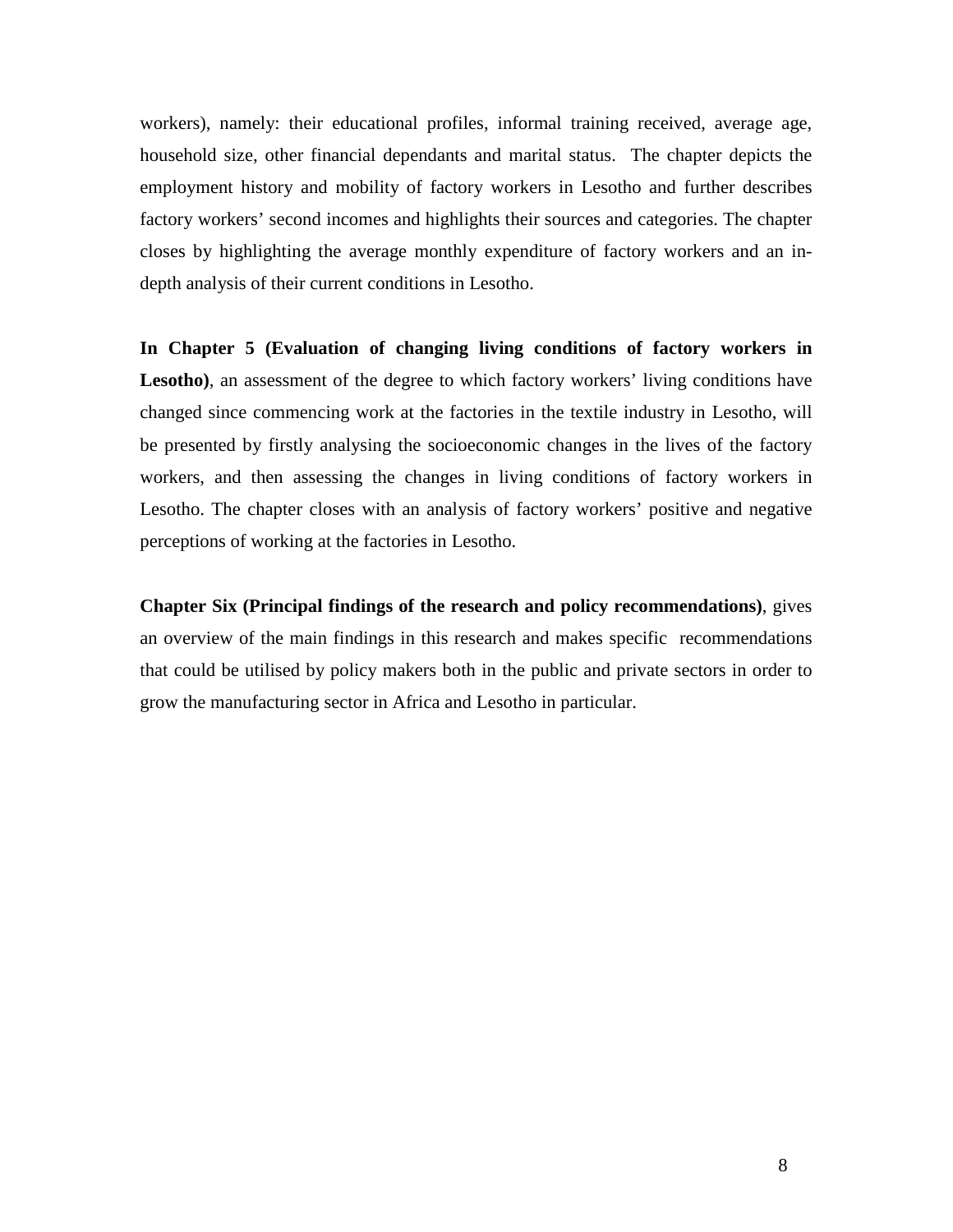workers), namely: their educational profiles, informal training received, average age, household size, other financial dependants and marital status. The chapter depicts the employment history and mobility of factory workers in Lesotho and further describes factory workers' second incomes and highlights their sources and categories. The chapter closes by highlighting the average monthly expenditure of factory workers and an in-depth analysis of their current conditions in Lesotho.

**In Chapter 5 (Evaluation of changing living conditions of factory workers in Lesotho)**, an assessment of the degree to which factory workers' living conditions have changed since commencing work at the factories in the textile industry in Lesotho, will be presented by firstly analysing the socioeconomic changes in the lives of the factory workers, and then assessing the changes in living conditions of factory workers in Lesotho. The chapter closes with an analysis of factory workers' positive and negative perceptions of working at the factories in Lesotho.

**Chapter Six (Principal findings of the research and policy recommendations)**, gives an overview of the main findings in this research and makes specific recommendations that could be utilised by policy makers both in the public and private sectors in order to grow the manufacturing sector in Africa and Lesotho in particular.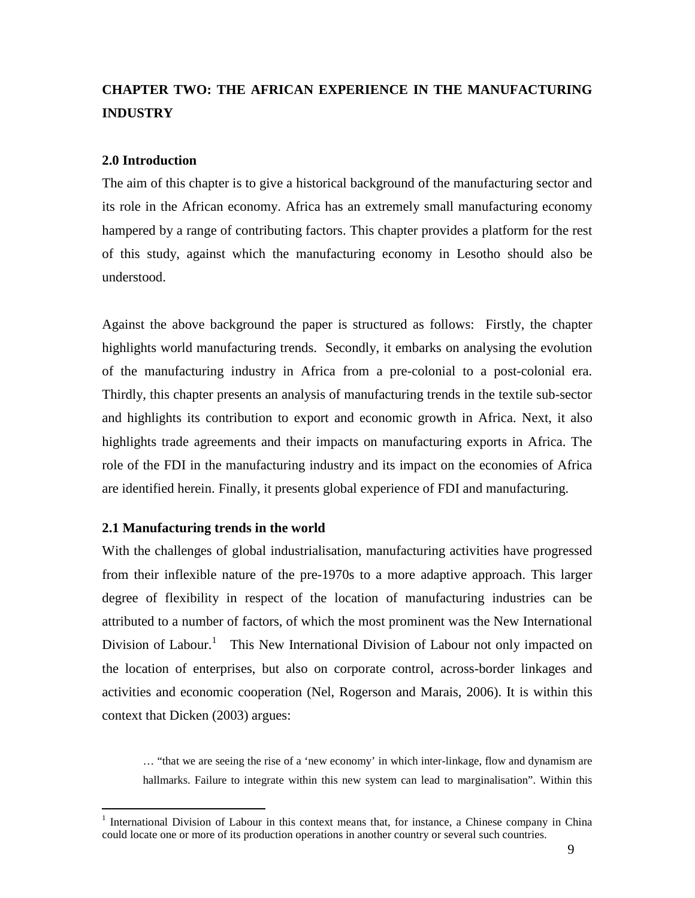# CHAPTER TWO: THE AFRICAN EXPERIENCE IN THE MANUFACTURING INDUSTRY

## 2.0 Introduction

The aim of this chapter is to give a historical background of the manufacturing sector and its role in the African economy. Africa has an extremely small manufacturing economy hampered by a range of contributing factors. This chapter provides a platform for the rest of this study, against which the manufacturing economy in Lesotho should also be understood.

Against the above background the paper is structured as follows: Firstly, the chapter highlights world manufacturing trends. Secondly, it embarks on analysing the evolution of the manufacturing industry in Africa from a pre-colonial to a post-colonial era. Thirdly, this chapter presents an analysis of manufacturing trends in the textile sub-sector and highlights its contribution to export and economic growth in Africa. Next, it also highlights trade agreements and their impacts on manufacturing exports in Africa. The role of the FDI in the manufacturing industry and its impact on the economies of Africa are identified herein. Finally, it presents global experience of FDI and manufacturing.

## 2.1 Manufacturing trends in the world

With the challenges of global industrialisation, manufacturing activities have progressed from their inflexible nature of the pre-1970s to a more adaptive approach. This larger degree of flexibility in respect of the location of manufacturing industries can be attributed to a number of factors, of which the most prominent was the New International Division of Labour.[1] This New International Division of Labour not only impacted on the location of enterprises, but also on corporate control, across-border linkages and activities and economic cooperation (Nel, Rogerson and Marais, 2006). It is within this context that Dicken (2003) argues:

> … "that we are seeing the rise of a 'new economy' in which inter-linkage, flow and dynamism are hallmarks. Failure to integrate within this new system can lead to marginalisation". Within this

[1] International Division of Labour in this context means that, for instance, a Chinese company in China could locate one or more of its production operations in another country or several such countries.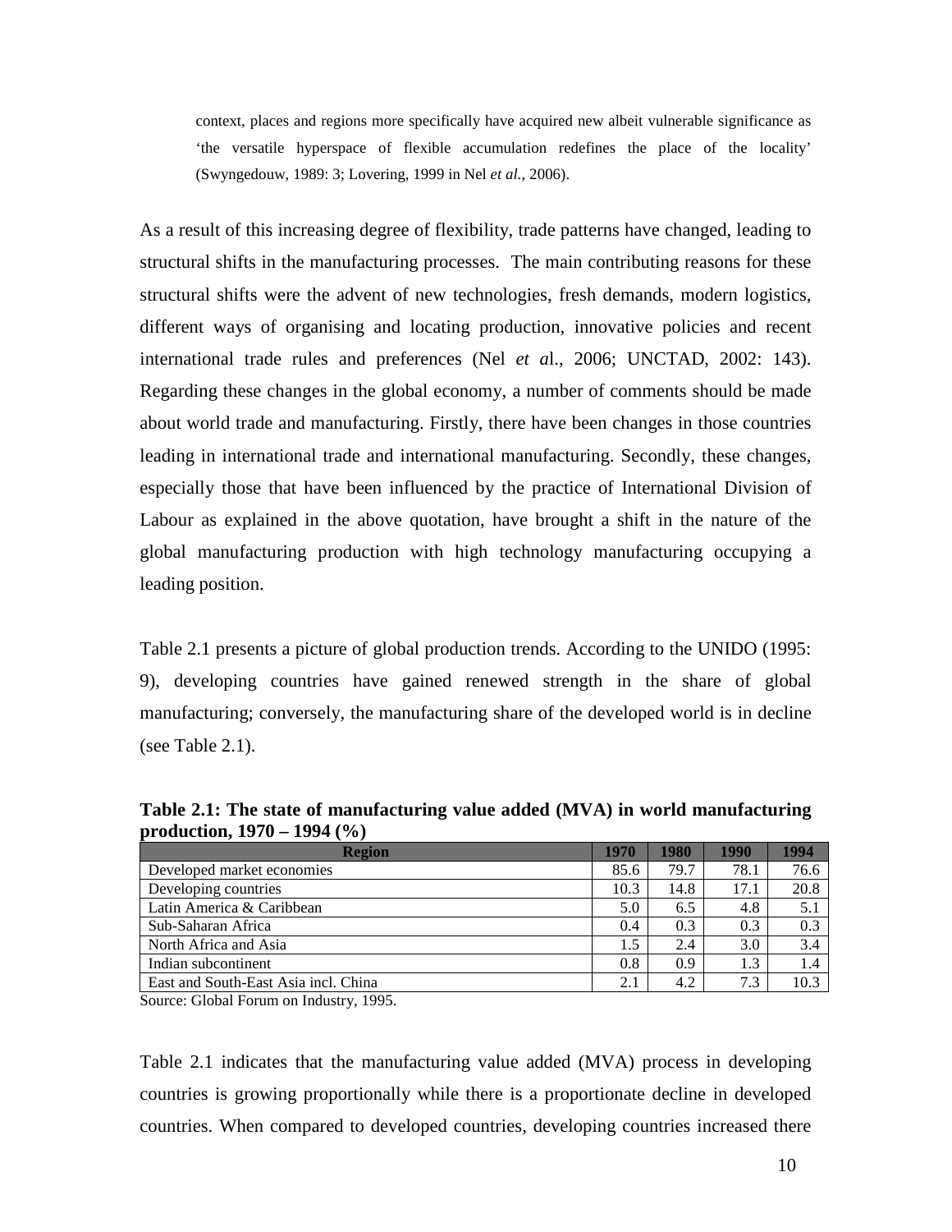context, places and regions more specifically have acquired new albeit vulnerable significance as 'the versatile hyperspace of flexible accumulation redefines the place of the locality' (Swyngedouw, 1989: 3; Lovering, 1999 in Nel *et al.*, 2006).

As a result of this increasing degree of flexibility, trade patterns have changed, leading to structural shifts in the manufacturing processes. The main contributing reasons for these structural shifts were the advent of new technologies, fresh demands, modern logistics, different ways of organising and locating production, innovative policies and recent international trade rules and preferences (Nel *et a*l., 2006; UNCTAD, 2002: 143). Regarding these changes in the global economy, a number of comments should be made about world trade and manufacturing. Firstly, there have been changes in those countries leading in international trade and international manufacturing. Secondly, these changes, especially those that have been influenced by the practice of International Division of Labour as explained in the above quotation, have brought a shift in the nature of the global manufacturing production with high technology manufacturing occupying a leading position.

Table 2.1 presents a picture of global production trends. According to the UNIDO (1995: 9), developing countries have gained renewed strength in the share of global manufacturing; conversely, the manufacturing share of the developed world is in decline (see Table 2.1).

**Table 2.1: The state of manufacturing value added (MVA) in world manufacturing production, 1970 – 1994 (%)**

| Region | 1970 | 1980 | 1990 | 1994 |
|---|---|---|---|---|
| Developed market economies | 85.6 | 79.7 | 78.1 | 76.6 |
| Developing countries | 10.3 | 14.8 | 17.1 | 20.8 |
| Latin America & Caribbean | 5.0 | 6.5 | 4.8 | 5.1 |
| Sub-Saharan Africa | 0.4 | 0.3 | 0.3 | 0.3 |
| North Africa and Asia | 1.5 | 2.4 | 3.0 | 3.4 |
| Indian subcontinent | 0.8 | 0.9 | 1.3 | 1.4 |
| East and South-East Asia incl. China | 2.1 | 4.2 | 7.3 | 10.3 |

Source: Global Forum on Industry, 1995.

Table 2.1 indicates that the manufacturing value added (MVA) process in developing countries is growing proportionally while there is a proportionate decline in developed countries. When compared to developed countries, developing countries increased there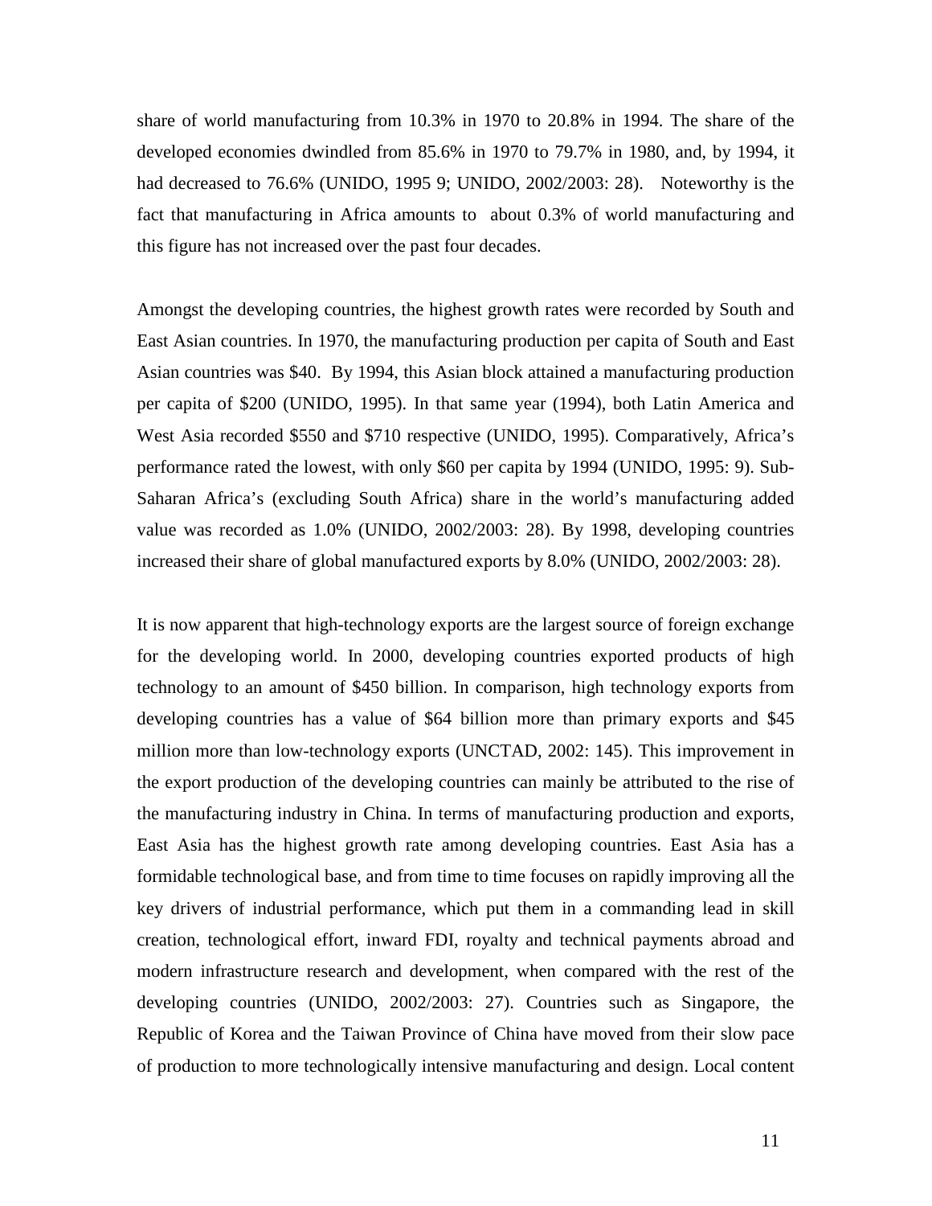share of world manufacturing from 10.3% in 1970 to 20.8% in 1994. The share of the developed economies dwindled from 85.6% in 1970 to 79.7% in 1980, and, by 1994, it had decreased to 76.6% (UNIDO, 1995 9; UNIDO, 2002/2003: 28). Noteworthy is the fact that manufacturing in Africa amounts to about 0.3% of world manufacturing and this figure has not increased over the past four decades.

Amongst the developing countries, the highest growth rates were recorded by South and East Asian countries. In 1970, the manufacturing production per capita of South and East Asian countries was $40. By 1994, this Asian block attained a manufacturing production per capita of $200 (UNIDO, 1995). In that same year (1994), both Latin America and West Asia recorded $550 and $710 respective (UNIDO, 1995). Comparatively, Africa's performance rated the lowest, with only $60 per capita by 1994 (UNIDO, 1995: 9). Sub-Saharan Africa's (excluding South Africa) share in the world's manufacturing added value was recorded as 1.0% (UNIDO, 2002/2003: 28). By 1998, developing countries increased their share of global manufactured exports by 8.0% (UNIDO, 2002/2003: 28).

It is now apparent that high-technology exports are the largest source of foreign exchange for the developing world. In 2000, developing countries exported products of high technology to an amount of $450 billion. In comparison, high technology exports from developing countries has a value of $64 billion more than primary exports and $45 million more than low-technology exports (UNCTAD, 2002: 145). This improvement in the export production of the developing countries can mainly be attributed to the rise of the manufacturing industry in China. In terms of manufacturing production and exports, East Asia has the highest growth rate among developing countries. East Asia has a formidable technological base, and from time to time focuses on rapidly improving all the key drivers of industrial performance, which put them in a commanding lead in skill creation, technological effort, inward FDI, royalty and technical payments abroad and modern infrastructure research and development, when compared with the rest of the developing countries (UNIDO, 2002/2003: 27). Countries such as Singapore, the Republic of Korea and the Taiwan Province of China have moved from their slow pace of production to more technologically intensive manufacturing and design. Local content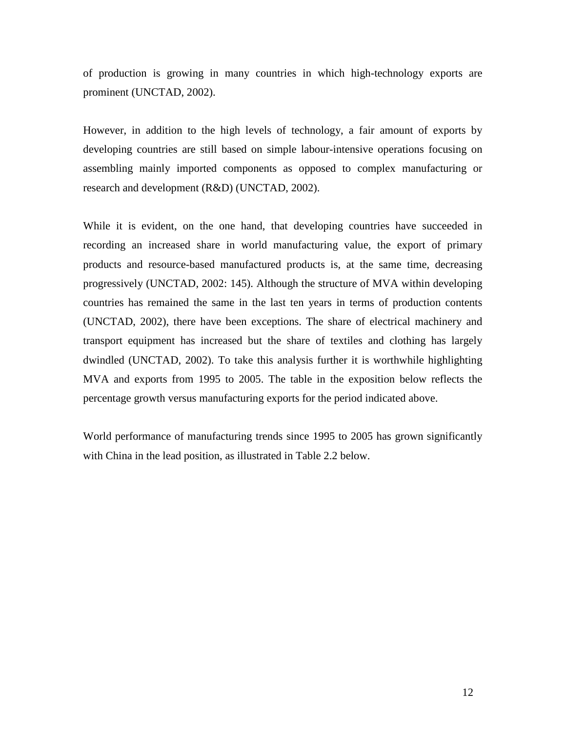of production is growing in many countries in which high-technology exports are prominent (UNCTAD, 2002).

However, in addition to the high levels of technology, a fair amount of exports by developing countries are still based on simple labour-intensive operations focusing on assembling mainly imported components as opposed to complex manufacturing or research and development (R&D) (UNCTAD, 2002).

While it is evident, on the one hand, that developing countries have succeeded in recording an increased share in world manufacturing value, the export of primary products and resource-based manufactured products is, at the same time, decreasing progressively (UNCTAD, 2002: 145). Although the structure of MVA within developing countries has remained the same in the last ten years in terms of production contents (UNCTAD, 2002), there have been exceptions. The share of electrical machinery and transport equipment has increased but the share of textiles and clothing has largely dwindled (UNCTAD, 2002). To take this analysis further it is worthwhile highlighting MVA and exports from 1995 to 2005. The table in the exposition below reflects the percentage growth versus manufacturing exports for the period indicated above.

World performance of manufacturing trends since 1995 to 2005 has grown significantly with China in the lead position, as illustrated in Table 2.2 below.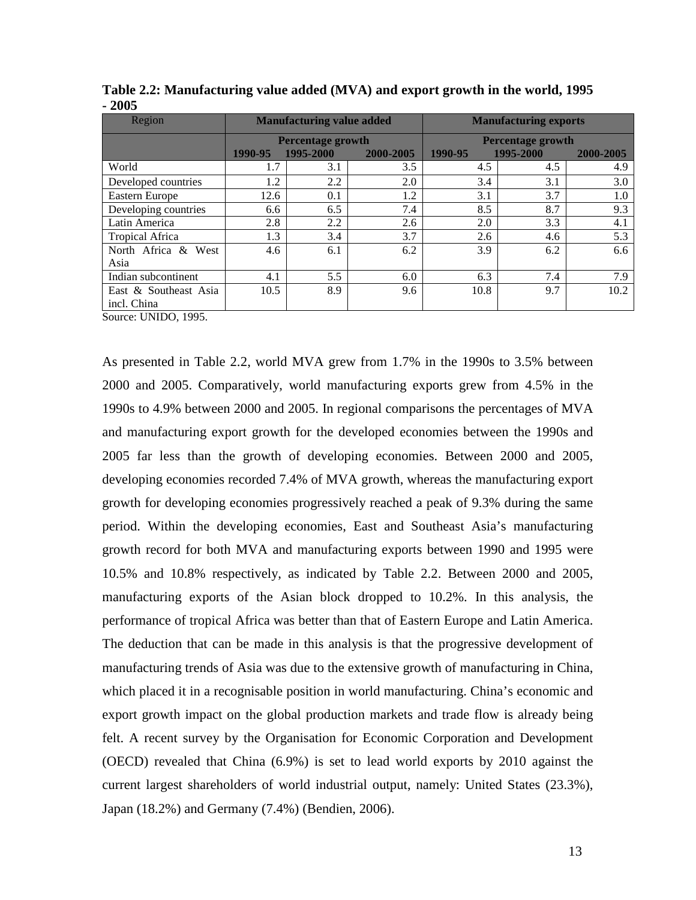**Table 2.2: Manufacturing value added (MVA) and export growth in the world, 1995 - 2005**

| Region | Manufacturing value added | | | Manufacturing exports | | |
|---|---|---|---|---|---|---|
| | Percentage growth | | | Percentage growth | | |
| | 1990-95 | 1995-2000 | 2000-2005 | 1990-95 | 1995-2000 | 2000-2005 |
| World | 1.7 | 3.1 | 3.5 | 4.5 | 4.5 | 4.9 |
| Developed countries | 1.2 | 2.2 | 2.0 | 3.4 | 3.1 | 3.0 |
| Eastern Europe | 12.6 | 0.1 | 1.2 | 3.1 | 3.7 | 1.0 |
| Developing countries | 6.6 | 6.5 | 7.4 | 8.5 | 8.7 | 9.3 |
| Latin America | 2.8 | 2.2 | 2.6 | 2.0 | 3.3 | 4.1 |
| Tropical Africa | 1.3 | 3.4 | 3.7 | 2.6 | 4.6 | 5.3 |
| North Africa & West Asia | 4.6 | 6.1 | 6.2 | 3.9 | 6.2 | 6.6 |
| Indian subcontinent | 4.1 | 5.5 | 6.0 | 6.3 | 7.4 | 7.9 |
| East & Southeast Asia incl. China | 10.5 | 8.9 | 9.6 | 10.8 | 9.7 | 10.2 |

Source: UNIDO, 1995.

As presented in Table 2.2, world MVA grew from 1.7% in the 1990s to 3.5% between 2000 and 2005. Comparatively, world manufacturing exports grew from 4.5% in the 1990s to 4.9% between 2000 and 2005. In regional comparisons the percentages of MVA and manufacturing export growth for the developed economies between the 1990s and 2005 far less than the growth of developing economies. Between 2000 and 2005, developing economies recorded 7.4% of MVA growth, whereas the manufacturing export growth for developing economies progressively reached a peak of 9.3% during the same period. Within the developing economies, East and Southeast Asia's manufacturing growth record for both MVA and manufacturing exports between 1990 and 1995 were 10.5% and 10.8% respectively, as indicated by Table 2.2. Between 2000 and 2005, manufacturing exports of the Asian block dropped to 10.2%. In this analysis, the performance of tropical Africa was better than that of Eastern Europe and Latin America. The deduction that can be made in this analysis is that the progressive development of manufacturing trends of Asia was due to the extensive growth of manufacturing in China, which placed it in a recognisable position in world manufacturing. China's economic and export growth impact on the global production markets and trade flow is already being felt. A recent survey by the Organisation for Economic Corporation and Development (OECD) revealed that China (6.9%) is set to lead world exports by 2010 against the current largest shareholders of world industrial output, namely: United States (23.3%), Japan (18.2%) and Germany (7.4%) (Bendien, 2006).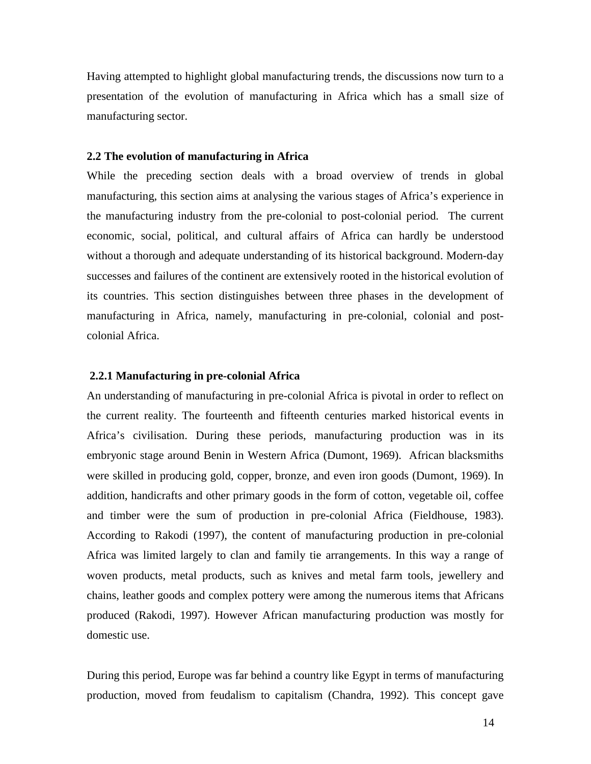Having attempted to highlight global manufacturing trends, the discussions now turn to a presentation of the evolution of manufacturing in Africa which has a small size of manufacturing sector.

### 2.2 The evolution of manufacturing in Africa

While the preceding section deals with a broad overview of trends in global manufacturing, this section aims at analysing the various stages of Africa's experience in the manufacturing industry from the pre-colonial to post-colonial period. The current economic, social, political, and cultural affairs of Africa can hardly be understood without a thorough and adequate understanding of its historical background. Modern-day successes and failures of the continent are extensively rooted in the historical evolution of its countries. This section distinguishes between three phases in the development of manufacturing in Africa, namely, manufacturing in pre-colonial, colonial and post-colonial Africa.

#### 2.2.1 Manufacturing in pre-colonial Africa

An understanding of manufacturing in pre-colonial Africa is pivotal in order to reflect on the current reality. The fourteenth and fifteenth centuries marked historical events in Africa's civilisation. During these periods, manufacturing production was in its embryonic stage around Benin in Western Africa (Dumont, 1969). African blacksmiths were skilled in producing gold, copper, bronze, and even iron goods (Dumont, 1969). In addition, handicrafts and other primary goods in the form of cotton, vegetable oil, coffee and timber were the sum of production in pre-colonial Africa (Fieldhouse, 1983). According to Rakodi (1997), the content of manufacturing production in pre-colonial Africa was limited largely to clan and family tie arrangements. In this way a range of woven products, metal products, such as knives and metal farm tools, jewellery and chains, leather goods and complex pottery were among the numerous items that Africans produced (Rakodi, 1997). However African manufacturing production was mostly for domestic use.

During this period, Europe was far behind a country like Egypt in terms of manufacturing production, moved from feudalism to capitalism (Chandra, 1992). This concept gave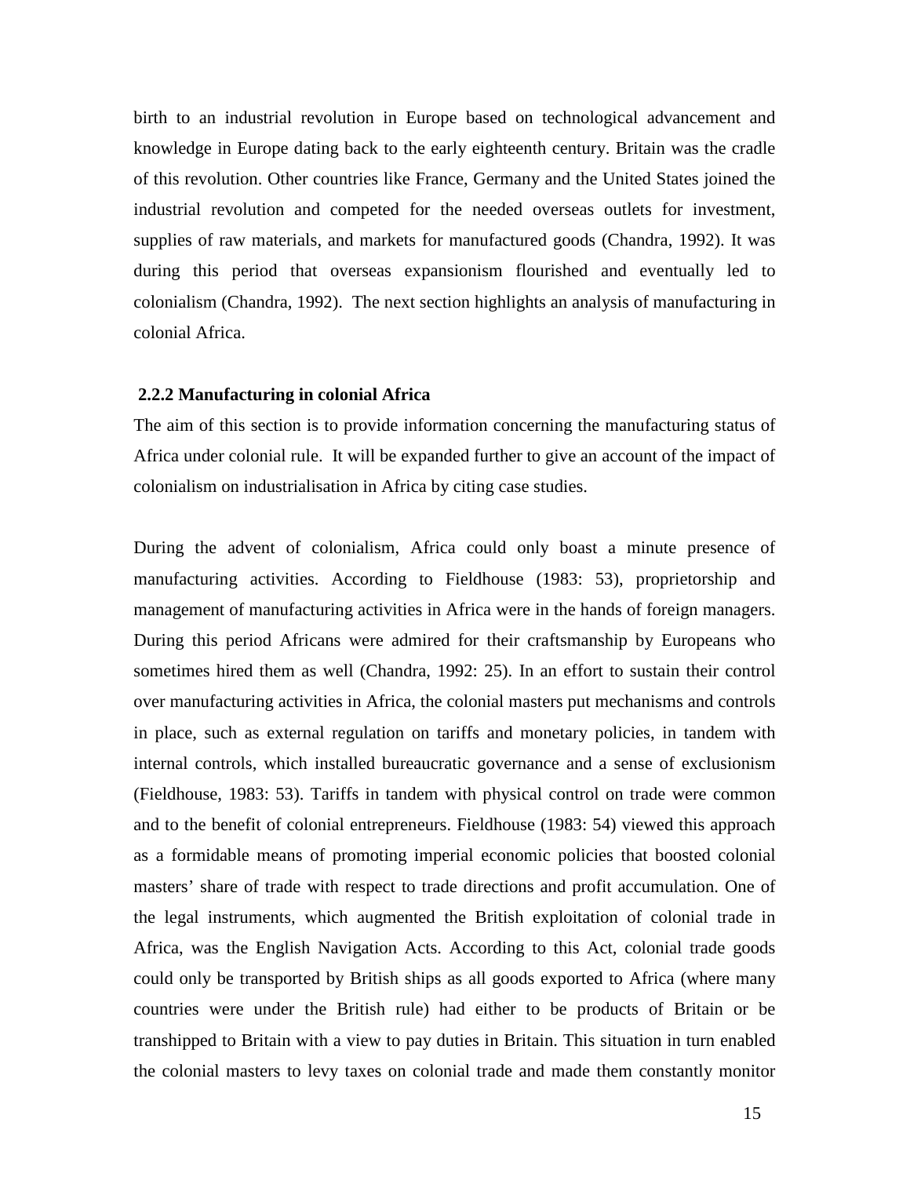birth to an industrial revolution in Europe based on technological advancement and knowledge in Europe dating back to the early eighteenth century. Britain was the cradle of this revolution. Other countries like France, Germany and the United States joined the industrial revolution and competed for the needed overseas outlets for investment, supplies of raw materials, and markets for manufactured goods (Chandra, 1992). It was during this period that overseas expansionism flourished and eventually led to colonialism (Chandra, 1992). The next section highlights an analysis of manufacturing in colonial Africa.

### 2.2.2 Manufacturing in colonial Africa

The aim of this section is to provide information concerning the manufacturing status of Africa under colonial rule. It will be expanded further to give an account of the impact of colonialism on industrialisation in Africa by citing case studies.

During the advent of colonialism, Africa could only boast a minute presence of manufacturing activities. According to Fieldhouse (1983: 53), proprietorship and management of manufacturing activities in Africa were in the hands of foreign managers. During this period Africans were admired for their craftsmanship by Europeans who sometimes hired them as well (Chandra, 1992: 25). In an effort to sustain their control over manufacturing activities in Africa, the colonial masters put mechanisms and controls in place, such as external regulation on tariffs and monetary policies, in tandem with internal controls, which installed bureaucratic governance and a sense of exclusionism (Fieldhouse, 1983: 53). Tariffs in tandem with physical control on trade were common and to the benefit of colonial entrepreneurs. Fieldhouse (1983: 54) viewed this approach as a formidable means of promoting imperial economic policies that boosted colonial masters' share of trade with respect to trade directions and profit accumulation. One of the legal instruments, which augmented the British exploitation of colonial trade in Africa, was the English Navigation Acts. According to this Act, colonial trade goods could only be transported by British ships as all goods exported to Africa (where many countries were under the British rule) had either to be products of Britain or be transhipped to Britain with a view to pay duties in Britain. This situation in turn enabled the colonial masters to levy taxes on colonial trade and made them constantly monitor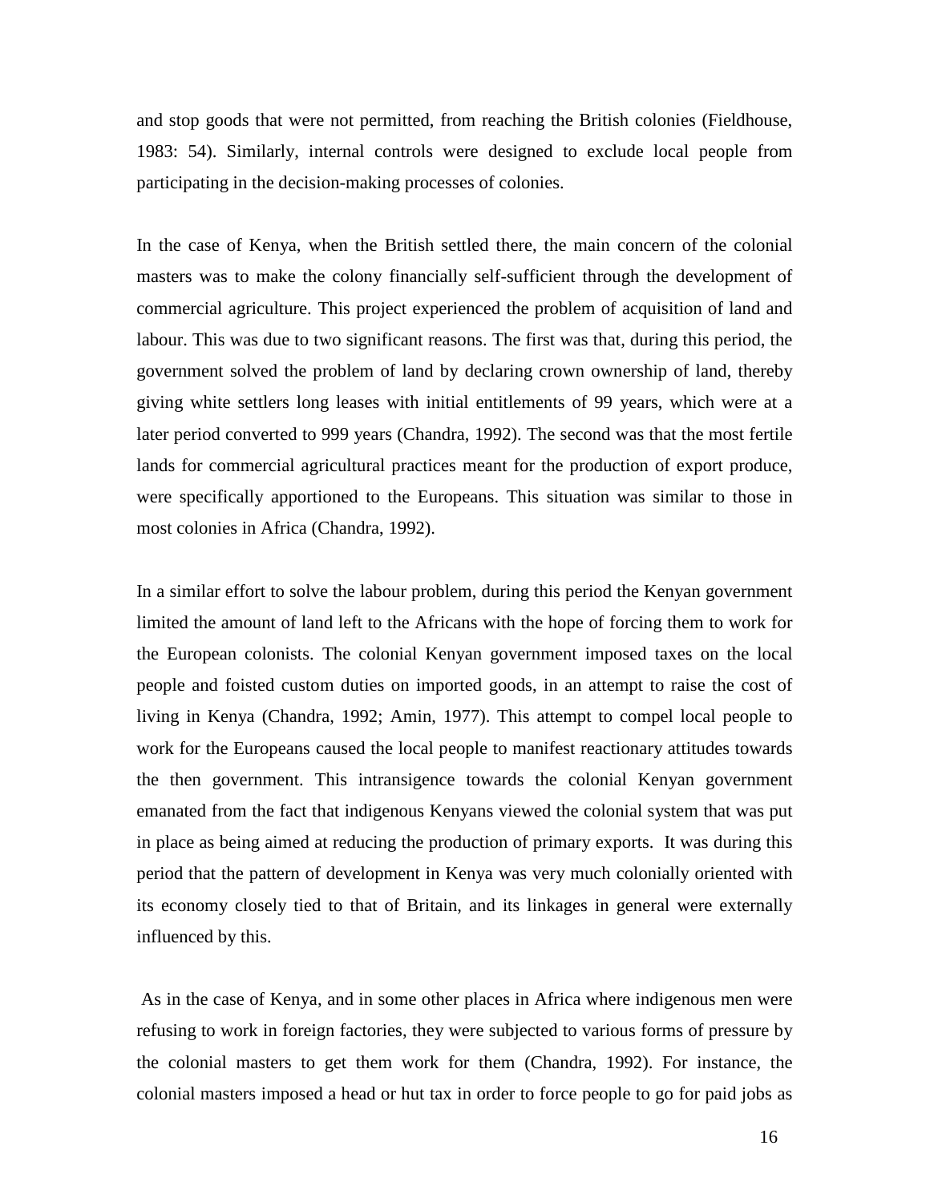and stop goods that were not permitted, from reaching the British colonies (Fieldhouse, 1983: 54). Similarly, internal controls were designed to exclude local people from participating in the decision-making processes of colonies.

In the case of Kenya, when the British settled there, the main concern of the colonial masters was to make the colony financially self-sufficient through the development of commercial agriculture. This project experienced the problem of acquisition of land and labour. This was due to two significant reasons. The first was that, during this period, the government solved the problem of land by declaring crown ownership of land, thereby giving white settlers long leases with initial entitlements of 99 years, which were at a later period converted to 999 years (Chandra, 1992). The second was that the most fertile lands for commercial agricultural practices meant for the production of export produce, were specifically apportioned to the Europeans. This situation was similar to those in most colonies in Africa (Chandra, 1992).

In a similar effort to solve the labour problem, during this period the Kenyan government limited the amount of land left to the Africans with the hope of forcing them to work for the European colonists. The colonial Kenyan government imposed taxes on the local people and foisted custom duties on imported goods, in an attempt to raise the cost of living in Kenya (Chandra, 1992; Amin, 1977). This attempt to compel local people to work for the Europeans caused the local people to manifest reactionary attitudes towards the then government. This intransigence towards the colonial Kenyan government emanated from the fact that indigenous Kenyans viewed the colonial system that was put in place as being aimed at reducing the production of primary exports. It was during this period that the pattern of development in Kenya was very much colonially oriented with its economy closely tied to that of Britain, and its linkages in general were externally influenced by this.

As in the case of Kenya, and in some other places in Africa where indigenous men were refusing to work in foreign factories, they were subjected to various forms of pressure by the colonial masters to get them work for them (Chandra, 1992). For instance, the colonial masters imposed a head or hut tax in order to force people to go for paid jobs as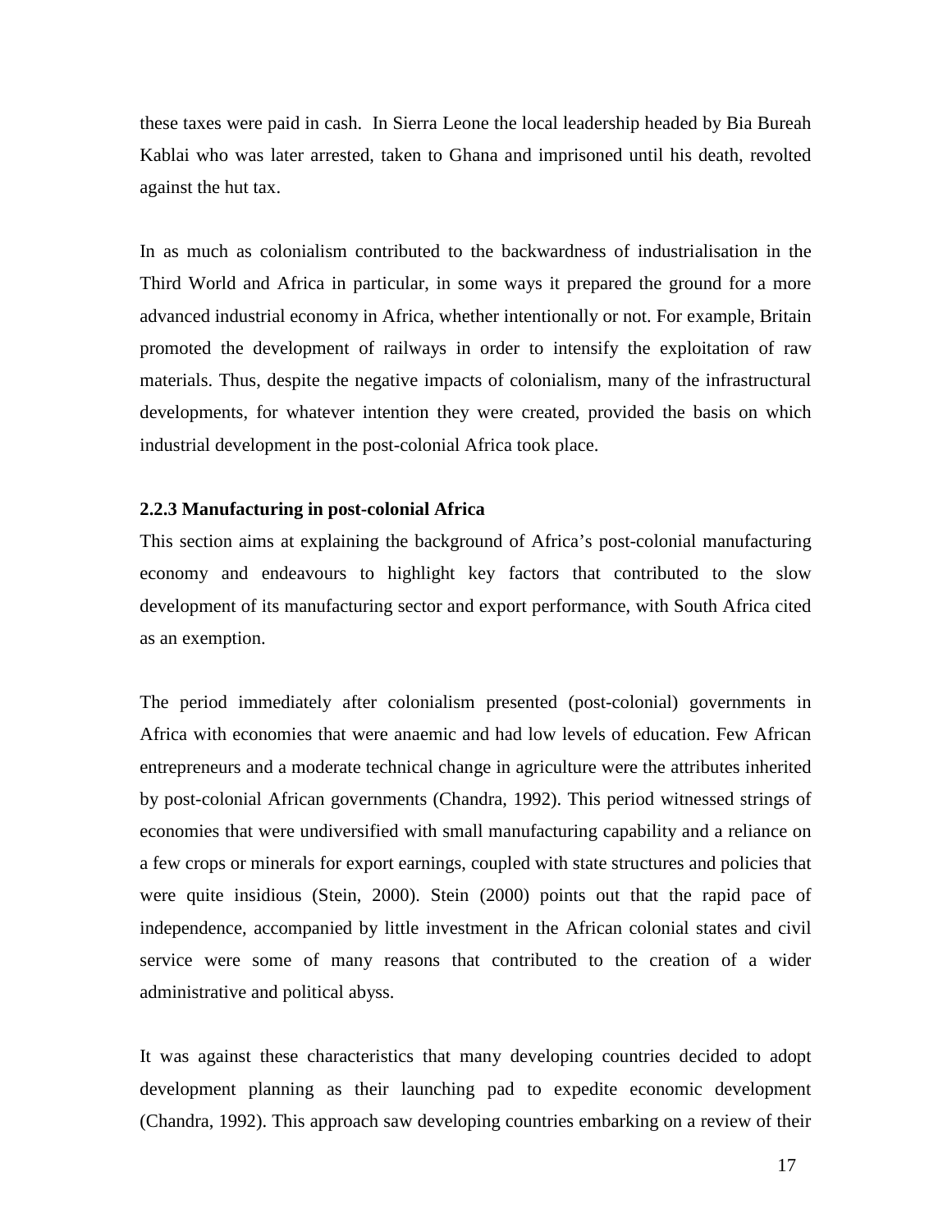these taxes were paid in cash. In Sierra Leone the local leadership headed by Bia Bureah Kablai who was later arrested, taken to Ghana and imprisoned until his death, revolted against the hut tax.

In as much as colonialism contributed to the backwardness of industrialisation in the Third World and Africa in particular, in some ways it prepared the ground for a more advanced industrial economy in Africa, whether intentionally or not. For example, Britain promoted the development of railways in order to intensify the exploitation of raw materials. Thus, despite the negative impacts of colonialism, many of the infrastructural developments, for whatever intention they were created, provided the basis on which industrial development in the post-colonial Africa took place.

### 2.2.3 Manufacturing in post-colonial Africa

This section aims at explaining the background of Africa's post-colonial manufacturing economy and endeavours to highlight key factors that contributed to the slow development of its manufacturing sector and export performance, with South Africa cited as an exemption.

The period immediately after colonialism presented (post-colonial) governments in Africa with economies that were anaemic and had low levels of education. Few African entrepreneurs and a moderate technical change in agriculture were the attributes inherited by post-colonial African governments (Chandra, 1992). This period witnessed strings of economies that were undiversified with small manufacturing capability and a reliance on a few crops or minerals for export earnings, coupled with state structures and policies that were quite insidious (Stein, 2000). Stein (2000) points out that the rapid pace of independence, accompanied by little investment in the African colonial states and civil service were some of many reasons that contributed to the creation of a wider administrative and political abyss.

It was against these characteristics that many developing countries decided to adopt development planning as their launching pad to expedite economic development (Chandra, 1992). This approach saw developing countries embarking on a review of their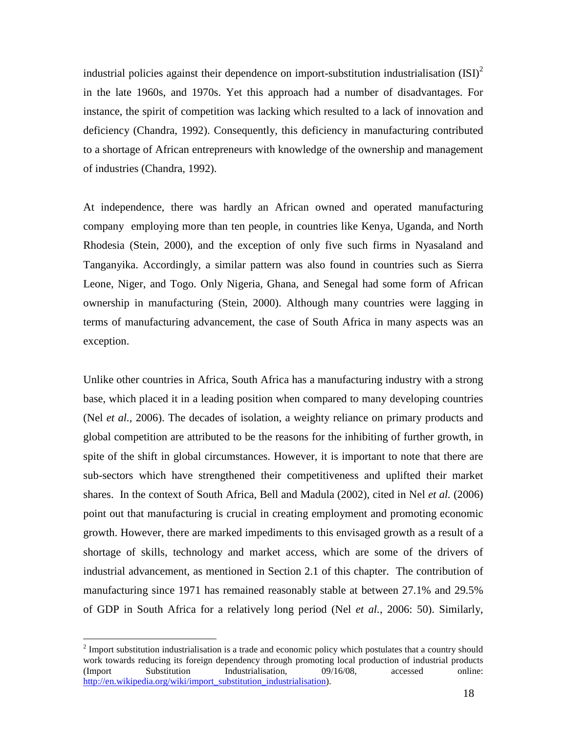industrial policies against their dependence on import-substitution industrialisation (ISI)[2] in the late 1960s, and 1970s. Yet this approach had a number of disadvantages. For instance, the spirit of competition was lacking which resulted to a lack of innovation and deficiency (Chandra, 1992). Consequently, this deficiency in manufacturing contributed to a shortage of African entrepreneurs with knowledge of the ownership and management of industries (Chandra, 1992).

At independence, there was hardly an African owned and operated manufacturing company employing more than ten people, in countries like Kenya, Uganda, and North Rhodesia (Stein, 2000), and the exception of only five such firms in Nyasaland and Tanganyika. Accordingly, a similar pattern was also found in countries such as Sierra Leone, Niger, and Togo. Only Nigeria, Ghana, and Senegal had some form of African ownership in manufacturing (Stein, 2000). Although many countries were lagging in terms of manufacturing advancement, the case of South Africa in many aspects was an exception.

Unlike other countries in Africa, South Africa has a manufacturing industry with a strong base, which placed it in a leading position when compared to many developing countries (Nel *et al.*, 2006). The decades of isolation, a weighty reliance on primary products and global competition are attributed to be the reasons for the inhibiting of further growth, in spite of the shift in global circumstances. However, it is important to note that there are sub-sectors which have strengthened their competitiveness and uplifted their market shares. In the context of South Africa, Bell and Madula (2002), cited in Nel *et al.* (2006) point out that manufacturing is crucial in creating employment and promoting economic growth. However, there are marked impediments to this envisaged growth as a result of a shortage of skills, technology and market access, which are some of the drivers of industrial advancement, as mentioned in Section 2.1 of this chapter. The contribution of manufacturing since 1971 has remained reasonably stable at between 27.1% and 29.5% of GDP in South Africa for a relatively long period (Nel *et al.*, 2006: 50). Similarly,

---

[2] Import substitution industrialisation is a trade and economic policy which postulates that a country should work towards reducing its foreign dependency through promoting local production of industrial products (Import Substitution Industrialisation, 09/16/08, accessed online: http://en.wikipedia.org/wiki/import_substitution_industrialisation).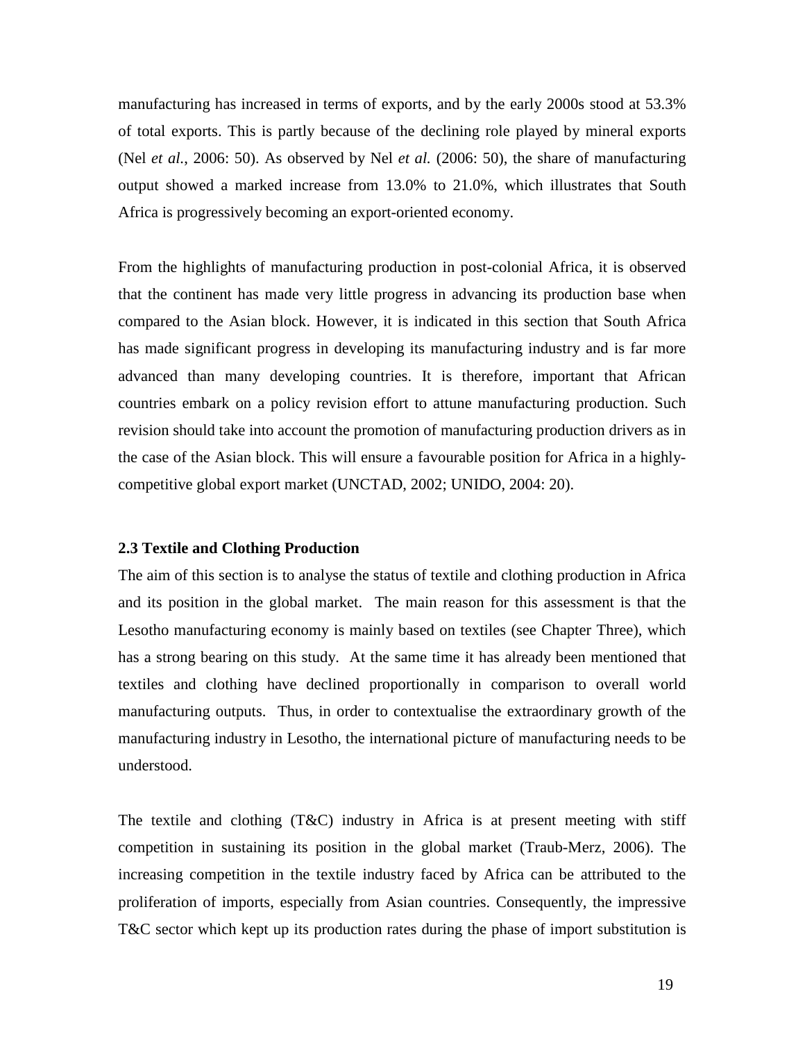manufacturing has increased in terms of exports, and by the early 2000s stood at 53.3% of total exports. This is partly because of the declining role played by mineral exports (Nel *et al.*, 2006: 50). As observed by Nel *et al.* (2006: 50), the share of manufacturing output showed a marked increase from 13.0% to 21.0%, which illustrates that South Africa is progressively becoming an export-oriented economy.

From the highlights of manufacturing production in post-colonial Africa, it is observed that the continent has made very little progress in advancing its production base when compared to the Asian block. However, it is indicated in this section that South Africa has made significant progress in developing its manufacturing industry and is far more advanced than many developing countries. It is therefore, important that African countries embark on a policy revision effort to attune manufacturing production. Such revision should take into account the promotion of manufacturing production drivers as in the case of the Asian block. This will ensure a favourable position for Africa in a highly-competitive global export market (UNCTAD, 2002; UNIDO, 2004: 20).

### 2.3 Textile and Clothing Production

The aim of this section is to analyse the status of textile and clothing production in Africa and its position in the global market. The main reason for this assessment is that the Lesotho manufacturing economy is mainly based on textiles (see Chapter Three), which has a strong bearing on this study. At the same time it has already been mentioned that textiles and clothing have declined proportionally in comparison to overall world manufacturing outputs. Thus, in order to contextualise the extraordinary growth of the manufacturing industry in Lesotho, the international picture of manufacturing needs to be understood.

The textile and clothing (T&C) industry in Africa is at present meeting with stiff competition in sustaining its position in the global market (Traub-Merz, 2006). The increasing competition in the textile industry faced by Africa can be attributed to the proliferation of imports, especially from Asian countries. Consequently, the impressive T&C sector which kept up its production rates during the phase of import substitution is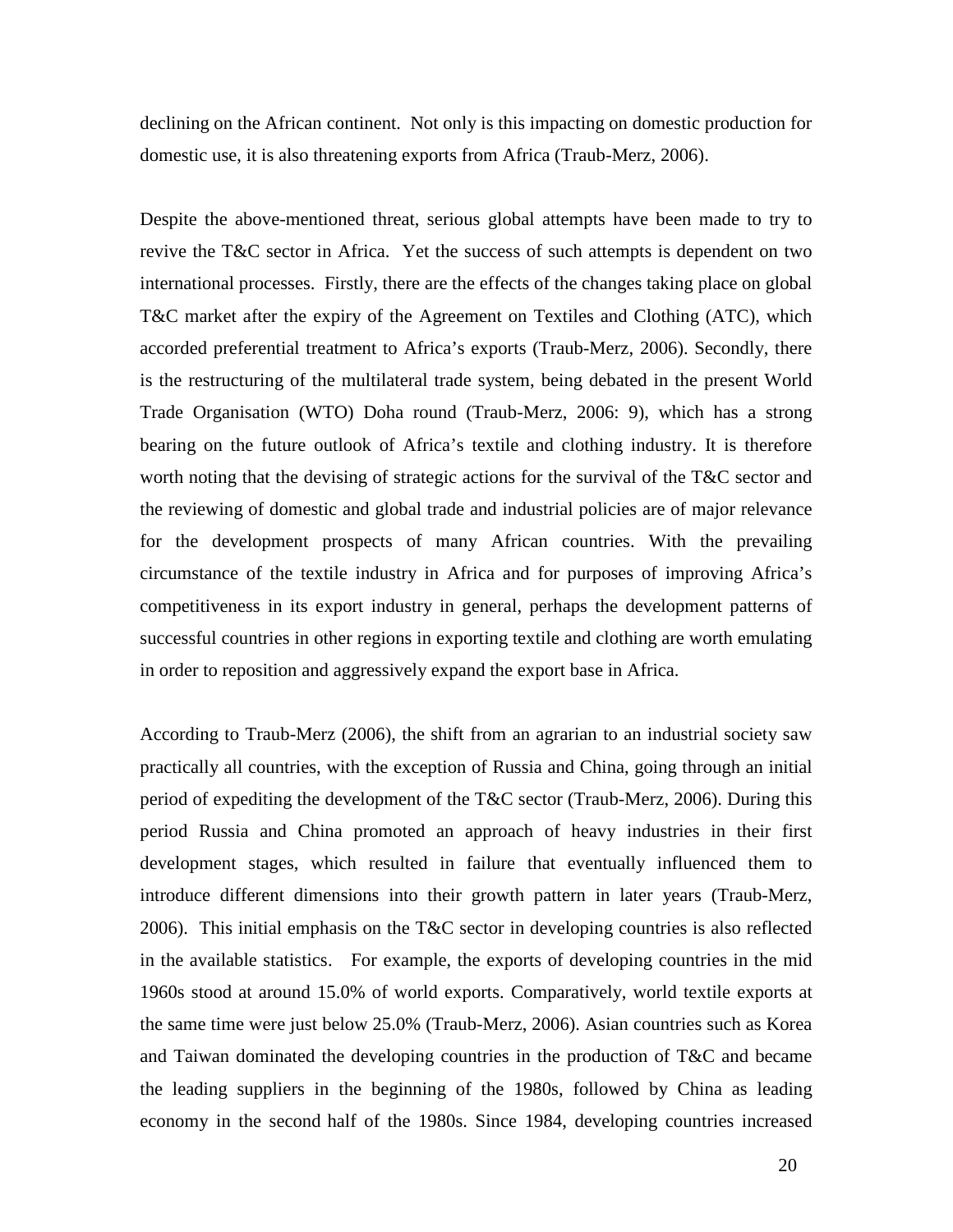declining on the African continent. Not only is this impacting on domestic production for domestic use, it is also threatening exports from Africa (Traub-Merz, 2006).

Despite the above-mentioned threat, serious global attempts have been made to try to revive the T&C sector in Africa. Yet the success of such attempts is dependent on two international processes. Firstly, there are the effects of the changes taking place on global T&C market after the expiry of the Agreement on Textiles and Clothing (ATC), which accorded preferential treatment to Africa's exports (Traub-Merz, 2006). Secondly, there is the restructuring of the multilateral trade system, being debated in the present World Trade Organisation (WTO) Doha round (Traub-Merz, 2006: 9), which has a strong bearing on the future outlook of Africa's textile and clothing industry. It is therefore worth noting that the devising of strategic actions for the survival of the T&C sector and the reviewing of domestic and global trade and industrial policies are of major relevance for the development prospects of many African countries. With the prevailing circumstance of the textile industry in Africa and for purposes of improving Africa's competitiveness in its export industry in general, perhaps the development patterns of successful countries in other regions in exporting textile and clothing are worth emulating in order to reposition and aggressively expand the export base in Africa.

According to Traub-Merz (2006), the shift from an agrarian to an industrial society saw practically all countries, with the exception of Russia and China, going through an initial period of expediting the development of the T&C sector (Traub-Merz, 2006). During this period Russia and China promoted an approach of heavy industries in their first development stages, which resulted in failure that eventually influenced them to introduce different dimensions into their growth pattern in later years (Traub-Merz, 2006). This initial emphasis on the T&C sector in developing countries is also reflected in the available statistics. For example, the exports of developing countries in the mid 1960s stood at around 15.0% of world exports. Comparatively, world textile exports at the same time were just below 25.0% (Traub-Merz, 2006). Asian countries such as Korea and Taiwan dominated the developing countries in the production of T&C and became the leading suppliers in the beginning of the 1980s, followed by China as leading economy in the second half of the 1980s. Since 1984, developing countries increased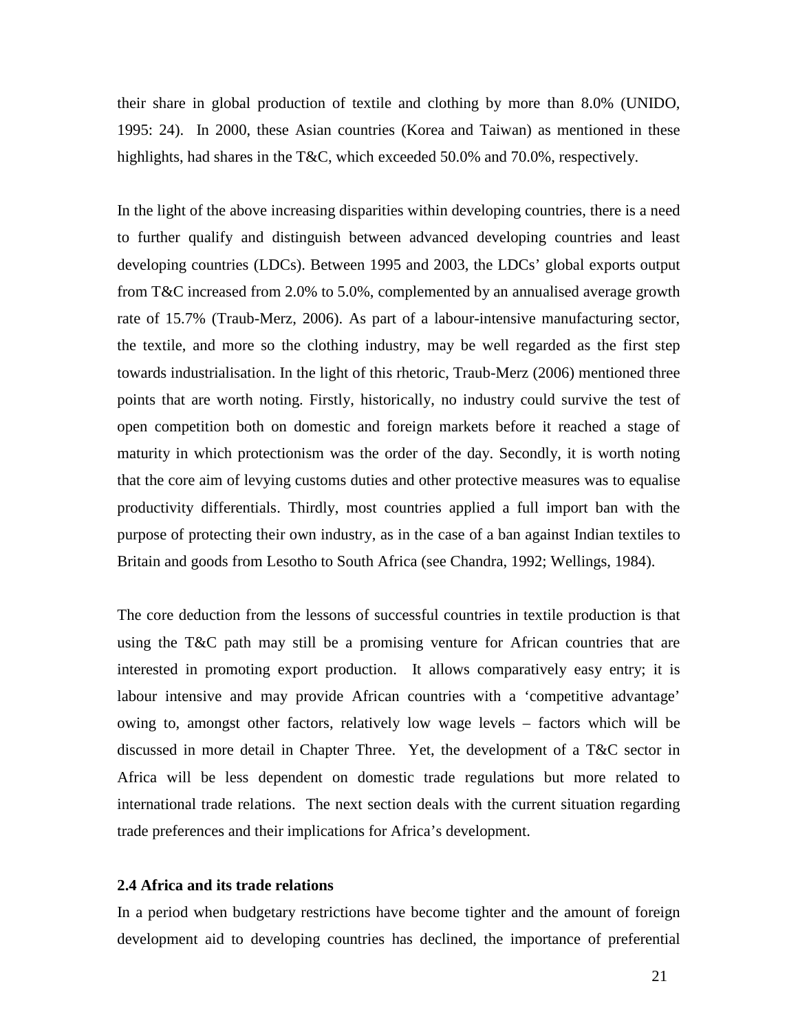their share in global production of textile and clothing by more than 8.0% (UNIDO, 1995: 24). In 2000, these Asian countries (Korea and Taiwan) as mentioned in these highlights, had shares in the T&C, which exceeded 50.0% and 70.0%, respectively.

In the light of the above increasing disparities within developing countries, there is a need to further qualify and distinguish between advanced developing countries and least developing countries (LDCs). Between 1995 and 2003, the LDCs' global exports output from T&C increased from 2.0% to 5.0%, complemented by an annualised average growth rate of 15.7% (Traub-Merz, 2006). As part of a labour-intensive manufacturing sector, the textile, and more so the clothing industry, may be well regarded as the first step towards industrialisation. In the light of this rhetoric, Traub-Merz (2006) mentioned three points that are worth noting. Firstly, historically, no industry could survive the test of open competition both on domestic and foreign markets before it reached a stage of maturity in which protectionism was the order of the day. Secondly, it is worth noting that the core aim of levying customs duties and other protective measures was to equalise productivity differentials. Thirdly, most countries applied a full import ban with the purpose of protecting their own industry, as in the case of a ban against Indian textiles to Britain and goods from Lesotho to South Africa (see Chandra, 1992; Wellings, 1984).

The core deduction from the lessons of successful countries in textile production is that using the T&C path may still be a promising venture for African countries that are interested in promoting export production. It allows comparatively easy entry; it is labour intensive and may provide African countries with a 'competitive advantage' owing to, amongst other factors, relatively low wage levels – factors which will be discussed in more detail in Chapter Three. Yet, the development of a T&C sector in Africa will be less dependent on domestic trade regulations but more related to international trade relations. The next section deals with the current situation regarding trade preferences and their implications for Africa's development.

### 2.4 Africa and its trade relations

In a period when budgetary restrictions have become tighter and the amount of foreign development aid to developing countries has declined, the importance of preferential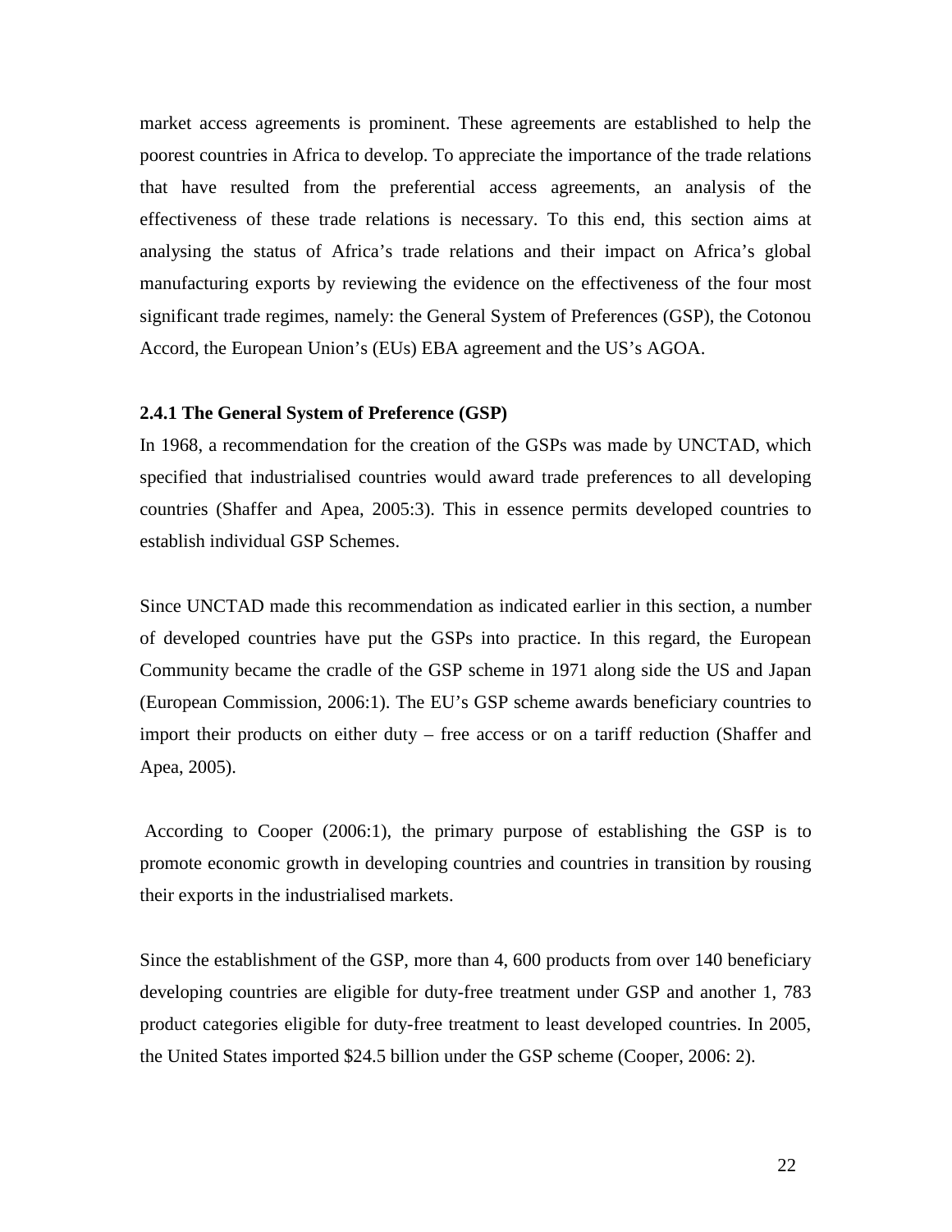market access agreements is prominent. These agreements are established to help the poorest countries in Africa to develop. To appreciate the importance of the trade relations that have resulted from the preferential access agreements, an analysis of the effectiveness of these trade relations is necessary. To this end, this section aims at analysing the status of Africa's trade relations and their impact on Africa's global manufacturing exports by reviewing the evidence on the effectiveness of the four most significant trade regimes, namely: the General System of Preferences (GSP), the Cotonou Accord, the European Union's (EUs) EBA agreement and the US's AGOA.

### 2.4.1 The General System of Preference (GSP)

In 1968, a recommendation for the creation of the GSPs was made by UNCTAD, which specified that industrialised countries would award trade preferences to all developing countries (Shaffer and Apea, 2005:3). This in essence permits developed countries to establish individual GSP Schemes.

Since UNCTAD made this recommendation as indicated earlier in this section, a number of developed countries have put the GSPs into practice. In this regard, the European Community became the cradle of the GSP scheme in 1971 along side the US and Japan (European Commission, 2006:1). The EU's GSP scheme awards beneficiary countries to import their products on either duty – free access or on a tariff reduction (Shaffer and Apea, 2005).

According to Cooper (2006:1), the primary purpose of establishing the GSP is to promote economic growth in developing countries and countries in transition by rousing their exports in the industrialised markets.

Since the establishment of the GSP, more than 4, 600 products from over 140 beneficiary developing countries are eligible for duty-free treatment under GSP and another 1, 783 product categories eligible for duty-free treatment to least developed countries. In 2005, the United States imported $24.5 billion under the GSP scheme (Cooper, 2006: 2).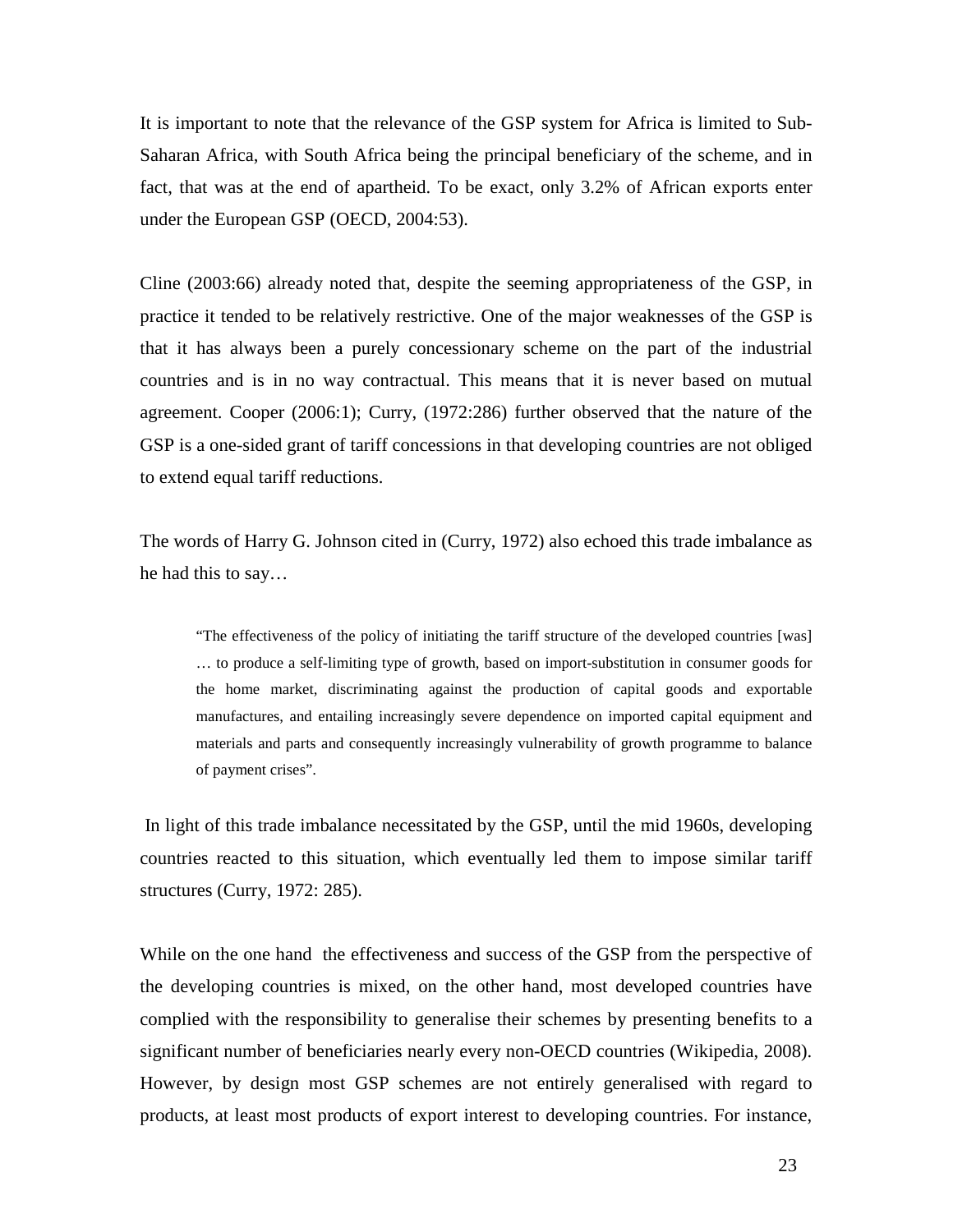It is important to note that the relevance of the GSP system for Africa is limited to Sub-Saharan Africa, with South Africa being the principal beneficiary of the scheme, and in fact, that was at the end of apartheid. To be exact, only 3.2% of African exports enter under the European GSP (OECD, 2004:53).

Cline (2003:66) already noted that, despite the seeming appropriateness of the GSP, in practice it tended to be relatively restrictive. One of the major weaknesses of the GSP is that it has always been a purely concessionary scheme on the part of the industrial countries and is in no way contractual. This means that it is never based on mutual agreement. Cooper (2006:1); Curry, (1972:286) further observed that the nature of the GSP is a one-sided grant of tariff concessions in that developing countries are not obliged to extend equal tariff reductions.

The words of Harry G. Johnson cited in (Curry, 1972) also echoed this trade imbalance as he had this to say…

> "The effectiveness of the policy of initiating the tariff structure of the developed countries [was] … to produce a self-limiting type of growth, based on import-substitution in consumer goods for the home market, discriminating against the production of capital goods and exportable manufactures, and entailing increasingly severe dependence on imported capital equipment and materials and parts and consequently increasingly vulnerability of growth programme to balance of payment crises".

In light of this trade imbalance necessitated by the GSP, until the mid 1960s, developing countries reacted to this situation, which eventually led them to impose similar tariff structures (Curry, 1972: 285).

While on the one hand the effectiveness and success of the GSP from the perspective of the developing countries is mixed, on the other hand, most developed countries have complied with the responsibility to generalise their schemes by presenting benefits to a significant number of beneficiaries nearly every non-OECD countries (Wikipedia, 2008). However, by design most GSP schemes are not entirely generalised with regard to products, at least most products of export interest to developing countries. For instance,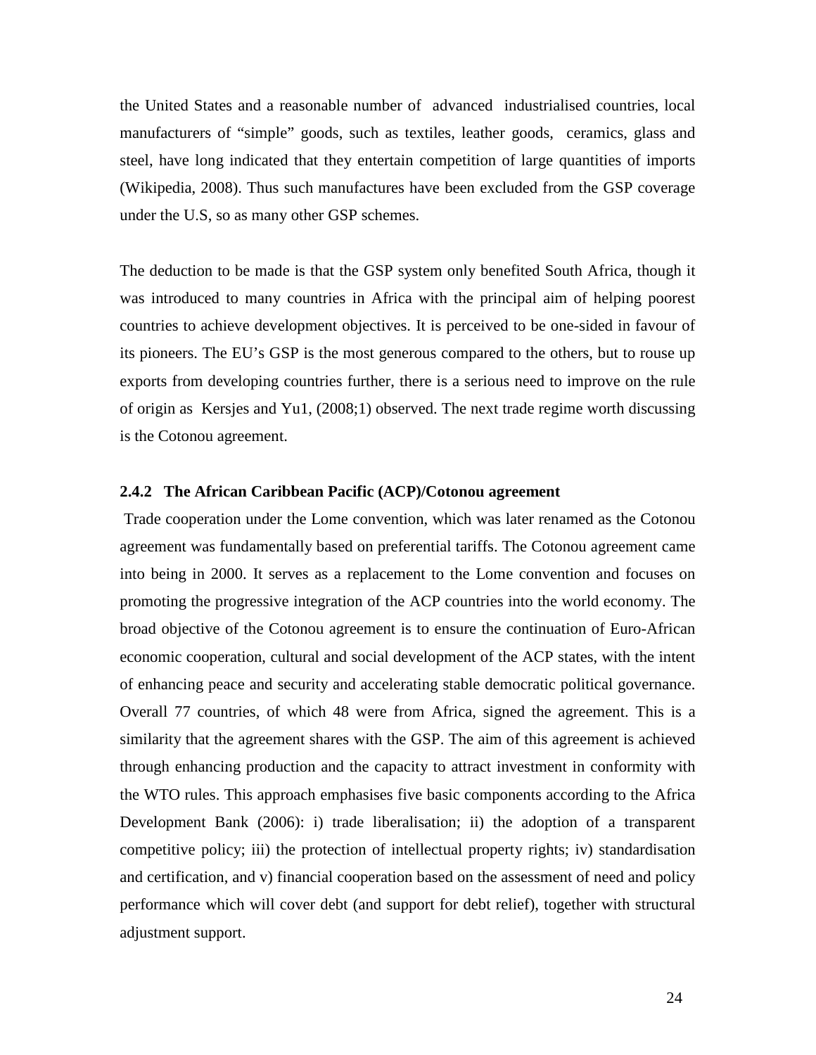the United States and a reasonable number of advanced industrialised countries, local manufacturers of "simple" goods, such as textiles, leather goods, ceramics, glass and steel, have long indicated that they entertain competition of large quantities of imports (Wikipedia, 2008). Thus such manufactures have been excluded from the GSP coverage under the U.S, so as many other GSP schemes.

The deduction to be made is that the GSP system only benefited South Africa, though it was introduced to many countries in Africa with the principal aim of helping poorest countries to achieve development objectives. It is perceived to be one-sided in favour of its pioneers. The EU's GSP is the most generous compared to the others, but to rouse up exports from developing countries further, there is a serious need to improve on the rule of origin as Kersjes and Yu1, (2008;1) observed. The next trade regime worth discussing is the Cotonou agreement.

### 2.4.2 The African Caribbean Pacific (ACP)/Cotonou agreement

Trade cooperation under the Lome convention, which was later renamed as the Cotonou agreement was fundamentally based on preferential tariffs. The Cotonou agreement came into being in 2000. It serves as a replacement to the Lome convention and focuses on promoting the progressive integration of the ACP countries into the world economy. The broad objective of the Cotonou agreement is to ensure the continuation of Euro-African economic cooperation, cultural and social development of the ACP states, with the intent of enhancing peace and security and accelerating stable democratic political governance. Overall 77 countries, of which 48 were from Africa, signed the agreement. This is a similarity that the agreement shares with the GSP. The aim of this agreement is achieved through enhancing production and the capacity to attract investment in conformity with the WTO rules. This approach emphasises five basic components according to the Africa Development Bank (2006): i) trade liberalisation; ii) the adoption of a transparent competitive policy; iii) the protection of intellectual property rights; iv) standardisation and certification, and v) financial cooperation based on the assessment of need and policy performance which will cover debt (and support for debt relief), together with structural adjustment support.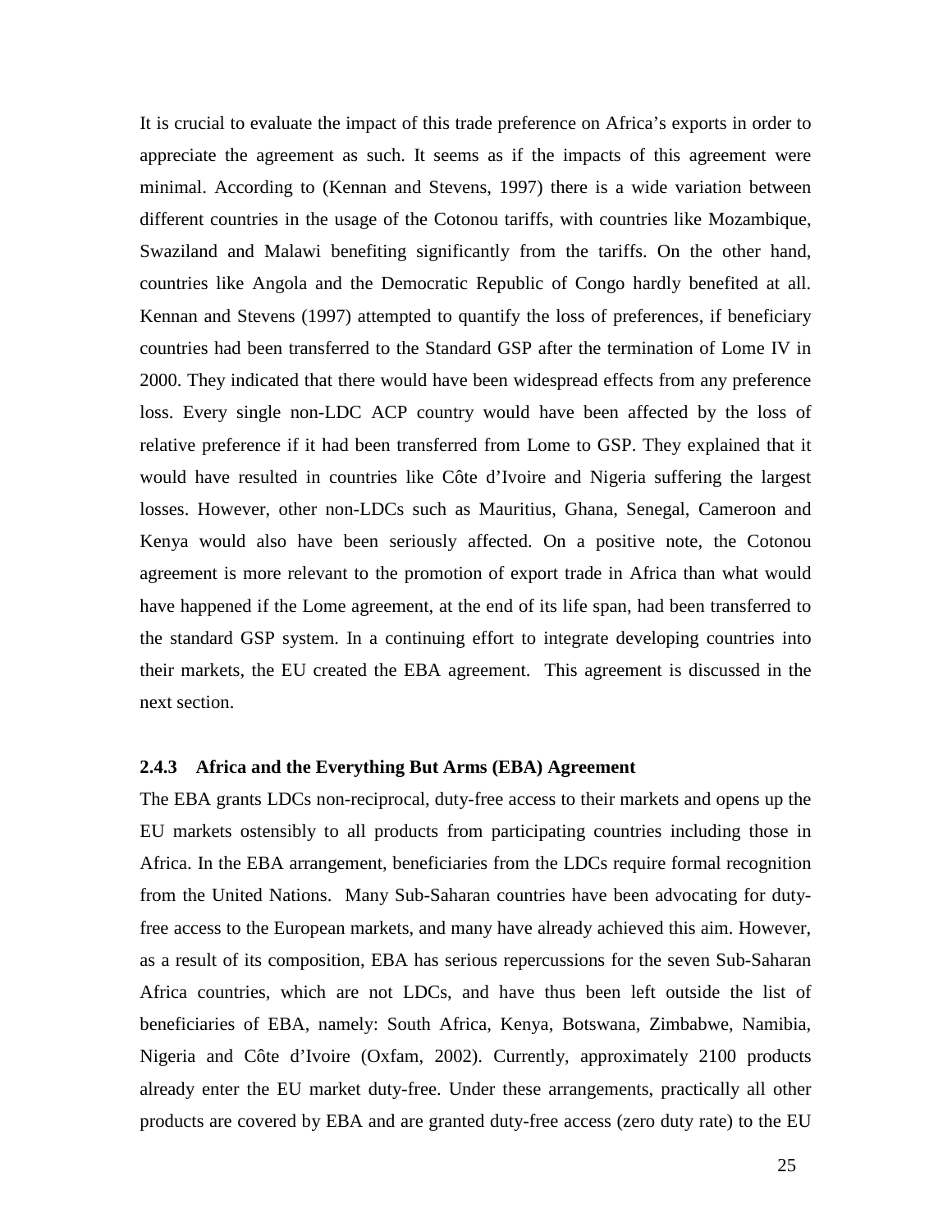It is crucial to evaluate the impact of this trade preference on Africa's exports in order to appreciate the agreement as such. It seems as if the impacts of this agreement were minimal. According to (Kennan and Stevens, 1997) there is a wide variation between different countries in the usage of the Cotonou tariffs, with countries like Mozambique, Swaziland and Malawi benefiting significantly from the tariffs. On the other hand, countries like Angola and the Democratic Republic of Congo hardly benefited at all. Kennan and Stevens (1997) attempted to quantify the loss of preferences, if beneficiary countries had been transferred to the Standard GSP after the termination of Lome IV in 2000. They indicated that there would have been widespread effects from any preference loss. Every single non-LDC ACP country would have been affected by the loss of relative preference if it had been transferred from Lome to GSP. They explained that it would have resulted in countries like Côte d'Ivoire and Nigeria suffering the largest losses. However, other non-LDCs such as Mauritius, Ghana, Senegal, Cameroon and Kenya would also have been seriously affected. On a positive note, the Cotonou agreement is more relevant to the promotion of export trade in Africa than what would have happened if the Lome agreement, at the end of its life span, had been transferred to the standard GSP system. In a continuing effort to integrate developing countries into their markets, the EU created the EBA agreement. This agreement is discussed in the next section.

### 2.4.3 Africa and the Everything But Arms (EBA) Agreement

The EBA grants LDCs non-reciprocal, duty-free access to their markets and opens up the EU markets ostensibly to all products from participating countries including those in Africa. In the EBA arrangement, beneficiaries from the LDCs require formal recognition from the United Nations. Many Sub-Saharan countries have been advocating for duty-free access to the European markets, and many have already achieved this aim. However, as a result of its composition, EBA has serious repercussions for the seven Sub-Saharan Africa countries, which are not LDCs, and have thus been left outside the list of beneficiaries of EBA, namely: South Africa, Kenya, Botswana, Zimbabwe, Namibia, Nigeria and Côte d'Ivoire (Oxfam, 2002). Currently, approximately 2100 products already enter the EU market duty-free. Under these arrangements, practically all other products are covered by EBA and are granted duty-free access (zero duty rate) to the EU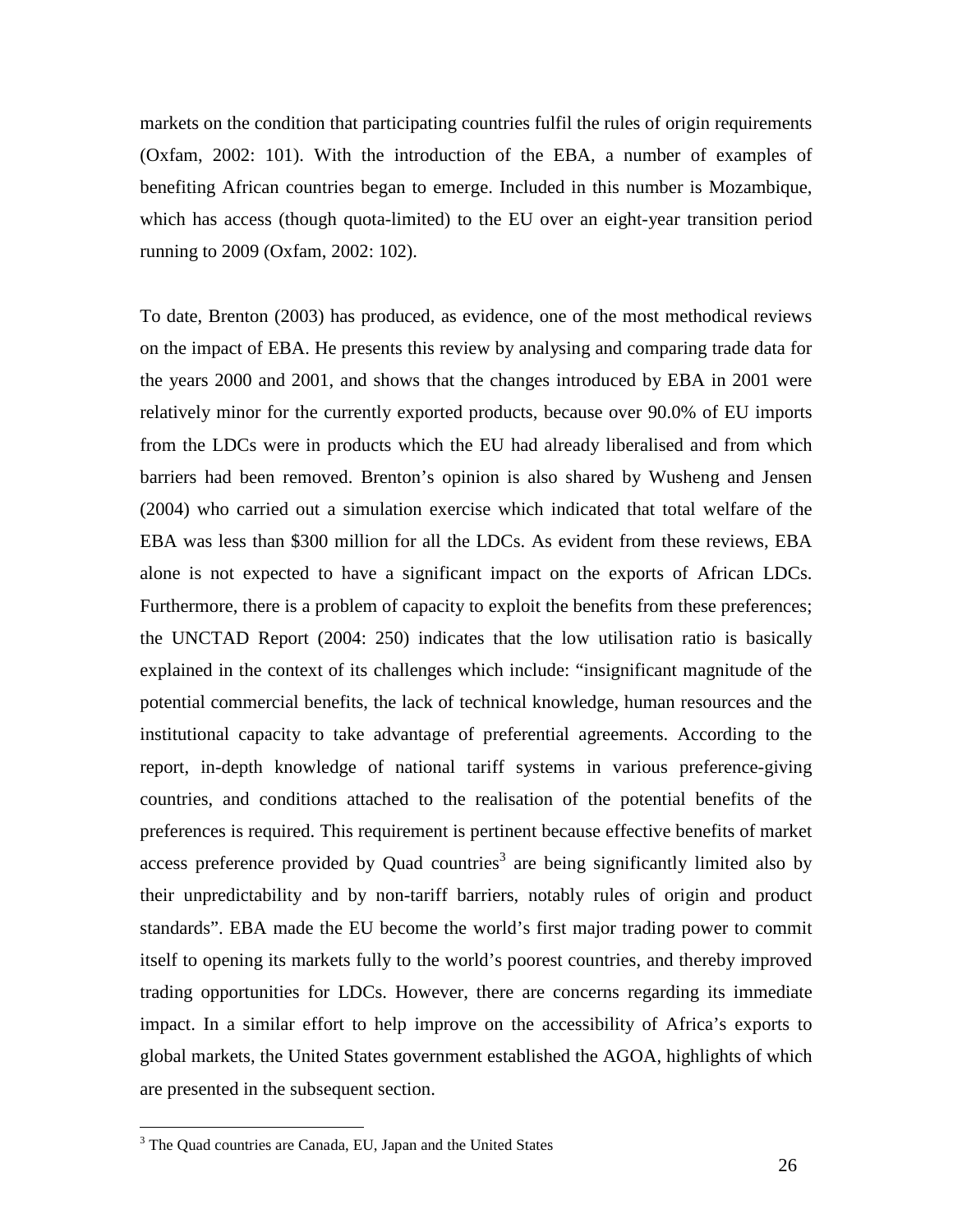markets on the condition that participating countries fulfil the rules of origin requirements (Oxfam, 2002: 101). With the introduction of the EBA, a number of examples of benefiting African countries began to emerge. Included in this number is Mozambique, which has access (though quota-limited) to the EU over an eight-year transition period running to 2009 (Oxfam, 2002: 102).

To date, Brenton (2003) has produced, as evidence, one of the most methodical reviews on the impact of EBA. He presents this review by analysing and comparing trade data for the years 2000 and 2001, and shows that the changes introduced by EBA in 2001 were relatively minor for the currently exported products, because over 90.0% of EU imports from the LDCs were in products which the EU had already liberalised and from which barriers had been removed. Brenton's opinion is also shared by Wusheng and Jensen (2004) who carried out a simulation exercise which indicated that total welfare of the EBA was less than \$300 million for all the LDCs. As evident from these reviews, EBA alone is not expected to have a significant impact on the exports of African LDCs. Furthermore, there is a problem of capacity to exploit the benefits from these preferences; the UNCTAD Report (2004: 250) indicates that the low utilisation ratio is basically explained in the context of its challenges which include: "insignificant magnitude of the potential commercial benefits, the lack of technical knowledge, human resources and the institutional capacity to take advantage of preferential agreements. According to the report, in-depth knowledge of national tariff systems in various preference-giving countries, and conditions attached to the realisation of the potential benefits of the preferences is required. This requirement is pertinent because effective benefits of market access preference provided by Quad countries[3] are being significantly limited also by their unpredictability and by non-tariff barriers, notably rules of origin and product standards". EBA made the EU become the world's first major trading power to commit itself to opening its markets fully to the world's poorest countries, and thereby improved trading opportunities for LDCs. However, there are concerns regarding its immediate impact. In a similar effort to help improve on the accessibility of Africa's exports to global markets, the United States government established the AGOA, highlights of which are presented in the subsequent section.

[3] The Quad countries are Canada, EU, Japan and the United States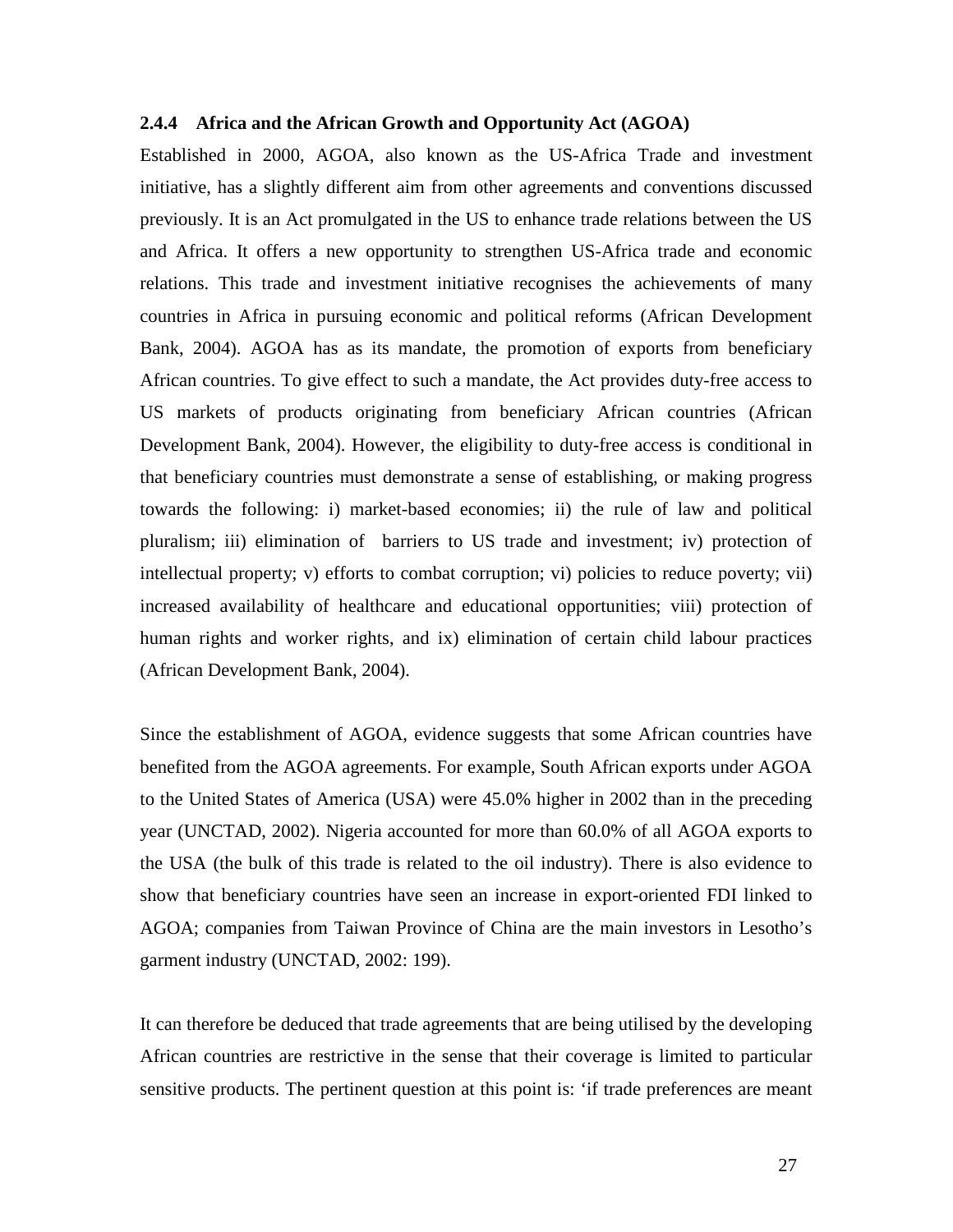### 2.4.4 Africa and the African Growth and Opportunity Act (AGOA)

Established in 2000, AGOA, also known as the US-Africa Trade and investment initiative, has a slightly different aim from other agreements and conventions discussed previously. It is an Act promulgated in the US to enhance trade relations between the US and Africa. It offers a new opportunity to strengthen US-Africa trade and economic relations. This trade and investment initiative recognises the achievements of many countries in Africa in pursuing economic and political reforms (African Development Bank, 2004). AGOA has as its mandate, the promotion of exports from beneficiary African countries. To give effect to such a mandate, the Act provides duty-free access to US markets of products originating from beneficiary African countries (African Development Bank, 2004). However, the eligibility to duty-free access is conditional in that beneficiary countries must demonstrate a sense of establishing, or making progress towards the following: i) market-based economies; ii) the rule of law and political pluralism; iii) elimination of barriers to US trade and investment; iv) protection of intellectual property; v) efforts to combat corruption; vi) policies to reduce poverty; vii) increased availability of healthcare and educational opportunities; viii) protection of human rights and worker rights, and ix) elimination of certain child labour practices (African Development Bank, 2004).

Since the establishment of AGOA, evidence suggests that some African countries have benefited from the AGOA agreements. For example, South African exports under AGOA to the United States of America (USA) were 45.0% higher in 2002 than in the preceding year (UNCTAD, 2002). Nigeria accounted for more than 60.0% of all AGOA exports to the USA (the bulk of this trade is related to the oil industry). There is also evidence to show that beneficiary countries have seen an increase in export-oriented FDI linked to AGOA; companies from Taiwan Province of China are the main investors in Lesotho's garment industry (UNCTAD, 2002: 199).

It can therefore be deduced that trade agreements that are being utilised by the developing African countries are restrictive in the sense that their coverage is limited to particular sensitive products. The pertinent question at this point is: 'if trade preferences are meant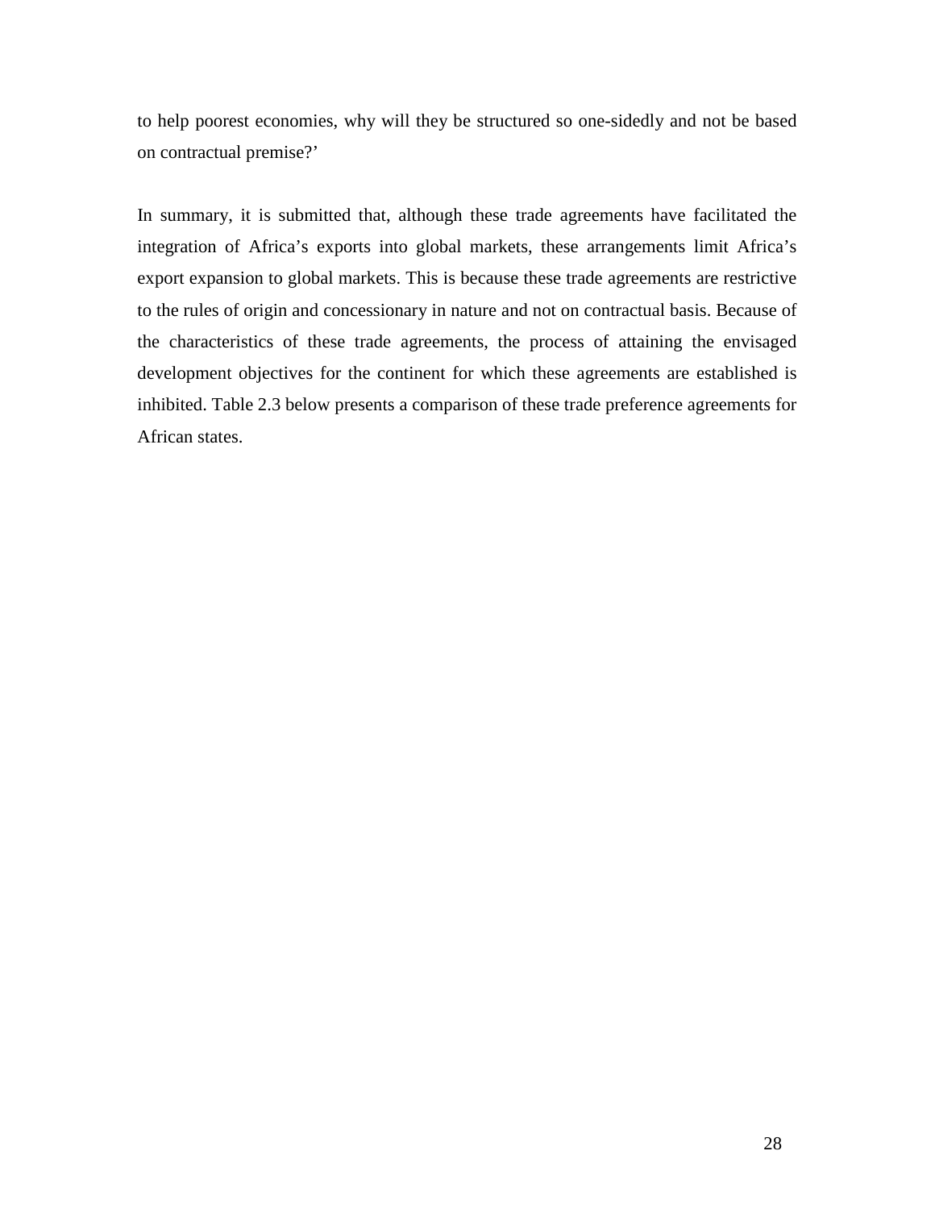to help poorest economies, why will they be structured so one-sidedly and not be based on contractual premise?'

In summary, it is submitted that, although these trade agreements have facilitated the integration of Africa's exports into global markets, these arrangements limit Africa's export expansion to global markets. This is because these trade agreements are restrictive to the rules of origin and concessionary in nature and not on contractual basis. Because of the characteristics of these trade agreements, the process of attaining the envisaged development objectives for the continent for which these agreements are established is inhibited. Table 2.3 below presents a comparison of these trade preference agreements for African states.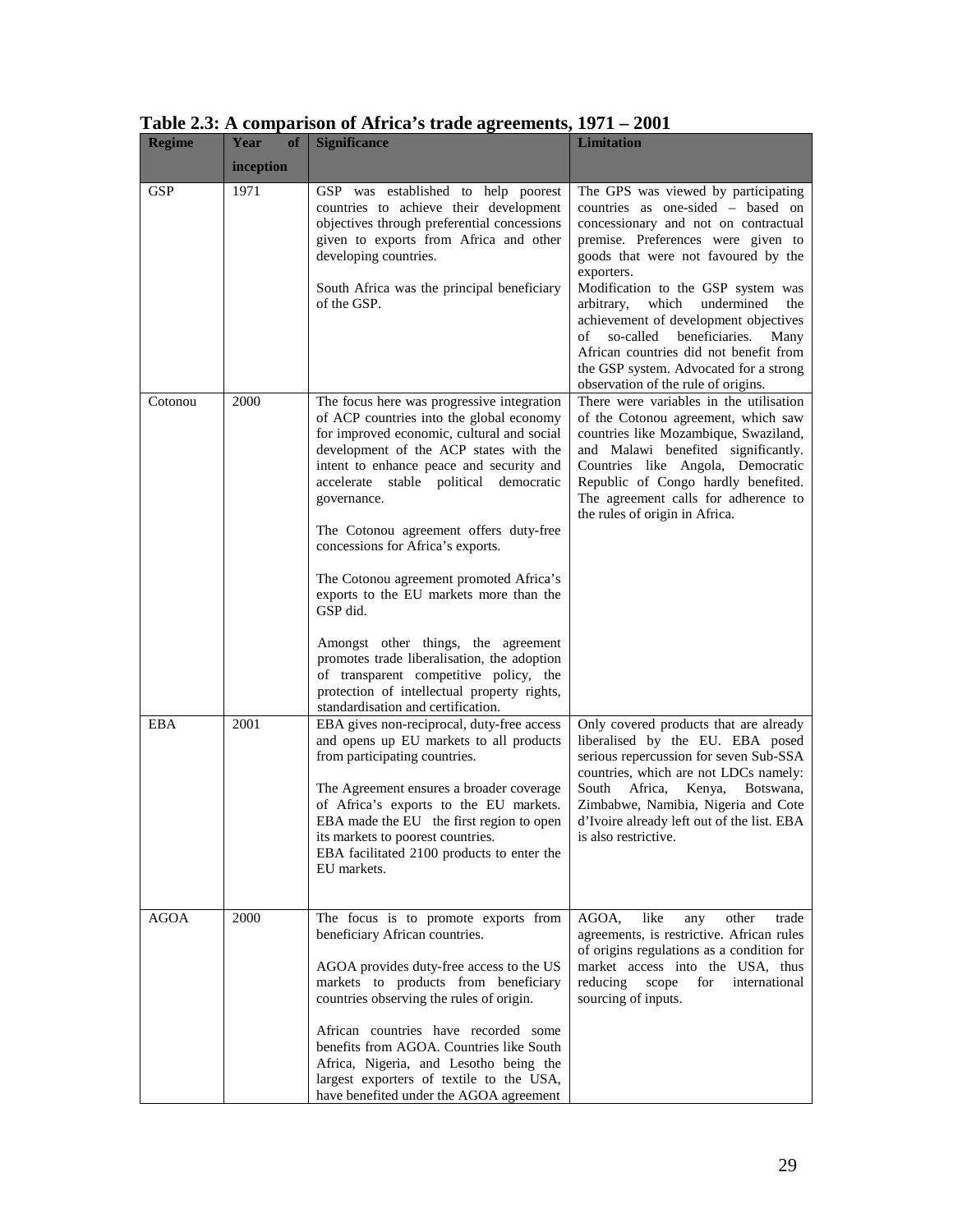**Table 2.3: A comparison of Africa's trade agreements, 1971 – 2001**

| Regime | Year of inception | Significance | Limitation |
|---|---|---|---|
| GSP | 1971 | GSP was established to help poorest countries to achieve their development objectives through preferential concessions given to exports from Africa and other developing countries.<br><br>South Africa was the principal beneficiary of the GSP. | The GPS was viewed by participating countries as one-sided – based on concessionary and not on contractual premise. Preferences were given to goods that were not favoured by the exporters.<br>Modification to the GSP system was arbitrary, which undermined the achievement of development objectives of so-called beneficiaries. Many African countries did not benefit from the GSP system. Advocated for a strong observation of the rule of origins. |
| Cotonou | 2000 | The focus here was progressive integration of ACP countries into the global economy for improved economic, cultural and social development of the ACP states with the intent to enhance peace and security and accelerate stable political democratic governance.<br><br>The Cotonou agreement offers duty-free concessions for Africa's exports.<br><br>The Cotonou agreement promoted Africa's exports to the EU markets more than the GSP did.<br><br>Amongst other things, the agreement promotes trade liberalisation, the adoption of transparent competitive policy, the protection of intellectual property rights, standardisation and certification. | There were variables in the utilisation of the Cotonou agreement, which saw countries like Mozambique, Swaziland, and Malawi benefited significantly. Countries like Angola, Democratic Republic of Congo hardly benefited. The agreement calls for adherence to the rules of origin in Africa. |
| EBA | 2001 | EBA gives non-reciprocal, duty-free access and opens up EU markets to all products from participating countries.<br><br>The Agreement ensures a broader coverage of Africa's exports to the EU markets. EBA made the EU the first region to open its markets to poorest countries.<br>EBA facilitated 2100 products to enter the EU markets. | Only covered products that are already liberalised by the EU. EBA posed serious repercussion for seven Sub-SSA countries, which are not LDCs namely: South Africa, Kenya, Botswana, Zimbabwe, Namibia, Nigeria and Cote d'Ivoire already left out of the list. EBA is also restrictive. |
| AGOA | 2000 | The focus is to promote exports from beneficiary African countries.<br><br>AGOA provides duty-free access to the US markets to products from beneficiary countries observing the rules of origin.<br><br>African countries have recorded some benefits from AGOA. Countries like South Africa, Nigeria, and Lesotho being the largest exporters of textile to the USA, have benefited under the AGOA agreement | AGOA, like any other trade agreements, is restrictive. African rules of origins regulations as a condition for market access into the USA, thus reducing scope for international sourcing of inputs. |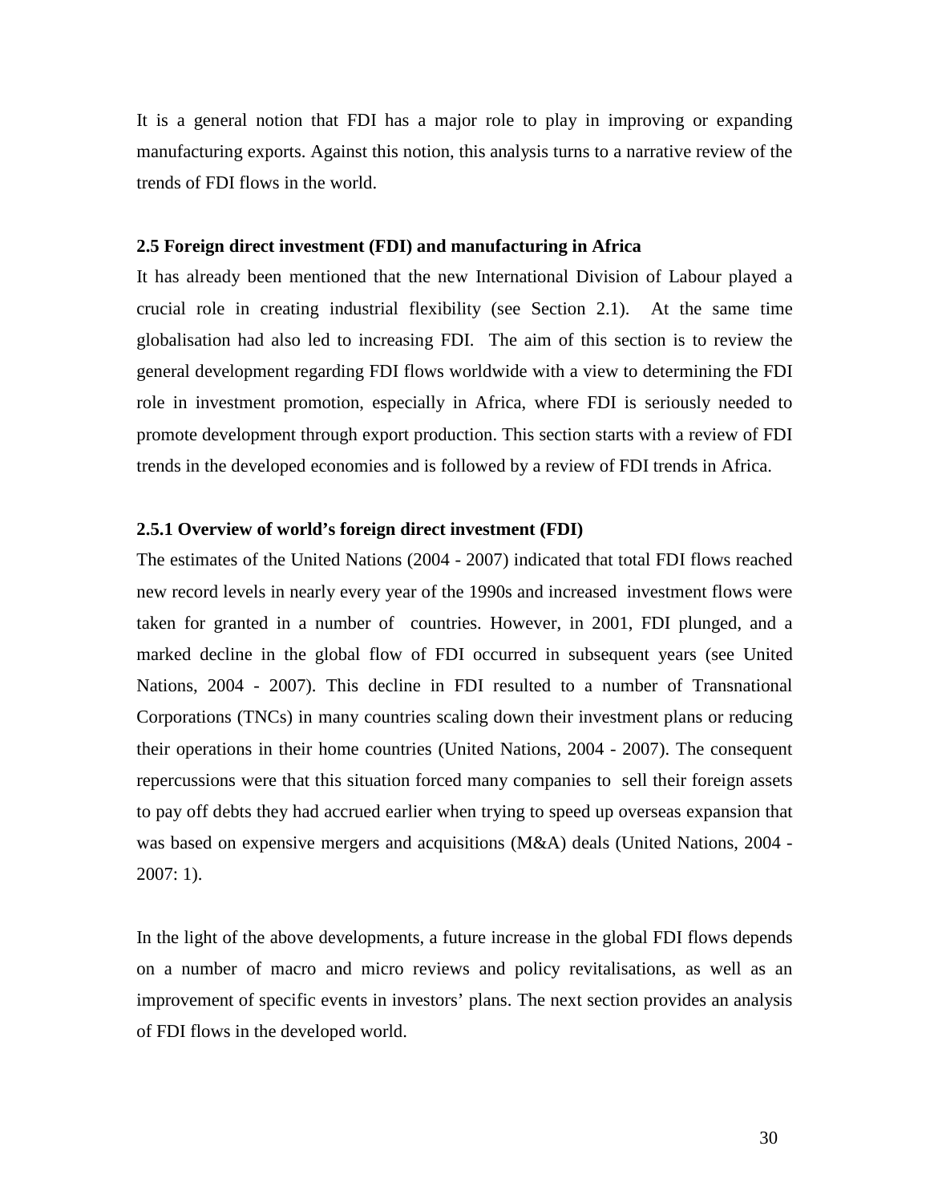It is a general notion that FDI has a major role to play in improving or expanding manufacturing exports. Against this notion, this analysis turns to a narrative review of the trends of FDI flows in the world.

### 2.5 Foreign direct investment (FDI) and manufacturing in Africa

It has already been mentioned that the new International Division of Labour played a crucial role in creating industrial flexibility (see Section 2.1). At the same time globalisation had also led to increasing FDI. The aim of this section is to review the general development regarding FDI flows worldwide with a view to determining the FDI role in investment promotion, especially in Africa, where FDI is seriously needed to promote development through export production. This section starts with a review of FDI trends in the developed economies and is followed by a review of FDI trends in Africa.

#### 2.5.1 Overview of world's foreign direct investment (FDI)

The estimates of the United Nations (2004 - 2007) indicated that total FDI flows reached new record levels in nearly every year of the 1990s and increased investment flows were taken for granted in a number of countries. However, in 2001, FDI plunged, and a marked decline in the global flow of FDI occurred in subsequent years (see United Nations, 2004 - 2007). This decline in FDI resulted to a number of Transnational Corporations (TNCs) in many countries scaling down their investment plans or reducing their operations in their home countries (United Nations, 2004 - 2007). The consequent repercussions were that this situation forced many companies to sell their foreign assets to pay off debts they had accrued earlier when trying to speed up overseas expansion that was based on expensive mergers and acquisitions (M&A) deals (United Nations, 2004 - 2007: 1).

In the light of the above developments, a future increase in the global FDI flows depends on a number of macro and micro reviews and policy revitalisations, as well as an improvement of specific events in investors' plans. The next section provides an analysis of FDI flows in the developed world.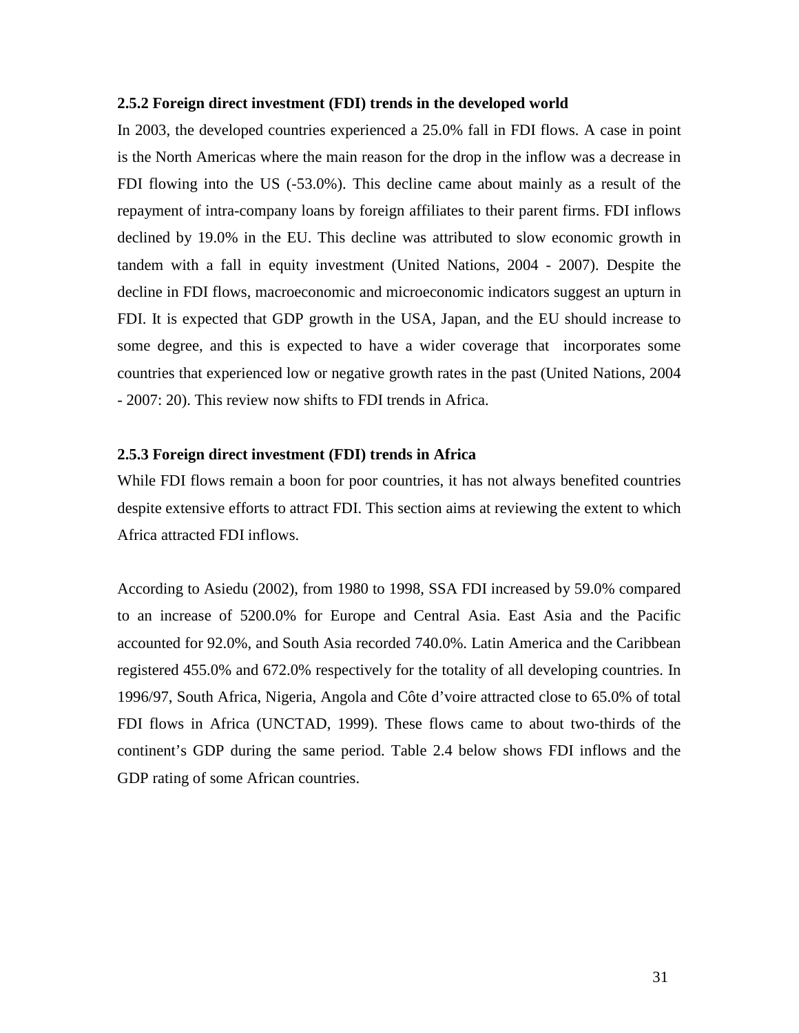### 2.5.2 Foreign direct investment (FDI) trends in the developed world

In 2003, the developed countries experienced a 25.0% fall in FDI flows. A case in point is the North Americas where the main reason for the drop in the inflow was a decrease in FDI flowing into the US (-53.0%). This decline came about mainly as a result of the repayment of intra-company loans by foreign affiliates to their parent firms. FDI inflows declined by 19.0% in the EU. This decline was attributed to slow economic growth in tandem with a fall in equity investment (United Nations, 2004 - 2007). Despite the decline in FDI flows, macroeconomic and microeconomic indicators suggest an upturn in FDI. It is expected that GDP growth in the USA, Japan, and the EU should increase to some degree, and this is expected to have a wider coverage that incorporates some countries that experienced low or negative growth rates in the past (United Nations, 2004 - 2007: 20). This review now shifts to FDI trends in Africa.

### 2.5.3 Foreign direct investment (FDI) trends in Africa

While FDI flows remain a boon for poor countries, it has not always benefited countries despite extensive efforts to attract FDI. This section aims at reviewing the extent to which Africa attracted FDI inflows.

According to Asiedu (2002), from 1980 to 1998, SSA FDI increased by 59.0% compared to an increase of 5200.0% for Europe and Central Asia. East Asia and the Pacific accounted for 92.0%, and South Asia recorded 740.0%. Latin America and the Caribbean registered 455.0% and 672.0% respectively for the totality of all developing countries. In 1996/97, South Africa, Nigeria, Angola and Côte d'voire attracted close to 65.0% of total FDI flows in Africa (UNCTAD, 1999). These flows came to about two-thirds of the continent's GDP during the same period. Table 2.4 below shows FDI inflows and the GDP rating of some African countries.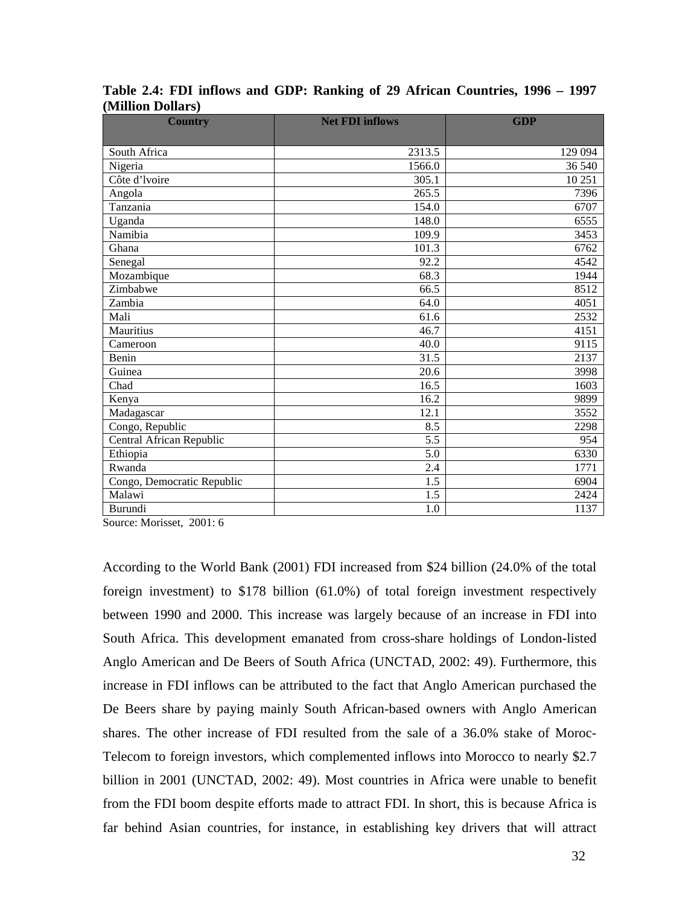**Table 2.4: FDI inflows and GDP: Ranking of 29 African Countries, 1996 – 1997 (Million Dollars)**

| Country | Net FDI inflows | GDP |
|---|---|---|
| South Africa | 2313.5 | 129 094 |
| Nigeria | 1566.0 | 36 540 |
| Côte d'lvoire | 305.1 | 10 251 |
| Angola | 265.5 | 7396 |
| Tanzania | 154.0 | 6707 |
| Uganda | 148.0 | 6555 |
| Namibia | 109.9 | 3453 |
| Ghana | 101.3 | 6762 |
| Senegal | 92.2 | 4542 |
| Mozambique | 68.3 | 1944 |
| Zimbabwe | 66.5 | 8512 |
| Zambia | 64.0 | 4051 |
| Mali | 61.6 | 2532 |
| Mauritius | 46.7 | 4151 |
| Cameroon | 40.0 | 9115 |
| Benin | 31.5 | 2137 |
| Guinea | 20.6 | 3998 |
| Chad | 16.5 | 1603 |
| Kenya | 16.2 | 9899 |
| Madagascar | 12.1 | 3552 |
| Congo, Republic | 8.5 | 2298 |
| Central African Republic | 5.5 | 954 |
| Ethiopia | 5.0 | 6330 |
| Rwanda | 2.4 | 1771 |
| Congo, Democratic Republic | 1.5 | 6904 |
| Malawi | 1.5 | 2424 |
| Burundi | 1.0 | 1137 |

Source: Morisset, 2001: 6

According to the World Bank (2001) FDI increased from $24 billion (24.0% of the total foreign investment) to $178 billion (61.0%) of total foreign investment respectively between 1990 and 2000. This increase was largely because of an increase in FDI into South Africa. This development emanated from cross-share holdings of London-listed Anglo American and De Beers of South Africa (UNCTAD, 2002: 49). Furthermore, this increase in FDI inflows can be attributed to the fact that Anglo American purchased the De Beers share by paying mainly South African-based owners with Anglo American shares. The other increase of FDI resulted from the sale of a 36.0% stake of Moroc-Telecom to foreign investors, which complemented inflows into Morocco to nearly $2.7 billion in 2001 (UNCTAD, 2002: 49). Most countries in Africa were unable to benefit from the FDI boom despite efforts made to attract FDI. In short, this is because Africa is far behind Asian countries, for instance, in establishing key drivers that will attract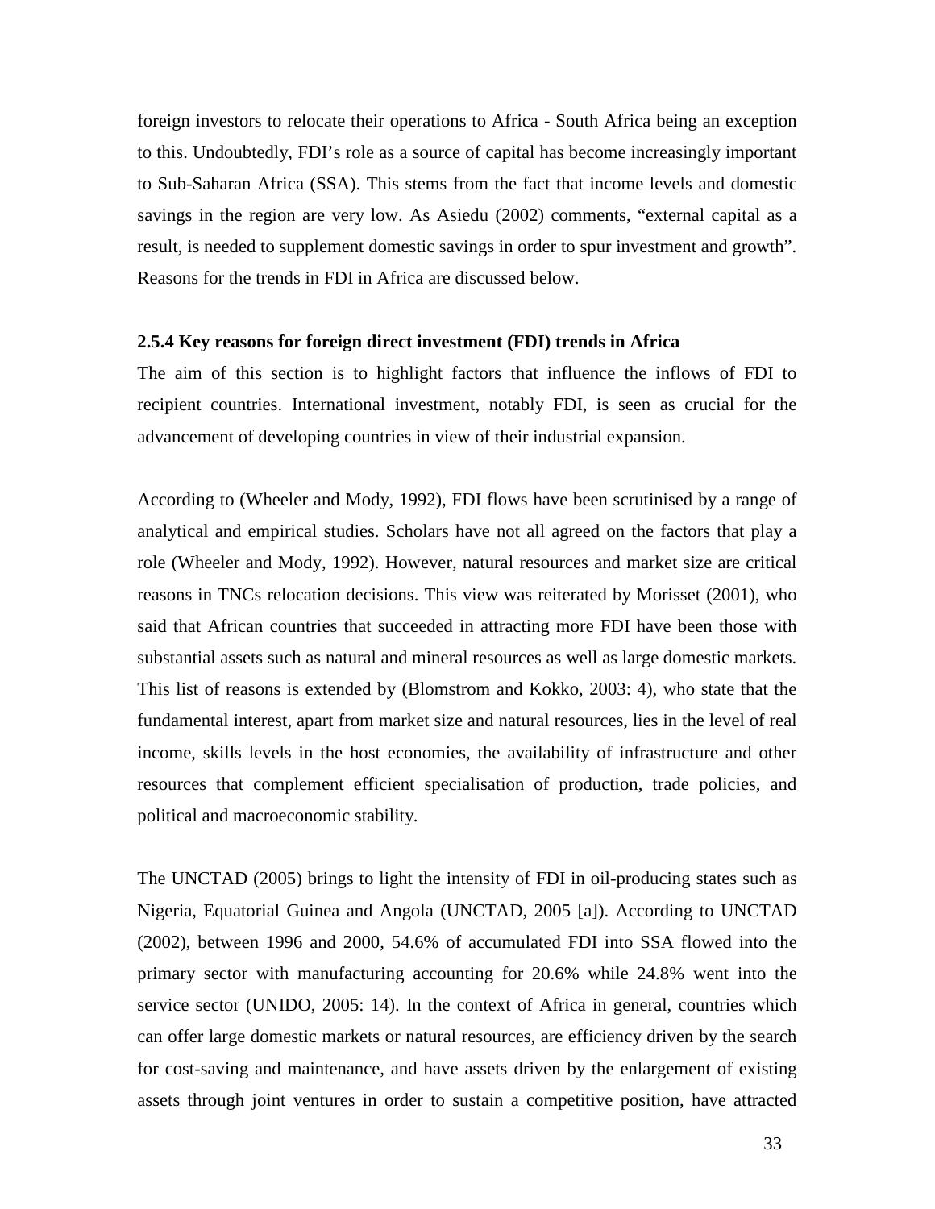foreign investors to relocate their operations to Africa - South Africa being an exception to this. Undoubtedly, FDI's role as a source of capital has become increasingly important to Sub-Saharan Africa (SSA). This stems from the fact that income levels and domestic savings in the region are very low. As Asiedu (2002) comments, "external capital as a result, is needed to supplement domestic savings in order to spur investment and growth". Reasons for the trends in FDI in Africa are discussed below.

### 2.5.4 Key reasons for foreign direct investment (FDI) trends in Africa

The aim of this section is to highlight factors that influence the inflows of FDI to recipient countries. International investment, notably FDI, is seen as crucial for the advancement of developing countries in view of their industrial expansion.

According to (Wheeler and Mody, 1992), FDI flows have been scrutinised by a range of analytical and empirical studies. Scholars have not all agreed on the factors that play a role (Wheeler and Mody, 1992). However, natural resources and market size are critical reasons in TNCs relocation decisions. This view was reiterated by Morisset (2001), who said that African countries that succeeded in attracting more FDI have been those with substantial assets such as natural and mineral resources as well as large domestic markets. This list of reasons is extended by (Blomstrom and Kokko, 2003: 4), who state that the fundamental interest, apart from market size and natural resources, lies in the level of real income, skills levels in the host economies, the availability of infrastructure and other resources that complement efficient specialisation of production, trade policies, and political and macroeconomic stability.

The UNCTAD (2005) brings to light the intensity of FDI in oil-producing states such as Nigeria, Equatorial Guinea and Angola (UNCTAD, 2005 [a]). According to UNCTAD (2002), between 1996 and 2000, 54.6% of accumulated FDI into SSA flowed into the primary sector with manufacturing accounting for 20.6% while 24.8% went into the service sector (UNIDO, 2005: 14). In the context of Africa in general, countries which can offer large domestic markets or natural resources, are efficiency driven by the search for cost-saving and maintenance, and have assets driven by the enlargement of existing assets through joint ventures in order to sustain a competitive position, have attracted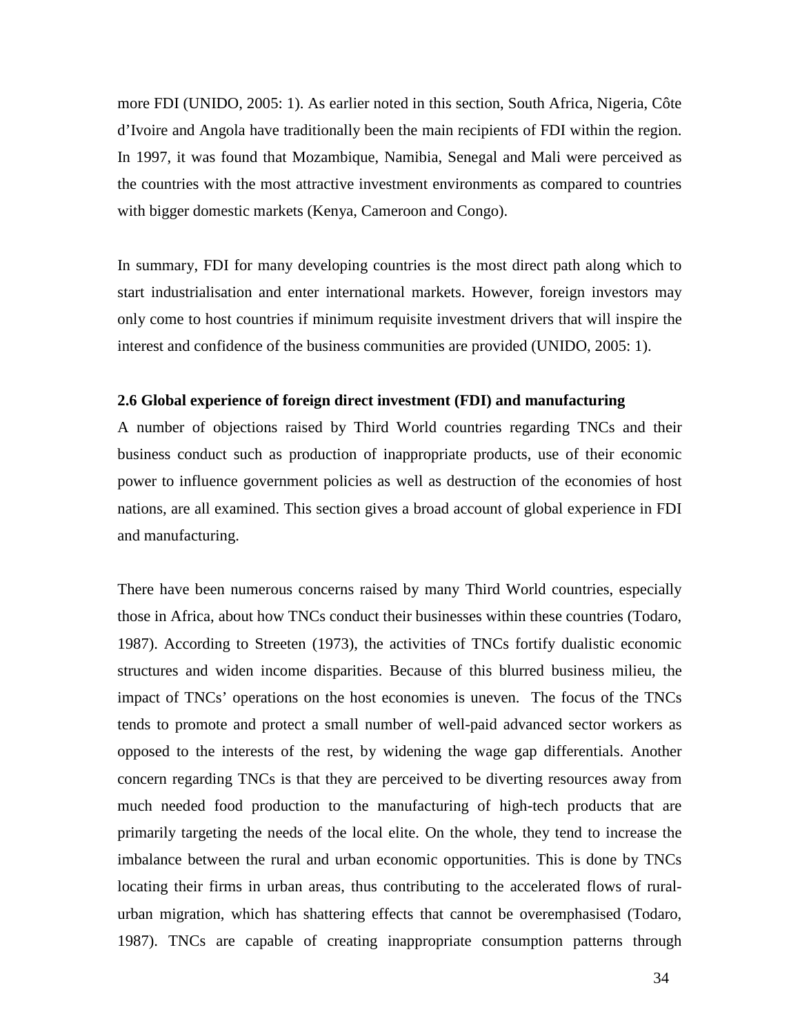more FDI (UNIDO, 2005: 1). As earlier noted in this section, South Africa, Nigeria, Côte d'Ivoire and Angola have traditionally been the main recipients of FDI within the region. In 1997, it was found that Mozambique, Namibia, Senegal and Mali were perceived as the countries with the most attractive investment environments as compared to countries with bigger domestic markets (Kenya, Cameroon and Congo).

In summary, FDI for many developing countries is the most direct path along which to start industrialisation and enter international markets. However, foreign investors may only come to host countries if minimum requisite investment drivers that will inspire the interest and confidence of the business communities are provided (UNIDO, 2005: 1).

### 2.6 Global experience of foreign direct investment (FDI) and manufacturing

A number of objections raised by Third World countries regarding TNCs and their business conduct such as production of inappropriate products, use of their economic power to influence government policies as well as destruction of the economies of host nations, are all examined. This section gives a broad account of global experience in FDI and manufacturing.

There have been numerous concerns raised by many Third World countries, especially those in Africa, about how TNCs conduct their businesses within these countries (Todaro, 1987). According to Streeten (1973), the activities of TNCs fortify dualistic economic structures and widen income disparities. Because of this blurred business milieu, the impact of TNCs' operations on the host economies is uneven. The focus of the TNCs tends to promote and protect a small number of well-paid advanced sector workers as opposed to the interests of the rest, by widening the wage gap differentials. Another concern regarding TNCs is that they are perceived to be diverting resources away from much needed food production to the manufacturing of high-tech products that are primarily targeting the needs of the local elite. On the whole, they tend to increase the imbalance between the rural and urban economic opportunities. This is done by TNCs locating their firms in urban areas, thus contributing to the accelerated flows of rural-urban migration, which has shattering effects that cannot be overemphasised (Todaro, 1987). TNCs are capable of creating inappropriate consumption patterns through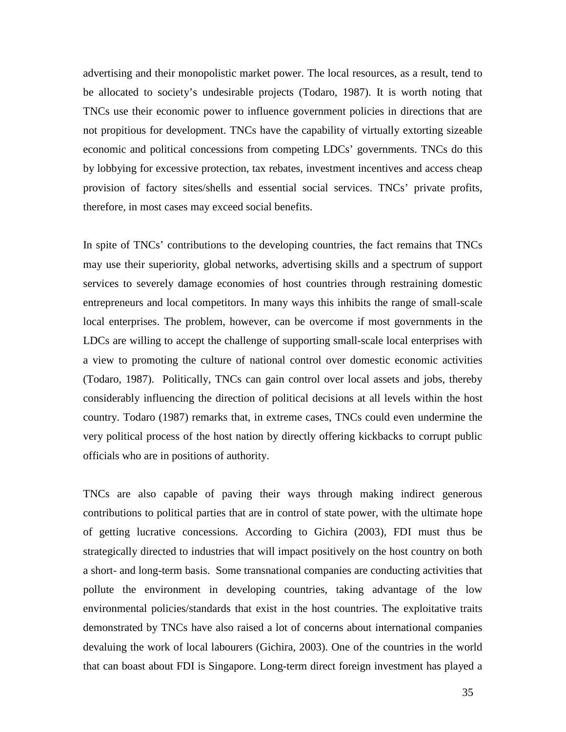advertising and their monopolistic market power. The local resources, as a result, tend to be allocated to society's undesirable projects (Todaro, 1987). It is worth noting that TNCs use their economic power to influence government policies in directions that are not propitious for development. TNCs have the capability of virtually extorting sizeable economic and political concessions from competing LDCs' governments. TNCs do this by lobbying for excessive protection, tax rebates, investment incentives and access cheap provision of factory sites/shells and essential social services. TNCs' private profits, therefore, in most cases may exceed social benefits.

In spite of TNCs' contributions to the developing countries, the fact remains that TNCs may use their superiority, global networks, advertising skills and a spectrum of support services to severely damage economies of host countries through restraining domestic entrepreneurs and local competitors. In many ways this inhibits the range of small-scale local enterprises. The problem, however, can be overcome if most governments in the LDCs are willing to accept the challenge of supporting small-scale local enterprises with a view to promoting the culture of national control over domestic economic activities (Todaro, 1987). Politically, TNCs can gain control over local assets and jobs, thereby considerably influencing the direction of political decisions at all levels within the host country. Todaro (1987) remarks that, in extreme cases, TNCs could even undermine the very political process of the host nation by directly offering kickbacks to corrupt public officials who are in positions of authority.

TNCs are also capable of paving their ways through making indirect generous contributions to political parties that are in control of state power, with the ultimate hope of getting lucrative concessions. According to Gichira (2003), FDI must thus be strategically directed to industries that will impact positively on the host country on both a short- and long-term basis. Some transnational companies are conducting activities that pollute the environment in developing countries, taking advantage of the low environmental policies/standards that exist in the host countries. The exploitative traits demonstrated by TNCs have also raised a lot of concerns about international companies devaluing the work of local labourers (Gichira, 2003). One of the countries in the world that can boast about FDI is Singapore. Long-term direct foreign investment has played a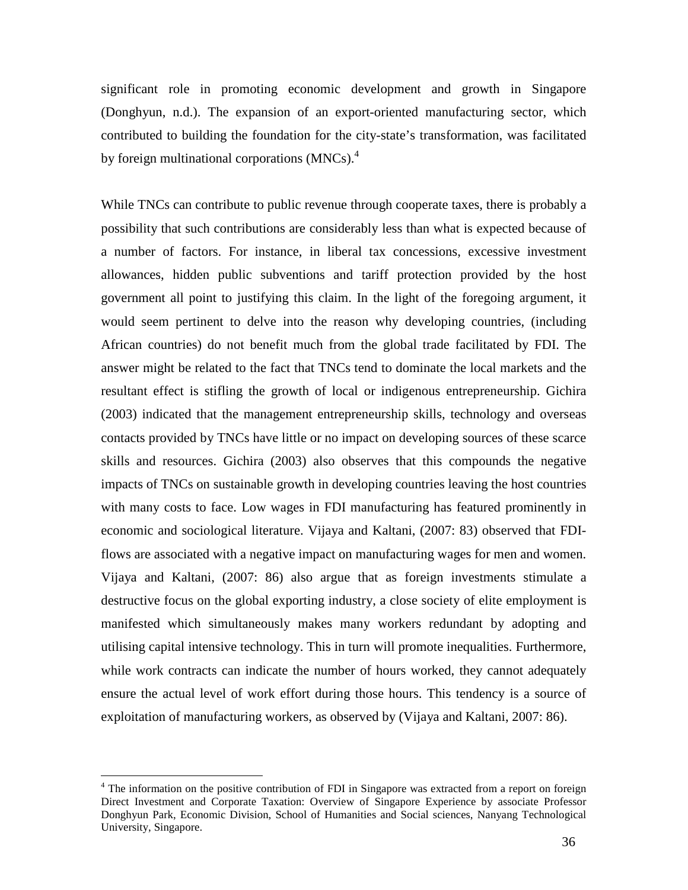significant role in promoting economic development and growth in Singapore (Donghyun, n.d.). The expansion of an export-oriented manufacturing sector, which contributed to building the foundation for the city-state's transformation, was facilitated by foreign multinational corporations (MNCs).[4]

While TNCs can contribute to public revenue through cooperate taxes, there is probably a possibility that such contributions are considerably less than what is expected because of a number of factors. For instance, in liberal tax concessions, excessive investment allowances, hidden public subventions and tariff protection provided by the host government all point to justifying this claim. In the light of the foregoing argument, it would seem pertinent to delve into the reason why developing countries, (including African countries) do not benefit much from the global trade facilitated by FDI. The answer might be related to the fact that TNCs tend to dominate the local markets and the resultant effect is stifling the growth of local or indigenous entrepreneurship. Gichira (2003) indicated that the management entrepreneurship skills, technology and overseas contacts provided by TNCs have little or no impact on developing sources of these scarce skills and resources. Gichira (2003) also observes that this compounds the negative impacts of TNCs on sustainable growth in developing countries leaving the host countries with many costs to face. Low wages in FDI manufacturing has featured prominently in economic and sociological literature. Vijaya and Kaltani, (2007: 83) observed that FDI-flows are associated with a negative impact on manufacturing wages for men and women. Vijaya and Kaltani, (2007: 86) also argue that as foreign investments stimulate a destructive focus on the global exporting industry, a close society of elite employment is manifested which simultaneously makes many workers redundant by adopting and utilising capital intensive technology. This in turn will promote inequalities. Furthermore, while work contracts can indicate the number of hours worked, they cannot adequately ensure the actual level of work effort during those hours. This tendency is a source of exploitation of manufacturing workers, as observed by (Vijaya and Kaltani, 2007: 86).

[4] The information on the positive contribution of FDI in Singapore was extracted from a report on foreign Direct Investment and Corporate Taxation: Overview of Singapore Experience by associate Professor Donghyun Park, Economic Division, School of Humanities and Social sciences, Nanyang Technological University, Singapore.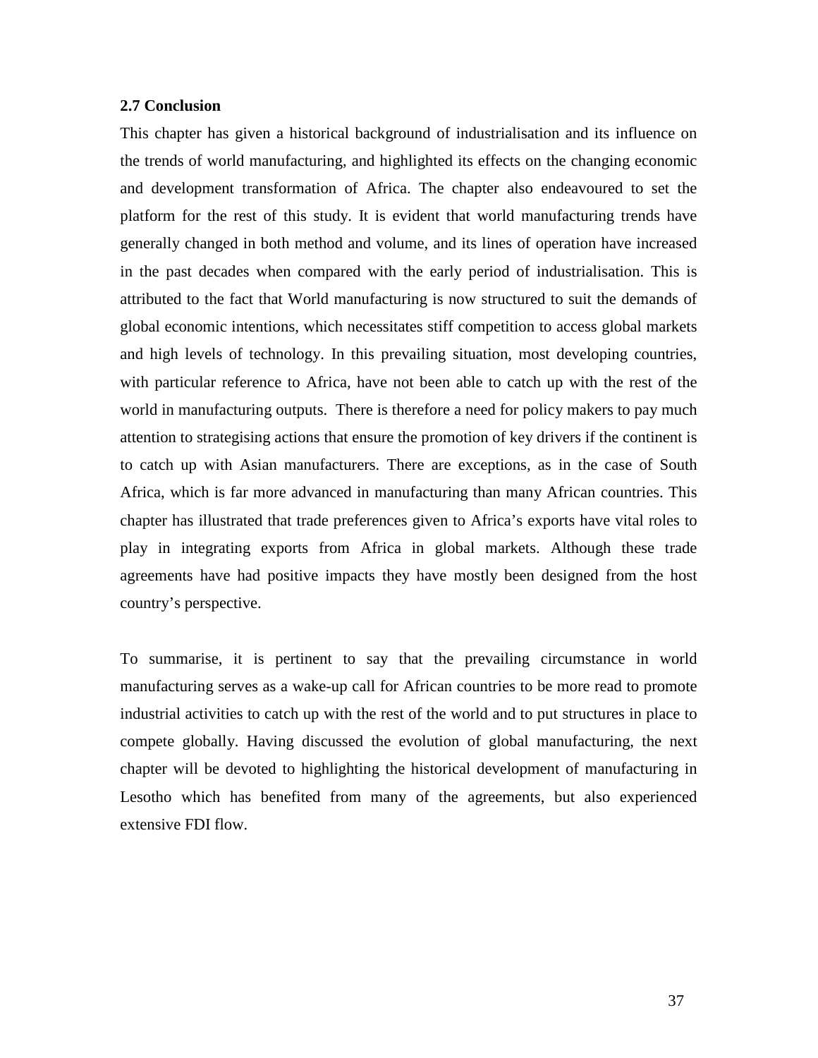### 2.7 Conclusion

This chapter has given a historical background of industrialisation and its influence on the trends of world manufacturing, and highlighted its effects on the changing economic and development transformation of Africa. The chapter also endeavoured to set the platform for the rest of this study. It is evident that world manufacturing trends have generally changed in both method and volume, and its lines of operation have increased in the past decades when compared with the early period of industrialisation. This is attributed to the fact that World manufacturing is now structured to suit the demands of global economic intentions, which necessitates stiff competition to access global markets and high levels of technology. In this prevailing situation, most developing countries, with particular reference to Africa, have not been able to catch up with the rest of the world in manufacturing outputs. There is therefore a need for policy makers to pay much attention to strategising actions that ensure the promotion of key drivers if the continent is to catch up with Asian manufacturers. There are exceptions, as in the case of South Africa, which is far more advanced in manufacturing than many African countries. This chapter has illustrated that trade preferences given to Africa's exports have vital roles to play in integrating exports from Africa in global markets. Although these trade agreements have had positive impacts they have mostly been designed from the host country's perspective.

To summarise, it is pertinent to say that the prevailing circumstance in world manufacturing serves as a wake-up call for African countries to be more read to promote industrial activities to catch up with the rest of the world and to put structures in place to compete globally. Having discussed the evolution of global manufacturing, the next chapter will be devoted to highlighting the historical development of manufacturing in Lesotho which has benefited from many of the agreements, but also experienced extensive FDI flow.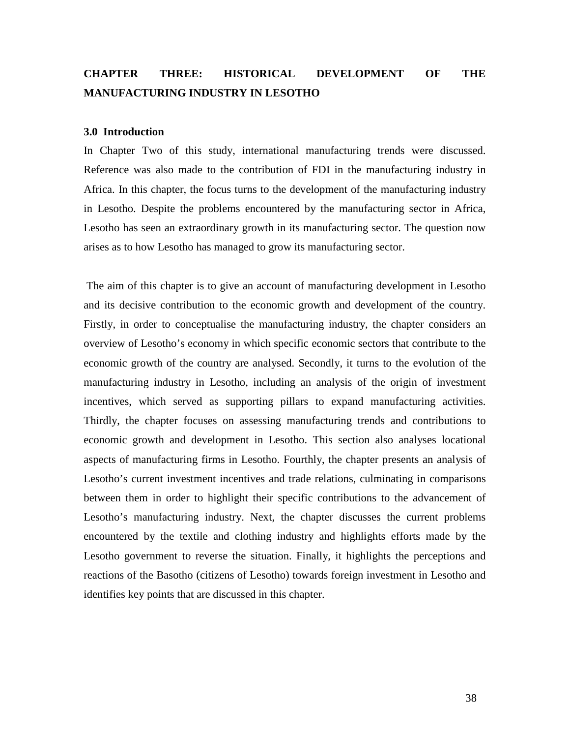# CHAPTER THREE: HISTORICAL DEVELOPMENT OF THE MANUFACTURING INDUSTRY IN LESOTHO

## 3.0 Introduction

In Chapter Two of this study, international manufacturing trends were discussed. Reference was also made to the contribution of FDI in the manufacturing industry in Africa. In this chapter, the focus turns to the development of the manufacturing industry in Lesotho. Despite the problems encountered by the manufacturing sector in Africa, Lesotho has seen an extraordinary growth in its manufacturing sector. The question now arises as to how Lesotho has managed to grow its manufacturing sector.

The aim of this chapter is to give an account of manufacturing development in Lesotho and its decisive contribution to the economic growth and development of the country. Firstly, in order to conceptualise the manufacturing industry, the chapter considers an overview of Lesotho's economy in which specific economic sectors that contribute to the economic growth of the country are analysed. Secondly, it turns to the evolution of the manufacturing industry in Lesotho, including an analysis of the origin of investment incentives, which served as supporting pillars to expand manufacturing activities. Thirdly, the chapter focuses on assessing manufacturing trends and contributions to economic growth and development in Lesotho. This section also analyses locational aspects of manufacturing firms in Lesotho. Fourthly, the chapter presents an analysis of Lesotho's current investment incentives and trade relations, culminating in comparisons between them in order to highlight their specific contributions to the advancement of Lesotho's manufacturing industry. Next, the chapter discusses the current problems encountered by the textile and clothing industry and highlights efforts made by the Lesotho government to reverse the situation. Finally, it highlights the perceptions and reactions of the Basotho (citizens of Lesotho) towards foreign investment in Lesotho and identifies key points that are discussed in this chapter.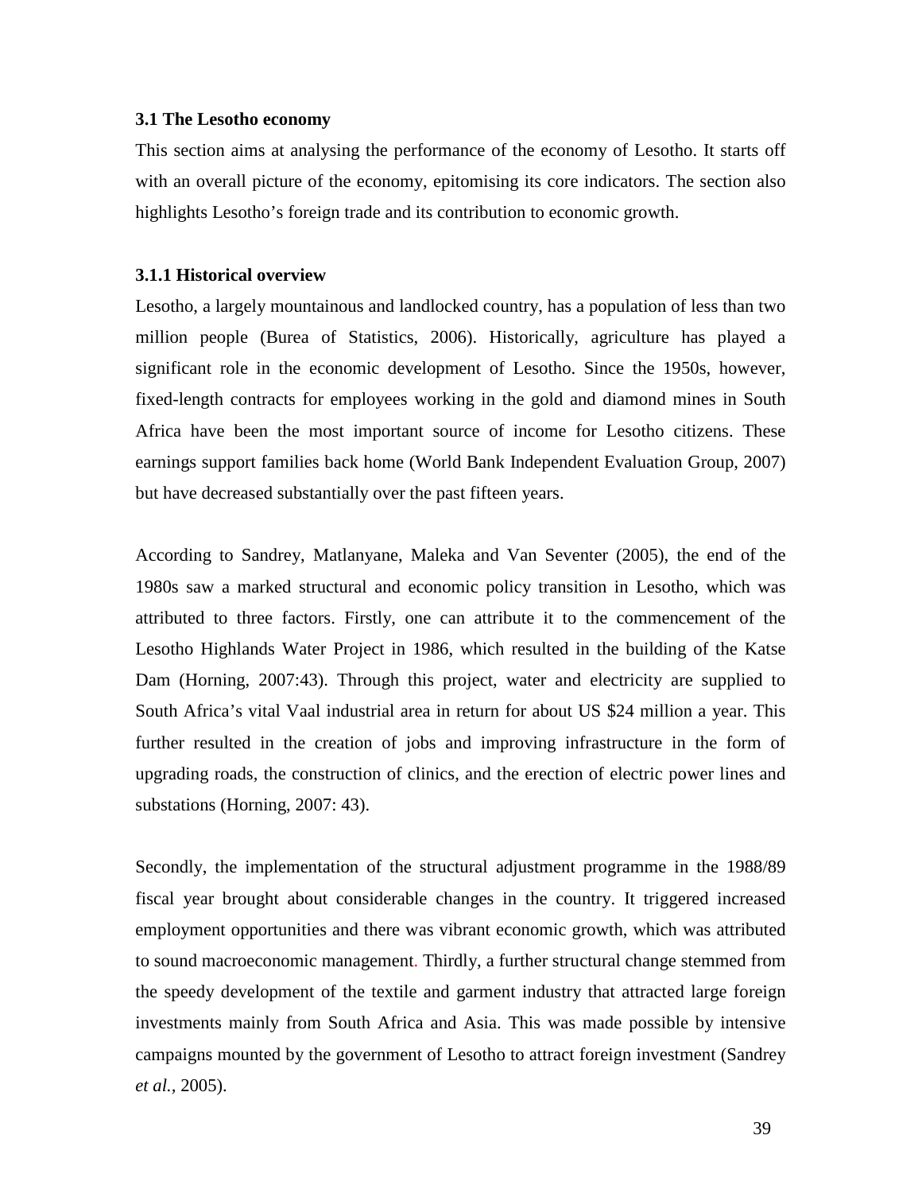### 3.1 The Lesotho economy

This section aims at analysing the performance of the economy of Lesotho. It starts off with an overall picture of the economy, epitomising its core indicators. The section also highlights Lesotho's foreign trade and its contribution to economic growth.

#### 3.1.1 Historical overview

Lesotho, a largely mountainous and landlocked country, has a population of less than two million people (Burea of Statistics, 2006). Historically, agriculture has played a significant role in the economic development of Lesotho. Since the 1950s, however, fixed-length contracts for employees working in the gold and diamond mines in South Africa have been the most important source of income for Lesotho citizens. These earnings support families back home (World Bank Independent Evaluation Group, 2007) but have decreased substantially over the past fifteen years.

According to Sandrey, Matlanyane, Maleka and Van Seventer (2005), the end of the 1980s saw a marked structural and economic policy transition in Lesotho, which was attributed to three factors. Firstly, one can attribute it to the commencement of the Lesotho Highlands Water Project in 1986, which resulted in the building of the Katse Dam (Horning, 2007:43). Through this project, water and electricity are supplied to South Africa's vital Vaal industrial area in return for about US $24 million a year. This further resulted in the creation of jobs and improving infrastructure in the form of upgrading roads, the construction of clinics, and the erection of electric power lines and substations (Horning, 2007: 43).

Secondly, the implementation of the structural adjustment programme in the 1988/89 fiscal year brought about considerable changes in the country. It triggered increased employment opportunities and there was vibrant economic growth, which was attributed to sound macroeconomic management. Thirdly, a further structural change stemmed from the speedy development of the textile and garment industry that attracted large foreign investments mainly from South Africa and Asia. This was made possible by intensive campaigns mounted by the government of Lesotho to attract foreign investment (Sandrey *et al.,* 2005).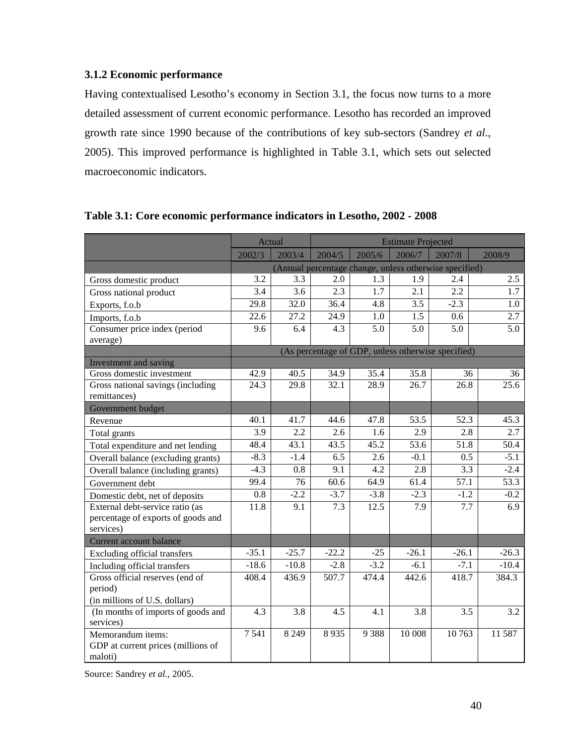### 3.1.2 Economic performance

Having contextualised Lesotho's economy in Section 3.1, the focus now turns to a more detailed assessment of current economic performance. Lesotho has recorded an improved growth rate since 1990 because of the contributions of key sub-sectors (Sandrey *et al.*, 2005). This improved performance is highlighted in Table 3.1, which sets out selected macroeconomic indicators.

**Table 3.1: Core economic performance indicators in Lesotho, 2002 - 2008**

| | Actual | | Estimate Projected | | | | |
|---|---|---|---|---|---|---|---|
| | 2002/3 | 2003/4 | 2004/5 | 2005/6 | 2006/7 | 2007/8 | 2008/9 |
| | (Annual percentage change, unless otherwise specified) | | | | | | |
| Gross domestic product | 3.2 | 3.3 | 2.0 | 1.3 | 1.9 | 2.4 | 2.5 |
| Gross national product | 3.4 | 3.6 | 2.3 | 1.7 | 2.1 | 2.2 | 1.7 |
| Exports, f.o.b | 29.8 | 32.0 | 36.4 | 4.8 | 3.5 | -2.3 | 1.0 |
| Imports, f.o.b | 22.6 | 27.2 | 24.9 | 1.0 | 1.5 | 0.6 | 2.7 |
| Consumer price index (period average) | 9.6 | 6.4 | 4.3 | 5.0 | 5.0 | 5.0 | 5.0 |
| | (As percentage of GDP, unless otherwise specified) | | | | | | |
| Investment and saving | | | | | | | |
| Gross domestic investment | 42.9 | 40.5 | 34.9 | 35.4 | 35.8 | 36 | 36 |
| Gross national savings (including remittances) | 24.3 | 29.8 | 32.1 | 28.9 | 26.7 | 26.8 | 25.6 |
| Government budget | | | | | | | |
| Revenue | 40.1 | 41.7 | 44.6 | 47.8 | 53.5 | 52.3 | 45.3 |
| Total grants | 3.9 | 2.2 | 2.6 | 1.6 | 2.9 | 2.8 | 2.7 |
| Total expenditure and net lending | 48.4 | 43.1 | 43.5 | 45.2 | 53.6 | 51.8 | 50.4 |
| Overall balance (excluding grants) | -8.3 | -1.4 | 6.5 | 2.6 | -0.1 | 0.5 | -5.1 |
| Overall balance (including grants) | -4.3 | 0.8 | 9.1 | 4.2 | 2.8 | 3.3 | -2.4 |
| Government debt | 99.4 | 76 | 60.6 | 64.9 | 61.4 | 57.1 | 53.3 |
| Domestic debt, net of deposits | 0.8 | -2.2 | -3.7 | -3.8 | -2.3 | -1.2 | -0.2 |
| External debt-service ratio (as percentage of exports of goods and services) | 11.8 | 9.1 | 7.3 | 12.5 | 7.9 | 7.7 | 6.9 |
| Current account balance | | | | | | | |
| Excluding official transfers | -35.1 | -25.7 | -22.2 | -25 | -26.1 | -26.1 | -26.3 |
| Including official transfers | -18.6 | -10.8 | -2.8 | -3.2 | -6.1 | -7.1 | -10.4 |
| Gross official reserves (end of period) (in millions of U.S. dollars) | 408.4 | 436.9 | 507.7 | 474.4 | 442.6 | 418.7 | 384.3 |
| (In months of imports of goods and services) | 4.3 | 3.8 | 4.5 | 4.1 | 3.8 | 3.5 | 3.2 |
| Memorandum items: GDP at current prices (millions of maloti) | 7 541 | 8 249 | 8 935 | 9 388 | 10 008 | 10 763 | 11 587 |

Source: Sandrey *et al.*, 2005.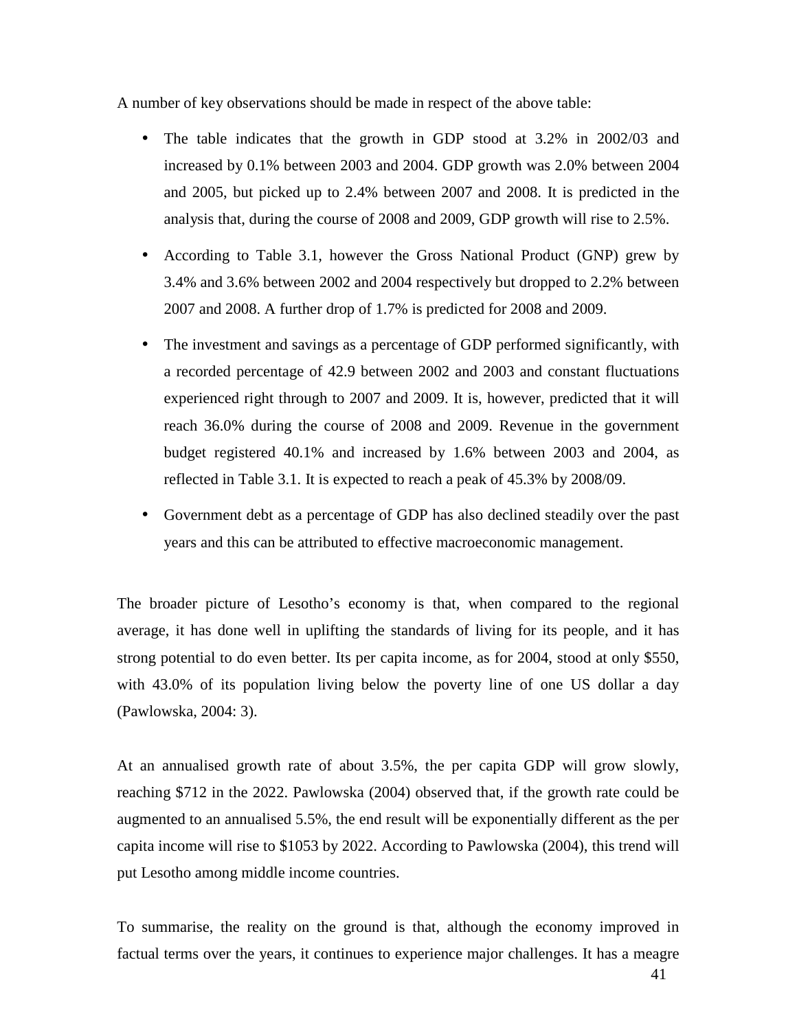A number of key observations should be made in respect of the above table:

- The table indicates that the growth in GDP stood at 3.2% in 2002/03 and increased by 0.1% between 2003 and 2004. GDP growth was 2.0% between 2004 and 2005, but picked up to 2.4% between 2007 and 2008. It is predicted in the analysis that, during the course of 2008 and 2009, GDP growth will rise to 2.5%.
- According to Table 3.1, however the Gross National Product (GNP) grew by 3.4% and 3.6% between 2002 and 2004 respectively but dropped to 2.2% between 2007 and 2008. A further drop of 1.7% is predicted for 2008 and 2009.
- The investment and savings as a percentage of GDP performed significantly, with a recorded percentage of 42.9 between 2002 and 2003 and constant fluctuations experienced right through to 2007 and 2009. It is, however, predicted that it will reach 36.0% during the course of 2008 and 2009. Revenue in the government budget registered 40.1% and increased by 1.6% between 2003 and 2004, as reflected in Table 3.1. It is expected to reach a peak of 45.3% by 2008/09.
- Government debt as a percentage of GDP has also declined steadily over the past years and this can be attributed to effective macroeconomic management.

The broader picture of Lesotho's economy is that, when compared to the regional average, it has done well in uplifting the standards of living for its people, and it has strong potential to do even better. Its per capita income, as for 2004, stood at only \$550, with 43.0% of its population living below the poverty line of one US dollar a day (Pawlowska, 2004: 3).

At an annualised growth rate of about 3.5%, the per capita GDP will grow slowly, reaching \$712 in the 2022. Pawlowska (2004) observed that, if the growth rate could be augmented to an annualised 5.5%, the end result will be exponentially different as the per capita income will rise to \$1053 by 2022. According to Pawlowska (2004), this trend will put Lesotho among middle income countries.

To summarise, the reality on the ground is that, although the economy improved in factual terms over the years, it continues to experience major challenges. It has a meagre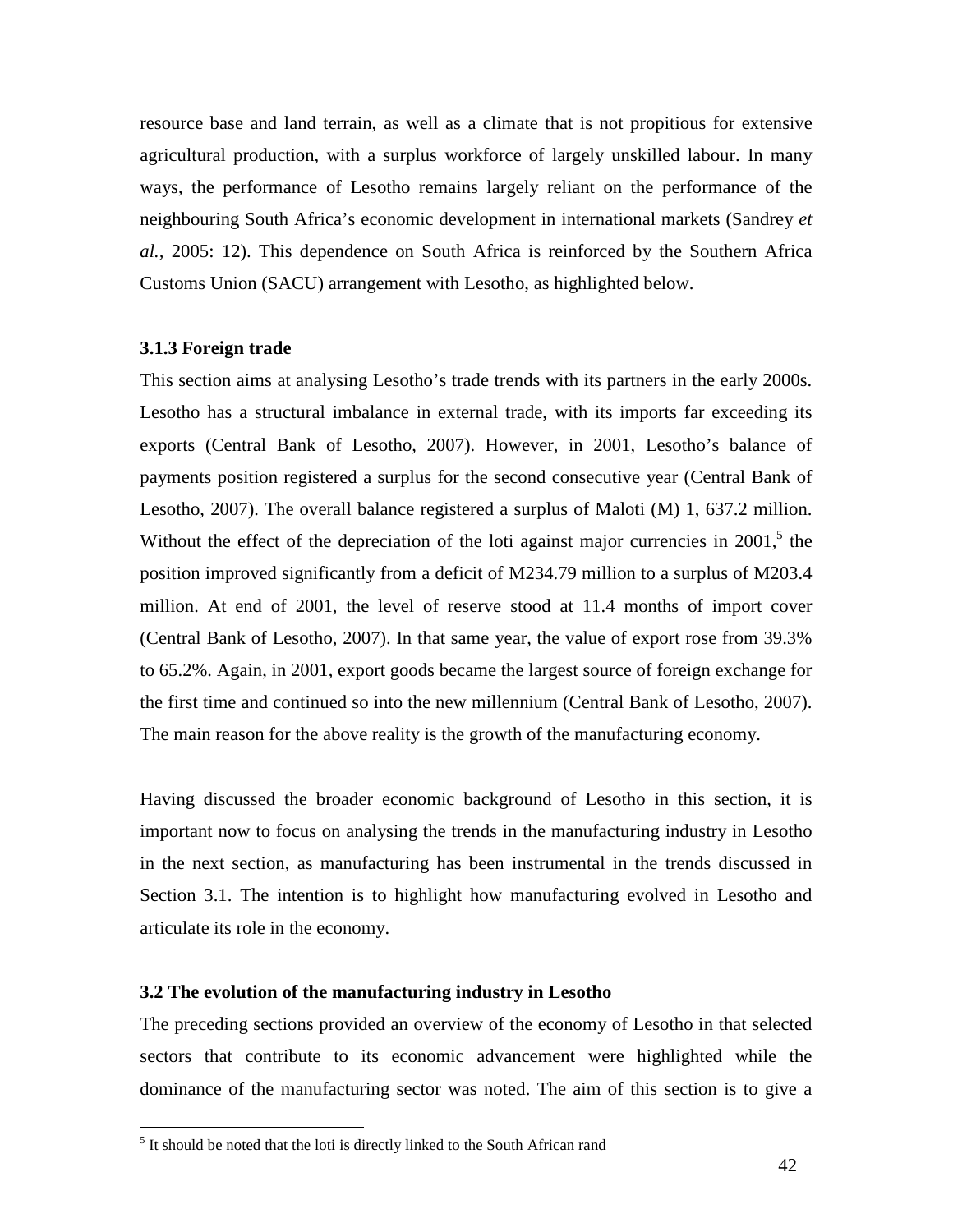resource base and land terrain, as well as a climate that is not propitious for extensive agricultural production, with a surplus workforce of largely unskilled labour. In many ways, the performance of Lesotho remains largely reliant on the performance of the neighbouring South Africa's economic development in international markets (Sandrey *et al.,* 2005: 12). This dependence on South Africa is reinforced by the Southern Africa Customs Union (SACU) arrangement with Lesotho, as highlighted below.

### 3.1.3 Foreign trade

This section aims at analysing Lesotho's trade trends with its partners in the early 2000s. Lesotho has a structural imbalance in external trade, with its imports far exceeding its exports (Central Bank of Lesotho, 2007). However, in 2001, Lesotho's balance of payments position registered a surplus for the second consecutive year (Central Bank of Lesotho, 2007). The overall balance registered a surplus of Maloti (M) 1, 637.2 million. Without the effect of the depreciation of the loti against major currencies in 2001,[5] the position improved significantly from a deficit of M234.79 million to a surplus of M203.4 million. At end of 2001, the level of reserve stood at 11.4 months of import cover (Central Bank of Lesotho, 2007). In that same year, the value of export rose from 39.3% to 65.2%. Again, in 2001, export goods became the largest source of foreign exchange for the first time and continued so into the new millennium (Central Bank of Lesotho, 2007). The main reason for the above reality is the growth of the manufacturing economy.

Having discussed the broader economic background of Lesotho in this section, it is important now to focus on analysing the trends in the manufacturing industry in Lesotho in the next section, as manufacturing has been instrumental in the trends discussed in Section 3.1. The intention is to highlight how manufacturing evolved in Lesotho and articulate its role in the economy.

## 3.2 The evolution of the manufacturing industry in Lesotho

The preceding sections provided an overview of the economy of Lesotho in that selected sectors that contribute to its economic advancement were highlighted while the dominance of the manufacturing sector was noted. The aim of this section is to give a

---

[5] It should be noted that the loti is directly linked to the South African rand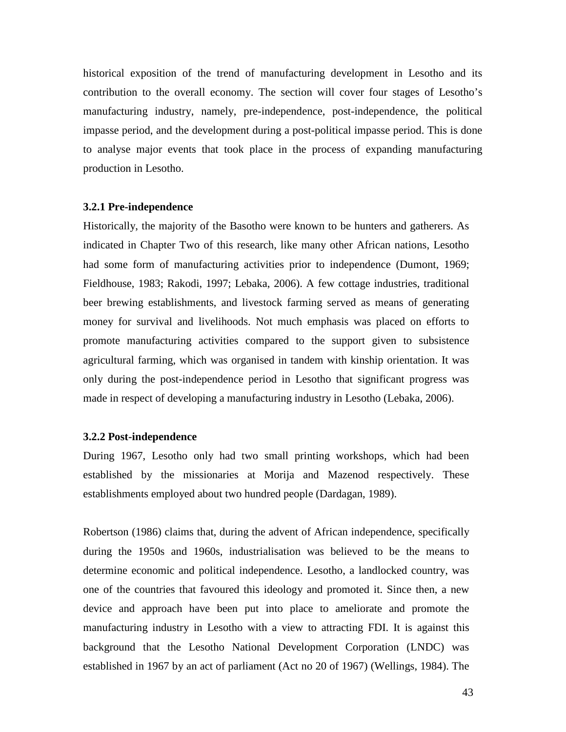historical exposition of the trend of manufacturing development in Lesotho and its contribution to the overall economy. The section will cover four stages of Lesotho's manufacturing industry, namely, pre-independence, post-independence, the political impasse period, and the development during a post-political impasse period. This is done to analyse major events that took place in the process of expanding manufacturing production in Lesotho.

### 3.2.1 Pre-independence

Historically, the majority of the Basotho were known to be hunters and gatherers. As indicated in Chapter Two of this research, like many other African nations, Lesotho had some form of manufacturing activities prior to independence (Dumont, 1969; Fieldhouse, 1983; Rakodi, 1997; Lebaka, 2006). A few cottage industries, traditional beer brewing establishments, and livestock farming served as means of generating money for survival and livelihoods. Not much emphasis was placed on efforts to promote manufacturing activities compared to the support given to subsistence agricultural farming, which was organised in tandem with kinship orientation. It was only during the post-independence period in Lesotho that significant progress was made in respect of developing a manufacturing industry in Lesotho (Lebaka, 2006).

### 3.2.2 Post-independence

During 1967, Lesotho only had two small printing workshops, which had been established by the missionaries at Morija and Mazenod respectively. These establishments employed about two hundred people (Dardagan, 1989).

Robertson (1986) claims that, during the advent of African independence, specifically during the 1950s and 1960s, industrialisation was believed to be the means to determine economic and political independence. Lesotho, a landlocked country, was one of the countries that favoured this ideology and promoted it. Since then, a new device and approach have been put into place to ameliorate and promote the manufacturing industry in Lesotho with a view to attracting FDI. It is against this background that the Lesotho National Development Corporation (LNDC) was established in 1967 by an act of parliament (Act no 20 of 1967) (Wellings, 1984). The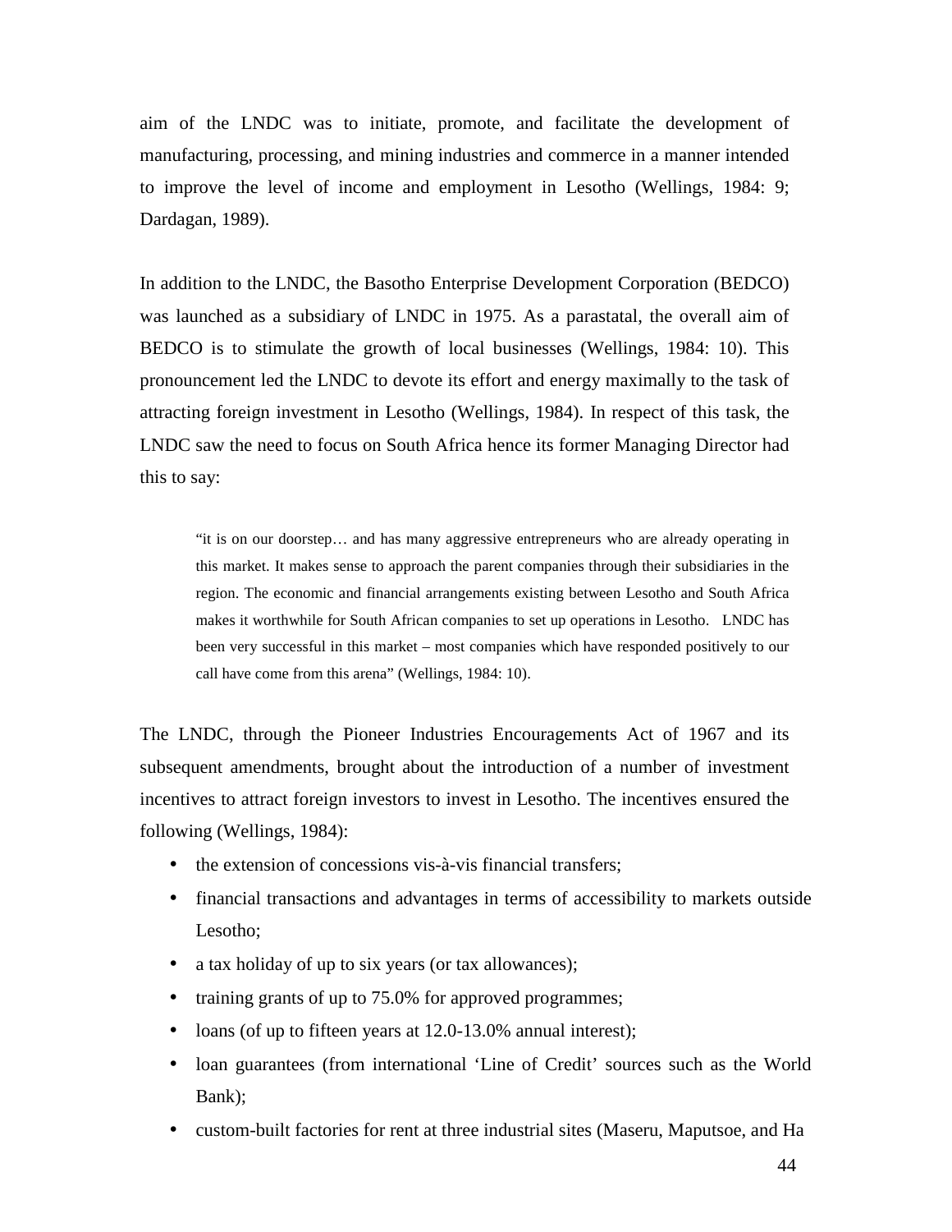aim of the LNDC was to initiate, promote, and facilitate the development of manufacturing, processing, and mining industries and commerce in a manner intended to improve the level of income and employment in Lesotho (Wellings, 1984: 9; Dardagan, 1989).

In addition to the LNDC, the Basotho Enterprise Development Corporation (BEDCO) was launched as a subsidiary of LNDC in 1975. As a parastatal, the overall aim of BEDCO is to stimulate the growth of local businesses (Wellings, 1984: 10). This pronouncement led the LNDC to devote its effort and energy maximally to the task of attracting foreign investment in Lesotho (Wellings, 1984). In respect of this task, the LNDC saw the need to focus on South Africa hence its former Managing Director had this to say:

> "it is on our doorstep… and has many aggressive entrepreneurs who are already operating in this market. It makes sense to approach the parent companies through their subsidiaries in the region. The economic and financial arrangements existing between Lesotho and South Africa makes it worthwhile for South African companies to set up operations in Lesotho. LNDC has been very successful in this market – most companies which have responded positively to our call have come from this arena" (Wellings, 1984: 10).

The LNDC, through the Pioneer Industries Encouragements Act of 1967 and its subsequent amendments, brought about the introduction of a number of investment incentives to attract foreign investors to invest in Lesotho. The incentives ensured the following (Wellings, 1984):

- the extension of concessions vis-à-vis financial transfers;
- financial transactions and advantages in terms of accessibility to markets outside Lesotho;
- a tax holiday of up to six years (or tax allowances);
- training grants of up to 75.0% for approved programmes;
- loans (of up to fifteen years at 12.0-13.0% annual interest);
- loan guarantees (from international 'Line of Credit' sources such as the World Bank);
- custom-built factories for rent at three industrial sites (Maseru, Maputsoe, and Ha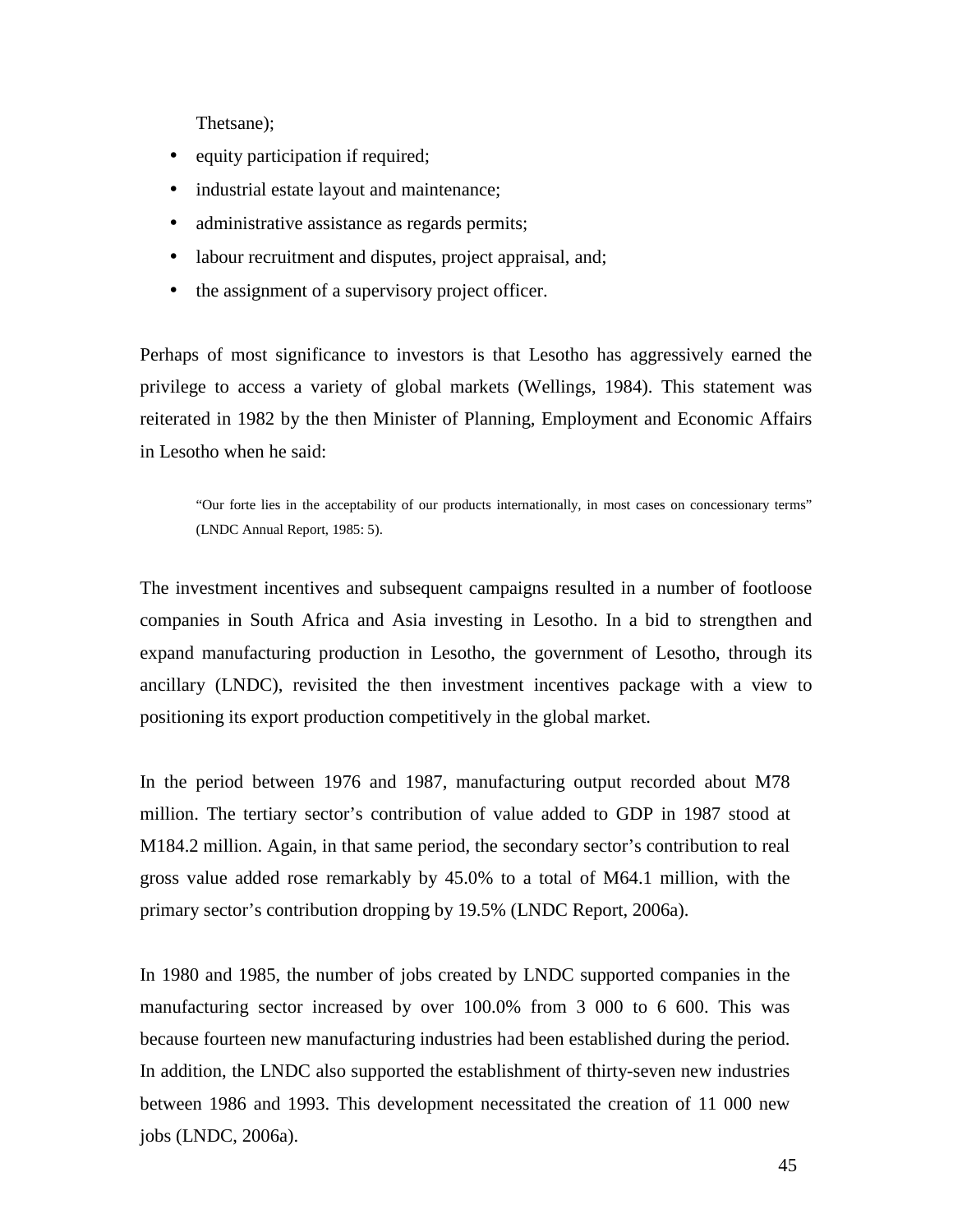Thetsane);

- equity participation if required;
- industrial estate layout and maintenance;
- administrative assistance as regards permits;
- labour recruitment and disputes, project appraisal, and;
- the assignment of a supervisory project officer.

Perhaps of most significance to investors is that Lesotho has aggressively earned the privilege to access a variety of global markets (Wellings, 1984). This statement was reiterated in 1982 by the then Minister of Planning, Employment and Economic Affairs in Lesotho when he said:

> "Our forte lies in the acceptability of our products internationally, in most cases on concessionary terms" (LNDC Annual Report, 1985: 5).

The investment incentives and subsequent campaigns resulted in a number of footloose companies in South Africa and Asia investing in Lesotho. In a bid to strengthen and expand manufacturing production in Lesotho, the government of Lesotho, through its ancillary (LNDC), revisited the then investment incentives package with a view to positioning its export production competitively in the global market.

In the period between 1976 and 1987, manufacturing output recorded about M78 million. The tertiary sector's contribution of value added to GDP in 1987 stood at M184.2 million. Again, in that same period, the secondary sector's contribution to real gross value added rose remarkably by 45.0% to a total of M64.1 million, with the primary sector's contribution dropping by 19.5% (LNDC Report, 2006a).

In 1980 and 1985, the number of jobs created by LNDC supported companies in the manufacturing sector increased by over 100.0% from 3 000 to 6 600. This was because fourteen new manufacturing industries had been established during the period. In addition, the LNDC also supported the establishment of thirty-seven new industries between 1986 and 1993. This development necessitated the creation of 11 000 new jobs (LNDC, 2006a).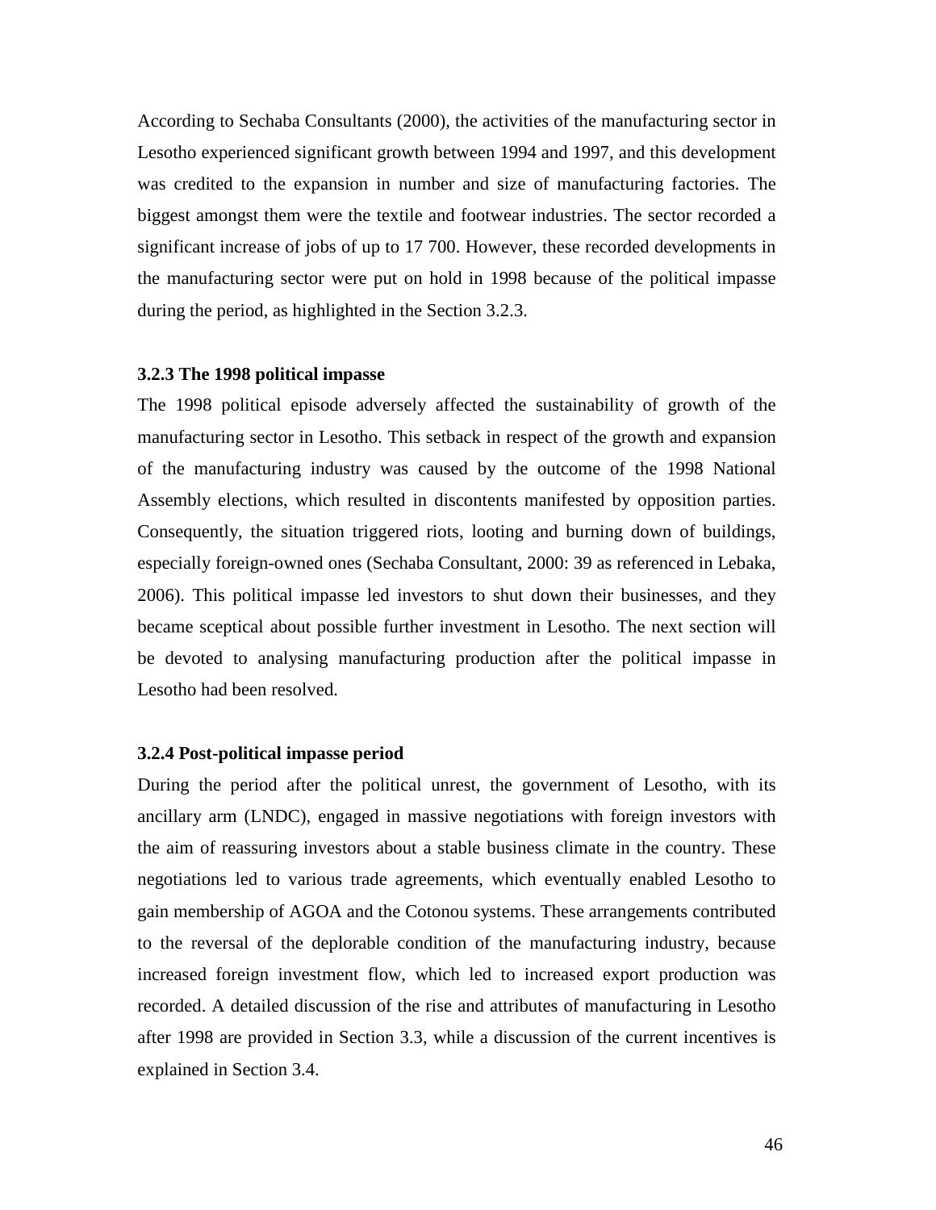According to Sechaba Consultants (2000), the activities of the manufacturing sector in Lesotho experienced significant growth between 1994 and 1997, and this development was credited to the expansion in number and size of manufacturing factories. The biggest amongst them were the textile and footwear industries. The sector recorded a significant increase of jobs of up to 17 700. However, these recorded developments in the manufacturing sector were put on hold in 1998 because of the political impasse during the period, as highlighted in the Section 3.2.3.

### 3.2.3 The 1998 political impasse

The 1998 political episode adversely affected the sustainability of growth of the manufacturing sector in Lesotho. This setback in respect of the growth and expansion of the manufacturing industry was caused by the outcome of the 1998 National Assembly elections, which resulted in discontents manifested by opposition parties. Consequently, the situation triggered riots, looting and burning down of buildings, especially foreign-owned ones (Sechaba Consultant, 2000: 39 as referenced in Lebaka, 2006). This political impasse led investors to shut down their businesses, and they became sceptical about possible further investment in Lesotho. The next section will be devoted to analysing manufacturing production after the political impasse in Lesotho had been resolved.

### 3.2.4 Post-political impasse period

During the period after the political unrest, the government of Lesotho, with its ancillary arm (LNDC), engaged in massive negotiations with foreign investors with the aim of reassuring investors about a stable business climate in the country. These negotiations led to various trade agreements, which eventually enabled Lesotho to gain membership of AGOA and the Cotonou systems. These arrangements contributed to the reversal of the deplorable condition of the manufacturing industry, because increased foreign investment flow, which led to increased export production was recorded. A detailed discussion of the rise and attributes of manufacturing in Lesotho after 1998 are provided in Section 3.3, while a discussion of the current incentives is explained in Section 3.4.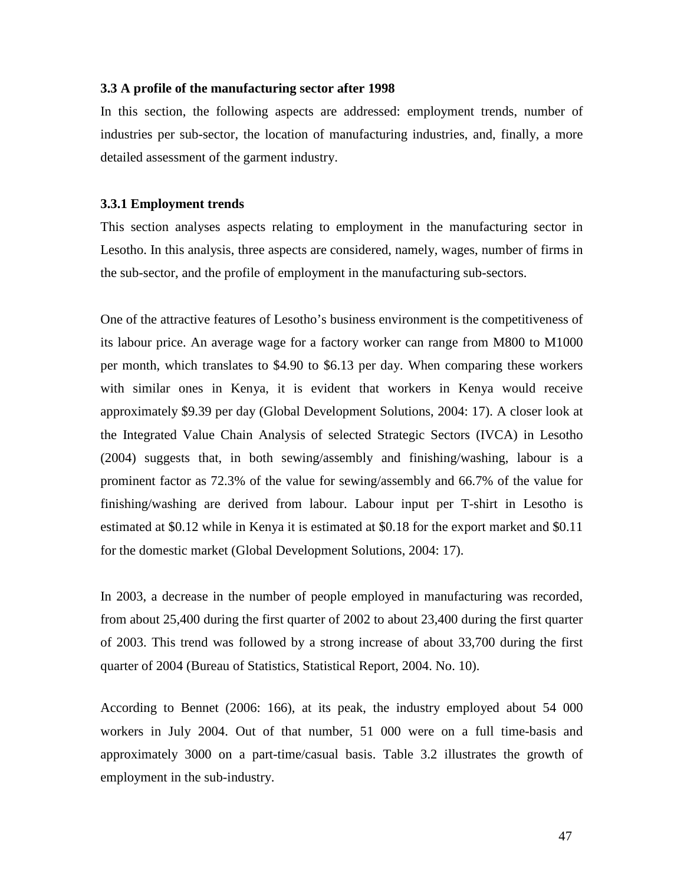### 3.3 A profile of the manufacturing sector after 1998

In this section, the following aspects are addressed: employment trends, number of industries per sub-sector, the location of manufacturing industries, and, finally, a more detailed assessment of the garment industry.

#### 3.3.1 Employment trends

This section analyses aspects relating to employment in the manufacturing sector in Lesotho. In this analysis, three aspects are considered, namely, wages, number of firms in the sub-sector, and the profile of employment in the manufacturing sub-sectors.

One of the attractive features of Lesotho's business environment is the competitiveness of its labour price. An average wage for a factory worker can range from M800 to M1000 per month, which translates to \$4.90 to \$6.13 per day. When comparing these workers with similar ones in Kenya, it is evident that workers in Kenya would receive approximately \$9.39 per day (Global Development Solutions, 2004: 17). A closer look at the Integrated Value Chain Analysis of selected Strategic Sectors (IVCA) in Lesotho (2004) suggests that, in both sewing/assembly and finishing/washing, labour is a prominent factor as 72.3% of the value for sewing/assembly and 66.7% of the value for finishing/washing are derived from labour. Labour input per T-shirt in Lesotho is estimated at \$0.12 while in Kenya it is estimated at \$0.18 for the export market and \$0.11 for the domestic market (Global Development Solutions, 2004: 17).

In 2003, a decrease in the number of people employed in manufacturing was recorded, from about 25,400 during the first quarter of 2002 to about 23,400 during the first quarter of 2003. This trend was followed by a strong increase of about 33,700 during the first quarter of 2004 (Bureau of Statistics, Statistical Report, 2004. No. 10).

According to Bennet (2006: 166), at its peak, the industry employed about 54 000 workers in July 2004. Out of that number, 51 000 were on a full time-basis and approximately 3000 on a part-time/casual basis. Table 3.2 illustrates the growth of employment in the sub-industry.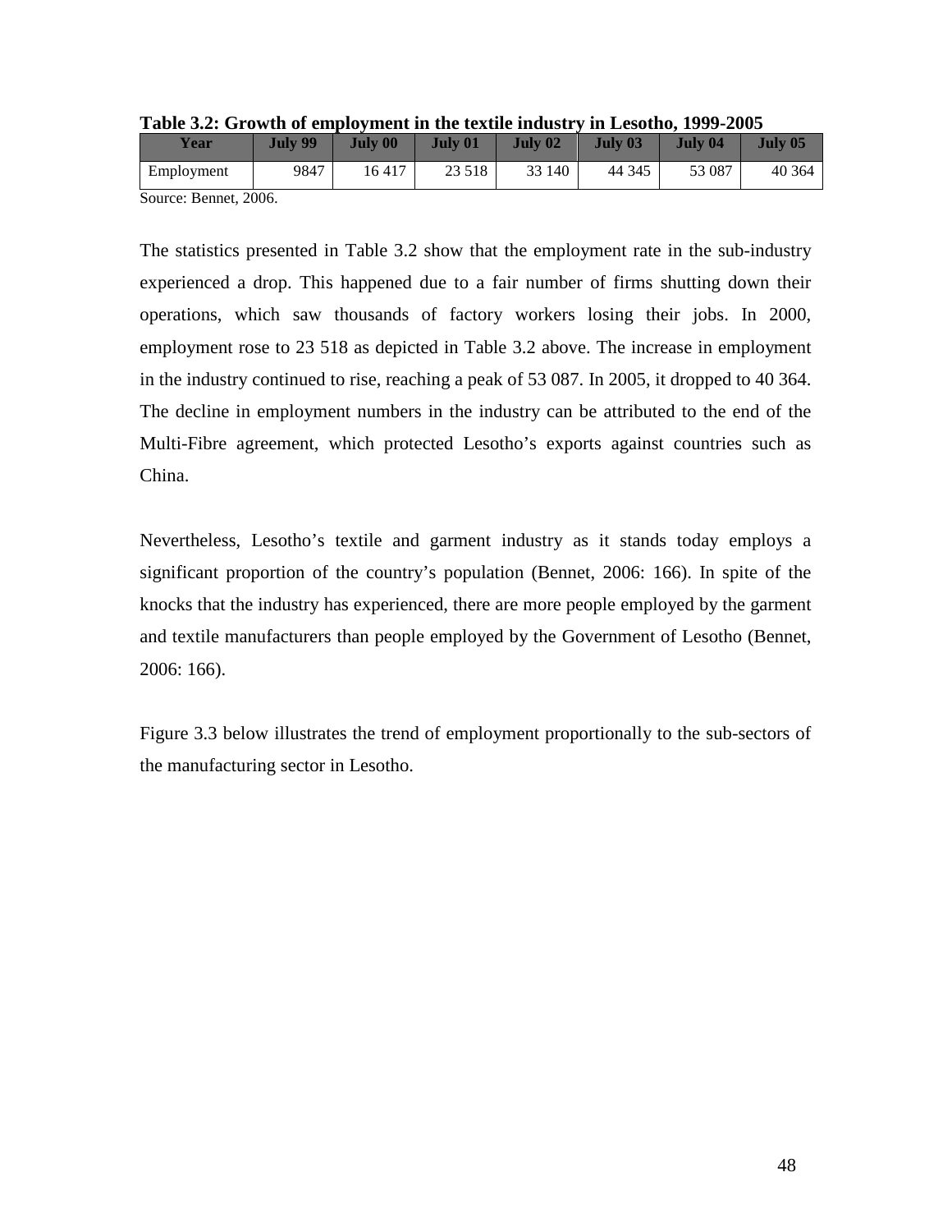**Table 3.2: Growth of employment in the textile industry in Lesotho, 1999-2005**

| Year | July 99 | July 00 | July 01 | July 02 | July 03 | July 04 | July 05 |
|---|---|---|---|---|---|---|---|
| Employment | 9847 | 16 417 | 23 518 | 33 140 | 44 345 | 53 087 | 40 364 |

Source: Bennet, 2006.

The statistics presented in Table 3.2 show that the employment rate in the sub-industry experienced a drop. This happened due to a fair number of firms shutting down their operations, which saw thousands of factory workers losing their jobs. In 2000, employment rose to 23 518 as depicted in Table 3.2 above. The increase in employment in the industry continued to rise, reaching a peak of 53 087. In 2005, it dropped to 40 364. The decline in employment numbers in the industry can be attributed to the end of the Multi-Fibre agreement, which protected Lesotho's exports against countries such as China.

Nevertheless, Lesotho's textile and garment industry as it stands today employs a significant proportion of the country's population (Bennet, 2006: 166). In spite of the knocks that the industry has experienced, there are more people employed by the garment and textile manufacturers than people employed by the Government of Lesotho (Bennet, 2006: 166).

Figure 3.3 below illustrates the trend of employment proportionally to the sub-sectors of the manufacturing sector in Lesotho.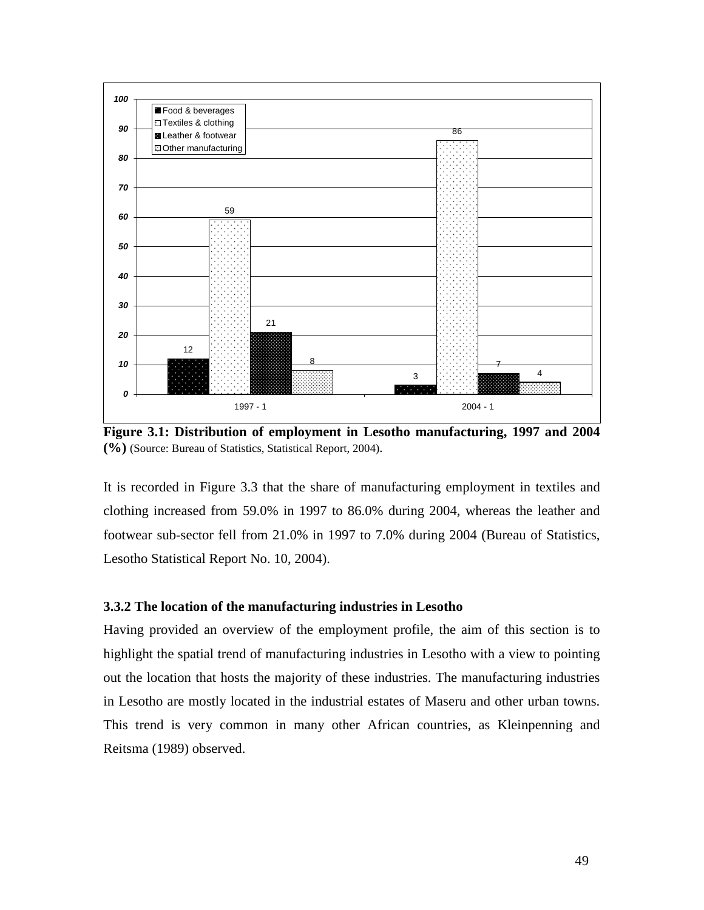**Figure 3.1: Distribution of employment in Lesotho manufacturing, 1997 and 2004 (%)** (Source: Bureau of Statistics, Statistical Report, 2004).

It is recorded in Figure 3.3 that the share of manufacturing employment in textiles and clothing increased from 59.0% in 1997 to 86.0% during 2004, whereas the leather and footwear sub-sector fell from 21.0% in 1997 to 7.0% during 2004 (Bureau of Statistics, Lesotho Statistical Report No. 10, 2004).

### 3.3.2 The location of the manufacturing industries in Lesotho

Having provided an overview of the employment profile, the aim of this section is to highlight the spatial trend of manufacturing industries in Lesotho with a view to pointing out the location that hosts the majority of these industries. The manufacturing industries in Lesotho are mostly located in the industrial estates of Maseru and other urban towns. This trend is very common in many other African countries, as Kleinpenning and Reitsma (1989) observed.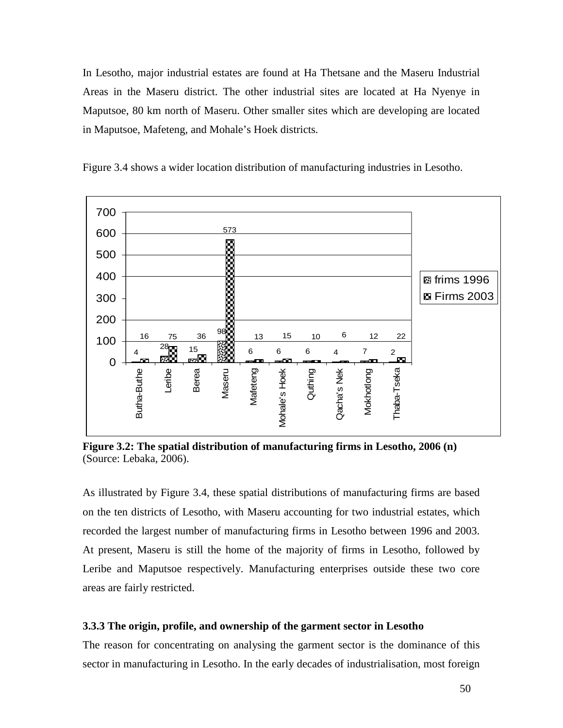In Lesotho, major industrial estates are found at Ha Thetsane and the Maseru Industrial Areas in the Maseru district. The other industrial sites are located at Ha Nyenye in Maputsoe, 80 km north of Maseru. Other smaller sites which are developing are located in Maputsoe, Mafeteng, and Mohale's Hoek districts.

Figure 3.4 shows a wider location distribution of manufacturing industries in Lesotho.

| District | frims 1996 | Firms 2003 |
|---|---|---|
| Butha-Buthe | 4 | 16 |
| Leribe | 28 | 75 |
| Berea | 15 | 36 |
| Maseru | 98 | 573 |
| Mafeteng | 6 | 13 |
| Mohale's Hoek | 6 | 15 |
| Quthing | 6 | 10 |
| Qacha's Nek | 4 | 6 |
| Mokhotlong | 7 | 12 |
| Thaba-Tseka | 2 | 22 |

**Figure 3.2: The spatial distribution of manufacturing firms in Lesotho, 2006 (n)**
(Source: Lebaka, 2006).

As illustrated by Figure 3.4, these spatial distributions of manufacturing firms are based on the ten districts of Lesotho, with Maseru accounting for two industrial estates, which recorded the largest number of manufacturing firms in Lesotho between 1996 and 2003. At present, Maseru is still the home of the majority of firms in Lesotho, followed by Leribe and Maputsoe respectively. Manufacturing enterprises outside these two core areas are fairly restricted.

### 3.3.3 The origin, profile, and ownership of the garment sector in Lesotho

The reason for concentrating on analysing the garment sector is the dominance of this sector in manufacturing in Lesotho. In the early decades of industrialisation, most foreign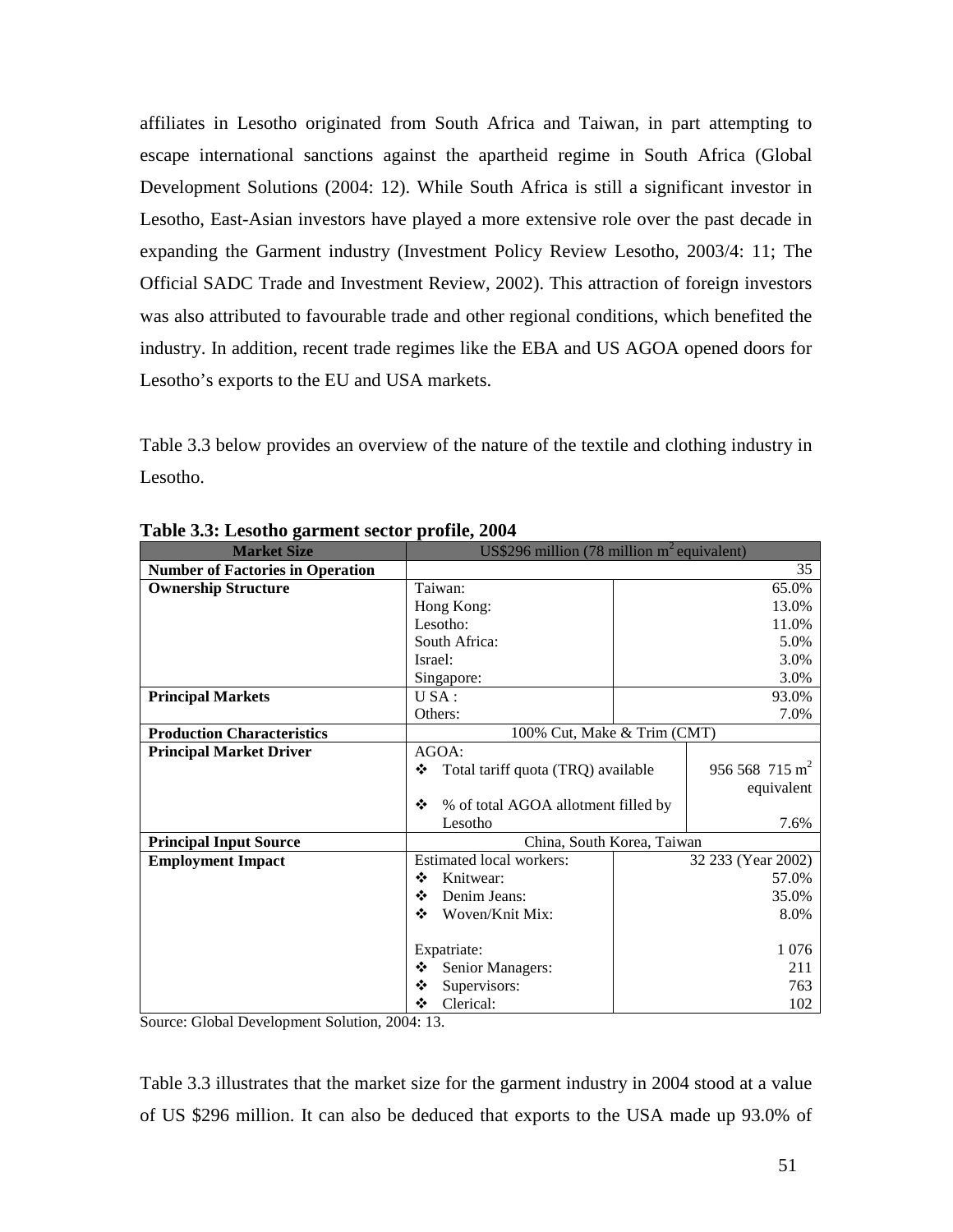affiliates in Lesotho originated from South Africa and Taiwan, in part attempting to escape international sanctions against the apartheid regime in South Africa (Global Development Solutions (2004: 12). While South Africa is still a significant investor in Lesotho, East-Asian investors have played a more extensive role over the past decade in expanding the Garment industry (Investment Policy Review Lesotho, 2003/4: 11; The Official SADC Trade and Investment Review, 2002). This attraction of foreign investors was also attributed to favourable trade and other regional conditions, which benefited the industry. In addition, recent trade regimes like the EBA and US AGOA opened doors for Lesotho's exports to the EU and USA markets.

Table 3.3 below provides an overview of the nature of the textile and clothing industry in Lesotho.

**Table 3.3: Lesotho garment sector profile, 2004**

| Market Size | US$296 million (78 million $m^2$ equivalent) | |
|---|---|---|
| **Number of Factories in Operation** | | 35 |
| **Ownership Structure** | Taiwan: | 65.0% |
| | Hong Kong: | 13.0% |
| | Lesotho: | 11.0% |
| | South Africa: | 5.0% |
| | Israel: | 3.0% |
| | Singapore: | 3.0% |
| **Principal Markets** | U SA : | 93.0% |
| | Others: | 7.0% |
| **Production Characteristics** | 100% Cut, Make & Trim (CMT) | |
| **Principal Market Driver** | AGOA: | |
| | ❖ Total tariff quota (TRQ) available | 956 568 715 $m^2$ equivalent |
| | ❖ % of total AGOA allotment filled by Lesotho | 7.6% |
| **Principal Input Source** | China, South Korea, Taiwan | |
| **Employment Impact** | Estimated local workers: | 32 233 (Year 2002) |
| | ❖ Knitwear: | 57.0% |
| | ❖ Denim Jeans: | 35.0% |
| | ❖ Woven/Knit Mix: | 8.0% |
| | Expatriate: | 1 076 |
| | ❖ Senior Managers: | 211 |
| | ❖ Supervisors: | 763 |
| | ❖ Clerical: | 102 |

Source: Global Development Solution, 2004: 13.

Table 3.3 illustrates that the market size for the garment industry in 2004 stood at a value of US $296 million. It can also be deduced that exports to the USA made up 93.0% of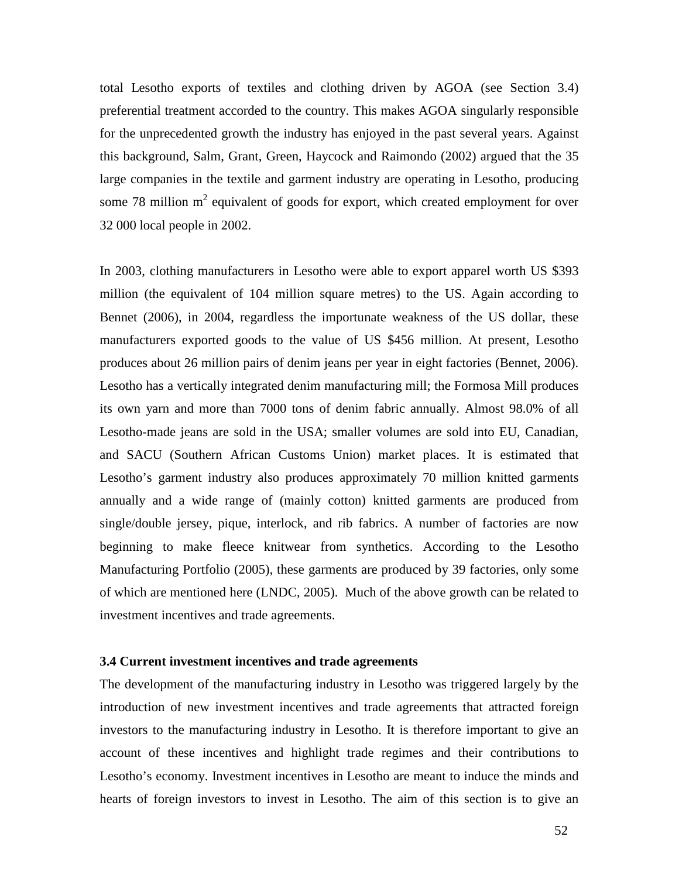total Lesotho exports of textiles and clothing driven by AGOA (see Section 3.4) preferential treatment accorded to the country. This makes AGOA singularly responsible for the unprecedented growth the industry has enjoyed in the past several years. Against this background, Salm, Grant, Green, Haycock and Raimondo (2002) argued that the 35 large companies in the textile and garment industry are operating in Lesotho, producing some 78 million $m^2$ equivalent of goods for export, which created employment for over 32 000 local people in 2002.

In 2003, clothing manufacturers in Lesotho were able to export apparel worth US $393 million (the equivalent of 104 million square metres) to the US. Again according to Bennet (2006), in 2004, regardless the importunate weakness of the US dollar, these manufacturers exported goods to the value of US $456 million. At present, Lesotho produces about 26 million pairs of denim jeans per year in eight factories (Bennet, 2006). Lesotho has a vertically integrated denim manufacturing mill; the Formosa Mill produces its own yarn and more than 7000 tons of denim fabric annually. Almost 98.0% of all Lesotho-made jeans are sold in the USA; smaller volumes are sold into EU, Canadian, and SACU (Southern African Customs Union) market places. It is estimated that Lesotho's garment industry also produces approximately 70 million knitted garments annually and a wide range of (mainly cotton) knitted garments are produced from single/double jersey, pique, interlock, and rib fabrics. A number of factories are now beginning to make fleece knitwear from synthetics. According to the Lesotho Manufacturing Portfolio (2005), these garments are produced by 39 factories, only some of which are mentioned here (LNDC, 2005). Much of the above growth can be related to investment incentives and trade agreements.

### 3.4 Current investment incentives and trade agreements

The development of the manufacturing industry in Lesotho was triggered largely by the introduction of new investment incentives and trade agreements that attracted foreign investors to the manufacturing industry in Lesotho. It is therefore important to give an account of these incentives and highlight trade regimes and their contributions to Lesotho's economy. Investment incentives in Lesotho are meant to induce the minds and hearts of foreign investors to invest in Lesotho. The aim of this section is to give an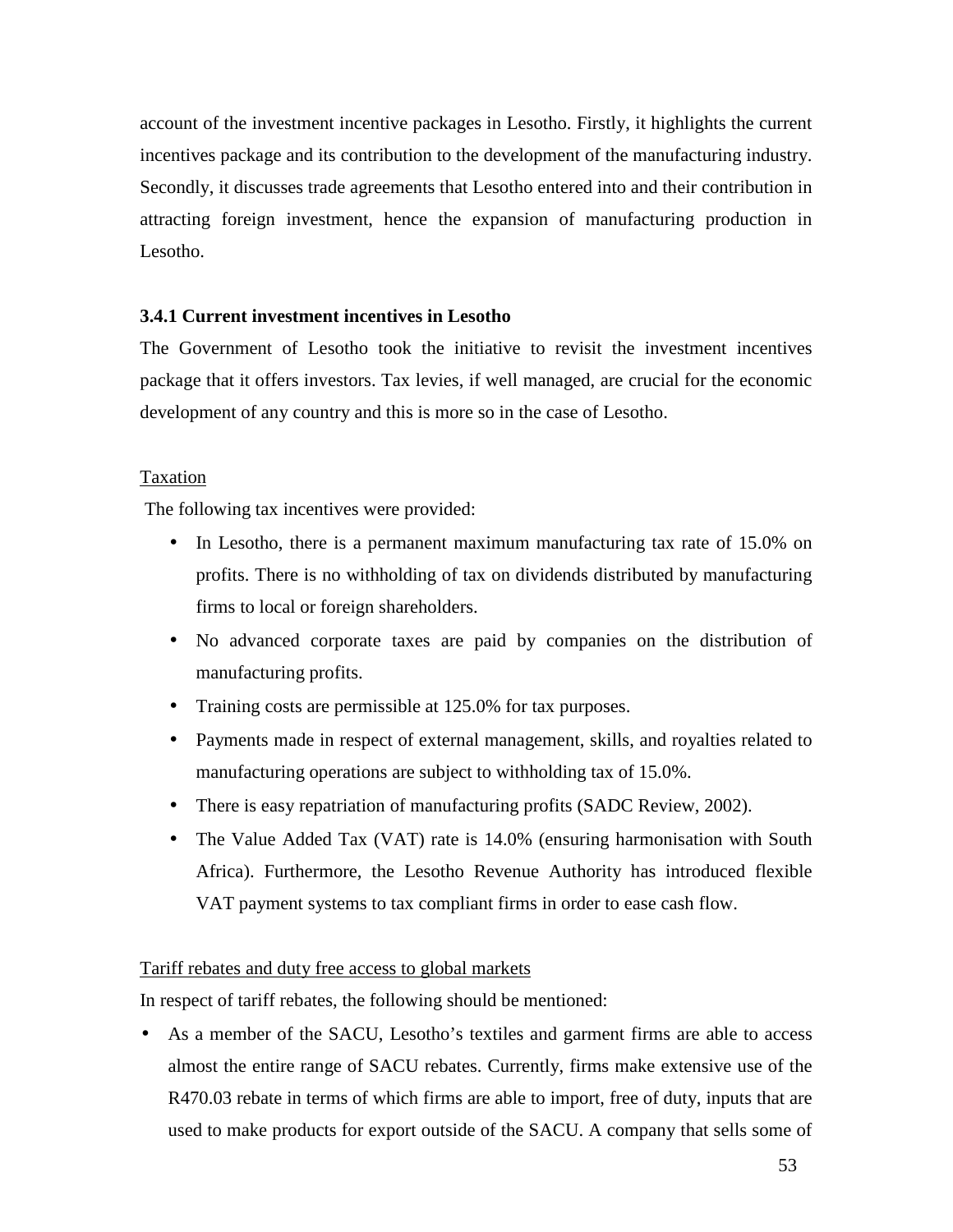account of the investment incentive packages in Lesotho. Firstly, it highlights the current incentives package and its contribution to the development of the manufacturing industry. Secondly, it discusses trade agreements that Lesotho entered into and their contribution in attracting foreign investment, hence the expansion of manufacturing production in Lesotho.

### 3.4.1 Current investment incentives in Lesotho

The Government of Lesotho took the initiative to revisit the investment incentives package that it offers investors. Tax levies, if well managed, are crucial for the economic development of any country and this is more so in the case of Lesotho.

<u>Taxation</u>

The following tax incentives were provided:

- In Lesotho, there is a permanent maximum manufacturing tax rate of 15.0% on profits. There is no withholding of tax on dividends distributed by manufacturing firms to local or foreign shareholders.
- No advanced corporate taxes are paid by companies on the distribution of manufacturing profits.
- Training costs are permissible at 125.0% for tax purposes.
- Payments made in respect of external management, skills, and royalties related to manufacturing operations are subject to withholding tax of 15.0%.
- There is easy repatriation of manufacturing profits (SADC Review, 2002).
- The Value Added Tax (VAT) rate is 14.0% (ensuring harmonisation with South Africa). Furthermore, the Lesotho Revenue Authority has introduced flexible VAT payment systems to tax compliant firms in order to ease cash flow.

<u>Tariff rebates and duty free access to global markets</u>

In respect of tariff rebates, the following should be mentioned:

- As a member of the SACU, Lesotho's textiles and garment firms are able to access almost the entire range of SACU rebates. Currently, firms make extensive use of the R470.03 rebate in terms of which firms are able to import, free of duty, inputs that are used to make products for export outside of the SACU. A company that sells some of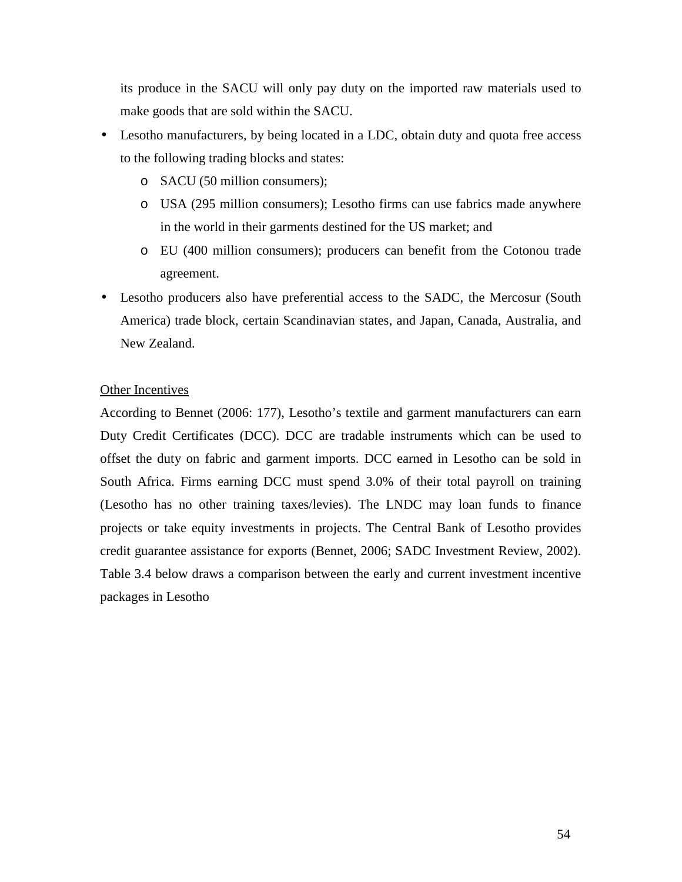its produce in the SACU will only pay duty on the imported raw materials used to make goods that are sold within the SACU.

- Lesotho manufacturers, by being located in a LDC, obtain duty and quota free access to the following trading blocks and states:
  - SACU (50 million consumers);
  - USA (295 million consumers); Lesotho firms can use fabrics made anywhere in the world in their garments destined for the US market; and
  - EU (400 million consumers); producers can benefit from the Cotonou trade agreement.
- Lesotho producers also have preferential access to the SADC, the Mercosur (South America) trade block, certain Scandinavian states, and Japan, Canada, Australia, and New Zealand.

<u>Other Incentives</u>

According to Bennet (2006: 177), Lesotho's textile and garment manufacturers can earn Duty Credit Certificates (DCC). DCC are tradable instruments which can be used to offset the duty on fabric and garment imports. DCC earned in Lesotho can be sold in South Africa. Firms earning DCC must spend 3.0% of their total payroll on training (Lesotho has no other training taxes/levies). The LNDC may loan funds to finance projects or take equity investments in projects. The Central Bank of Lesotho provides credit guarantee assistance for exports (Bennet, 2006; SADC Investment Review, 2002). Table 3.4 below draws a comparison between the early and current investment incentive packages in Lesotho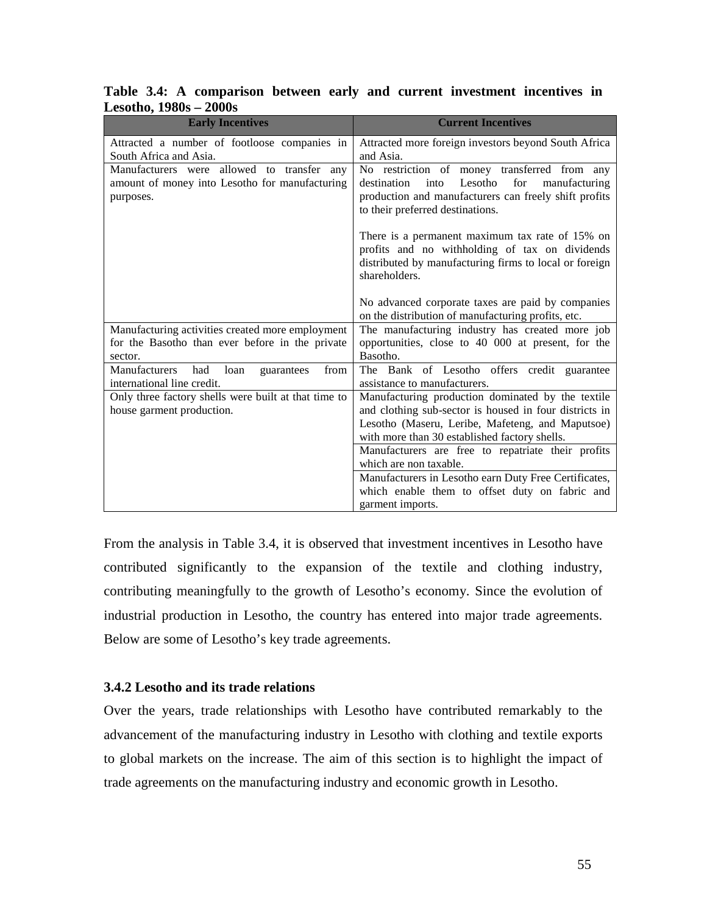**Table 3.4: A comparison between early and current investment incentives in Lesotho, 1980s – 2000s**

| Early Incentives | Current Incentives |
|---|---|
| Attracted a number of footloose companies in South Africa and Asia. | Attracted more foreign investors beyond South Africa and Asia. |
| Manufacturers were allowed to transfer any amount of money into Lesotho for manufacturing purposes. | No restriction of money transferred from any destination into Lesotho for manufacturing production and manufacturers can freely shift profits to their preferred destinations.<br><br>There is a permanent maximum tax rate of 15% on profits and no withholding of tax on dividends distributed by manufacturing firms to local or foreign shareholders.<br><br>No advanced corporate taxes are paid by companies on the distribution of manufacturing profits, etc. |
| Manufacturing activities created more employment for the Basotho than ever before in the private sector. | The manufacturing industry has created more job opportunities, close to 40 000 at present, for the Basotho. |
| Manufacturers had loan guarantees from international line credit. | The Bank of Lesotho offers credit guarantee assistance to manufacturers. |
| Only three factory shells were built at that time to house garment production. | Manufacturing production dominated by the textile and clothing sub-sector is housed in four districts in Lesotho (Maseru, Leribe, Mafeteng, and Maputsoe) with more than 30 established factory shells. |
| | Manufacturers are free to repatriate their profits which are non taxable. |
| | Manufacturers in Lesotho earn Duty Free Certificates, which enable them to offset duty on fabric and garment imports. |

From the analysis in Table 3.4, it is observed that investment incentives in Lesotho have contributed significantly to the expansion of the textile and clothing industry, contributing meaningfully to the growth of Lesotho's economy. Since the evolution of industrial production in Lesotho, the country has entered into major trade agreements. Below are some of Lesotho's key trade agreements.

### 3.4.2 Lesotho and its trade relations

Over the years, trade relationships with Lesotho have contributed remarkably to the advancement of the manufacturing industry in Lesotho with clothing and textile exports to global markets on the increase. The aim of this section is to highlight the impact of trade agreements on the manufacturing industry and economic growth in Lesotho.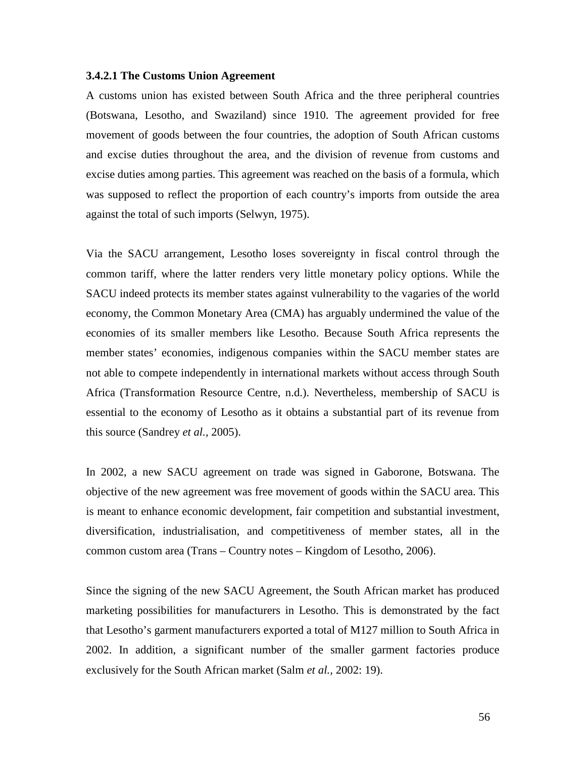#### 3.4.2.1 The Customs Union Agreement

A customs union has existed between South Africa and the three peripheral countries (Botswana, Lesotho, and Swaziland) since 1910. The agreement provided for free movement of goods between the four countries, the adoption of South African customs and excise duties throughout the area, and the division of revenue from customs and excise duties among parties. This agreement was reached on the basis of a formula, which was supposed to reflect the proportion of each country's imports from outside the area against the total of such imports (Selwyn, 1975).

Via the SACU arrangement, Lesotho loses sovereignty in fiscal control through the common tariff, where the latter renders very little monetary policy options. While the SACU indeed protects its member states against vulnerability to the vagaries of the world economy, the Common Monetary Area (CMA) has arguably undermined the value of the economies of its smaller members like Lesotho. Because South Africa represents the member states' economies, indigenous companies within the SACU member states are not able to compete independently in international markets without access through South Africa (Transformation Resource Centre, n.d.). Nevertheless, membership of SACU is essential to the economy of Lesotho as it obtains a substantial part of its revenue from this source (Sandrey *et al.,* 2005).

In 2002, a new SACU agreement on trade was signed in Gaborone, Botswana. The objective of the new agreement was free movement of goods within the SACU area. This is meant to enhance economic development, fair competition and substantial investment, diversification, industrialisation, and competitiveness of member states, all in the common custom area (Trans – Country notes – Kingdom of Lesotho, 2006).

Since the signing of the new SACU Agreement, the South African market has produced marketing possibilities for manufacturers in Lesotho. This is demonstrated by the fact that Lesotho's garment manufacturers exported a total of M127 million to South Africa in 2002. In addition, a significant number of the smaller garment factories produce exclusively for the South African market (Salm *et al.,* 2002: 19).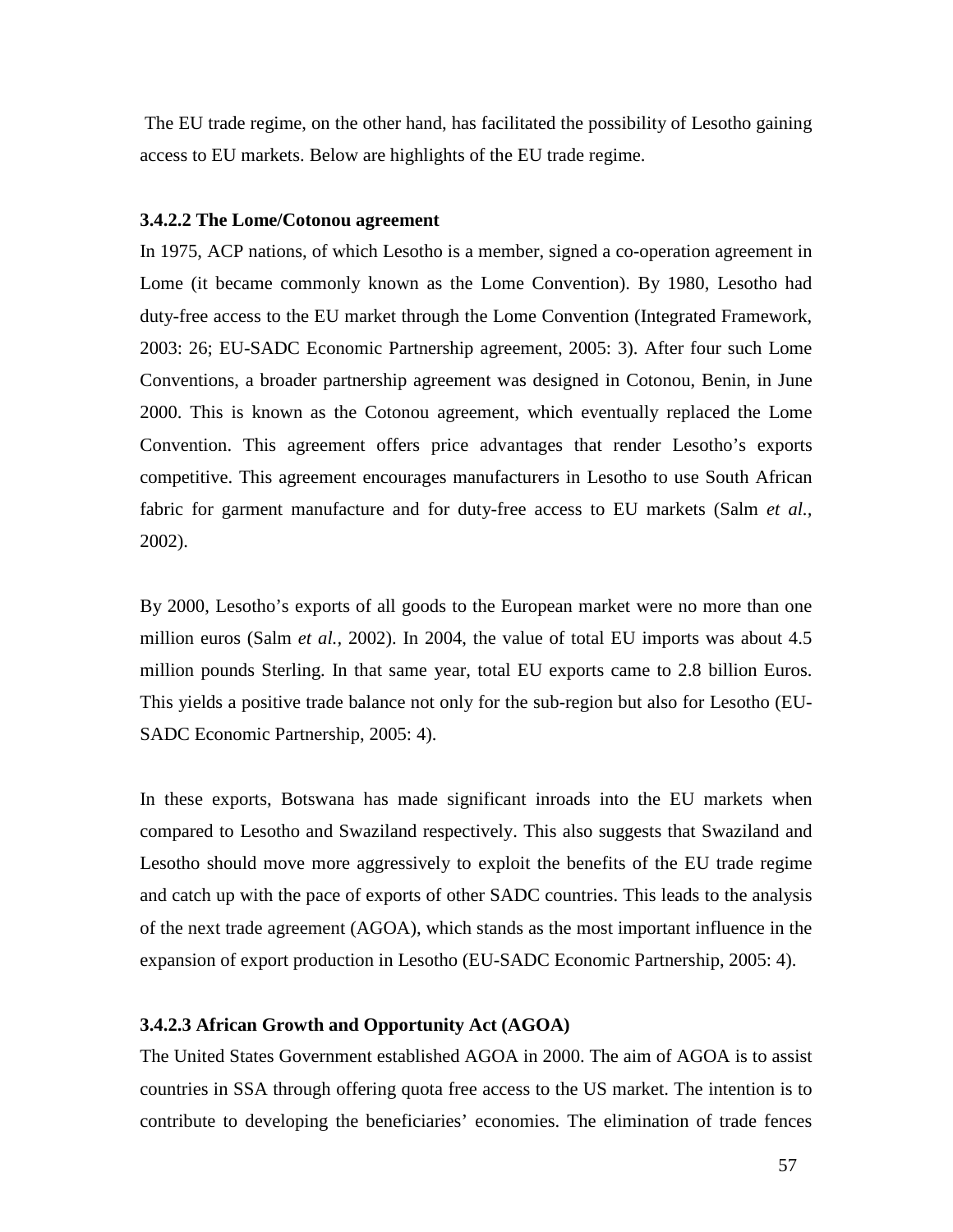The EU trade regime, on the other hand, has facilitated the possibility of Lesotho gaining access to EU markets. Below are highlights of the EU trade regime.

#### 3.4.2.2 The Lome/Cotonou agreement

In 1975, ACP nations, of which Lesotho is a member, signed a co-operation agreement in Lome (it became commonly known as the Lome Convention). By 1980, Lesotho had duty-free access to the EU market through the Lome Convention (Integrated Framework, 2003: 26; EU-SADC Economic Partnership agreement, 2005: 3). After four such Lome Conventions, a broader partnership agreement was designed in Cotonou, Benin, in June 2000. This is known as the Cotonou agreement, which eventually replaced the Lome Convention. This agreement offers price advantages that render Lesotho's exports competitive. This agreement encourages manufacturers in Lesotho to use South African fabric for garment manufacture and for duty-free access to EU markets (Salm *et al.,* 2002).

By 2000, Lesotho's exports of all goods to the European market were no more than one million euros (Salm *et al.,* 2002). In 2004, the value of total EU imports was about 4.5 million pounds Sterling. In that same year, total EU exports came to 2.8 billion Euros. This yields a positive trade balance not only for the sub-region but also for Lesotho (EU-SADC Economic Partnership, 2005: 4).

In these exports, Botswana has made significant inroads into the EU markets when compared to Lesotho and Swaziland respectively. This also suggests that Swaziland and Lesotho should move more aggressively to exploit the benefits of the EU trade regime and catch up with the pace of exports of other SADC countries. This leads to the analysis of the next trade agreement (AGOA), which stands as the most important influence in the expansion of export production in Lesotho (EU-SADC Economic Partnership, 2005: 4).

#### 3.4.2.3 African Growth and Opportunity Act (AGOA)

The United States Government established AGOA in 2000. The aim of AGOA is to assist countries in SSA through offering quota free access to the US market. The intention is to contribute to developing the beneficiaries' economies. The elimination of trade fences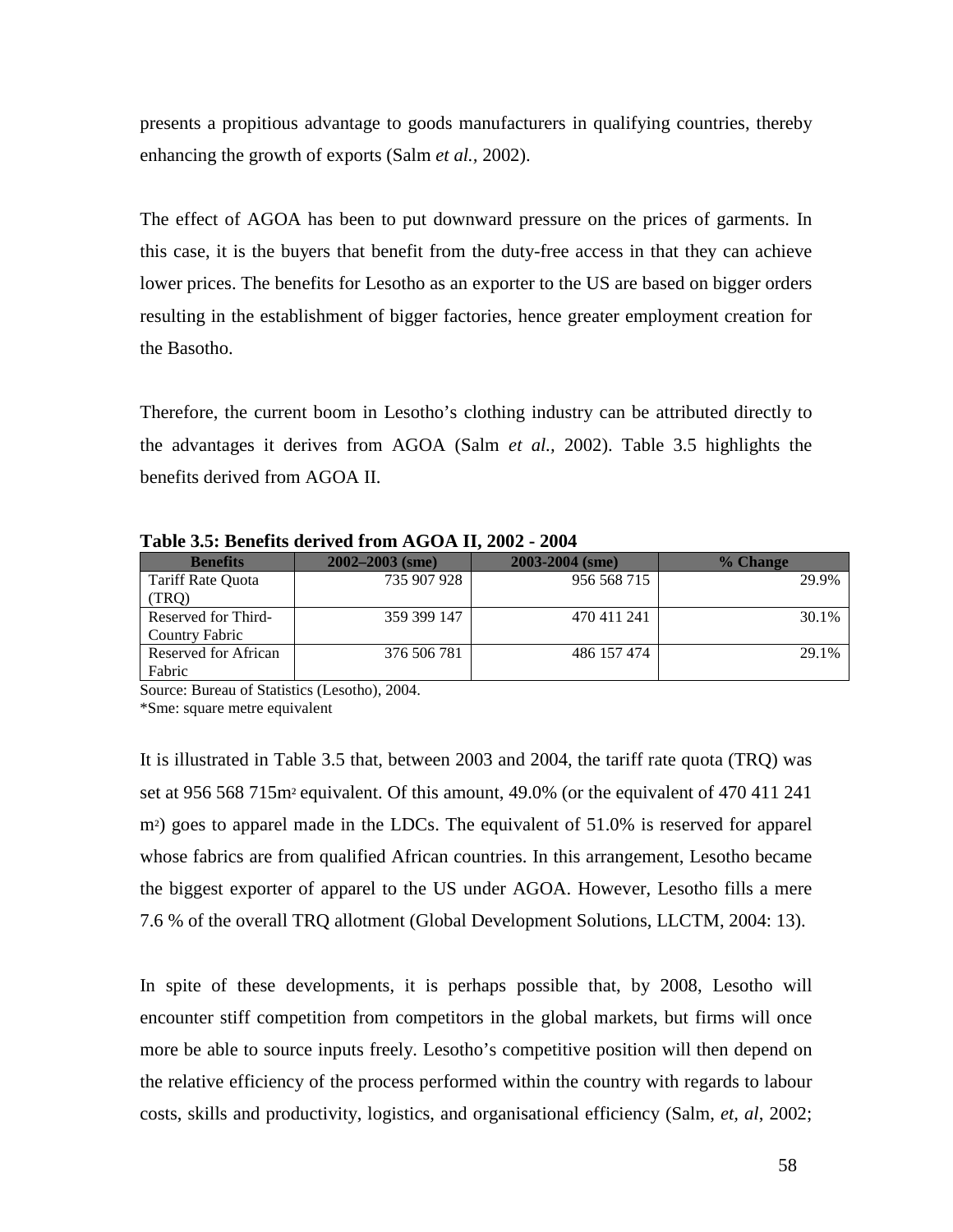presents a propitious advantage to goods manufacturers in qualifying countries, thereby enhancing the growth of exports (Salm *et al.,* 2002).

The effect of AGOA has been to put downward pressure on the prices of garments. In this case, it is the buyers that benefit from the duty-free access in that they can achieve lower prices. The benefits for Lesotho as an exporter to the US are based on bigger orders resulting in the establishment of bigger factories, hence greater employment creation for the Basotho.

Therefore, the current boom in Lesotho's clothing industry can be attributed directly to the advantages it derives from AGOA (Salm *et al.,* 2002). Table 3.5 highlights the benefits derived from AGOA II.

**Table 3.5: Benefits derived from AGOA II, 2002 - 2004**

| Benefits | 2002–2003 (sme) | 2003-2004 (sme) | % Change |
|---|---|---|---|
| Tariff Rate Quota (TRQ) | 735 907 928 | 956 568 715 | 29.9% |
| Reserved for Third-Country Fabric | 359 399 147 | 470 411 241 | 30.1% |
| Reserved for African Fabric | 376 506 781 | 486 157 474 | 29.1% |

Source: Bureau of Statistics (Lesotho), 2004.
*Sme: square metre equivalent

It is illustrated in Table 3.5 that, between 2003 and 2004, the tariff rate quota (TRQ) was set at 956 568 715$m^2$ equivalent. Of this amount, 49.0% (or the equivalent of 470 411 241 $m^2$) goes to apparel made in the LDCs. The equivalent of 51.0% is reserved for apparel whose fabrics are from qualified African countries. In this arrangement, Lesotho became the biggest exporter of apparel to the US under AGOA. However, Lesotho fills a mere 7.6 % of the overall TRQ allotment (Global Development Solutions, LLCTM, 2004: 13).

In spite of these developments, it is perhaps possible that, by 2008, Lesotho will encounter stiff competition from competitors in the global markets, but firms will once more be able to source inputs freely. Lesotho's competitive position will then depend on the relative efficiency of the process performed within the country with regards to labour costs, skills and productivity, logistics, and organisational efficiency (Salm, *et, al*, 2002;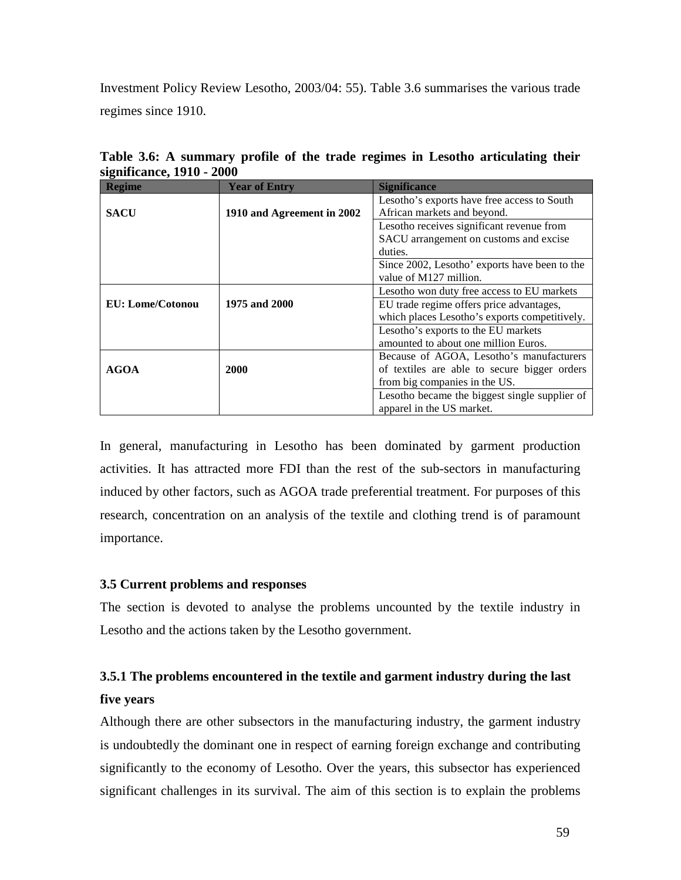Investment Policy Review Lesotho, 2003/04: 55). Table 3.6 summarises the various trade regimes since 1910.

**Table 3.6: A summary profile of the trade regimes in Lesotho articulating their significance, 1910 - 2000**

| Regime | Year of Entry | Significance |
|---|---|---|
| **SACU** | **1910 and Agreement in 2002** | Lesotho's exports have free access to South African markets and beyond. |
| | | Lesotho receives significant revenue from SACU arrangement on customs and excise duties. |
| | | Since 2002, Lesotho' exports have been to the value of M127 million. |
| **EU: Lome/Cotonou** | **1975 and 2000** | Lesotho won duty free access to EU markets |
| | | EU trade regime offers price advantages, which places Lesotho's exports competitively. |
| | | Lesotho's exports to the EU markets amounted to about one million Euros. |
| **AGOA** | **2000** | Because of AGOA, Lesotho's manufacturers of textiles are able to secure bigger orders from big companies in the US. |
| | | Lesotho became the biggest single supplier of apparel in the US market. |

In general, manufacturing in Lesotho has been dominated by garment production activities. It has attracted more FDI than the rest of the sub-sectors in manufacturing induced by other factors, such as AGOA trade preferential treatment. For purposes of this research, concentration on an analysis of the textile and clothing trend is of paramount importance.

### 3.5 Current problems and responses

The section is devoted to analyse the problems uncounted by the textile industry in Lesotho and the actions taken by the Lesotho government.

#### 3.5.1 The problems encountered in the textile and garment industry during the last five years

Although there are other subsectors in the manufacturing industry, the garment industry is undoubtedly the dominant one in respect of earning foreign exchange and contributing significantly to the economy of Lesotho. Over the years, this subsector has experienced significant challenges in its survival. The aim of this section is to explain the problems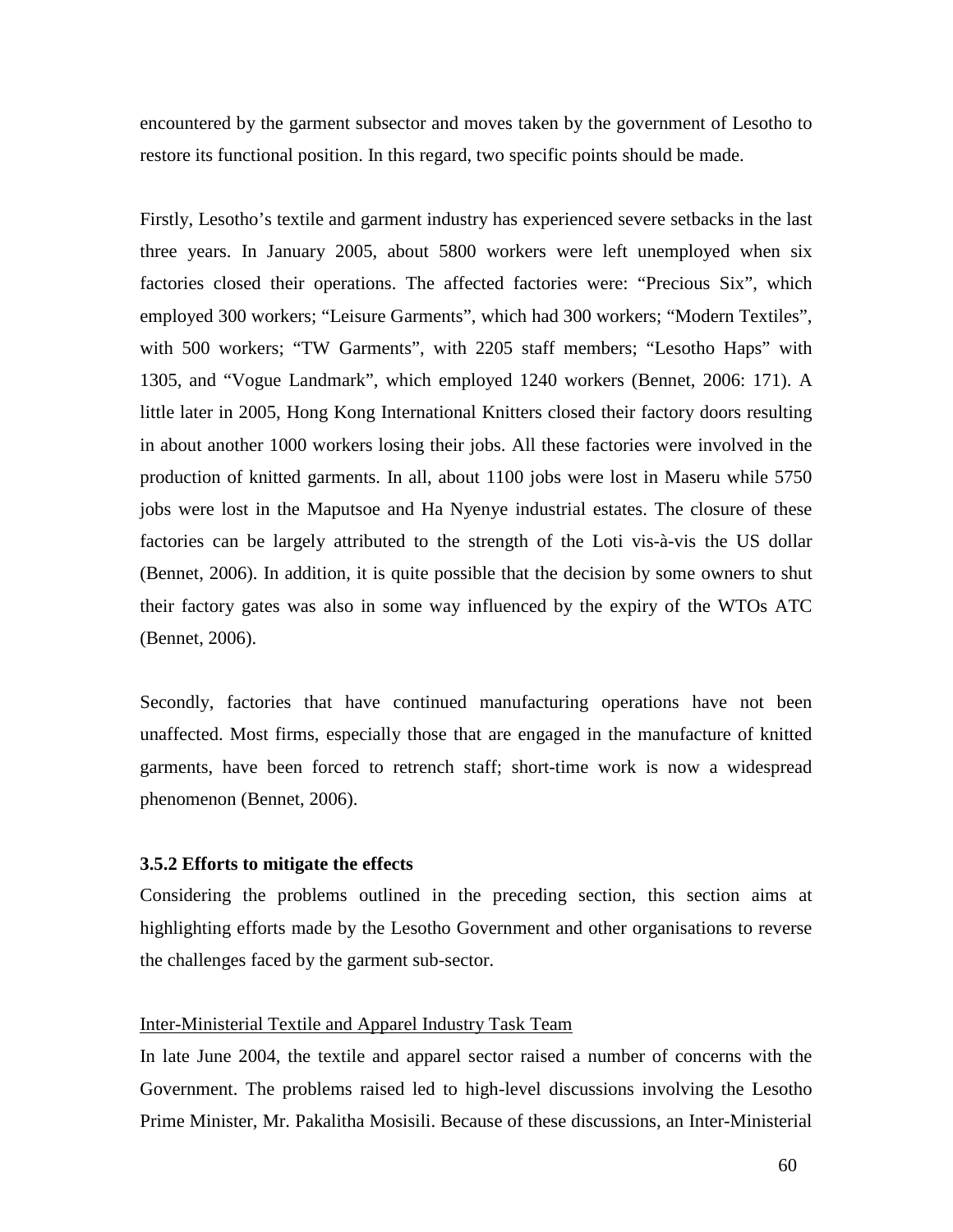encountered by the garment subsector and moves taken by the government of Lesotho to restore its functional position. In this regard, two specific points should be made.

Firstly, Lesotho's textile and garment industry has experienced severe setbacks in the last three years. In January 2005, about 5800 workers were left unemployed when six factories closed their operations. The affected factories were: "Precious Six", which employed 300 workers; "Leisure Garments", which had 300 workers; "Modern Textiles", with 500 workers; "TW Garments", with 2205 staff members; "Lesotho Haps" with 1305, and "Vogue Landmark", which employed 1240 workers (Bennet, 2006: 171). A little later in 2005, Hong Kong International Knitters closed their factory doors resulting in about another 1000 workers losing their jobs. All these factories were involved in the production of knitted garments. In all, about 1100 jobs were lost in Maseru while 5750 jobs were lost in the Maputsoe and Ha Nyenye industrial estates. The closure of these factories can be largely attributed to the strength of the Loti vis-à-vis the US dollar (Bennet, 2006). In addition, it is quite possible that the decision by some owners to shut their factory gates was also in some way influenced by the expiry of the WTOs ATC (Bennet, 2006).

Secondly, factories that have continued manufacturing operations have not been unaffected. Most firms, especially those that are engaged in the manufacture of knitted garments, have been forced to retrench staff; short-time work is now a widespread phenomenon (Bennet, 2006).

### 3.5.2 Efforts to mitigate the effects

Considering the problems outlined in the preceding section, this section aims at highlighting efforts made by the Lesotho Government and other organisations to reverse the challenges faced by the garment sub-sector.

Inter-Ministerial Textile and Apparel Industry Task Team

In late June 2004, the textile and apparel sector raised a number of concerns with the Government. The problems raised led to high-level discussions involving the Lesotho Prime Minister, Mr. Pakalitha Mosisili. Because of these discussions, an Inter-Ministerial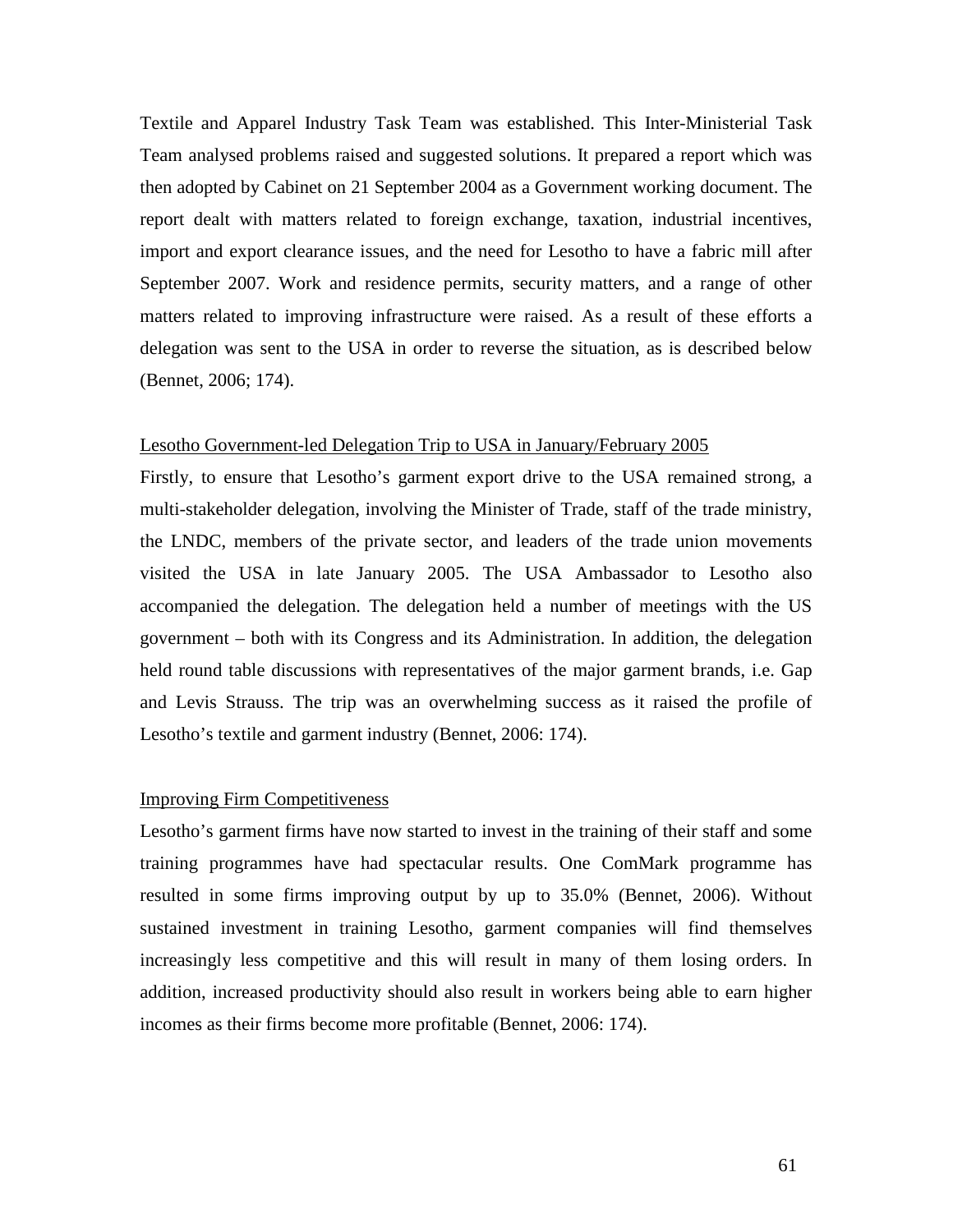Textile and Apparel Industry Task Team was established. This Inter-Ministerial Task Team analysed problems raised and suggested solutions. It prepared a report which was then adopted by Cabinet on 21 September 2004 as a Government working document. The report dealt with matters related to foreign exchange, taxation, industrial incentives, import and export clearance issues, and the need for Lesotho to have a fabric mill after September 2007. Work and residence permits, security matters, and a range of other matters related to improving infrastructure were raised. As a result of these efforts a delegation was sent to the USA in order to reverse the situation, as is described below (Bennet, 2006; 174).

<u>Lesotho Government-led Delegation Trip to USA in January/February 2005</u>

Firstly, to ensure that Lesotho's garment export drive to the USA remained strong, a multi-stakeholder delegation, involving the Minister of Trade, staff of the trade ministry, the LNDC, members of the private sector, and leaders of the trade union movements visited the USA in late January 2005. The USA Ambassador to Lesotho also accompanied the delegation. The delegation held a number of meetings with the US government – both with its Congress and its Administration. In addition, the delegation held round table discussions with representatives of the major garment brands, i.e. Gap and Levis Strauss. The trip was an overwhelming success as it raised the profile of Lesotho's textile and garment industry (Bennet, 2006: 174).

<u>Improving Firm Competitiveness</u>

Lesotho's garment firms have now started to invest in the training of their staff and some training programmes have had spectacular results. One ComMark programme has resulted in some firms improving output by up to 35.0% (Bennet, 2006). Without sustained investment in training Lesotho, garment companies will find themselves increasingly less competitive and this will result in many of them losing orders. In addition, increased productivity should also result in workers being able to earn higher incomes as their firms become more profitable (Bennet, 2006: 174).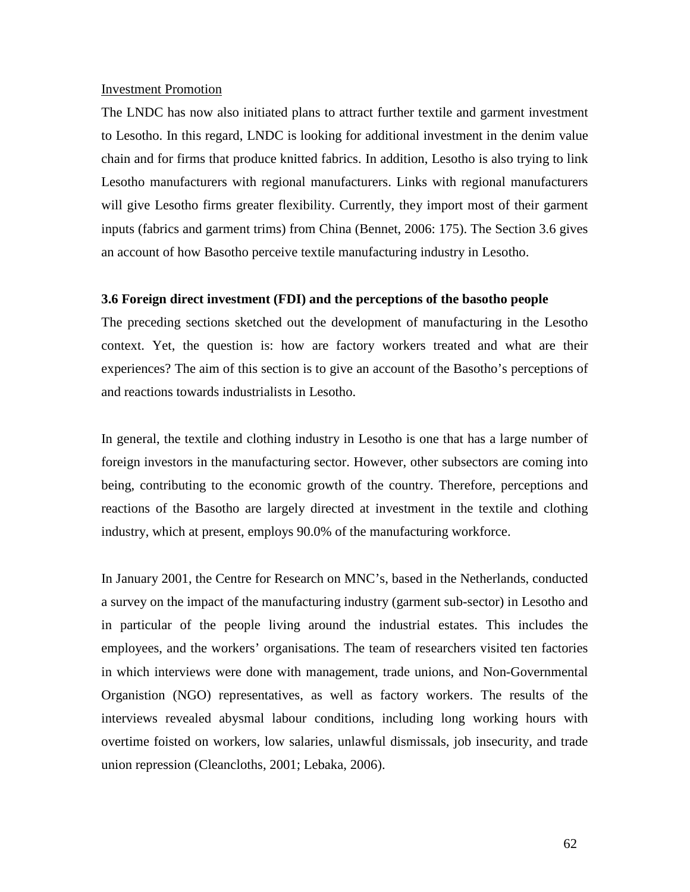Investment Promotion

The LNDC has now also initiated plans to attract further textile and garment investment to Lesotho. In this regard, LNDC is looking for additional investment in the denim value chain and for firms that produce knitted fabrics. In addition, Lesotho is also trying to link Lesotho manufacturers with regional manufacturers. Links with regional manufacturers will give Lesotho firms greater flexibility. Currently, they import most of their garment inputs (fabrics and garment trims) from China (Bennet, 2006: 175). The Section 3.6 gives an account of how Basotho perceive textile manufacturing industry in Lesotho.

## 3.6 Foreign direct investment (FDI) and the perceptions of the basotho people

The preceding sections sketched out the development of manufacturing in the Lesotho context. Yet, the question is: how are factory workers treated and what are their experiences? The aim of this section is to give an account of the Basotho's perceptions of and reactions towards industrialists in Lesotho.

In general, the textile and clothing industry in Lesotho is one that has a large number of foreign investors in the manufacturing sector. However, other subsectors are coming into being, contributing to the economic growth of the country. Therefore, perceptions and reactions of the Basotho are largely directed at investment in the textile and clothing industry, which at present, employs 90.0% of the manufacturing workforce.

In January 2001, the Centre for Research on MNC's, based in the Netherlands, conducted a survey on the impact of the manufacturing industry (garment sub-sector) in Lesotho and in particular of the people living around the industrial estates. This includes the employees, and the workers' organisations. The team of researchers visited ten factories in which interviews were done with management, trade unions, and Non-Governmental Organisation (NGO) representatives, as well as factory workers. The results of the interviews revealed abysmal labour conditions, including long working hours with overtime foisted on workers, low salaries, unlawful dismissals, job insecurity, and trade union repression (Cleancloths, 2001; Lebaka, 2006).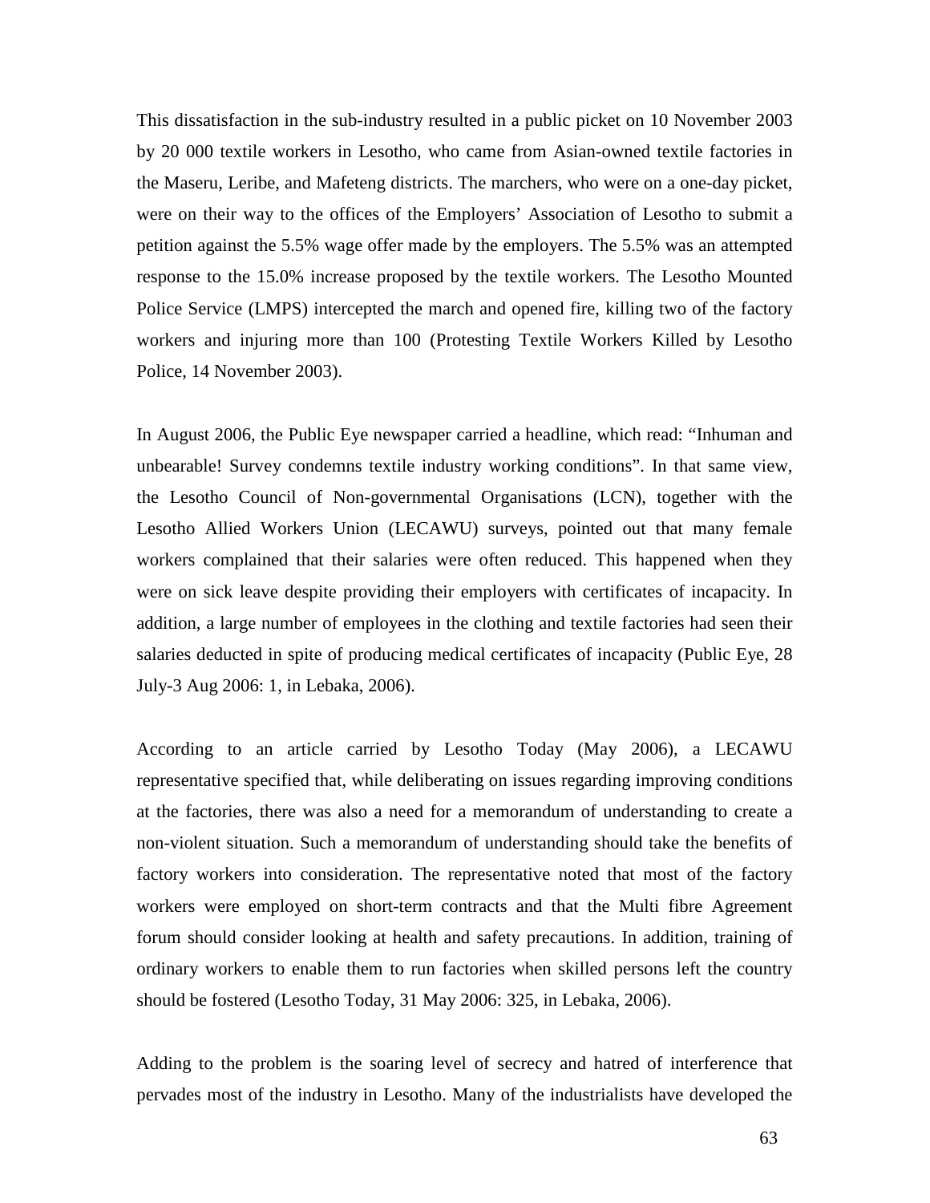This dissatisfaction in the sub-industry resulted in a public picket on 10 November 2003 by 20 000 textile workers in Lesotho, who came from Asian-owned textile factories in the Maseru, Leribe, and Mafeteng districts. The marchers, who were on a one-day picket, were on their way to the offices of the Employers' Association of Lesotho to submit a petition against the 5.5% wage offer made by the employers. The 5.5% was an attempted response to the 15.0% increase proposed by the textile workers. The Lesotho Mounted Police Service (LMPS) intercepted the march and opened fire, killing two of the factory workers and injuring more than 100 (Protesting Textile Workers Killed by Lesotho Police, 14 November 2003).

In August 2006, the Public Eye newspaper carried a headline, which read: "Inhuman and unbearable! Survey condemns textile industry working conditions". In that same view, the Lesotho Council of Non-governmental Organisations (LCN), together with the Lesotho Allied Workers Union (LECAWU) surveys, pointed out that many female workers complained that their salaries were often reduced. This happened when they were on sick leave despite providing their employers with certificates of incapacity. In addition, a large number of employees in the clothing and textile factories had seen their salaries deducted in spite of producing medical certificates of incapacity (Public Eye, 28 July-3 Aug 2006: 1, in Lebaka, 2006).

According to an article carried by Lesotho Today (May 2006), a LECAWU representative specified that, while deliberating on issues regarding improving conditions at the factories, there was also a need for a memorandum of understanding to create a non-violent situation. Such a memorandum of understanding should take the benefits of factory workers into consideration. The representative noted that most of the factory workers were employed on short-term contracts and that the Multi fibre Agreement forum should consider looking at health and safety precautions. In addition, training of ordinary workers to enable them to run factories when skilled persons left the country should be fostered (Lesotho Today, 31 May 2006: 325, in Lebaka, 2006).

Adding to the problem is the soaring level of secrecy and hatred of interference that pervades most of the industry in Lesotho. Many of the industrialists have developed the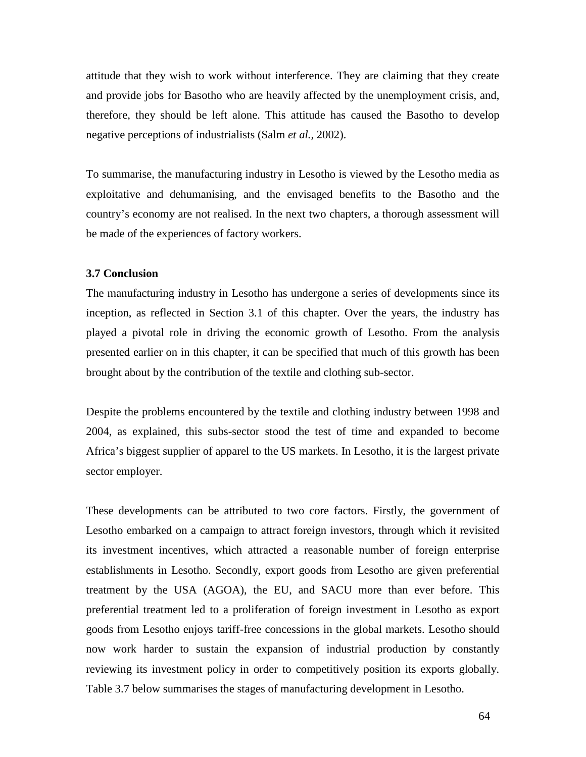attitude that they wish to work without interference. They are claiming that they create and provide jobs for Basotho who are heavily affected by the unemployment crisis, and, therefore, they should be left alone. This attitude has caused the Basotho to develop negative perceptions of industrialists (Salm *et al.*, 2002).

To summarise, the manufacturing industry in Lesotho is viewed by the Lesotho media as exploitative and dehumanising, and the envisaged benefits to the Basotho and the country's economy are not realised. In the next two chapters, a thorough assessment will be made of the experiences of factory workers.

### 3.7 Conclusion

The manufacturing industry in Lesotho has undergone a series of developments since its inception, as reflected in Section 3.1 of this chapter. Over the years, the industry has played a pivotal role in driving the economic growth of Lesotho. From the analysis presented earlier on in this chapter, it can be specified that much of this growth has been brought about by the contribution of the textile and clothing sub-sector.

Despite the problems encountered by the textile and clothing industry between 1998 and 2004, as explained, this subs-sector stood the test of time and expanded to become Africa's biggest supplier of apparel to the US markets. In Lesotho, it is the largest private sector employer.

These developments can be attributed to two core factors. Firstly, the government of Lesotho embarked on a campaign to attract foreign investors, through which it revisited its investment incentives, which attracted a reasonable number of foreign enterprise establishments in Lesotho. Secondly, export goods from Lesotho are given preferential treatment by the USA (AGOA), the EU, and SACU more than ever before. This preferential treatment led to a proliferation of foreign investment in Lesotho as export goods from Lesotho enjoys tariff-free concessions in the global markets. Lesotho should now work harder to sustain the expansion of industrial production by constantly reviewing its investment policy in order to competitively position its exports globally. Table 3.7 below summarises the stages of manufacturing development in Lesotho.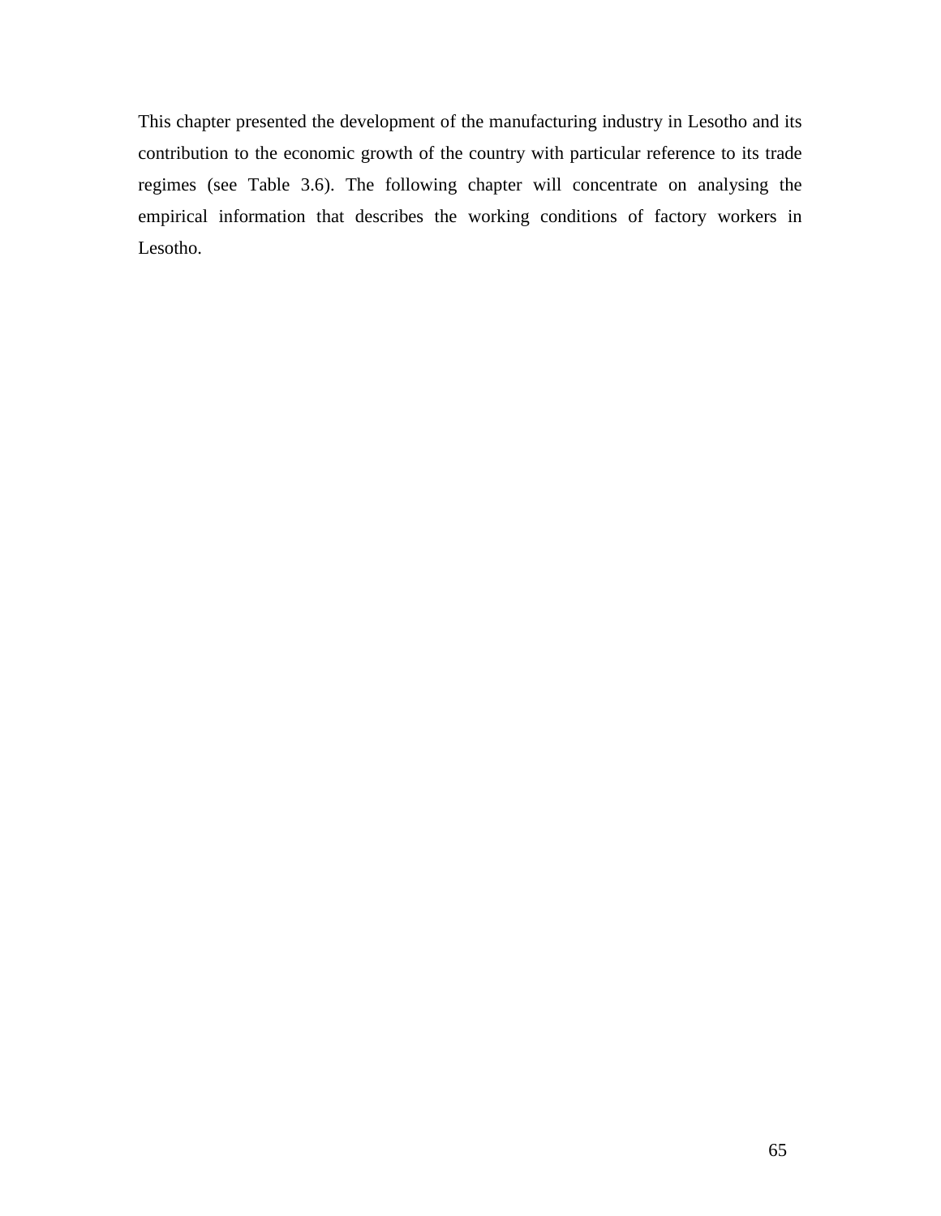This chapter presented the development of the manufacturing industry in Lesotho and its contribution to the economic growth of the country with particular reference to its trade regimes (see Table 3.6). The following chapter will concentrate on analysing the empirical information that describes the working conditions of factory workers in Lesotho.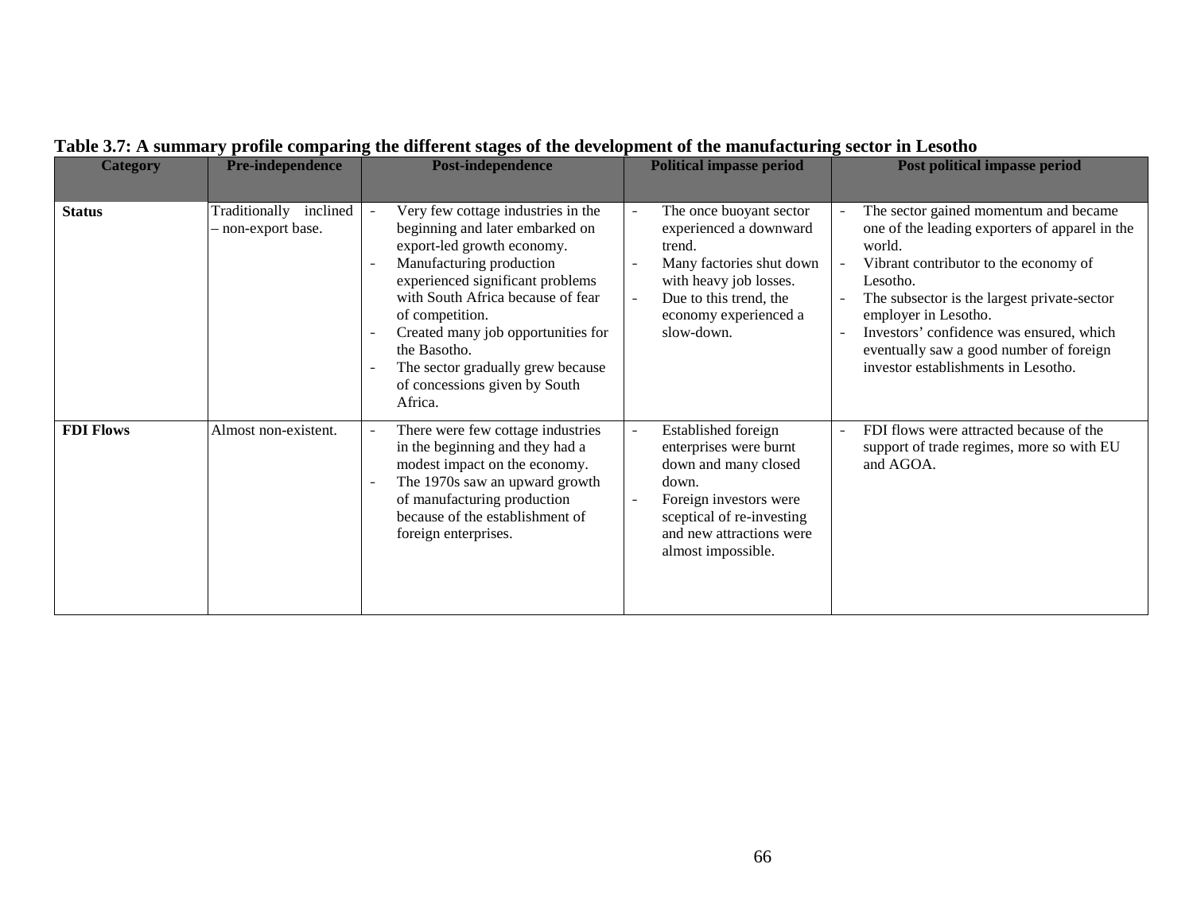**Table 3.7: A summary profile comparing the different stages of the development of the manufacturing sector in Lesotho**

| Category | Pre-independence | Post-independence | Political impasse period | Post political impasse period |
|---|---|---|---|---|
| **Status** | Traditionally inclined – non-export base. | - Very few cottage industries in the beginning and later embarked on export-led growth economy.<br>- Manufacturing production experienced significant problems with South Africa because of fear of competition.<br>- Created many job opportunities for the Basotho.<br>- The sector gradually grew because of concessions given by South Africa. | - The once buoyant sector experienced a downward trend.<br>- Many factories shut down with heavy job losses.<br>- Due to this trend, the economy experienced a slow-down. | - The sector gained momentum and became one of the leading exporters of apparel in the world.<br>- Vibrant contributor to the economy of Lesotho.<br>- The subsector is the largest private-sector employer in Lesotho.<br>- Investors' confidence was ensured, which eventually saw a good number of foreign investor establishments in Lesotho. |
| **FDI Flows** | Almost non-existent. | - There were few cottage industries in the beginning and they had a modest impact on the economy.<br>- The 1970s saw an upward growth of manufacturing production because of the establishment of foreign enterprises. | - Established foreign enterprises were burnt down and many closed down.<br>- Foreign investors were sceptical of re-investing and new attractions were almost impossible. | - FDI flows were attracted because of the support of trade regimes, more so with EU and AGOA. |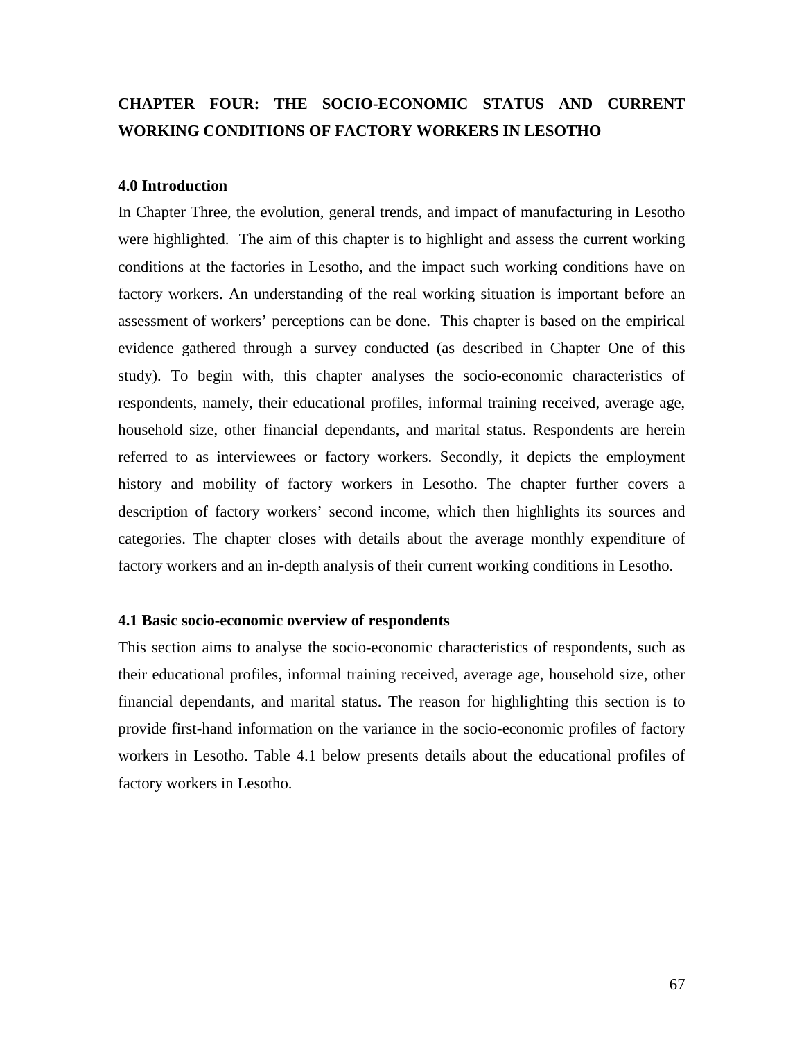# CHAPTER FOUR: THE SOCIO-ECONOMIC STATUS AND CURRENT WORKING CONDITIONS OF FACTORY WORKERS IN LESOTHO

## 4.0 Introduction

In Chapter Three, the evolution, general trends, and impact of manufacturing in Lesotho were highlighted. The aim of this chapter is to highlight and assess the current working conditions at the factories in Lesotho, and the impact such working conditions have on factory workers. An understanding of the real working situation is important before an assessment of workers' perceptions can be done. This chapter is based on the empirical evidence gathered through a survey conducted (as described in Chapter One of this study). To begin with, this chapter analyses the socio-economic characteristics of respondents, namely, their educational profiles, informal training received, average age, household size, other financial dependants, and marital status. Respondents are herein referred to as interviewees or factory workers. Secondly, it depicts the employment history and mobility of factory workers in Lesotho. The chapter further covers a description of factory workers' second income, which then highlights its sources and categories. The chapter closes with details about the average monthly expenditure of factory workers and an in-depth analysis of their current working conditions in Lesotho.

## 4.1 Basic socio-economic overview of respondents

This section aims to analyse the socio-economic characteristics of respondents, such as their educational profiles, informal training received, average age, household size, other financial dependants, and marital status. The reason for highlighting this section is to provide first-hand information on the variance in the socio-economic profiles of factory workers in Lesotho. Table 4.1 below presents details about the educational profiles of factory workers in Lesotho.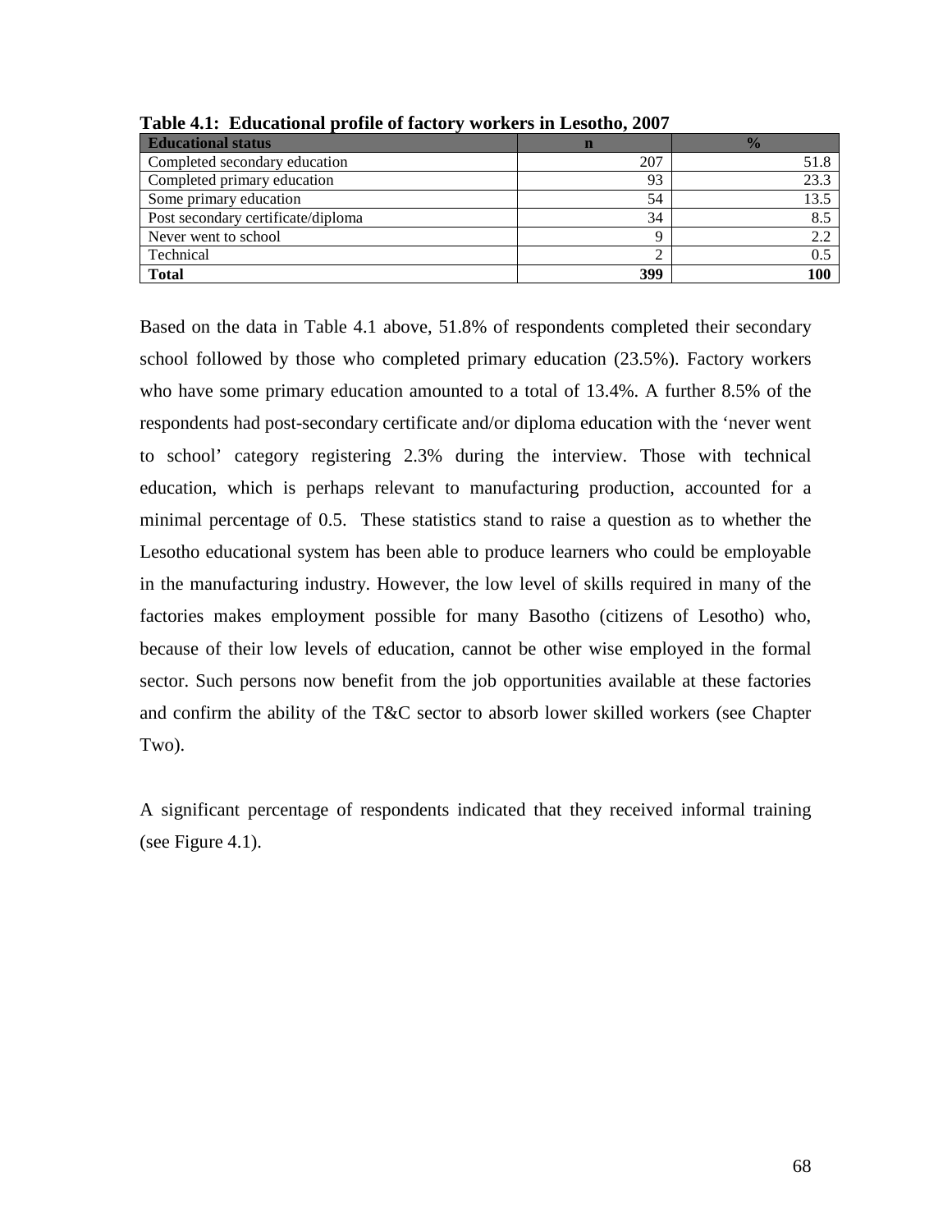**Table 4.1: Educational profile of factory workers in Lesotho, 2007**

| Educational status | n | % |
|---|---|---|
| Completed secondary education | 207 | 51.8 |
| Completed primary education | 93 | 23.3 |
| Some primary education | 54 | 13.5 |
| Post secondary certificate/diploma | 34 | 8.5 |
| Never went to school | 9 | 2.2 |
| Technical | 2 | 0.5 |
| **Total** | **399** | **100** |

Based on the data in Table 4.1 above, 51.8% of respondents completed their secondary school followed by those who completed primary education (23.5%). Factory workers who have some primary education amounted to a total of 13.4%. A further 8.5% of the respondents had post-secondary certificate and/or diploma education with the 'never went to school' category registering 2.3% during the interview. Those with technical education, which is perhaps relevant to manufacturing production, accounted for a minimal percentage of 0.5. These statistics stand to raise a question as to whether the Lesotho educational system has been able to produce learners who could be employable in the manufacturing industry. However, the low level of skills required in many of the factories makes employment possible for many Basotho (citizens of Lesotho) who, because of their low levels of education, cannot be other wise employed in the formal sector. Such persons now benefit from the job opportunities available at these factories and confirm the ability of the T&C sector to absorb lower skilled workers (see Chapter Two).

A significant percentage of respondents indicated that they received informal training (see Figure 4.1).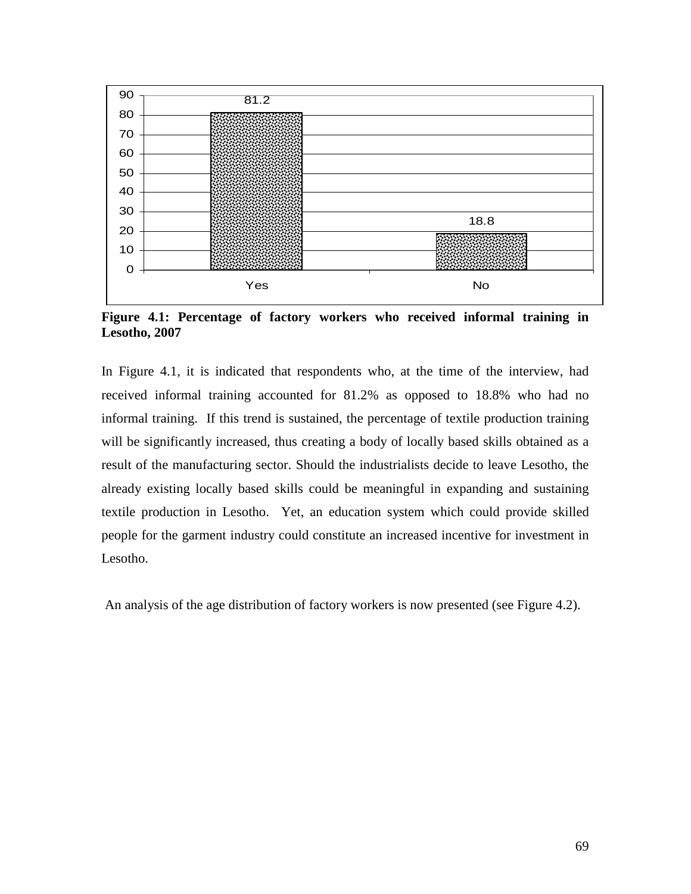**Figure 4.1: Percentage of factory workers who received informal training in Lesotho, 2007**

In Figure 4.1, it is indicated that respondents who, at the time of the interview, had received informal training accounted for 81.2% as opposed to 18.8% who had no informal training. If this trend is sustained, the percentage of textile production training will be significantly increased, thus creating a body of locally based skills obtained as a result of the manufacturing sector. Should the industrialists decide to leave Lesotho, the already existing locally based skills could be meaningful in expanding and sustaining textile production in Lesotho. Yet, an education system which could provide skilled people for the garment industry could constitute an increased incentive for investment in Lesotho.

An analysis of the age distribution of factory workers is now presented (see Figure 4.2).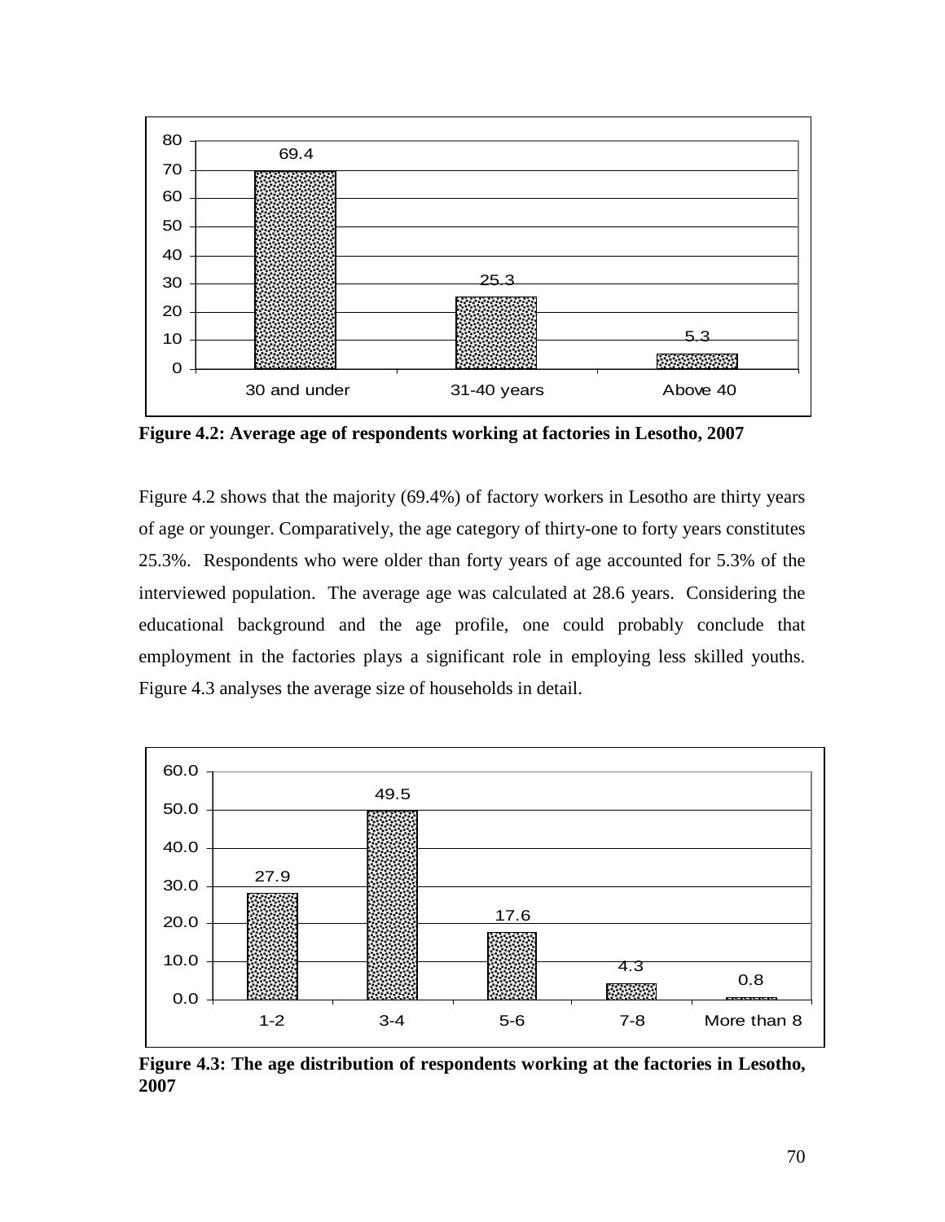| | 30 and under | 31-40 years | Above 40 |
|---|---|---|---|
| % | 69.4 | 25.3 | 5.3 |

**Figure 4.2: Average age of respondents working at factories in Lesotho, 2007**

Figure 4.2 shows that the majority (69.4%) of factory workers in Lesotho are thirty years of age or younger. Comparatively, the age category of thirty-one to forty years constitutes 25.3%. Respondents who were older than forty years of age accounted for 5.3% of the interviewed population. The average age was calculated at 28.6 years. Considering the educational background and the age profile, one could probably conclude that employment in the factories plays a significant role in employing less skilled youths. Figure 4.3 analyses the average size of households in detail.

| | 1-2 | 3-4 | 5-6 | 7-8 | More than 8 |
|---|---|---|---|---|---|
| % | 27.9 | 49.5 | 17.6 | 4.3 | 0.8 |

**Figure 4.3: The age distribution of respondents working at the factories in Lesotho, 2007**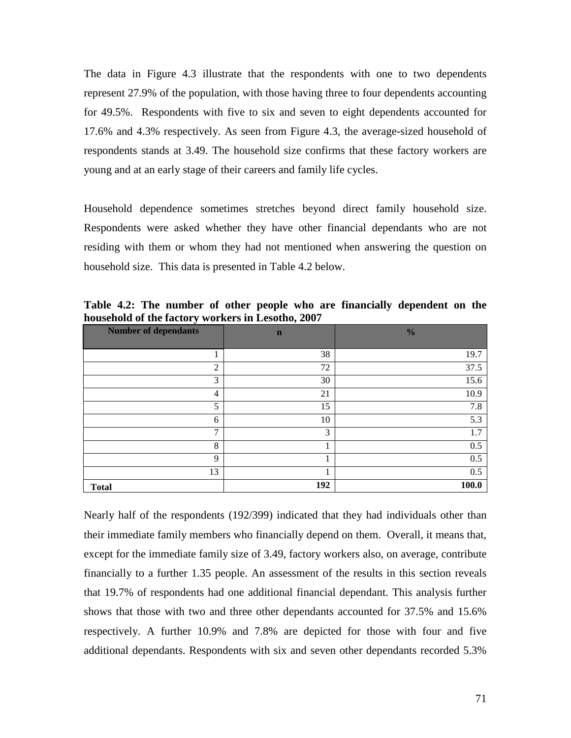The data in Figure 4.3 illustrate that the respondents with one to two dependents represent 27.9% of the population, with those having three to four dependents accounting for 49.5%. Respondents with five to six and seven to eight dependents accounted for 17.6% and 4.3% respectively. As seen from Figure 4.3, the average-sized household of respondents stands at 3.49. The household size confirms that these factory workers are young and at an early stage of their careers and family life cycles.

Household dependence sometimes stretches beyond direct family household size. Respondents were asked whether they have other financial dependants who are not residing with them or whom they had not mentioned when answering the question on household size. This data is presented in Table 4.2 below.

**Table 4.2: The number of other people who are financially dependent on the household of the factory workers in Lesotho, 2007**

| Number of dependants | n | % |
|---:|---:|---:|
| 1 | 38 | 19.7 |
| 2 | 72 | 37.5 |
| 3 | 30 | 15.6 |
| 4 | 21 | 10.9 |
| 5 | 15 | 7.8 |
| 6 | 10 | 5.3 |
| 7 | 3 | 1.7 |
| 8 | 1 | 0.5 |
| 9 | 1 | 0.5 |
| 13 | 1 | 0.5 |
| **Total** | **192** | **100.0** |

Nearly half of the respondents (192/399) indicated that they had individuals other than their immediate family members who financially depend on them. Overall, it means that, except for the immediate family size of 3.49, factory workers also, on average, contribute financially to a further 1.35 people. An assessment of the results in this section reveals that 19.7% of respondents had one additional financial dependant. This analysis further shows that those with two and three other dependants accounted for 37.5% and 15.6% respectively. A further 10.9% and 7.8% are depicted for those with four and five additional dependants. Respondents with six and seven other dependants recorded 5.3%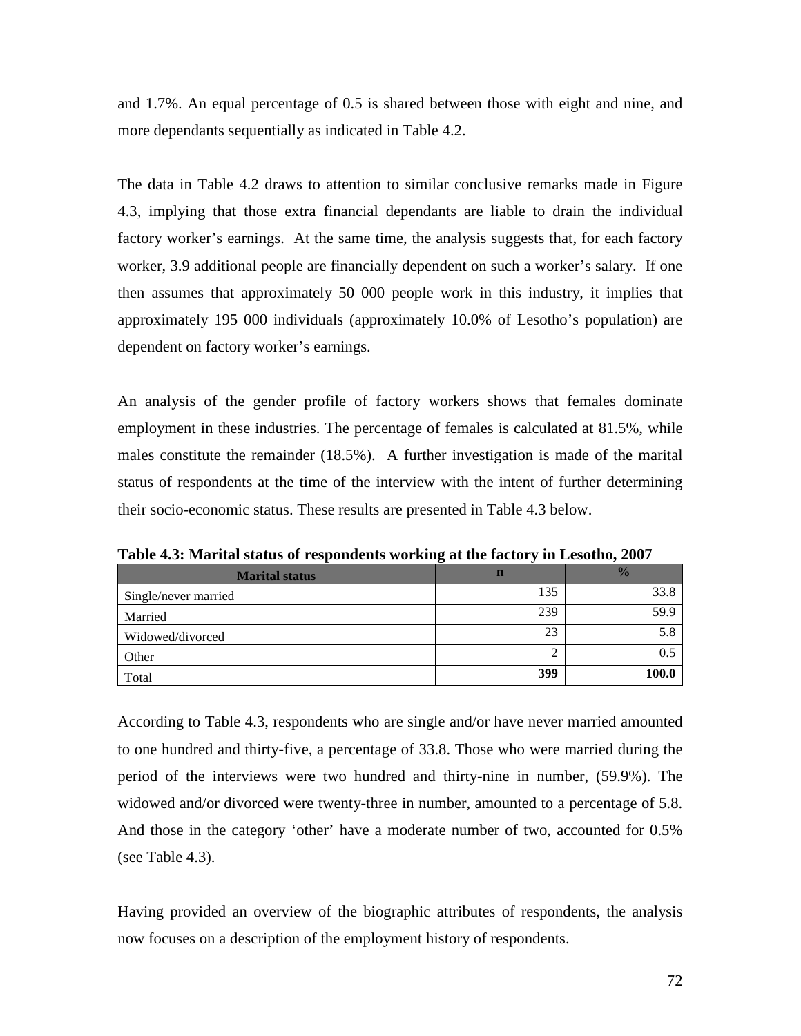and 1.7%. An equal percentage of 0.5 is shared between those with eight and nine, and more dependants sequentially as indicated in Table 4.2.

The data in Table 4.2 draws to attention to similar conclusive remarks made in Figure 4.3, implying that those extra financial dependants are liable to drain the individual factory worker's earnings. At the same time, the analysis suggests that, for each factory worker, 3.9 additional people are financially dependent on such a worker's salary. If one then assumes that approximately 50 000 people work in this industry, it implies that approximately 195 000 individuals (approximately 10.0% of Lesotho's population) are dependent on factory worker's earnings.

An analysis of the gender profile of factory workers shows that females dominate employment in these industries. The percentage of females is calculated at 81.5%, while males constitute the remainder (18.5%). A further investigation is made of the marital status of respondents at the time of the interview with the intent of further determining their socio-economic status. These results are presented in Table 4.3 below.

**Table 4.3: Marital status of respondents working at the factory in Lesotho, 2007**

| Marital status | n | % |
|---|---|---|
| Single/never married | 135 | 33.8 |
| Married | 239 | 59.9 |
| Widowed/divorced | 23 | 5.8 |
| Other | 2 | 0.5 |
| Total | **399** | **100.0** |

According to Table 4.3, respondents who are single and/or have never married amounted to one hundred and thirty-five, a percentage of 33.8. Those who were married during the period of the interviews were two hundred and thirty-nine in number, (59.9%). The widowed and/or divorced were twenty-three in number, amounted to a percentage of 5.8. And those in the category 'other' have a moderate number of two, accounted for 0.5% (see Table 4.3).

Having provided an overview of the biographic attributes of respondents, the analysis now focuses on a description of the employment history of respondents.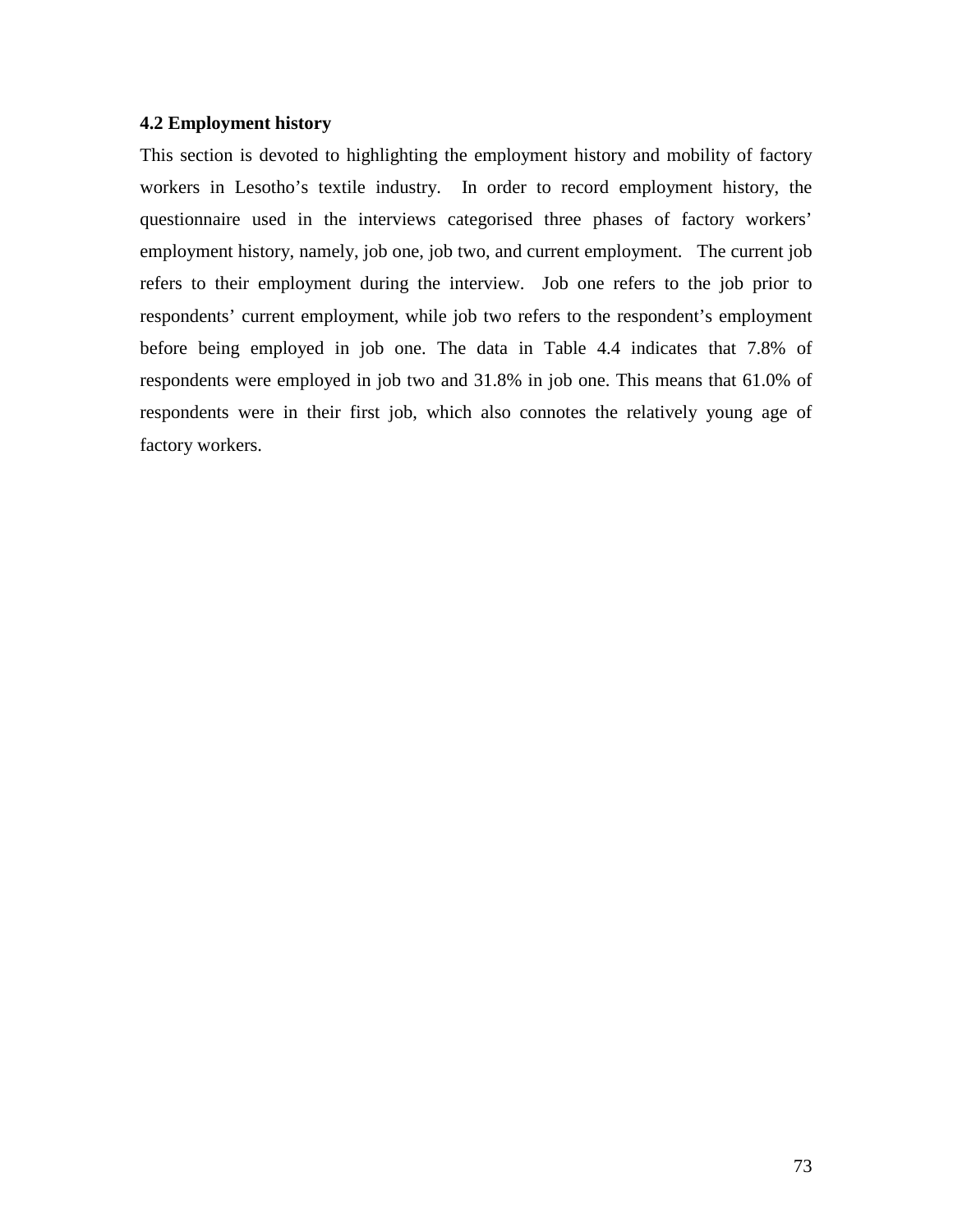### 4.2 Employment history

This section is devoted to highlighting the employment history and mobility of factory workers in Lesotho's textile industry. In order to record employment history, the questionnaire used in the interviews categorised three phases of factory workers' employment history, namely, job one, job two, and current employment. The current job refers to their employment during the interview. Job one refers to the job prior to respondents' current employment, while job two refers to the respondent's employment before being employed in job one. The data in Table 4.4 indicates that 7.8% of respondents were employed in job two and 31.8% in job one. This means that 61.0% of respondents were in their first job, which also connotes the relatively young age of factory workers.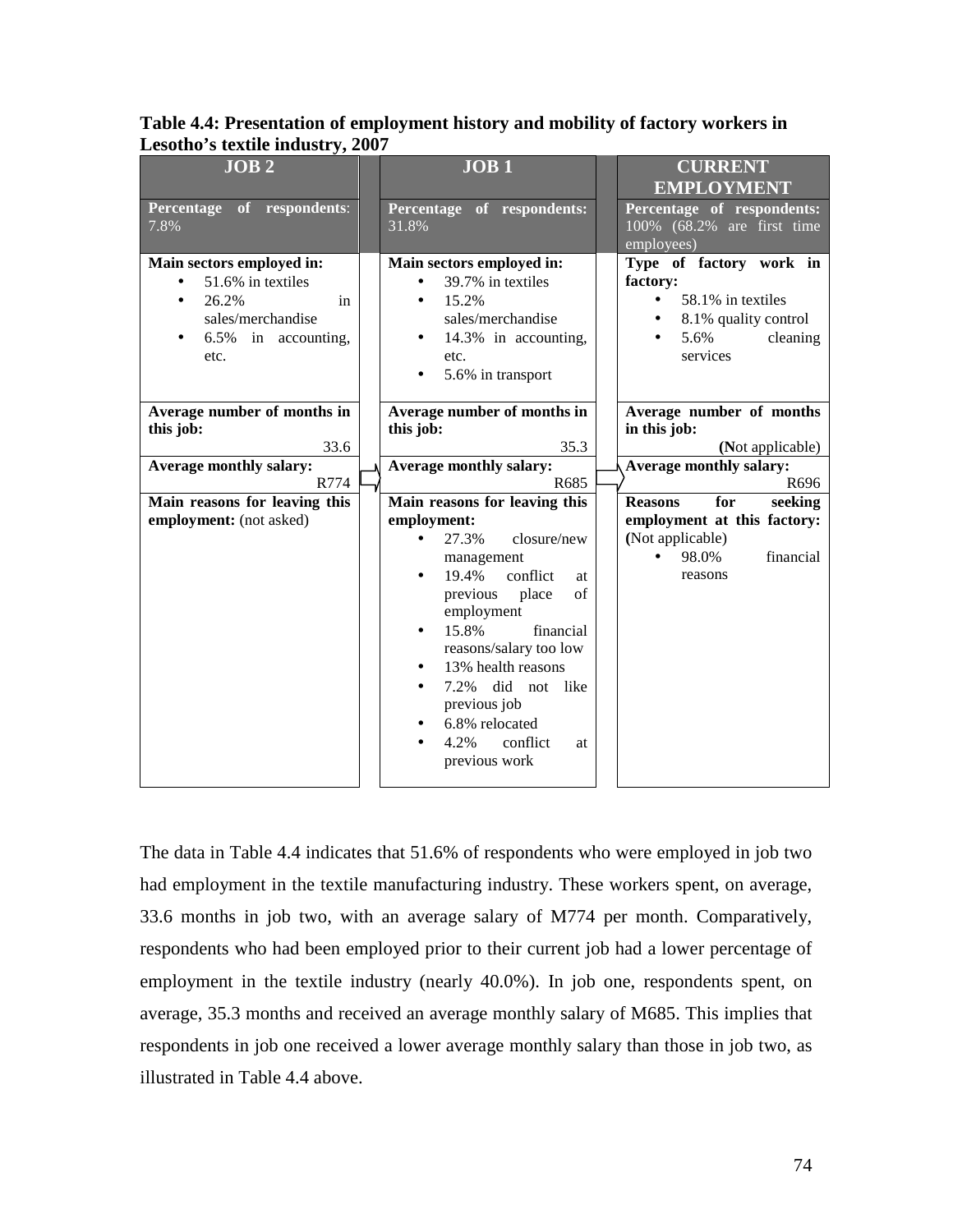**Table 4.4: Presentation of employment history and mobility of factory workers in Lesotho's textile industry, 2007**

| JOB 2 | JOB 1 | CURRENT EMPLOYMENT |
|---|---|---|
| **Percentage of respondents**: 7.8% | **Percentage of respondents:** 31.8% | **Percentage of respondents:** 100% (68.2% are first time employees) |
| **Main sectors employed in:** <br>• 51.6% in textiles <br>• 26.2% in sales/merchandise <br>• 6.5% in accounting, etc. | **Main sectors employed in:** <br>• 39.7% in textiles <br>• 15.2% sales/merchandise <br>• 14.3% in accounting, etc. <br>• 5.6% in transport | **Type of factory work in factory:** <br>• 58.1% in textiles <br>• 8.1% quality control <br>• 5.6% cleaning services |
| **Average number of months in this job:** 33.6 | **Average number of months in this job:** 35.3 | **Average number of months in this job:** (Not applicable) |
| **Average monthly salary:** R774 | **Average monthly salary:** R685 | **Average monthly salary:** R696 |
| **Main reasons for leaving this employment:** (not asked) | **Main reasons for leaving this employment:** <br>• 27.3% closure/new management <br>• 19.4% conflict at previous place of employment <br>• 15.8% financial reasons/salary too low <br>• 13% health reasons <br>• 7.2% did not like previous job <br>• 6.8% relocated <br>• 4.2% conflict at previous work | **Reasons for seeking employment at this factory:** (Not applicable) <br>• 98.0% financial reasons |

The data in Table 4.4 indicates that 51.6% of respondents who were employed in job two had employment in the textile manufacturing industry. These workers spent, on average, 33.6 months in job two, with an average salary of M774 per month. Comparatively, respondents who had been employed prior to their current job had a lower percentage of employment in the textile industry (nearly 40.0%). In job one, respondents spent, on average, 35.3 months and received an average monthly salary of M685. This implies that respondents in job one received a lower average monthly salary than those in job two, as illustrated in Table 4.4 above.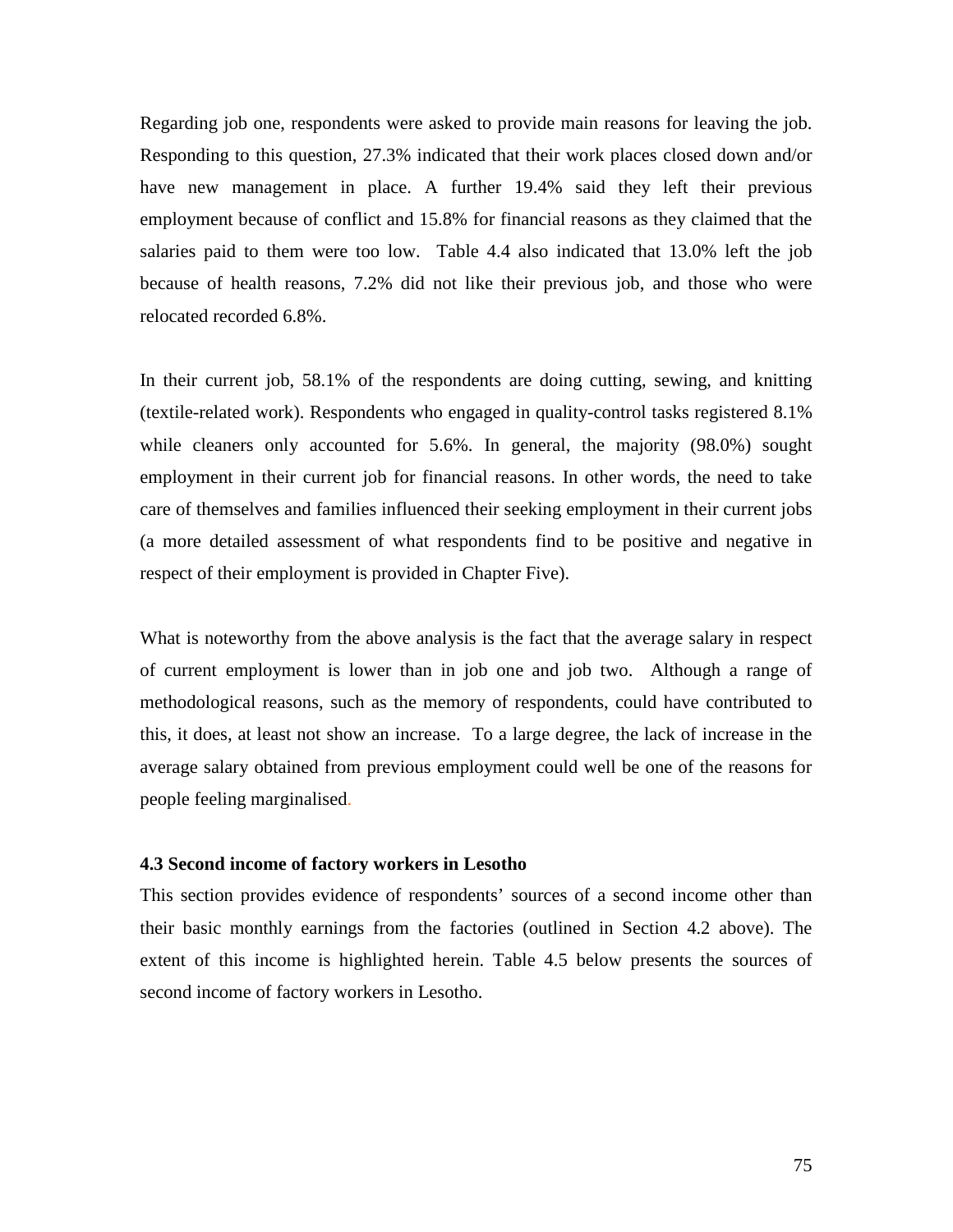Regarding job one, respondents were asked to provide main reasons for leaving the job. Responding to this question, 27.3% indicated that their work places closed down and/or have new management in place. A further 19.4% said they left their previous employment because of conflict and 15.8% for financial reasons as they claimed that the salaries paid to them were too low. Table 4.4 also indicated that 13.0% left the job because of health reasons, 7.2% did not like their previous job, and those who were relocated recorded 6.8%.

In their current job, 58.1% of the respondents are doing cutting, sewing, and knitting (textile-related work). Respondents who engaged in quality-control tasks registered 8.1% while cleaners only accounted for 5.6%. In general, the majority (98.0%) sought employment in their current job for financial reasons. In other words, the need to take care of themselves and families influenced their seeking employment in their current jobs (a more detailed assessment of what respondents find to be positive and negative in respect of their employment is provided in Chapter Five).

What is noteworthy from the above analysis is the fact that the average salary in respect of current employment is lower than in job one and job two. Although a range of methodological reasons, such as the memory of respondents, could have contributed to this, it does, at least not show an increase. To a large degree, the lack of increase in the average salary obtained from previous employment could well be one of the reasons for people feeling marginalised.

### 4.3 Second income of factory workers in Lesotho

This section provides evidence of respondents' sources of a second income other than their basic monthly earnings from the factories (outlined in Section 4.2 above). The extent of this income is highlighted herein. Table 4.5 below presents the sources of second income of factory workers in Lesotho.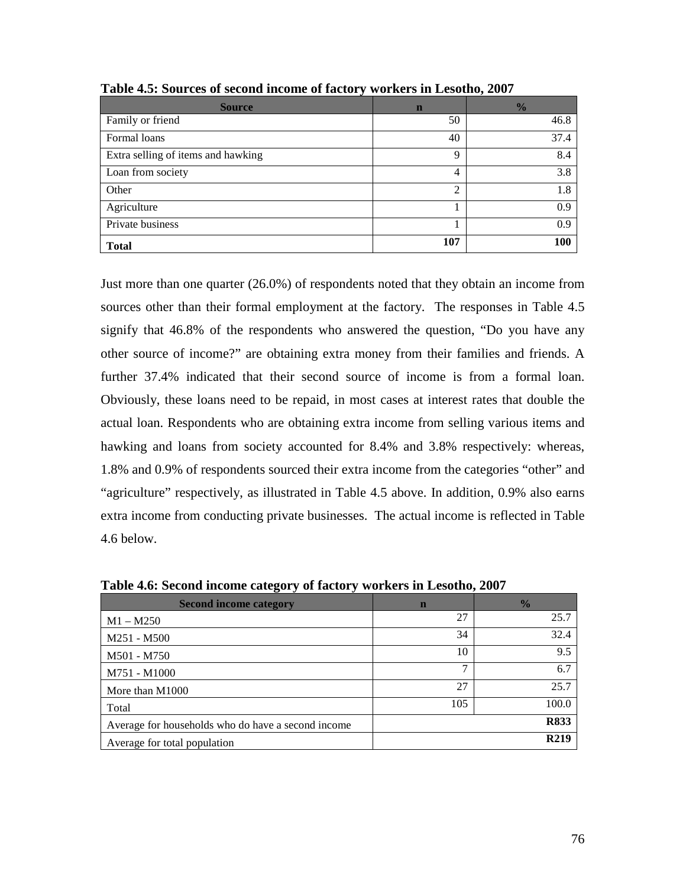**Table 4.5: Sources of second income of factory workers in Lesotho, 2007**

| Source | n | % |
|---|---|---|
| Family or friend | 50 | 46.8 |
| Formal loans | 40 | 37.4 |
| Extra selling of items and hawking | 9 | 8.4 |
| Loan from society | 4 | 3.8 |
| Other | 2 | 1.8 |
| Agriculture | 1 | 0.9 |
| Private business | 1 | 0.9 |
| **Total** | **107** | **100** |

Just more than one quarter (26.0%) of respondents noted that they obtain an income from sources other than their formal employment at the factory. The responses in Table 4.5 signify that 46.8% of the respondents who answered the question, "Do you have any other source of income?" are obtaining extra money from their families and friends. A further 37.4% indicated that their second source of income is from a formal loan. Obviously, these loans need to be repaid, in most cases at interest rates that double the actual loan. Respondents who are obtaining extra income from selling various items and hawking and loans from society accounted for 8.4% and 3.8% respectively: whereas, 1.8% and 0.9% of respondents sourced their extra income from the categories "other" and "agriculture" respectively, as illustrated in Table 4.5 above. In addition, 0.9% also earns extra income from conducting private businesses. The actual income is reflected in Table 4.6 below.

**Table 4.6: Second income category of factory workers in Lesotho, 2007**

| Second income category | n | % |
|---|---|---|
| M1 – M250 | 27 | 25.7 |
| M251 - M500 | 34 | 32.4 |
| M501 - M750 | 10 | 9.5 |
| M751 - M1000 | 7 | 6.7 |
| More than M1000 | 27 | 25.7 |
| Total | 105 | 100.0 |
| Average for households who do have a second income | | **R833** |
| Average for total population | | **R219** |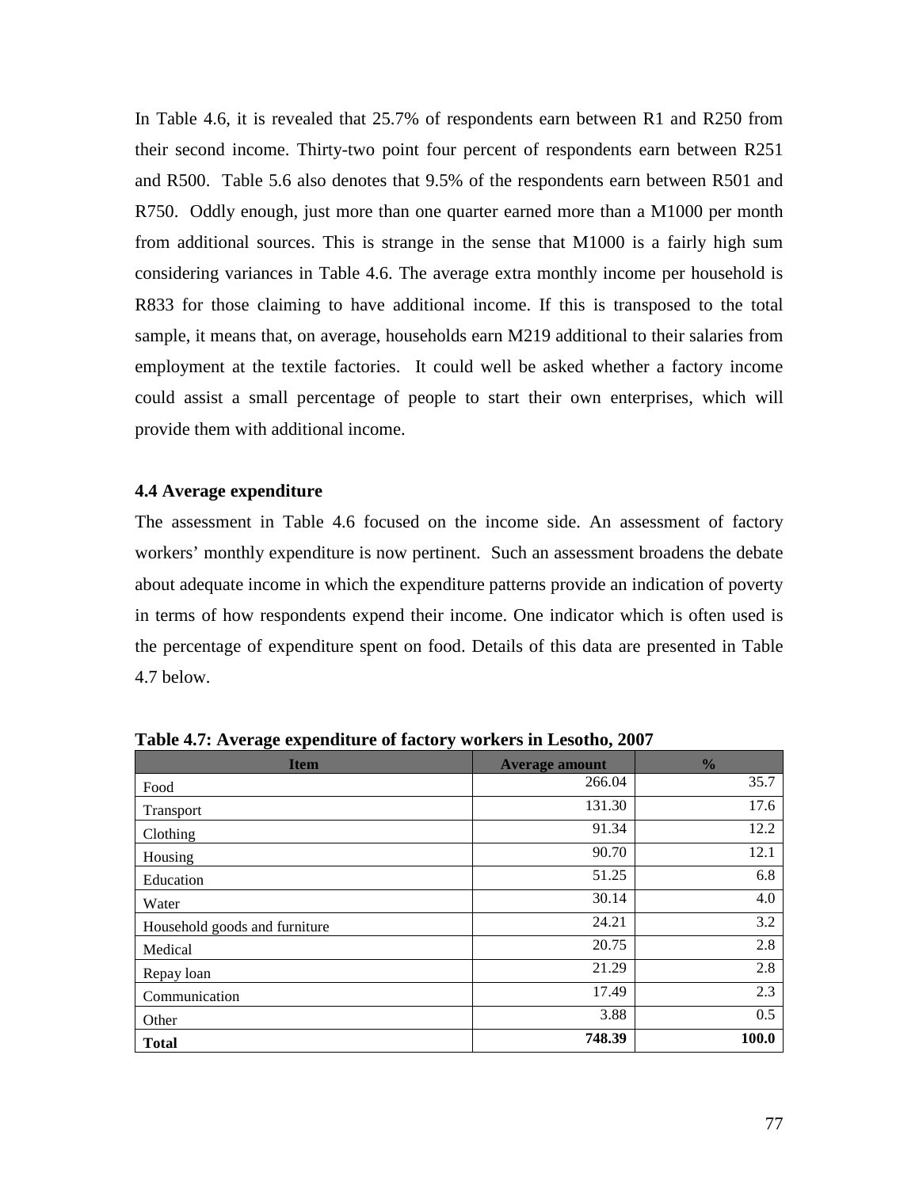In Table 4.6, it is revealed that 25.7% of respondents earn between R1 and R250 from their second income. Thirty-two point four percent of respondents earn between R251 and R500. Table 5.6 also denotes that 9.5% of the respondents earn between R501 and R750. Oddly enough, just more than one quarter earned more than a M1000 per month from additional sources. This is strange in the sense that M1000 is a fairly high sum considering variances in Table 4.6. The average extra monthly income per household is R833 for those claiming to have additional income. If this is transposed to the total sample, it means that, on average, households earn M219 additional to their salaries from employment at the textile factories. It could well be asked whether a factory income could assist a small percentage of people to start their own enterprises, which will provide them with additional income.

### 4.4 Average expenditure

The assessment in Table 4.6 focused on the income side. An assessment of factory workers' monthly expenditure is now pertinent. Such an assessment broadens the debate about adequate income in which the expenditure patterns provide an indication of poverty in terms of how respondents expend their income. One indicator which is often used is the percentage of expenditure spent on food. Details of this data are presented in Table 4.7 below.

**Table 4.7: Average expenditure of factory workers in Lesotho, 2007**

| Item | Average amount | % |
|---|---|---|
| Food | 266.04 | 35.7 |
| Transport | 131.30 | 17.6 |
| Clothing | 91.34 | 12.2 |
| Housing | 90.70 | 12.1 |
| Education | 51.25 | 6.8 |
| Water | 30.14 | 4.0 |
| Household goods and furniture | 24.21 | 3.2 |
| Medical | 20.75 | 2.8 |
| Repay loan | 21.29 | 2.8 |
| Communication | 17.49 | 2.3 |
| Other | 3.88 | 0.5 |
| **Total** | **748.39** | **100.0** |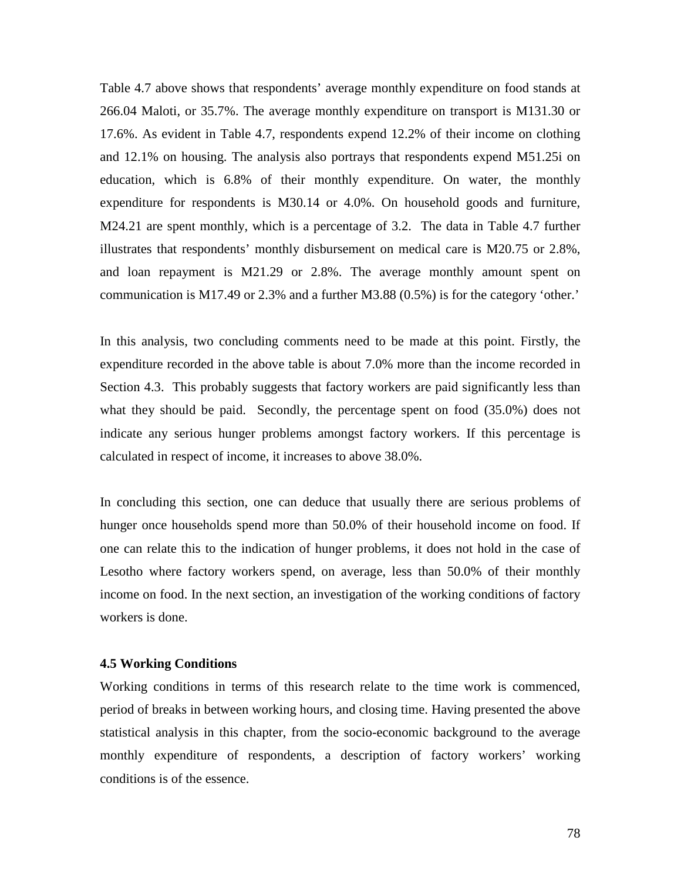Table 4.7 above shows that respondents' average monthly expenditure on food stands at 266.04 Maloti, or 35.7%. The average monthly expenditure on transport is M131.30 or 17.6%. As evident in Table 4.7, respondents expend 12.2% of their income on clothing and 12.1% on housing. The analysis also portrays that respondents expend M51.25i on education, which is 6.8% of their monthly expenditure. On water, the monthly expenditure for respondents is M30.14 or 4.0%. On household goods and furniture, M24.21 are spent monthly, which is a percentage of 3.2. The data in Table 4.7 further illustrates that respondents' monthly disbursement on medical care is M20.75 or 2.8%, and loan repayment is M21.29 or 2.8%. The average monthly amount spent on communication is M17.49 or 2.3% and a further M3.88 (0.5%) is for the category 'other.'

In this analysis, two concluding comments need to be made at this point. Firstly, the expenditure recorded in the above table is about 7.0% more than the income recorded in Section 4.3. This probably suggests that factory workers are paid significantly less than what they should be paid. Secondly, the percentage spent on food (35.0%) does not indicate any serious hunger problems amongst factory workers. If this percentage is calculated in respect of income, it increases to above 38.0%.

In concluding this section, one can deduce that usually there are serious problems of hunger once households spend more than 50.0% of their household income on food. If one can relate this to the indication of hunger problems, it does not hold in the case of Lesotho where factory workers spend, on average, less than 50.0% of their monthly income on food. In the next section, an investigation of the working conditions of factory workers is done.

### 4.5 Working Conditions

Working conditions in terms of this research relate to the time work is commenced, period of breaks in between working hours, and closing time. Having presented the above statistical analysis in this chapter, from the socio-economic background to the average monthly expenditure of respondents, a description of factory workers' working conditions is of the essence.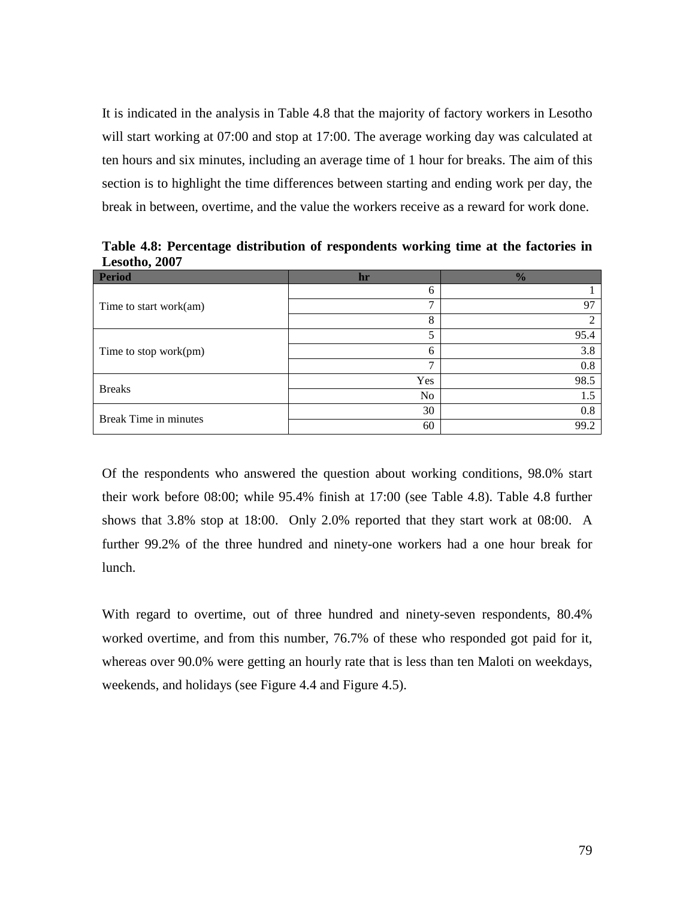It is indicated in the analysis in Table 4.8 that the majority of factory workers in Lesotho will start working at 07:00 and stop at 17:00. The average working day was calculated at ten hours and six minutes, including an average time of 1 hour for breaks. The aim of this section is to highlight the time differences between starting and ending work per day, the break in between, overtime, and the value the workers receive as a reward for work done.

**Table 4.8: Percentage distribution of respondents working time at the factories in Lesotho, 2007**

| Period | hr | % |
|---|---|---|
| Time to start work(am) | 6 | 1 |
| | 7 | 97 |
| | 8 | 2 |
| Time to stop work(pm) | 5 | 95.4 |
| | 6 | 3.8 |
| | 7 | 0.8 |
| Breaks | Yes | 98.5 |
| | No | 1.5 |
| Break Time in minutes | 30 | 0.8 |
| | 60 | 99.2 |

Of the respondents who answered the question about working conditions, 98.0% start their work before 08:00; while 95.4% finish at 17:00 (see Table 4.8). Table 4.8 further shows that 3.8% stop at 18:00. Only 2.0% reported that they start work at 08:00. A further 99.2% of the three hundred and ninety-one workers had a one hour break for lunch.

With regard to overtime, out of three hundred and ninety-seven respondents, 80.4% worked overtime, and from this number, 76.7% of these who responded got paid for it, whereas over 90.0% were getting an hourly rate that is less than ten Maloti on weekdays, weekends, and holidays (see Figure 4.4 and Figure 4.5).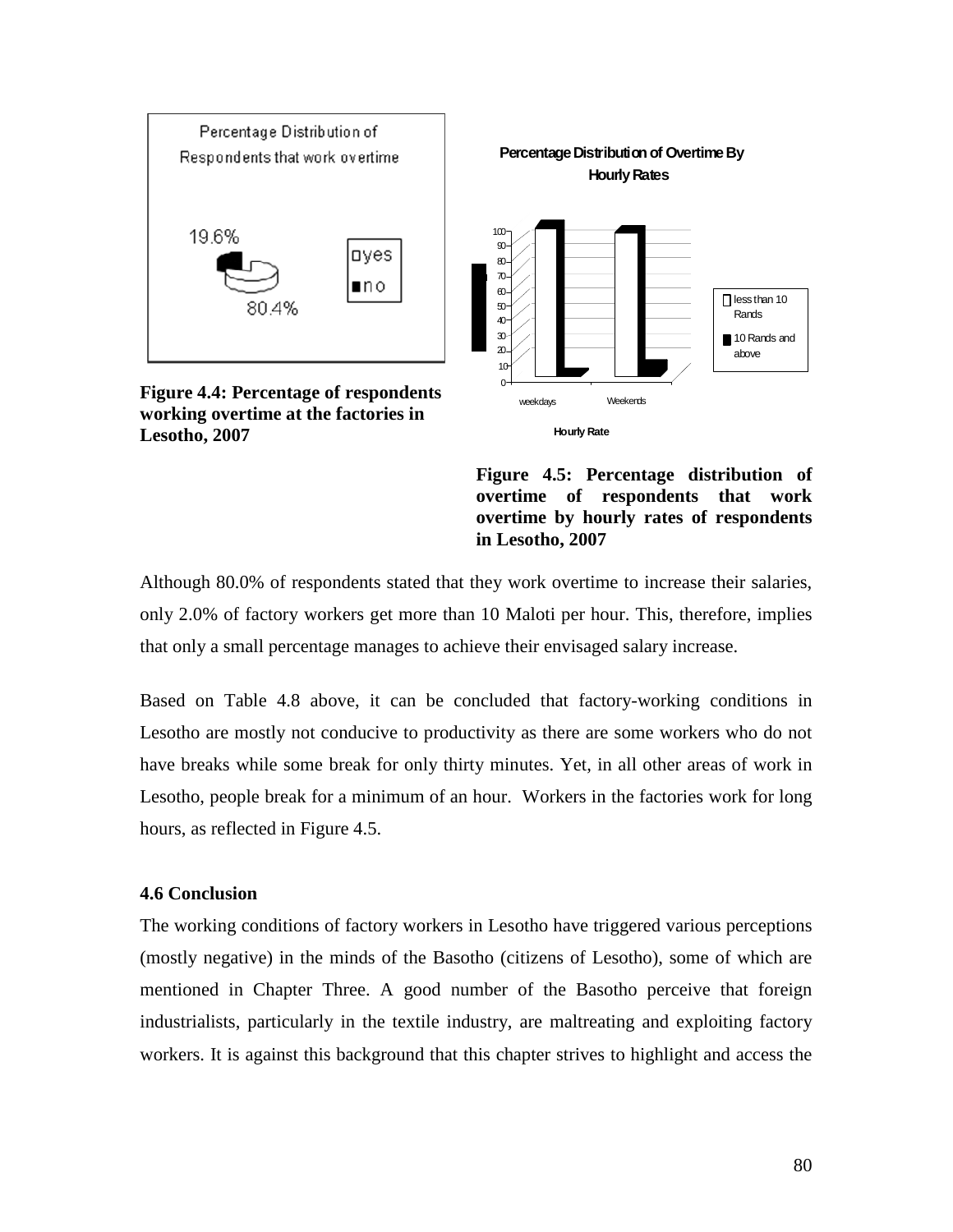**Figure 4.4: Percentage of respondents working overtime at the factories in Lesotho, 2007**

**Figure 4.5: Percentage distribution of overtime of respondents that work overtime by hourly rates of respondents in Lesotho, 2007**

Although 80.0% of respondents stated that they work overtime to increase their salaries, only 2.0% of factory workers get more than 10 Maloti per hour. This, therefore, implies that only a small percentage manages to achieve their envisaged salary increase.

Based on Table 4.8 above, it can be concluded that factory-working conditions in Lesotho are mostly not conducive to productivity as there are some workers who do not have breaks while some break for only thirty minutes. Yet, in all other areas of work in Lesotho, people break for a minimum of an hour. Workers in the factories work for long hours, as reflected in Figure 4.5.

### 4.6 Conclusion

The working conditions of factory workers in Lesotho have triggered various perceptions (mostly negative) in the minds of the Basotho (citizens of Lesotho), some of which are mentioned in Chapter Three. A good number of the Basotho perceive that foreign industrialists, particularly in the textile industry, are maltreating and exploiting factory workers. It is against this background that this chapter strives to highlight and access the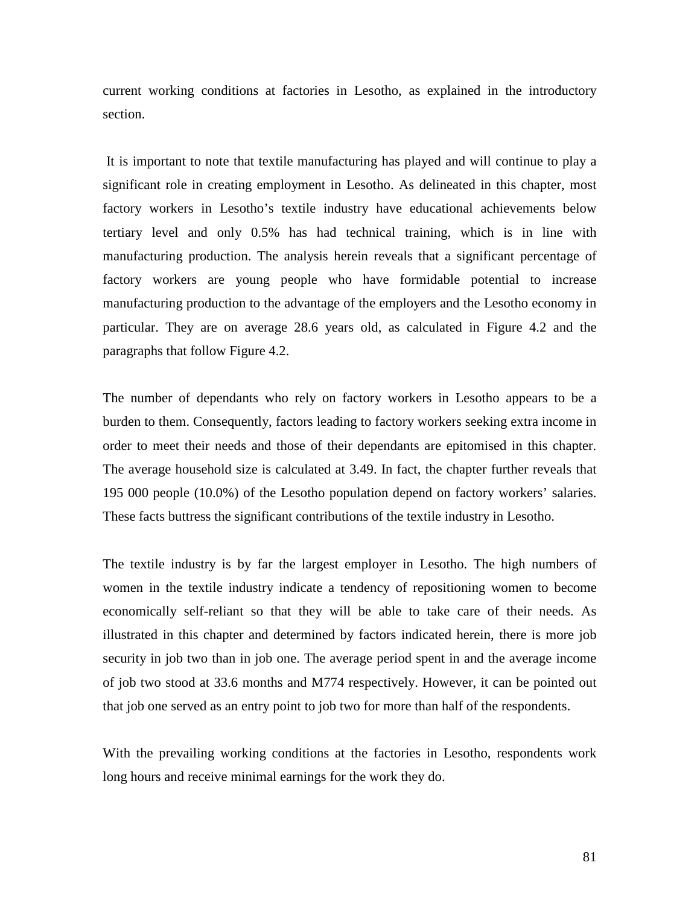current working conditions at factories in Lesotho, as explained in the introductory section.

It is important to note that textile manufacturing has played and will continue to play a significant role in creating employment in Lesotho. As delineated in this chapter, most factory workers in Lesotho's textile industry have educational achievements below tertiary level and only 0.5% has had technical training, which is in line with manufacturing production. The analysis herein reveals that a significant percentage of factory workers are young people who have formidable potential to increase manufacturing production to the advantage of the employers and the Lesotho economy in particular. They are on average 28.6 years old, as calculated in Figure 4.2 and the paragraphs that follow Figure 4.2.

The number of dependants who rely on factory workers in Lesotho appears to be a burden to them. Consequently, factors leading to factory workers seeking extra income in order to meet their needs and those of their dependants are epitomised in this chapter. The average household size is calculated at 3.49. In fact, the chapter further reveals that 195 000 people (10.0%) of the Lesotho population depend on factory workers' salaries. These facts buttress the significant contributions of the textile industry in Lesotho.

The textile industry is by far the largest employer in Lesotho. The high numbers of women in the textile industry indicate a tendency of repositioning women to become economically self-reliant so that they will be able to take care of their needs. As illustrated in this chapter and determined by factors indicated herein, there is more job security in job two than in job one. The average period spent in and the average income of job two stood at 33.6 months and M774 respectively. However, it can be pointed out that job one served as an entry point to job two for more than half of the respondents.

With the prevailing working conditions at the factories in Lesotho, respondents work long hours and receive minimal earnings for the work they do.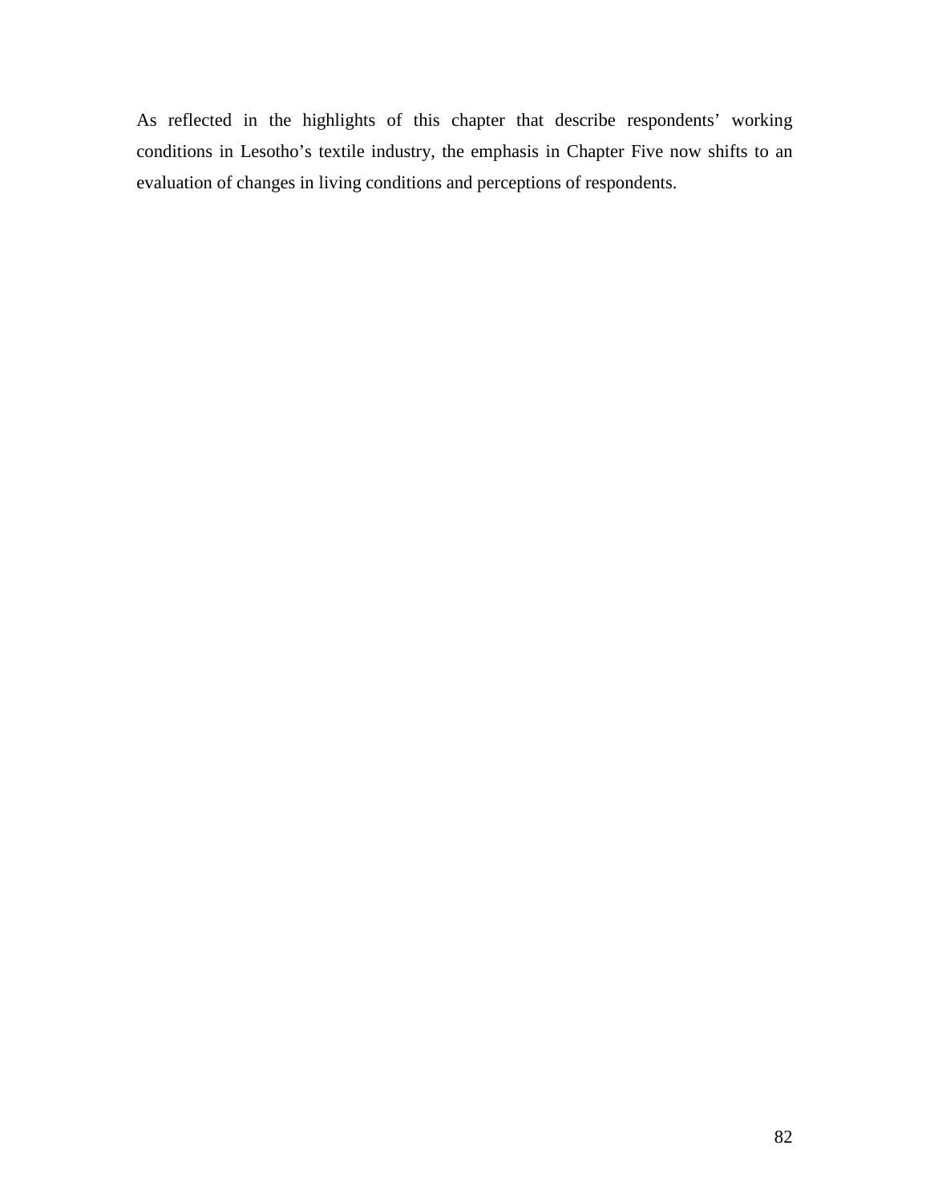As reflected in the highlights of this chapter that describe respondents' working conditions in Lesotho's textile industry, the emphasis in Chapter Five now shifts to an evaluation of changes in living conditions and perceptions of respondents.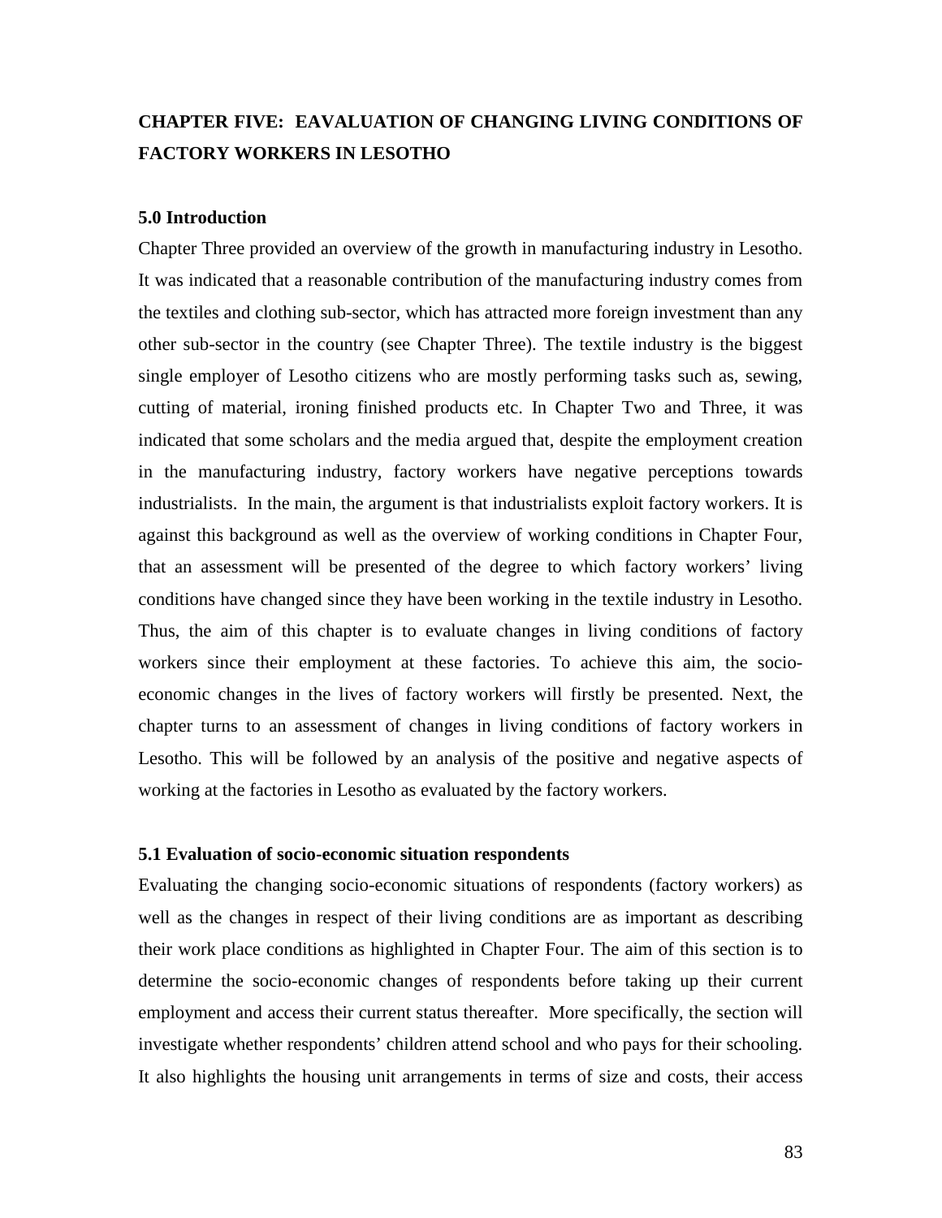# CHAPTER FIVE: EAVALUATION OF CHANGING LIVING CONDITIONS OF FACTORY WORKERS IN LESOTHO

## 5.0 Introduction

Chapter Three provided an overview of the growth in manufacturing industry in Lesotho. It was indicated that a reasonable contribution of the manufacturing industry comes from the textiles and clothing sub-sector, which has attracted more foreign investment than any other sub-sector in the country (see Chapter Three). The textile industry is the biggest single employer of Lesotho citizens who are mostly performing tasks such as, sewing, cutting of material, ironing finished products etc. In Chapter Two and Three, it was indicated that some scholars and the media argued that, despite the employment creation in the manufacturing industry, factory workers have negative perceptions towards industrialists. In the main, the argument is that industrialists exploit factory workers. It is against this background as well as the overview of working conditions in Chapter Four, that an assessment will be presented of the degree to which factory workers' living conditions have changed since they have been working in the textile industry in Lesotho. Thus, the aim of this chapter is to evaluate changes in living conditions of factory workers since their employment at these factories. To achieve this aim, the socio-economic changes in the lives of factory workers will firstly be presented. Next, the chapter turns to an assessment of changes in living conditions of factory workers in Lesotho. This will be followed by an analysis of the positive and negative aspects of working at the factories in Lesotho as evaluated by the factory workers.

## 5.1 Evaluation of socio-economic situation respondents

Evaluating the changing socio-economic situations of respondents (factory workers) as well as the changes in respect of their living conditions are as important as describing their work place conditions as highlighted in Chapter Four. The aim of this section is to determine the socio-economic changes of respondents before taking up their current employment and access their current status thereafter. More specifically, the section will investigate whether respondents' children attend school and who pays for their schooling. It also highlights the housing unit arrangements in terms of size and costs, their access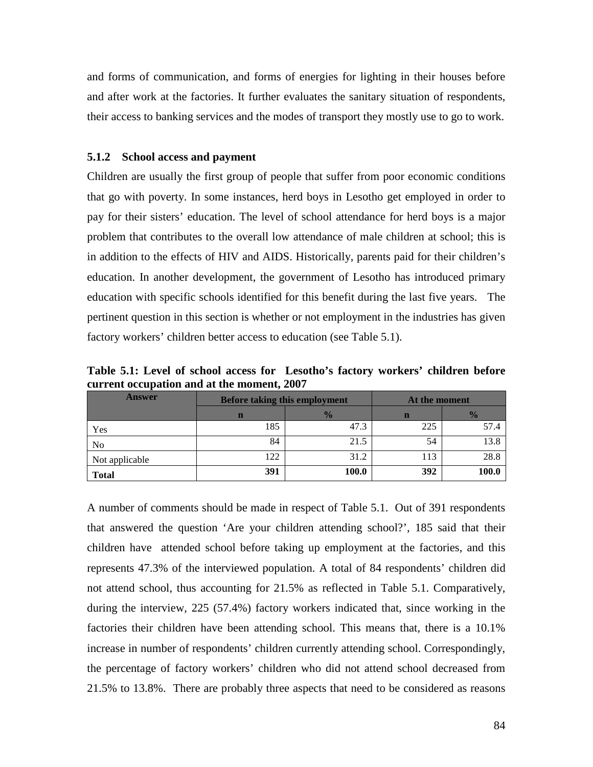and forms of communication, and forms of energies for lighting in their houses before and after work at the factories. It further evaluates the sanitary situation of respondents, their access to banking services and the modes of transport they mostly use to go to work.

### 5.1.2 School access and payment

Children are usually the first group of people that suffer from poor economic conditions that go with poverty. In some instances, herd boys in Lesotho get employed in order to pay for their sisters' education. The level of school attendance for herd boys is a major problem that contributes to the overall low attendance of male children at school; this is in addition to the effects of HIV and AIDS. Historically, parents paid for their children's education. In another development, the government of Lesotho has introduced primary education with specific schools identified for this benefit during the last five years. The pertinent question in this section is whether or not employment in the industries has given factory workers' children better access to education (see Table 5.1).

**Table 5.1: Level of school access for Lesotho's factory workers' children before current occupation and at the moment, 2007**

| Answer | Before taking this employment | | At the moment | |
|---|---|---|---|---|
| | n | % | n | % |
| Yes | 185 | 47.3 | 225 | 57.4 |
| No | 84 | 21.5 | 54 | 13.8 |
| Not applicable | 122 | 31.2 | 113 | 28.8 |
| **Total** | **391** | **100.0** | **392** | **100.0** |

A number of comments should be made in respect of Table 5.1. Out of 391 respondents that answered the question 'Are your children attending school?', 185 said that their children have attended school before taking up employment at the factories, and this represents 47.3% of the interviewed population. A total of 84 respondents' children did not attend school, thus accounting for 21.5% as reflected in Table 5.1. Comparatively, during the interview, 225 (57.4%) factory workers indicated that, since working in the factories their children have been attending school. This means that, there is a 10.1% increase in number of respondents' children currently attending school. Correspondingly, the percentage of factory workers' children who did not attend school decreased from 21.5% to 13.8%. There are probably three aspects that need to be considered as reasons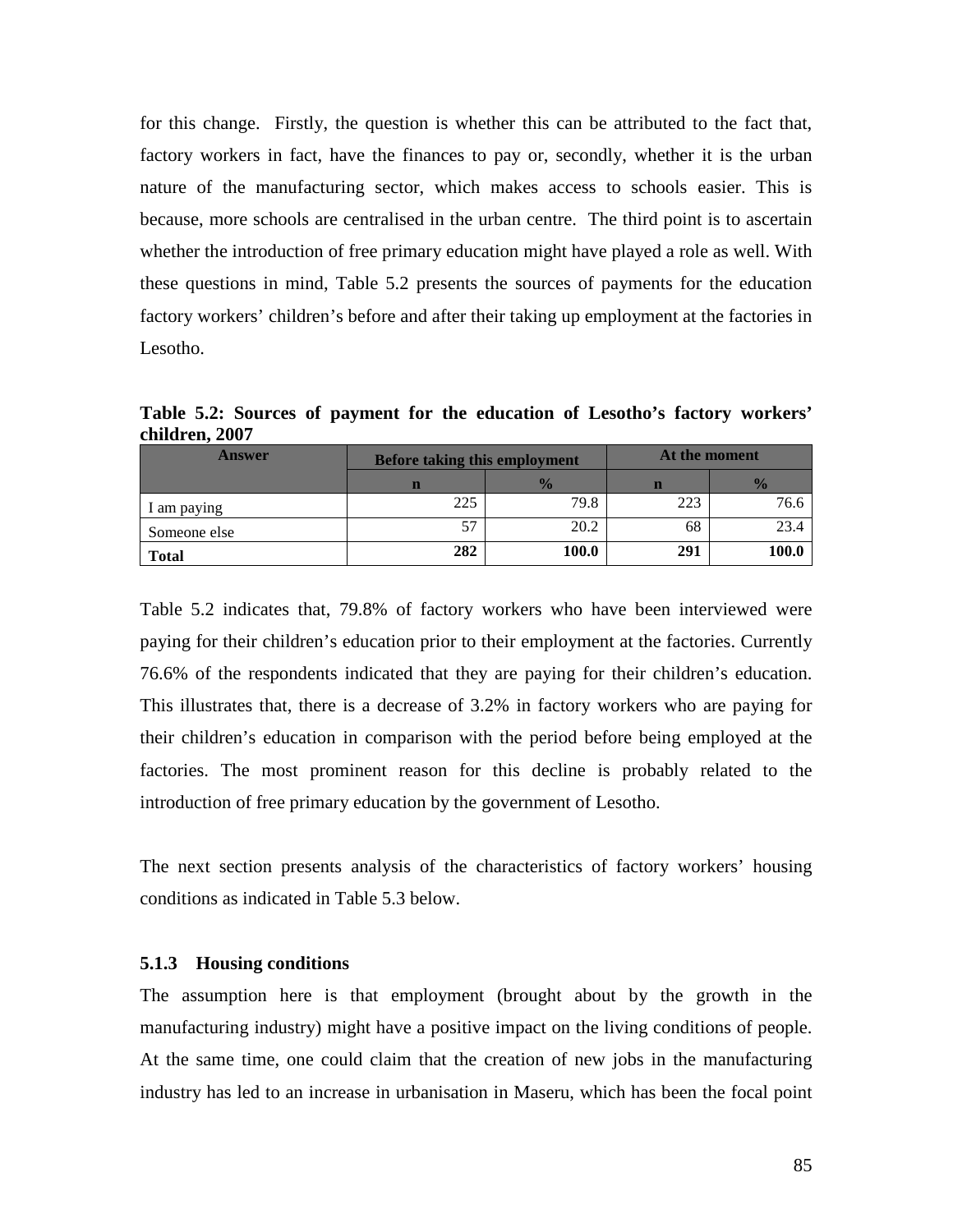for this change. Firstly, the question is whether this can be attributed to the fact that, factory workers in fact, have the finances to pay or, secondly, whether it is the urban nature of the manufacturing sector, which makes access to schools easier. This is because, more schools are centralised in the urban centre. The third point is to ascertain whether the introduction of free primary education might have played a role as well. With these questions in mind, Table 5.2 presents the sources of payments for the education factory workers' children's before and after their taking up employment at the factories in Lesotho.

**Table 5.2: Sources of payment for the education of Lesotho's factory workers' children, 2007**

| Answer | Before taking this employment | | At the moment | |
|---|---|---|---|---|
| | n | % | n | % |
| I am paying | 225 | 79.8 | 223 | 76.6 |
| Someone else | 57 | 20.2 | 68 | 23.4 |
| **Total** | **282** | **100.0** | **291** | **100.0** |

Table 5.2 indicates that, 79.8% of factory workers who have been interviewed were paying for their children's education prior to their employment at the factories. Currently 76.6% of the respondents indicated that they are paying for their children's education. This illustrates that, there is a decrease of 3.2% in factory workers who are paying for their children's education in comparison with the period before being employed at the factories. The most prominent reason for this decline is probably related to the introduction of free primary education by the government of Lesotho.

The next section presents analysis of the characteristics of factory workers' housing conditions as indicated in Table 5.3 below.

### 5.1.3 Housing conditions

The assumption here is that employment (brought about by the growth in the manufacturing industry) might have a positive impact on the living conditions of people. At the same time, one could claim that the creation of new jobs in the manufacturing industry has led to an increase in urbanisation in Maseru, which has been the focal point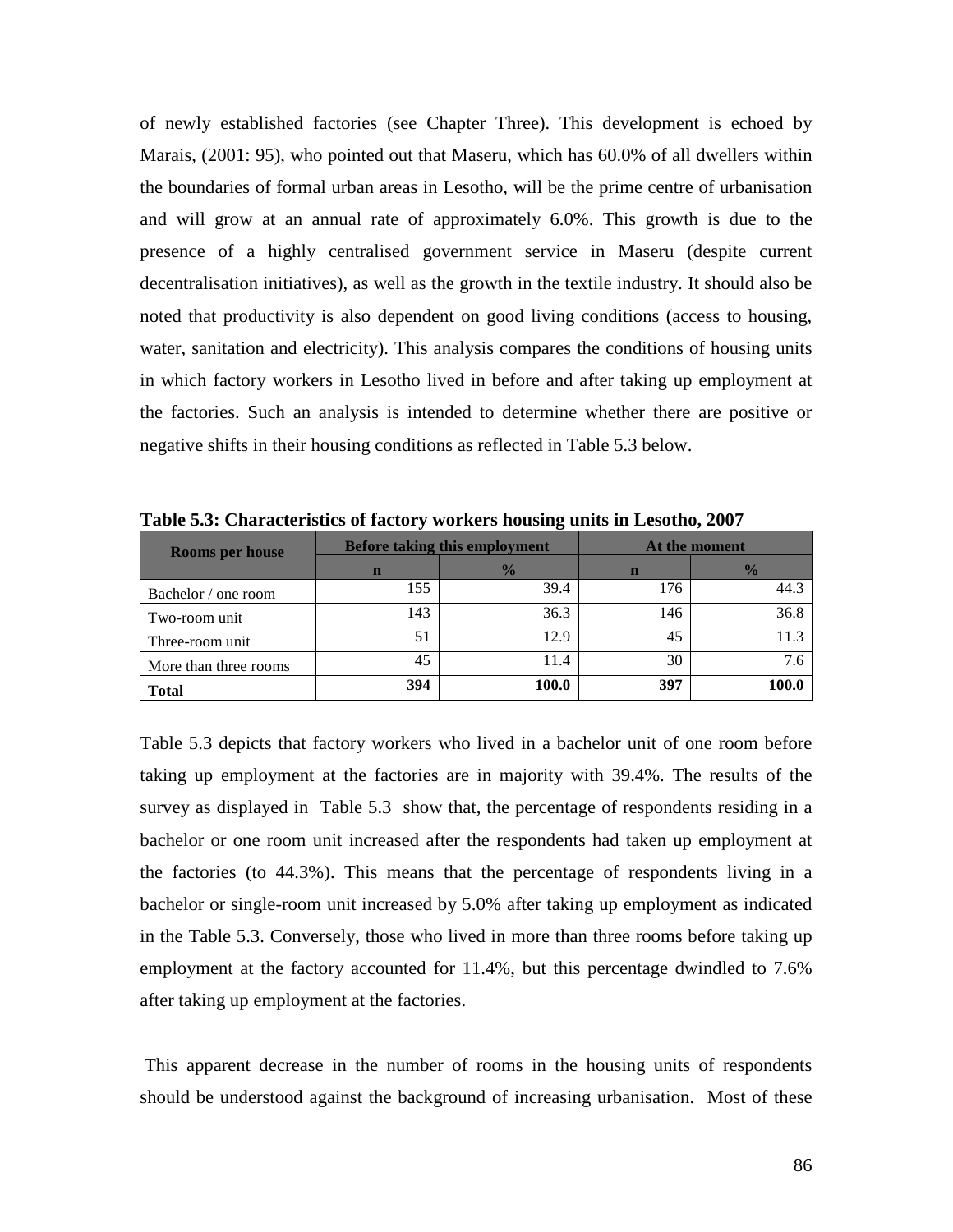of newly established factories (see Chapter Three). This development is echoed by Marais, (2001: 95), who pointed out that Maseru, which has 60.0% of all dwellers within the boundaries of formal urban areas in Lesotho, will be the prime centre of urbanisation and will grow at an annual rate of approximately 6.0%. This growth is due to the presence of a highly centralised government service in Maseru (despite current decentralisation initiatives), as well as the growth in the textile industry. It should also be noted that productivity is also dependent on good living conditions (access to housing, water, sanitation and electricity). This analysis compares the conditions of housing units in which factory workers in Lesotho lived in before and after taking up employment at the factories. Such an analysis is intended to determine whether there are positive or negative shifts in their housing conditions as reflected in Table 5.3 below.

**Table 5.3: Characteristics of factory workers housing units in Lesotho, 2007**

| Rooms per house | Before taking this employment | | At the moment | |
|---|---|---|---|---|
| | n | % | n | % |
| Bachelor / one room | 155 | 39.4 | 176 | 44.3 |
| Two-room unit | 143 | 36.3 | 146 | 36.8 |
| Three-room unit | 51 | 12.9 | 45 | 11.3 |
| More than three rooms | 45 | 11.4 | 30 | 7.6 |
| **Total** | **394** | **100.0** | **397** | **100.0** |

Table 5.3 depicts that factory workers who lived in a bachelor unit of one room before taking up employment at the factories are in majority with 39.4%. The results of the survey as displayed in Table 5.3 show that, the percentage of respondents residing in a bachelor or one room unit increased after the respondents had taken up employment at the factories (to 44.3%). This means that the percentage of respondents living in a bachelor or single-room unit increased by 5.0% after taking up employment as indicated in the Table 5.3. Conversely, those who lived in more than three rooms before taking up employment at the factory accounted for 11.4%, but this percentage dwindled to 7.6% after taking up employment at the factories.

This apparent decrease in the number of rooms in the housing units of respondents should be understood against the background of increasing urbanisation. Most of these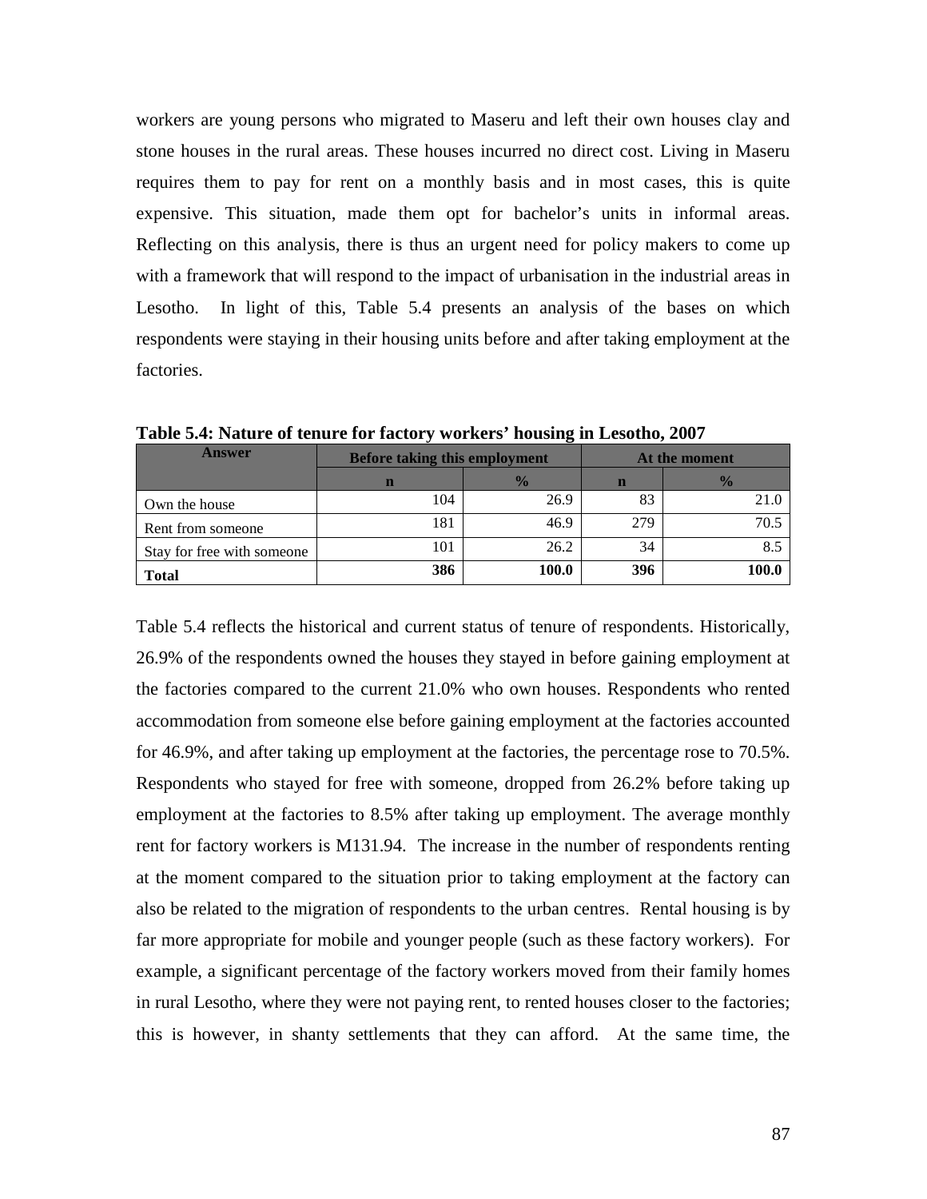workers are young persons who migrated to Maseru and left their own houses clay and stone houses in the rural areas. These houses incurred no direct cost. Living in Maseru requires them to pay for rent on a monthly basis and in most cases, this is quite expensive. This situation, made them opt for bachelor's units in informal areas. Reflecting on this analysis, there is thus an urgent need for policy makers to come up with a framework that will respond to the impact of urbanisation in the industrial areas in Lesotho. In light of this, Table 5.4 presents an analysis of the bases on which respondents were staying in their housing units before and after taking employment at the factories.

**Table 5.4: Nature of tenure for factory workers' housing in Lesotho, 2007**

| Answer | Before taking this employment | | At the moment | |
|---|---|---|---|---|
| | n | % | n | % |
| Own the house | 104 | 26.9 | 83 | 21.0 |
| Rent from someone | 181 | 46.9 | 279 | 70.5 |
| Stay for free with someone | 101 | 26.2 | 34 | 8.5 |
| **Total** | **386** | **100.0** | **396** | **100.0** |

Table 5.4 reflects the historical and current status of tenure of respondents. Historically, 26.9% of the respondents owned the houses they stayed in before gaining employment at the factories compared to the current 21.0% who own houses. Respondents who rented accommodation from someone else before gaining employment at the factories accounted for 46.9%, and after taking up employment at the factories, the percentage rose to 70.5%. Respondents who stayed for free with someone, dropped from 26.2% before taking up employment at the factories to 8.5% after taking up employment. The average monthly rent for factory workers is M131.94. The increase in the number of respondents renting at the moment compared to the situation prior to taking employment at the factory can also be related to the migration of respondents to the urban centres. Rental housing is by far more appropriate for mobile and younger people (such as these factory workers). For example, a significant percentage of the factory workers moved from their family homes in rural Lesotho, where they were not paying rent, to rented houses closer to the factories; this is however, in shanty settlements that they can afford. At the same time, the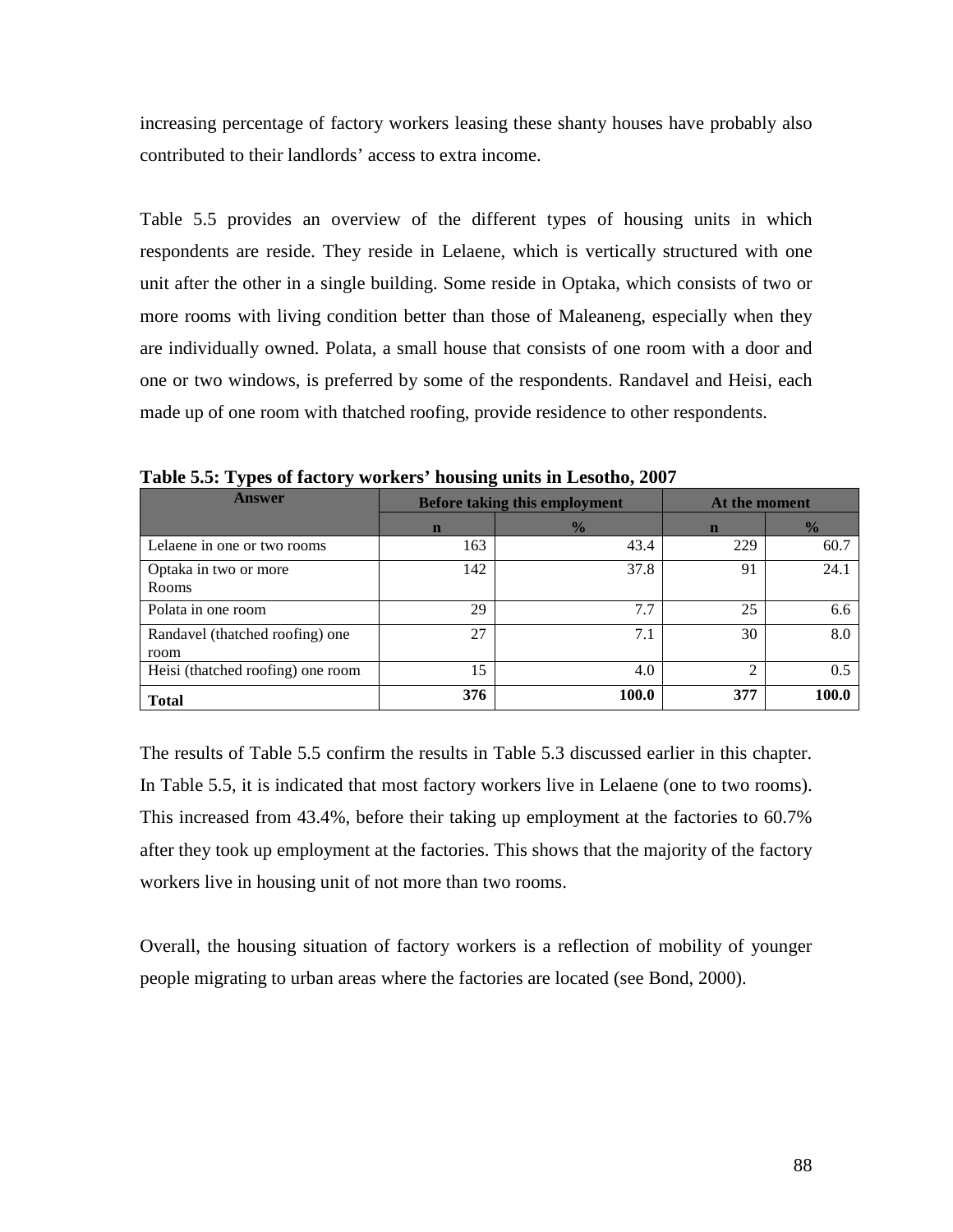increasing percentage of factory workers leasing these shanty houses have probably also contributed to their landlords' access to extra income.

Table 5.5 provides an overview of the different types of housing units in which respondents are reside. They reside in Lelaene, which is vertically structured with one unit after the other in a single building. Some reside in Optaka, which consists of two or more rooms with living condition better than those of Maleaneng, especially when they are individually owned. Polata, a small house that consists of one room with a door and one or two windows, is preferred by some of the respondents. Randavel and Heisi, each made up of one room with thatched roofing, provide residence to other respondents.

**Table 5.5: Types of factory workers' housing units in Lesotho, 2007**

| Answer | Before taking this employment | | At the moment | |
|---|---|---|---|---|
| | n | % | n | % |
| Lelaene in one or two rooms | 163 | 43.4 | 229 | 60.7 |
| Optaka in two or more Rooms | 142 | 37.8 | 91 | 24.1 |
| Polata in one room | 29 | 7.7 | 25 | 6.6 |
| Randavel (thatched roofing) one room | 27 | 7.1 | 30 | 8.0 |
| Heisi (thatched roofing) one room | 15 | 4.0 | 2 | 0.5 |
| **Total** | **376** | **100.0** | **377** | **100.0** |

The results of Table 5.5 confirm the results in Table 5.3 discussed earlier in this chapter. In Table 5.5, it is indicated that most factory workers live in Lelaene (one to two rooms). This increased from 43.4%, before their taking up employment at the factories to 60.7% after they took up employment at the factories. This shows that the majority of the factory workers live in housing unit of not more than two rooms.

Overall, the housing situation of factory workers is a reflection of mobility of younger people migrating to urban areas where the factories are located (see Bond, 2000).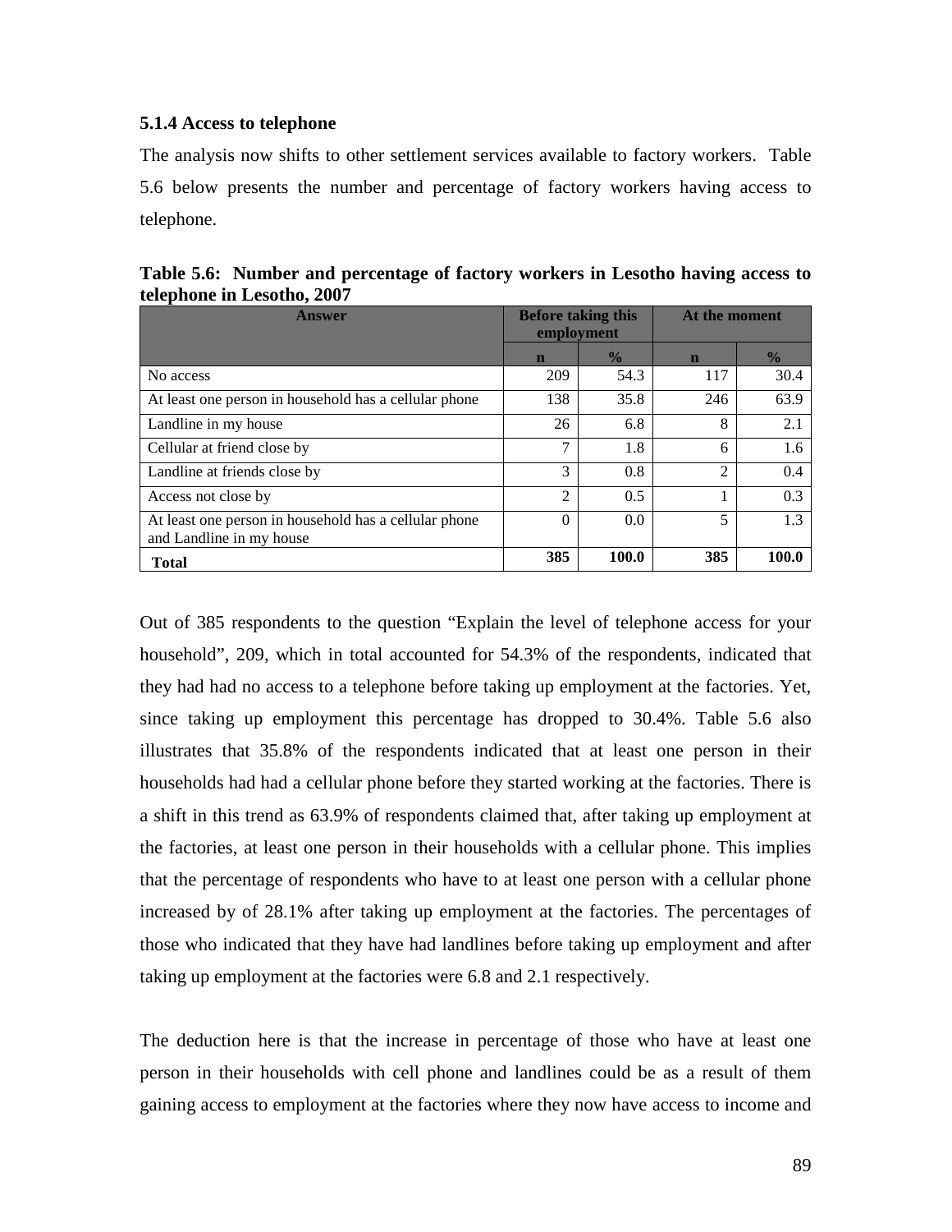### 5.1.4 Access to telephone

The analysis now shifts to other settlement services available to factory workers. Table 5.6 below presents the number and percentage of factory workers having access to telephone.

**Table 5.6: Number and percentage of factory workers in Lesotho having access to telephone in Lesotho, 2007**

| Answer | Before taking this employment | | At the moment | |
|---|---|---|---|---|
| | n | % | n | % |
| No access | 209 | 54.3 | 117 | 30.4 |
| At least one person in household has a cellular phone | 138 | 35.8 | 246 | 63.9 |
| Landline in my house | 26 | 6.8 | 8 | 2.1 |
| Cellular at friend close by | 7 | 1.8 | 6 | 1.6 |
| Landline at friends close by | 3 | 0.8 | 2 | 0.4 |
| Access not close by | 2 | 0.5 | 1 | 0.3 |
| At least one person in household has a cellular phone and Landline in my house | 0 | 0.0 | 5 | 1.3 |
| **Total** | **385** | **100.0** | **385** | **100.0** |

Out of 385 respondents to the question "Explain the level of telephone access for your household", 209, which in total accounted for 54.3% of the respondents, indicated that they had had no access to a telephone before taking up employment at the factories. Yet, since taking up employment this percentage has dropped to 30.4%. Table 5.6 also illustrates that 35.8% of the respondents indicated that at least one person in their households had had a cellular phone before they started working at the factories. There is a shift in this trend as 63.9% of respondents claimed that, after taking up employment at the factories, at least one person in their households with a cellular phone. This implies that the percentage of respondents who have to at least one person with a cellular phone increased by of 28.1% after taking up employment at the factories. The percentages of those who indicated that they have had landlines before taking up employment and after taking up employment at the factories were 6.8 and 2.1 respectively.

The deduction here is that the increase in percentage of those who have at least one person in their households with cell phone and landlines could be as a result of them gaining access to employment at the factories where they now have access to income and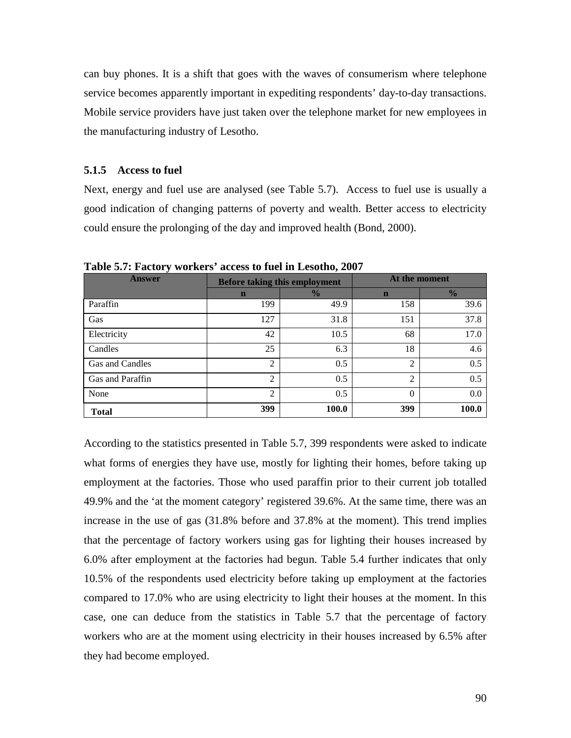can buy phones. It is a shift that goes with the waves of consumerism where telephone service becomes apparently important in expediting respondents' day-to-day transactions. Mobile service providers have just taken over the telephone market for new employees in the manufacturing industry of Lesotho.

### 5.1.5 Access to fuel

Next, energy and fuel use are analysed (see Table 5.7). Access to fuel use is usually a good indication of changing patterns of poverty and wealth. Better access to electricity could ensure the prolonging of the day and improved health (Bond, 2000).

**Table 5.7: Factory workers' access to fuel in Lesotho, 2007**

| Answer | Before taking this employment | | At the moment | |
|---|---|---|---|---|
| | n | % | n | % |
| Paraffin | 199 | 49.9 | 158 | 39.6 |
| Gas | 127 | 31.8 | 151 | 37.8 |
| Electricity | 42 | 10.5 | 68 | 17.0 |
| Candles | 25 | 6.3 | 18 | 4.6 |
| Gas and Candles | 2 | 0.5 | 2 | 0.5 |
| Gas and Paraffin | 2 | 0.5 | 2 | 0.5 |
| None | 2 | 0.5 | 0 | 0.0 |
| **Total** | **399** | **100.0** | **399** | **100.0** |

According to the statistics presented in Table 5.7, 399 respondents were asked to indicate what forms of energies they have use, mostly for lighting their homes, before taking up employment at the factories. Those who used paraffin prior to their current job totalled 49.9% and the 'at the moment category' registered 39.6%. At the same time, there was an increase in the use of gas (31.8% before and 37.8% at the moment). This trend implies that the percentage of factory workers using gas for lighting their houses increased by 6.0% after employment at the factories had begun. Table 5.4 further indicates that only 10.5% of the respondents used electricity before taking up employment at the factories compared to 17.0% who are using electricity to light their houses at the moment. In this case, one can deduce from the statistics in Table 5.7 that the percentage of factory workers who are at the moment using electricity in their houses increased by 6.5% after they had become employed.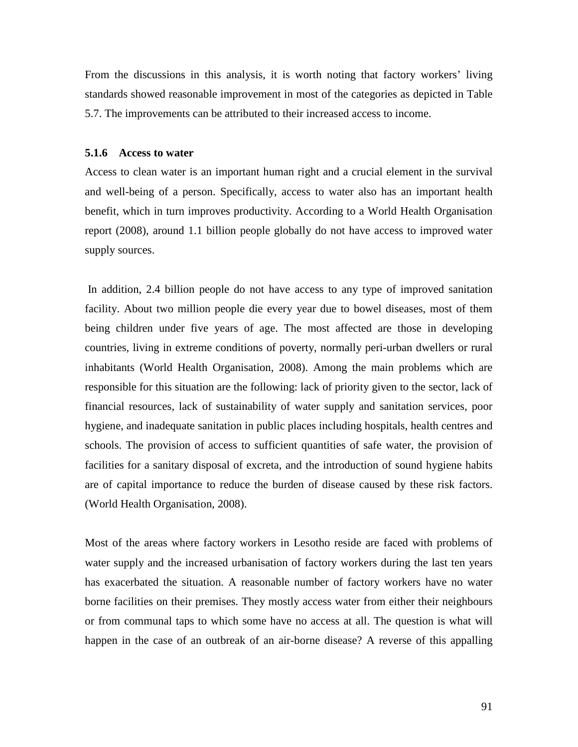From the discussions in this analysis, it is worth noting that factory workers' living standards showed reasonable improvement in most of the categories as depicted in Table 5.7. The improvements can be attributed to their increased access to income.

### 5.1.6 Access to water

Access to clean water is an important human right and a crucial element in the survival and well-being of a person. Specifically, access to water also has an important health benefit, which in turn improves productivity. According to a World Health Organisation report (2008), around 1.1 billion people globally do not have access to improved water supply sources.

In addition, 2.4 billion people do not have access to any type of improved sanitation facility. About two million people die every year due to bowel diseases, most of them being children under five years of age. The most affected are those in developing countries, living in extreme conditions of poverty, normally peri-urban dwellers or rural inhabitants (World Health Organisation, 2008). Among the main problems which are responsible for this situation are the following: lack of priority given to the sector, lack of financial resources, lack of sustainability of water supply and sanitation services, poor hygiene, and inadequate sanitation in public places including hospitals, health centres and schools. The provision of access to sufficient quantities of safe water, the provision of facilities for a sanitary disposal of excreta, and the introduction of sound hygiene habits are of capital importance to reduce the burden of disease caused by these risk factors. (World Health Organisation, 2008).

Most of the areas where factory workers in Lesotho reside are faced with problems of water supply and the increased urbanisation of factory workers during the last ten years has exacerbated the situation. A reasonable number of factory workers have no water borne facilities on their premises. They mostly access water from either their neighbours or from communal taps to which some have no access at all. The question is what will happen in the case of an outbreak of an air-borne disease? A reverse of this appalling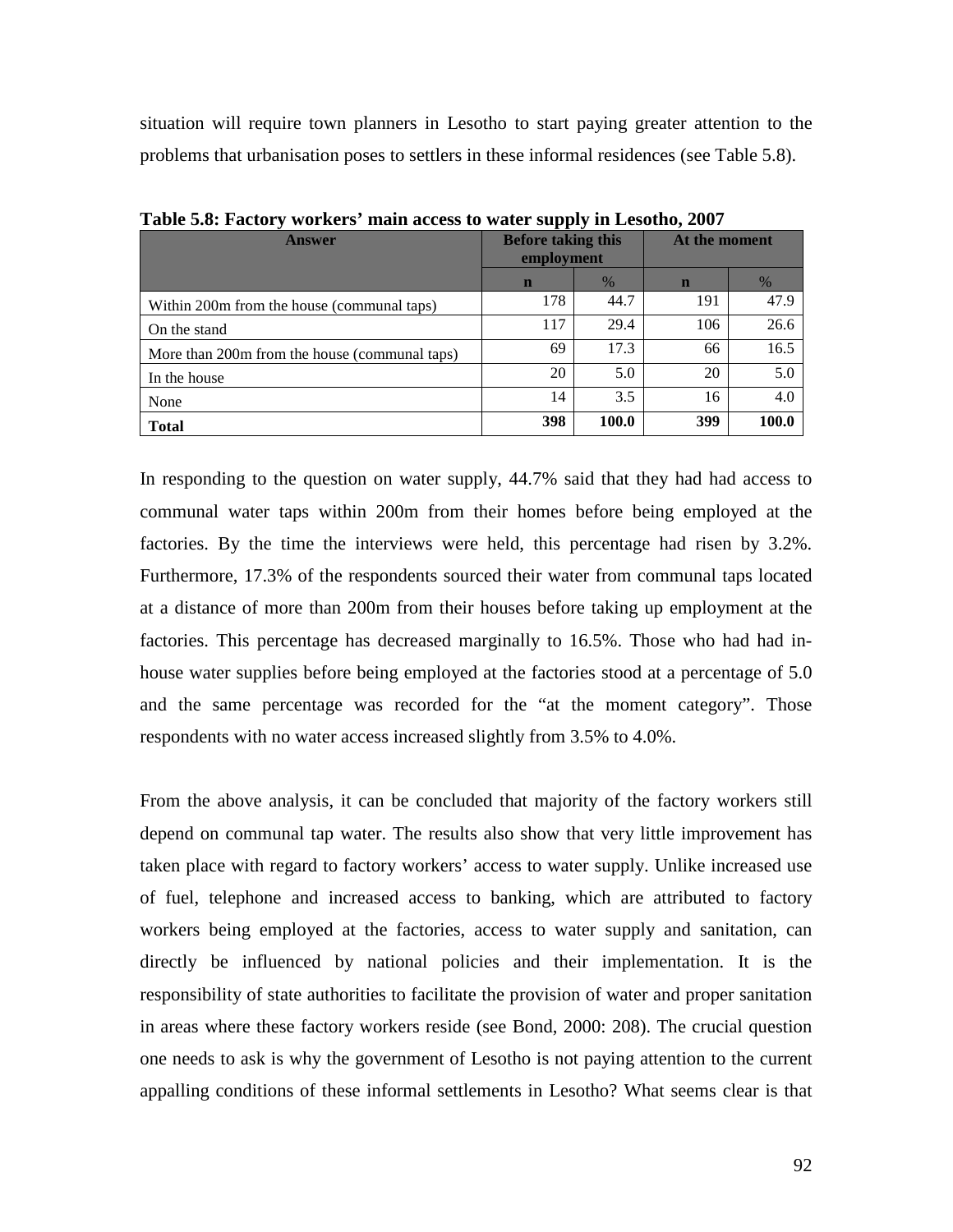situation will require town planners in Lesotho to start paying greater attention to the problems that urbanisation poses to settlers in these informal residences (see Table 5.8).

**Table 5.8: Factory workers' main access to water supply in Lesotho, 2007**

| Answer | Before taking this employment | | At the moment | |
|---|---|---|---|---|
| | n | % | n | % |
| Within 200m from the house (communal taps) | 178 | 44.7 | 191 | 47.9 |
| On the stand | 117 | 29.4 | 106 | 26.6 |
| More than 200m from the house (communal taps) | 69 | 17.3 | 66 | 16.5 |
| In the house | 20 | 5.0 | 20 | 5.0 |
| None | 14 | 3.5 | 16 | 4.0 |
| **Total** | **398** | **100.0** | **399** | **100.0** |

In responding to the question on water supply, 44.7% said that they had had access to communal water taps within 200m from their homes before being employed at the factories. By the time the interviews were held, this percentage had risen by 3.2%. Furthermore, 17.3% of the respondents sourced their water from communal taps located at a distance of more than 200m from their houses before taking up employment at the factories. This percentage has decreased marginally to 16.5%. Those who had had in-house water supplies before being employed at the factories stood at a percentage of 5.0 and the same percentage was recorded for the "at the moment category". Those respondents with no water access increased slightly from 3.5% to 4.0%.

From the above analysis, it can be concluded that majority of the factory workers still depend on communal tap water. The results also show that very little improvement has taken place with regard to factory workers' access to water supply. Unlike increased use of fuel, telephone and increased access to banking, which are attributed to factory workers being employed at the factories, access to water supply and sanitation, can directly be influenced by national policies and their implementation. It is the responsibility of state authorities to facilitate the provision of water and proper sanitation in areas where these factory workers reside (see Bond, 2000: 208). The crucial question one needs to ask is why the government of Lesotho is not paying attention to the current appalling conditions of these informal settlements in Lesotho? What seems clear is that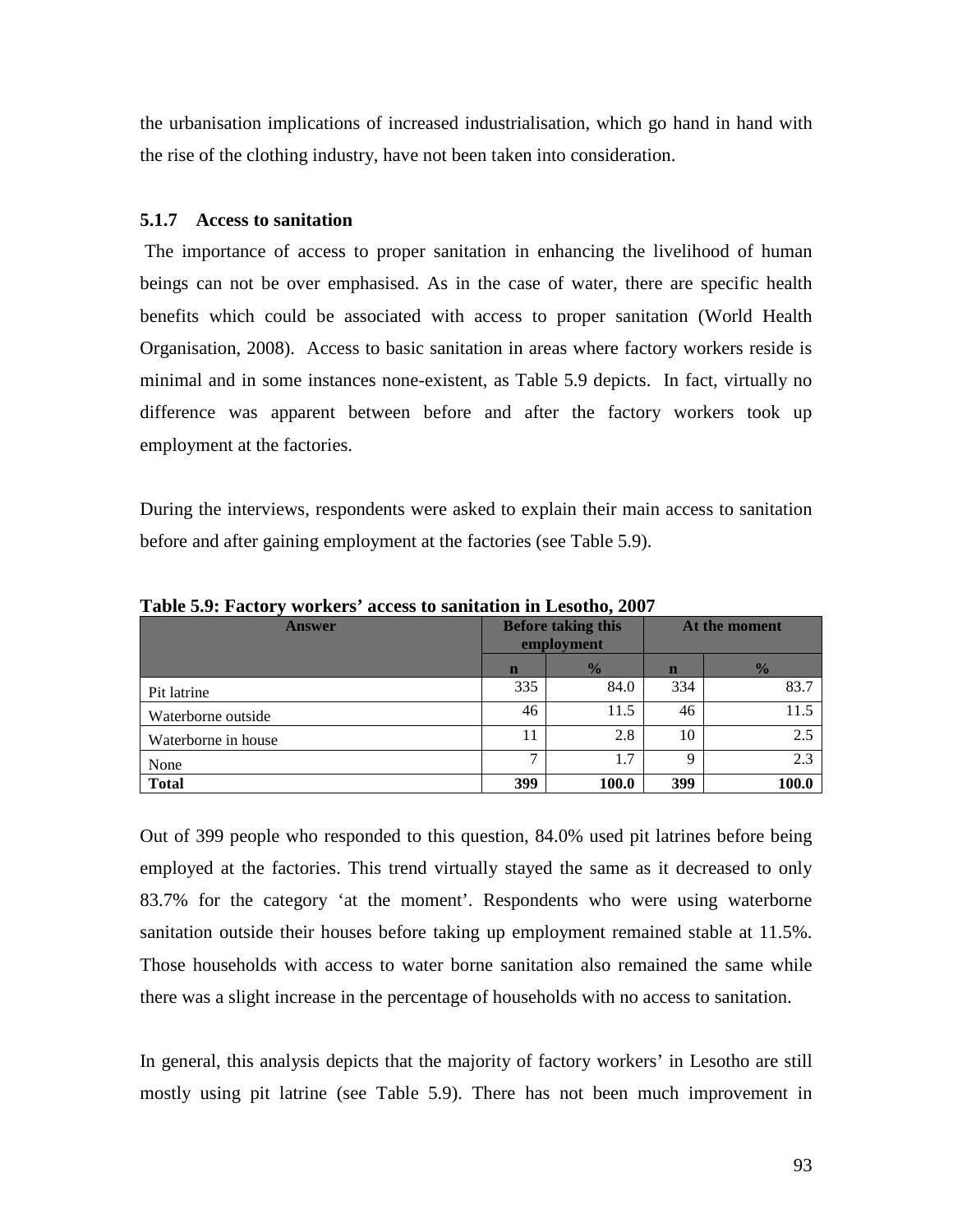the urbanisation implications of increased industrialisation, which go hand in hand with the rise of the clothing industry, have not been taken into consideration.

### 5.1.7 Access to sanitation

The importance of access to proper sanitation in enhancing the livelihood of human beings can not be over emphasised. As in the case of water, there are specific health benefits which could be associated with access to proper sanitation (World Health Organisation, 2008). Access to basic sanitation in areas where factory workers reside is minimal and in some instances none-existent, as Table 5.9 depicts. In fact, virtually no difference was apparent between before and after the factory workers took up employment at the factories.

During the interviews, respondents were asked to explain their main access to sanitation before and after gaining employment at the factories (see Table 5.9).

**Table 5.9: Factory workers' access to sanitation in Lesotho, 2007**

| Answer | Before taking this employment | | At the moment | |
|---|---|---|---|---|
| | **n** | **%** | **n** | **%** |
| Pit latrine | 335 | 84.0 | 334 | 83.7 |
| Waterborne outside | 46 | 11.5 | 46 | 11.5 |
| Waterborne in house | 11 | 2.8 | 10 | 2.5 |
| None | 7 | 1.7 | 9 | 2.3 |
| **Total** | **399** | **100.0** | **399** | **100.0** |

Out of 399 people who responded to this question, 84.0% used pit latrines before being employed at the factories. This trend virtually stayed the same as it decreased to only 83.7% for the category 'at the moment'. Respondents who were using waterborne sanitation outside their houses before taking up employment remained stable at 11.5%. Those households with access to water borne sanitation also remained the same while there was a slight increase in the percentage of households with no access to sanitation.

In general, this analysis depicts that the majority of factory workers' in Lesotho are still mostly using pit latrine (see Table 5.9). There has not been much improvement in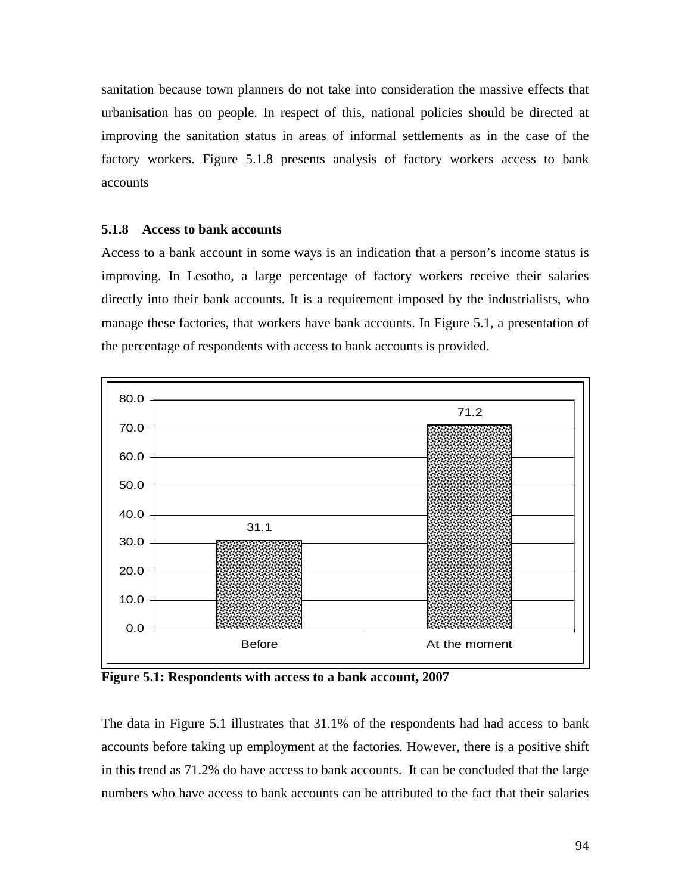sanitation because town planners do not take into consideration the massive effects that urbanisation has on people. In respect of this, national policies should be directed at improving the sanitation status in areas of informal settlements as in the case of the factory workers. Figure 5.1.8 presents analysis of factory workers access to bank accounts

### 5.1.8 Access to bank accounts

Access to a bank account in some ways is an indication that a person's income status is improving. In Lesotho, a large percentage of factory workers receive their salaries directly into their bank accounts. It is a requirement imposed by the industrialists, who manage these factories, that workers have bank accounts. In Figure 5.1, a presentation of the percentage of respondents with access to bank accounts is provided.

| | Before | At the moment |
|---|---|---|
| % | 31.1 | 71.2 |

**Figure 5.1: Respondents with access to a bank account, 2007**

The data in Figure 5.1 illustrates that 31.1% of the respondents had had access to bank accounts before taking up employment at the factories. However, there is a positive shift in this trend as 71.2% do have access to bank accounts. It can be concluded that the large numbers who have access to bank accounts can be attributed to the fact that their salaries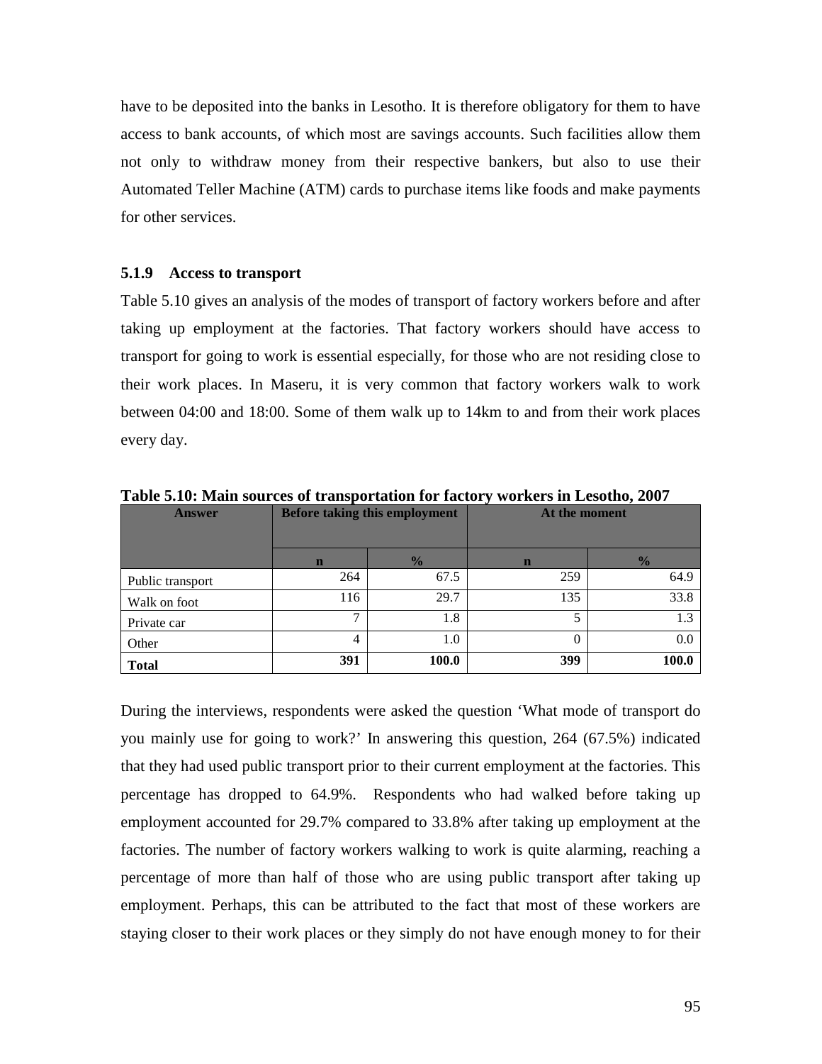have to be deposited into the banks in Lesotho. It is therefore obligatory for them to have access to bank accounts, of which most are savings accounts. Such facilities allow them not only to withdraw money from their respective bankers, but also to use their Automated Teller Machine (ATM) cards to purchase items like foods and make payments for other services.

### 5.1.9 Access to transport

Table 5.10 gives an analysis of the modes of transport of factory workers before and after taking up employment at the factories. That factory workers should have access to transport for going to work is essential especially, for those who are not residing close to their work places. In Maseru, it is very common that factory workers walk to work between 04:00 and 18:00. Some of them walk up to 14km to and from their work places every day.

**Table 5.10: Main sources of transportation for factory workers in Lesotho, 2007**

| Answer | Before taking this employment | | At the moment | |
|---|---|---|---|---|
| | n | % | n | % |
| Public transport | 264 | 67.5 | 259 | 64.9 |
| Walk on foot | 116 | 29.7 | 135 | 33.8 |
| Private car | 7 | 1.8 | 5 | 1.3 |
| Other | 4 | 1.0 | 0 | 0.0 |
| **Total** | **391** | **100.0** | **399** | **100.0** |

During the interviews, respondents were asked the question 'What mode of transport do you mainly use for going to work?' In answering this question, 264 (67.5%) indicated that they had used public transport prior to their current employment at the factories. This percentage has dropped to 64.9%. Respondents who had walked before taking up employment accounted for 29.7% compared to 33.8% after taking up employment at the factories. The number of factory workers walking to work is quite alarming, reaching a percentage of more than half of those who are using public transport after taking up employment. Perhaps, this can be attributed to the fact that most of these workers are staying closer to their work places or they simply do not have enough money to for their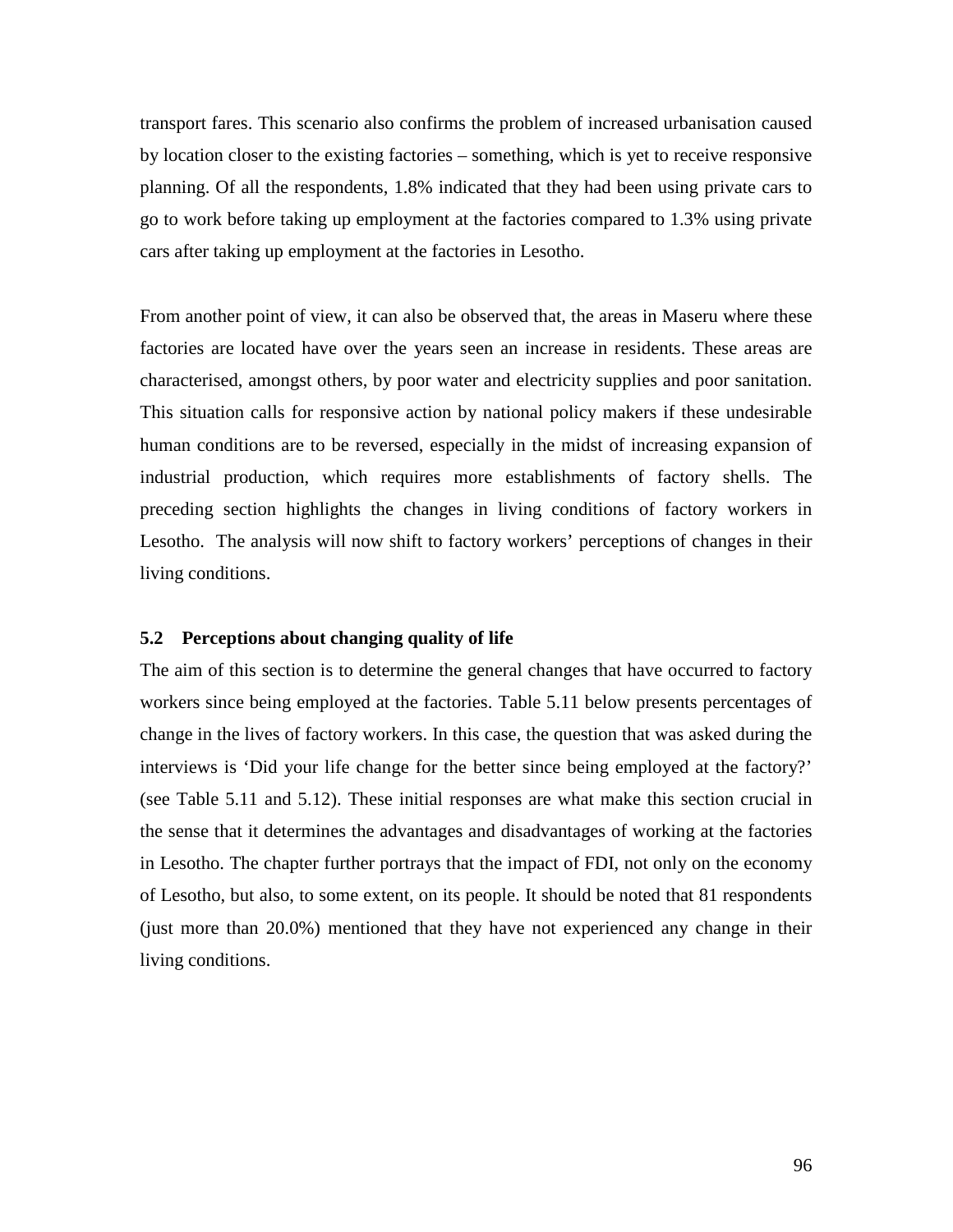transport fares. This scenario also confirms the problem of increased urbanisation caused by location closer to the existing factories – something, which is yet to receive responsive planning. Of all the respondents, 1.8% indicated that they had been using private cars to go to work before taking up employment at the factories compared to 1.3% using private cars after taking up employment at the factories in Lesotho.

From another point of view, it can also be observed that, the areas in Maseru where these factories are located have over the years seen an increase in residents. These areas are characterised, amongst others, by poor water and electricity supplies and poor sanitation. This situation calls for responsive action by national policy makers if these undesirable human conditions are to be reversed, especially in the midst of increasing expansion of industrial production, which requires more establishments of factory shells. The preceding section highlights the changes in living conditions of factory workers in Lesotho. The analysis will now shift to factory workers' perceptions of changes in their living conditions.

### 5.2 Perceptions about changing quality of life

The aim of this section is to determine the general changes that have occurred to factory workers since being employed at the factories. Table 5.11 below presents percentages of change in the lives of factory workers. In this case, the question that was asked during the interviews is 'Did your life change for the better since being employed at the factory?' (see Table 5.11 and 5.12). These initial responses are what make this section crucial in the sense that it determines the advantages and disadvantages of working at the factories in Lesotho. The chapter further portrays that the impact of FDI, not only on the economy of Lesotho, but also, to some extent, on its people. It should be noted that 81 respondents (just more than 20.0%) mentioned that they have not experienced any change in their living conditions.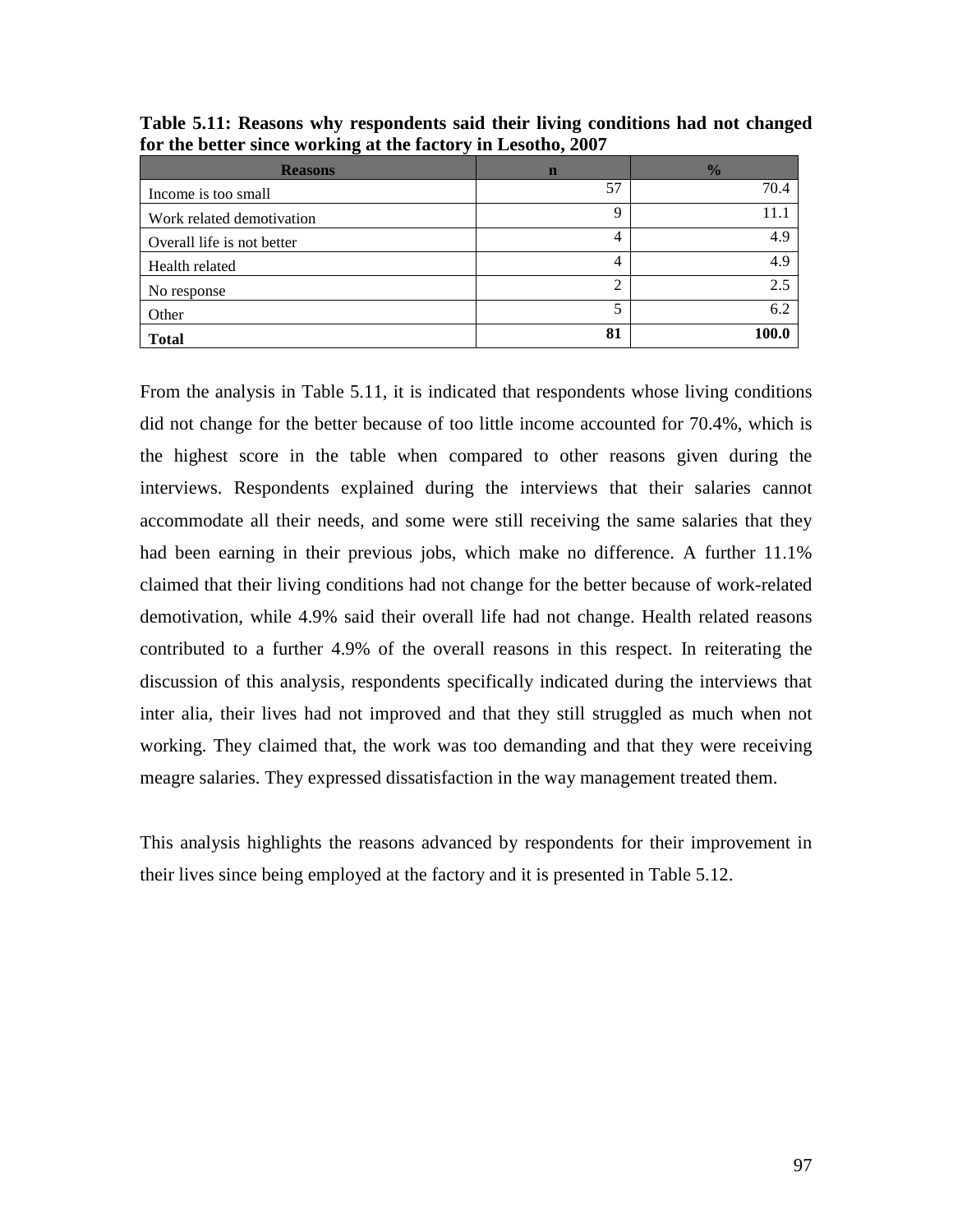**Table 5.11: Reasons why respondents said their living conditions had not changed for the better since working at the factory in Lesotho, 2007**

| Reasons | n | % |
|---|---|---|
| Income is too small | 57 | 70.4 |
| Work related demotivation | 9 | 11.1 |
| Overall life is not better | 4 | 4.9 |
| Health related | 4 | 4.9 |
| No response | 2 | 2.5 |
| Other | 5 | 6.2 |
| **Total** | **81** | **100.0** |

From the analysis in Table 5.11, it is indicated that respondents whose living conditions did not change for the better because of too little income accounted for 70.4%, which is the highest score in the table when compared to other reasons given during the interviews. Respondents explained during the interviews that their salaries cannot accommodate all their needs, and some were still receiving the same salaries that they had been earning in their previous jobs, which make no difference. A further 11.1% claimed that their living conditions had not change for the better because of work-related demotivation, while 4.9% said their overall life had not change. Health related reasons contributed to a further 4.9% of the overall reasons in this respect. In reiterating the discussion of this analysis, respondents specifically indicated during the interviews that inter alia, their lives had not improved and that they still struggled as much when not working. They claimed that, the work was too demanding and that they were receiving meagre salaries. They expressed dissatisfaction in the way management treated them.

This analysis highlights the reasons advanced by respondents for their improvement in their lives since being employed at the factory and it is presented in Table 5.12.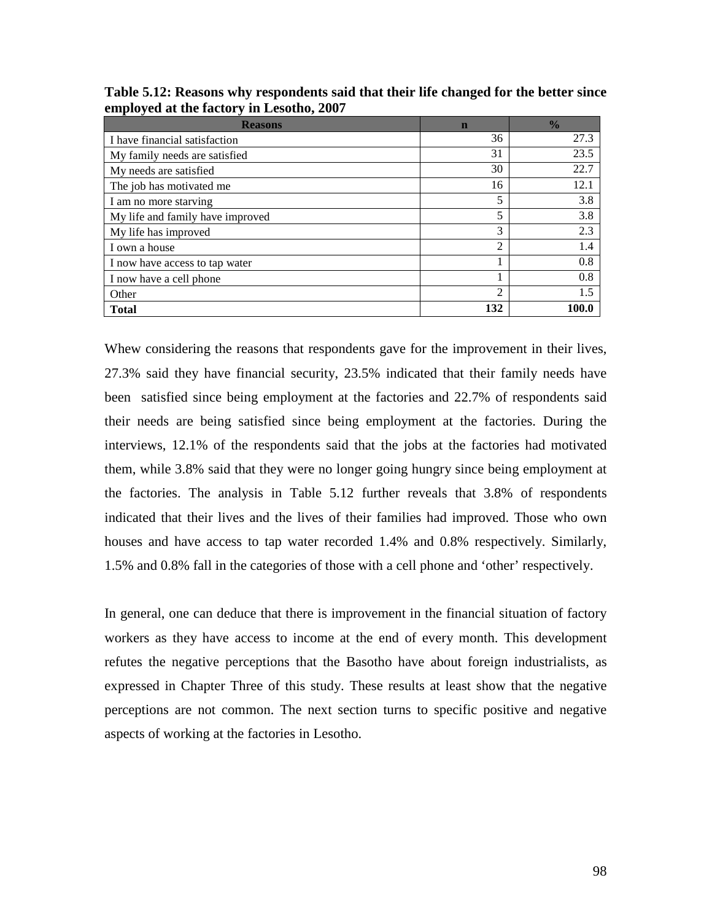**Table 5.12: Reasons why respondents said that their life changed for the better since employed at the factory in Lesotho, 2007**

| Reasons | n | % |
|---|---|---|
| I have financial satisfaction | 36 | 27.3 |
| My family needs are satisfied | 31 | 23.5 |
| My needs are satisfied | 30 | 22.7 |
| The job has motivated me | 16 | 12.1 |
| I am no more starving | 5 | 3.8 |
| My life and family have improved | 5 | 3.8 |
| My life has improved | 3 | 2.3 |
| I own a house | 2 | 1.4 |
| I now have access to tap water | 1 | 0.8 |
| I now have a cell phone | 1 | 0.8 |
| Other | 2 | 1.5 |
| **Total** | **132** | **100.0** |

Whew considering the reasons that respondents gave for the improvement in their lives, 27.3% said they have financial security, 23.5% indicated that their family needs have been satisfied since being employment at the factories and 22.7% of respondents said their needs are being satisfied since being employment at the factories. During the interviews, 12.1% of the respondents said that the jobs at the factories had motivated them, while 3.8% said that they were no longer going hungry since being employment at the factories. The analysis in Table 5.12 further reveals that 3.8% of respondents indicated that their lives and the lives of their families had improved. Those who own houses and have access to tap water recorded 1.4% and 0.8% respectively. Similarly, 1.5% and 0.8% fall in the categories of those with a cell phone and 'other' respectively.

In general, one can deduce that there is improvement in the financial situation of factory workers as they have access to income at the end of every month. This development refutes the negative perceptions that the Basotho have about foreign industrialists, as expressed in Chapter Three of this study. These results at least show that the negative perceptions are not common. The next section turns to specific positive and negative aspects of working at the factories in Lesotho.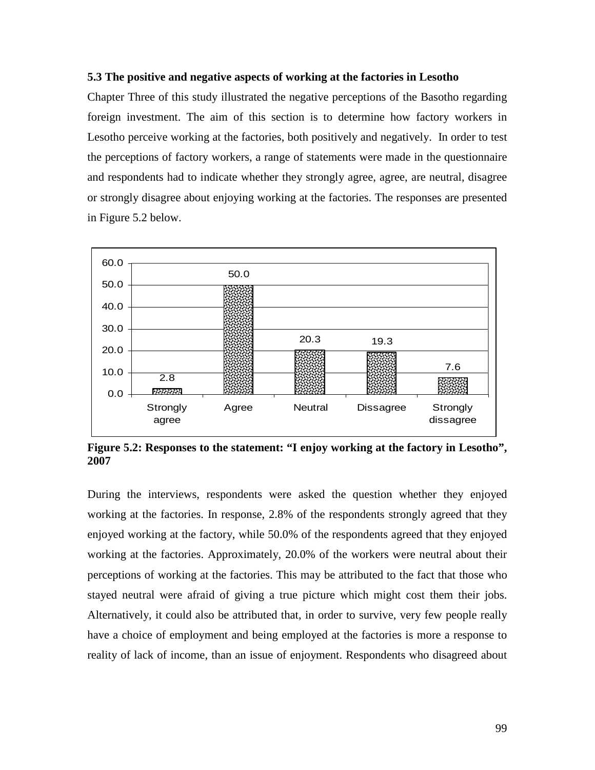### 5.3 The positive and negative aspects of working at the factories in Lesotho

Chapter Three of this study illustrated the negative perceptions of the Basotho regarding foreign investment. The aim of this section is to determine how factory workers in Lesotho perceive working at the factories, both positively and negatively. In order to test the perceptions of factory workers, a range of statements were made in the questionnaire and respondents had to indicate whether they strongly agree, agree, are neutral, disagree or strongly disagree about enjoying working at the factories. The responses are presented in Figure 5.2 below.

| Response | Percentage |
|---|---|
| Strongly agree | 2.8 |
| Agree | 50.0 |
| Neutral | 20.3 |
| Dissagree | 19.3 |
| Strongly dissagree | 7.6 |

**Figure 5.2: Responses to the statement: "I enjoy working at the factory in Lesotho", 2007**

During the interviews, respondents were asked the question whether they enjoyed working at the factories. In response, 2.8% of the respondents strongly agreed that they enjoyed working at the factory, while 50.0% of the respondents agreed that they enjoyed working at the factories. Approximately, 20.0% of the workers were neutral about their perceptions of working at the factories. This may be attributed to the fact that those who stayed neutral were afraid of giving a true picture which might cost them their jobs. Alternatively, it could also be attributed that, in order to survive, very few people really have a choice of employment and being employed at the factories is more a response to reality of lack of income, than an issue of enjoyment. Respondents who disagreed about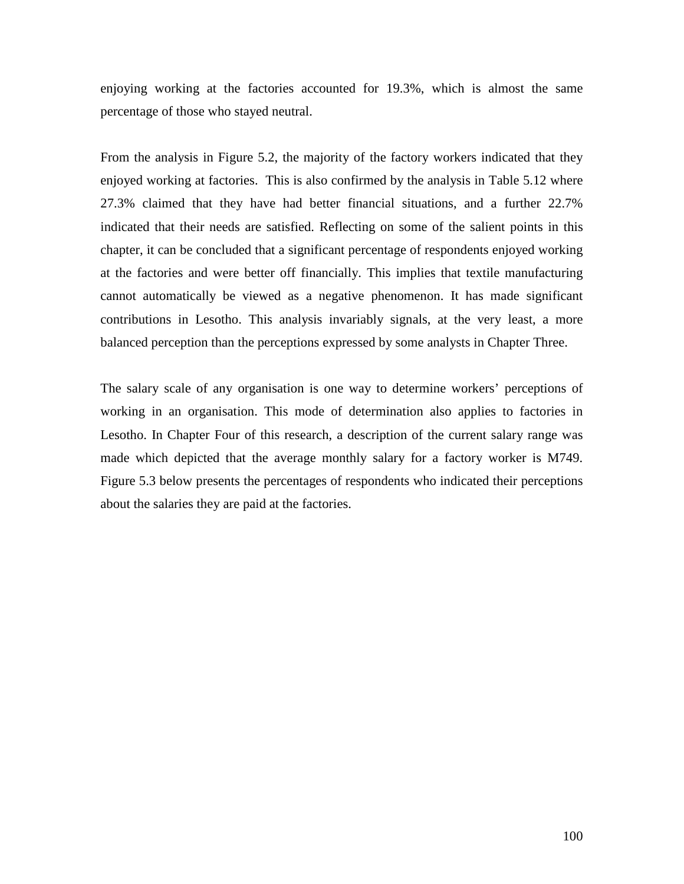enjoying working at the factories accounted for 19.3%, which is almost the same percentage of those who stayed neutral.

From the analysis in Figure 5.2, the majority of the factory workers indicated that they enjoyed working at factories. This is also confirmed by the analysis in Table 5.12 where 27.3% claimed that they have had better financial situations, and a further 22.7% indicated that their needs are satisfied. Reflecting on some of the salient points in this chapter, it can be concluded that a significant percentage of respondents enjoyed working at the factories and were better off financially. This implies that textile manufacturing cannot automatically be viewed as a negative phenomenon. It has made significant contributions in Lesotho. This analysis invariably signals, at the very least, a more balanced perception than the perceptions expressed by some analysts in Chapter Three.

The salary scale of any organisation is one way to determine workers' perceptions of working in an organisation. This mode of determination also applies to factories in Lesotho. In Chapter Four of this research, a description of the current salary range was made which depicted that the average monthly salary for a factory worker is M749. Figure 5.3 below presents the percentages of respondents who indicated their perceptions about the salaries they are paid at the factories.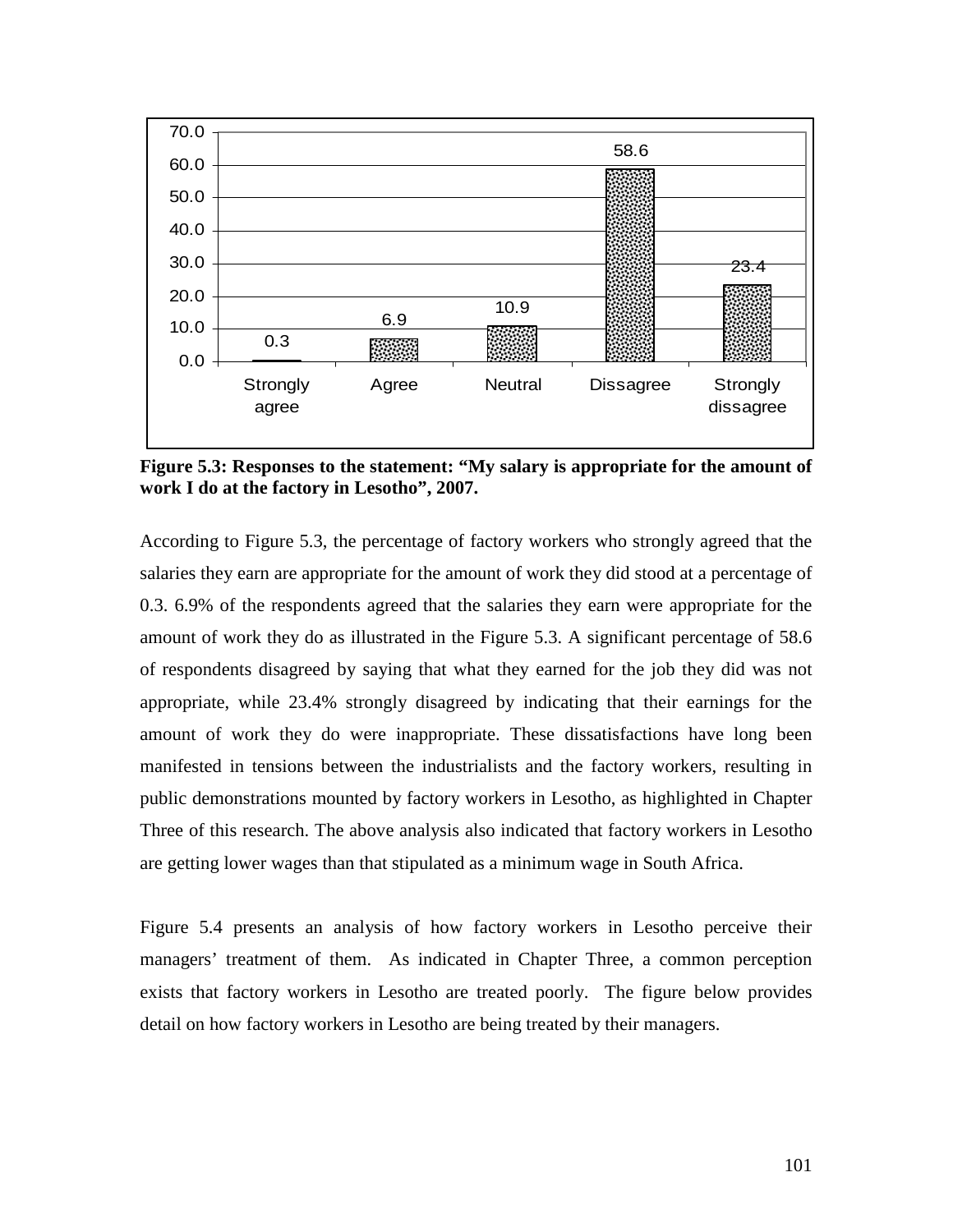| Strongly agree | Agree | Neutral | Dissagree | Strongly dissagree |
| --- | --- | --- | --- | --- |
| 0.3 | 6.9 | 10.9 | 58.6 | 23.4 |

**Figure 5.3: Responses to the statement: "My salary is appropriate for the amount of work I do at the factory in Lesotho", 2007.**

According to Figure 5.3, the percentage of factory workers who strongly agreed that the salaries they earn are appropriate for the amount of work they did stood at a percentage of 0.3. 6.9% of the respondents agreed that the salaries they earn were appropriate for the amount of work they do as illustrated in the Figure 5.3. A significant percentage of 58.6 of respondents disagreed by saying that what they earned for the job they did was not appropriate, while 23.4% strongly disagreed by indicating that their earnings for the amount of work they do were inappropriate. These dissatisfactions have long been manifested in tensions between the industrialists and the factory workers, resulting in public demonstrations mounted by factory workers in Lesotho, as highlighted in Chapter Three of this research. The above analysis also indicated that factory workers in Lesotho are getting lower wages than that stipulated as a minimum wage in South Africa.

Figure 5.4 presents an analysis of how factory workers in Lesotho perceive their managers' treatment of them. As indicated in Chapter Three, a common perception exists that factory workers in Lesotho are treated poorly. The figure below provides detail on how factory workers in Lesotho are being treated by their managers.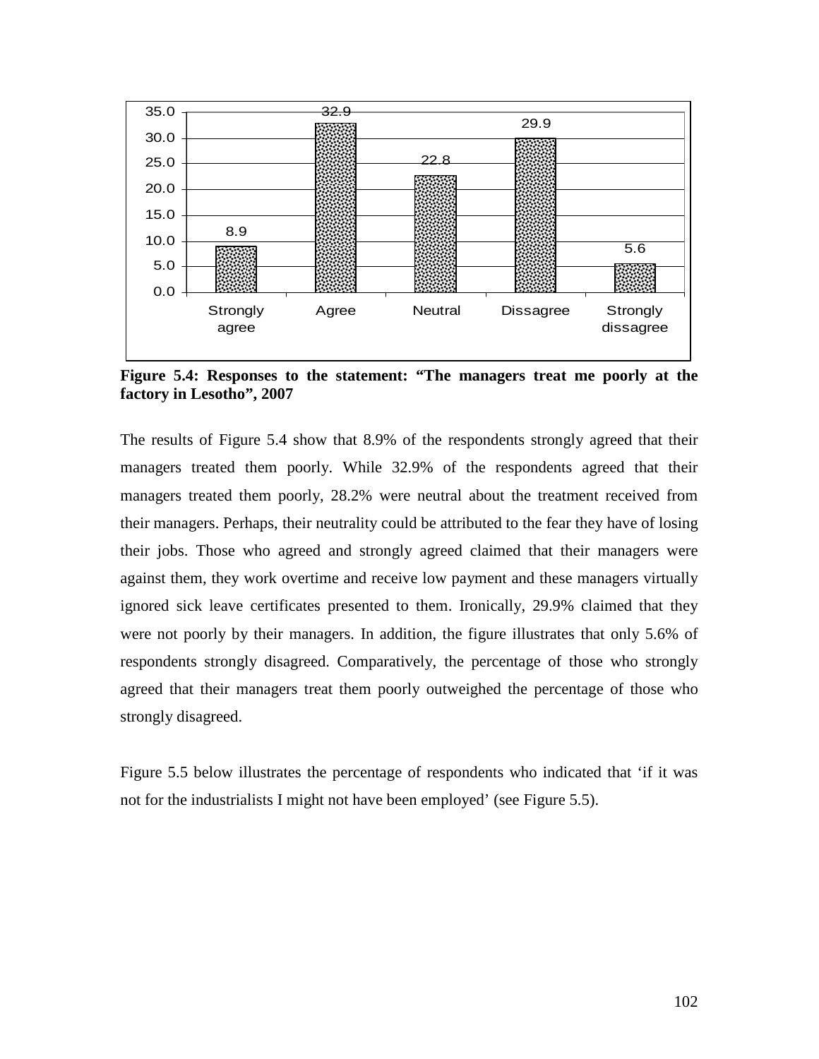**Figure 5.4: Responses to the statement: "The managers treat me poorly at the factory in Lesotho", 2007**

The results of Figure 5.4 show that 8.9% of the respondents strongly agreed that their managers treated them poorly. While 32.9% of the respondents agreed that their managers treated them poorly, 28.2% were neutral about the treatment received from their managers. Perhaps, their neutrality could be attributed to the fear they have of losing their jobs. Those who agreed and strongly agreed claimed that their managers were against them, they work overtime and receive low payment and these managers virtually ignored sick leave certificates presented to them. Ironically, 29.9% claimed that they were not poorly by their managers. In addition, the figure illustrates that only 5.6% of respondents strongly disagreed. Comparatively, the percentage of those who strongly agreed that their managers treat them poorly outweighed the percentage of those who strongly disagreed.

Figure 5.5 below illustrates the percentage of respondents who indicated that 'if it was not for the industrialists I might not have been employed' (see Figure 5.5).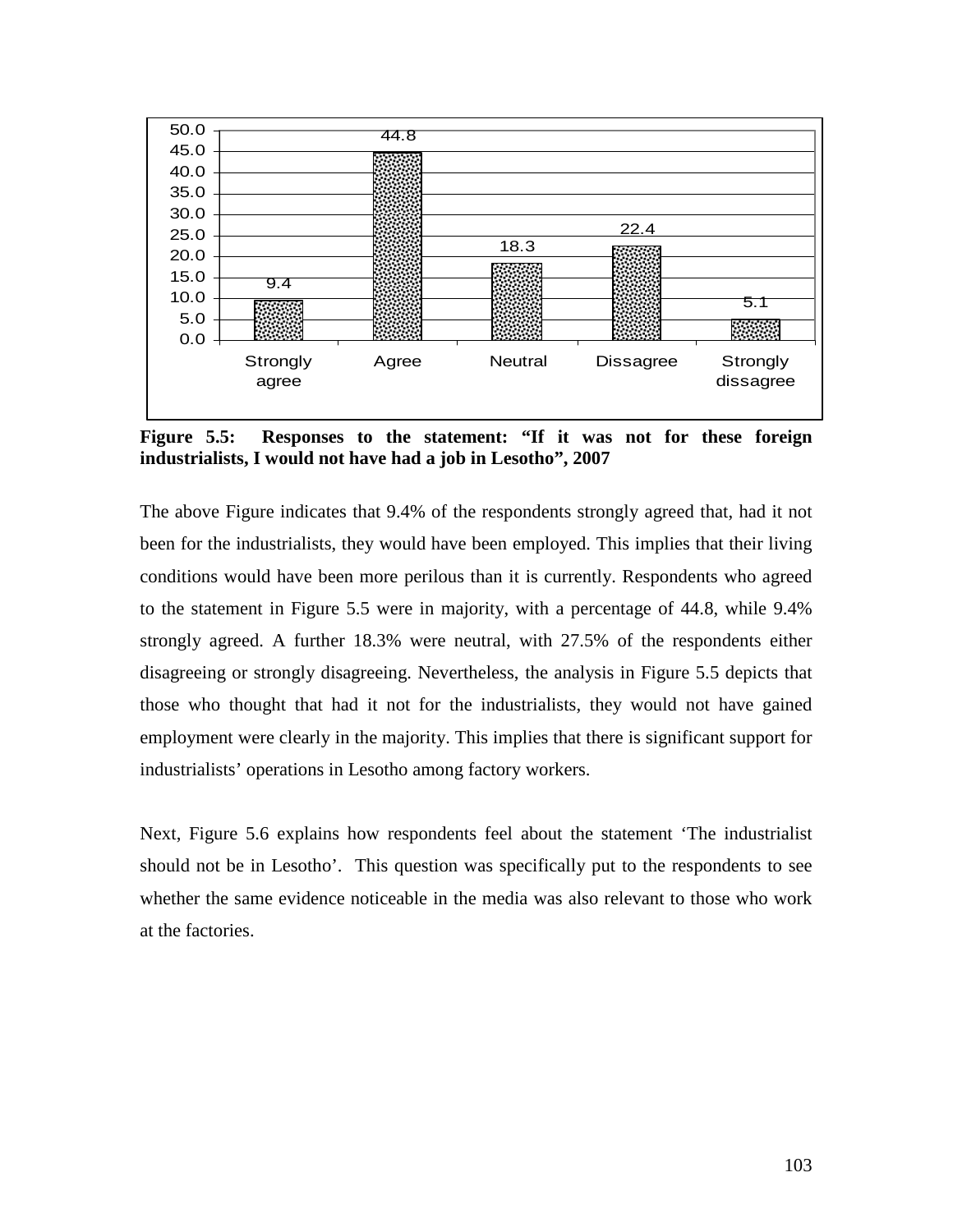| Strongly agree | Agree | Neutral | Dissagree | Strongly dissagree |
|---|---|---|---|---|
| 9.4 | 44.8 | 18.3 | 22.4 | 5.1 |

**Figure 5.5: Responses to the statement: "If it was not for these foreign industrialists, I would not have had a job in Lesotho", 2007**

The above Figure indicates that 9.4% of the respondents strongly agreed that, had it not been for the industrialists, they would have been employed. This implies that their living conditions would have been more perilous than it is currently. Respondents who agreed to the statement in Figure 5.5 were in majority, with a percentage of 44.8, while 9.4% strongly agreed. A further 18.3% were neutral, with 27.5% of the respondents either disagreeing or strongly disagreeing. Nevertheless, the analysis in Figure 5.5 depicts that those who thought that had it not for the industrialists, they would not have gained employment were clearly in the majority. This implies that there is significant support for industrialists' operations in Lesotho among factory workers.

Next, Figure 5.6 explains how respondents feel about the statement 'The industrialist should not be in Lesotho'. This question was specifically put to the respondents to see whether the same evidence noticeable in the media was also relevant to those who work at the factories.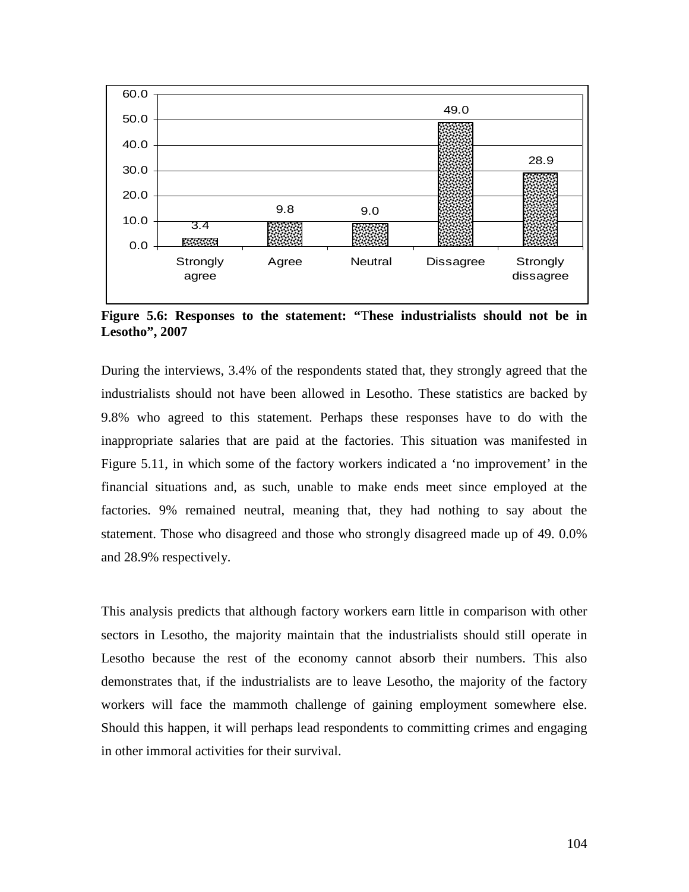| Response | Percentage |
|---|---|
| Strongly agree | 3.4 |
| Agree | 9.8 |
| Neutral | 9.0 |
| Dissagree | 49.0 |
| Strongly dissagree | 28.9 |

**Figure 5.6: Responses to the statement: "These industrialists should not be in Lesotho", 2007**

During the interviews, 3.4% of the respondents stated that, they strongly agreed that the industrialists should not have been allowed in Lesotho. These statistics are backed by 9.8% who agreed to this statement. Perhaps these responses have to do with the inappropriate salaries that are paid at the factories. This situation was manifested in Figure 5.11, in which some of the factory workers indicated a 'no improvement' in the financial situations and, as such, unable to make ends meet since employed at the factories. 9% remained neutral, meaning that, they had nothing to say about the statement. Those who disagreed and those who strongly disagreed made up of 49. 0.0% and 28.9% respectively.

This analysis predicts that although factory workers earn little in comparison with other sectors in Lesotho, the majority maintain that the industrialists should still operate in Lesotho because the rest of the economy cannot absorb their numbers. This also demonstrates that, if the industrialists are to leave Lesotho, the majority of the factory workers will face the mammoth challenge of gaining employment somewhere else. Should this happen, it will perhaps lead respondents to committing crimes and engaging in other immoral activities for their survival.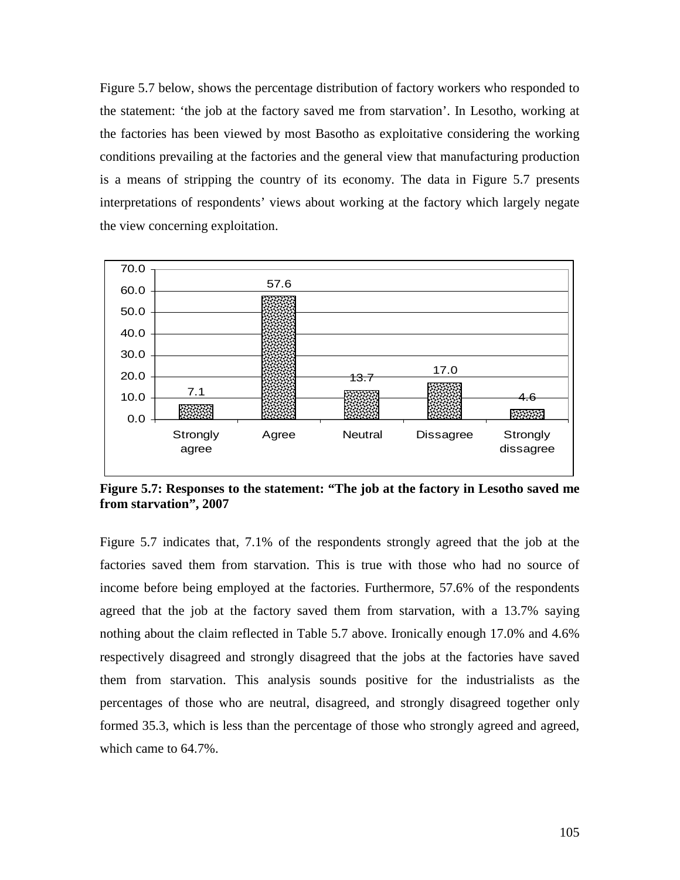Figure 5.7 below, shows the percentage distribution of factory workers who responded to the statement: 'the job at the factory saved me from starvation'. In Lesotho, working at the factories has been viewed by most Basotho as exploitative considering the working conditions prevailing at the factories and the general view that manufacturing production is a means of stripping the country of its economy. The data in Figure 5.7 presents interpretations of respondents' views about working at the factory which largely negate the view concerning exploitation.

| Response | Percentage |
|---|---|
| Strongly agree | 7.1 |
| Agree | 57.6 |
| Neutral | 13.7 |
| Dissagree | 17.0 |
| Strongly dissagree | 4.6 |

**Figure 5.7: Responses to the statement: "The job at the factory in Lesotho saved me from starvation", 2007**

Figure 5.7 indicates that, 7.1% of the respondents strongly agreed that the job at the factories saved them from starvation. This is true with those who had no source of income before being employed at the factories. Furthermore, 57.6% of the respondents agreed that the job at the factory saved them from starvation, with a 13.7% saying nothing about the claim reflected in Table 5.7 above. Ironically enough 17.0% and 4.6% respectively disagreed and strongly disagreed that the jobs at the factories have saved them from starvation. This analysis sounds positive for the industrialists as the percentages of those who are neutral, disagreed, and strongly disagreed together only formed 35.3, which is less than the percentage of those who strongly agreed and agreed, which came to 64.7%.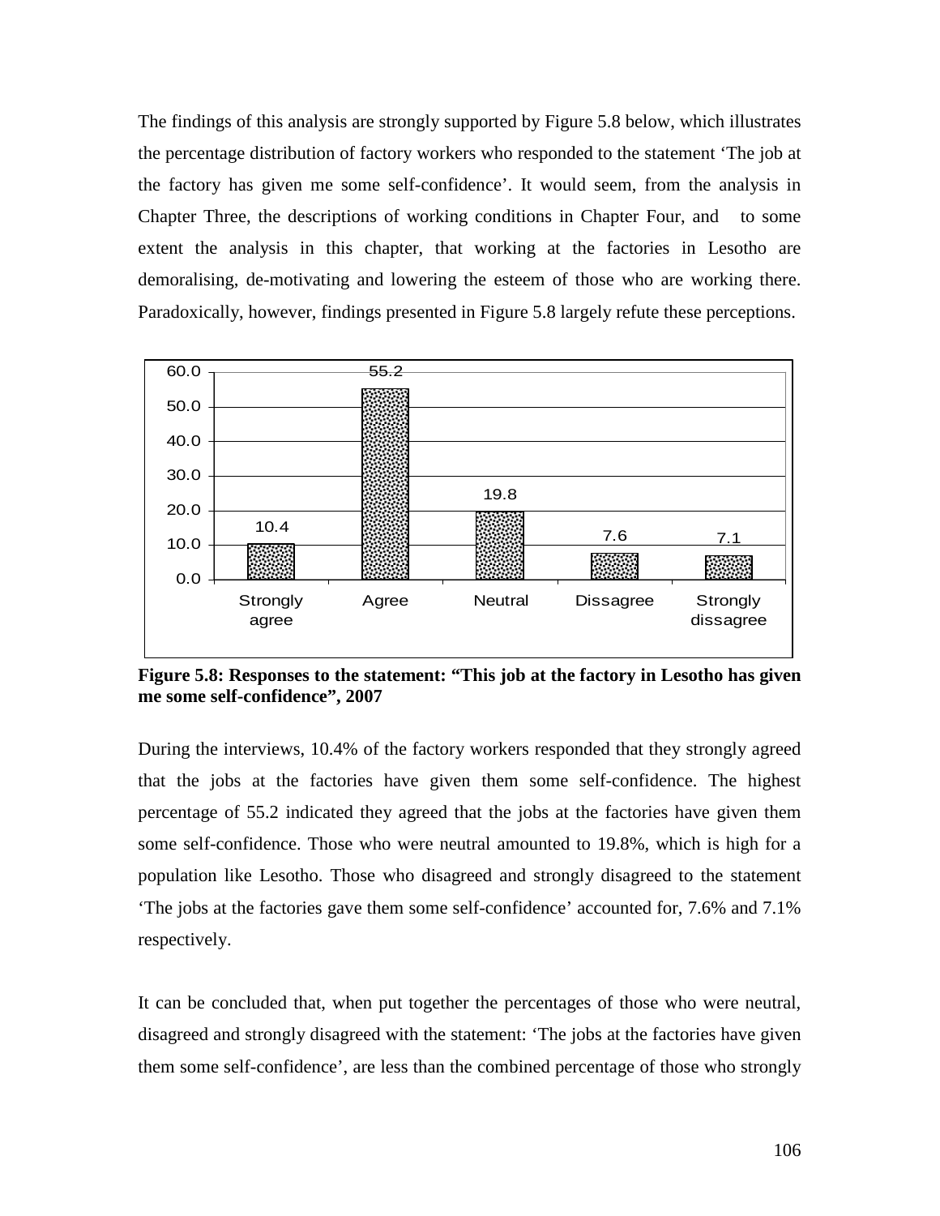The findings of this analysis are strongly supported by Figure 5.8 below, which illustrates the percentage distribution of factory workers who responded to the statement 'The job at the factory has given me some self-confidence'. It would seem, from the analysis in Chapter Three, the descriptions of working conditions in Chapter Four, and to some extent the analysis in this chapter, that working at the factories in Lesotho are demoralising, de-motivating and lowering the esteem of those who are working there. Paradoxically, however, findings presented in Figure 5.8 largely refute these perceptions.

| Strongly agree | Agree | Neutral | Dissagree | Strongly dissagree |
|---|---|---|---|---|
| 10.4 | 55.2 | 19.8 | 7.6 | 7.1 |

**Figure 5.8: Responses to the statement: "This job at the factory in Lesotho has given me some self-confidence", 2007**

During the interviews, 10.4% of the factory workers responded that they strongly agreed that the jobs at the factories have given them some self-confidence. The highest percentage of 55.2 indicated they agreed that the jobs at the factories have given them some self-confidence. Those who were neutral amounted to 19.8%, which is high for a population like Lesotho. Those who disagreed and strongly disagreed to the statement 'The jobs at the factories gave them some self-confidence' accounted for, 7.6% and 7.1% respectively.

It can be concluded that, when put together the percentages of those who were neutral, disagreed and strongly disagreed with the statement: 'The jobs at the factories have given them some self-confidence', are less than the combined percentage of those who strongly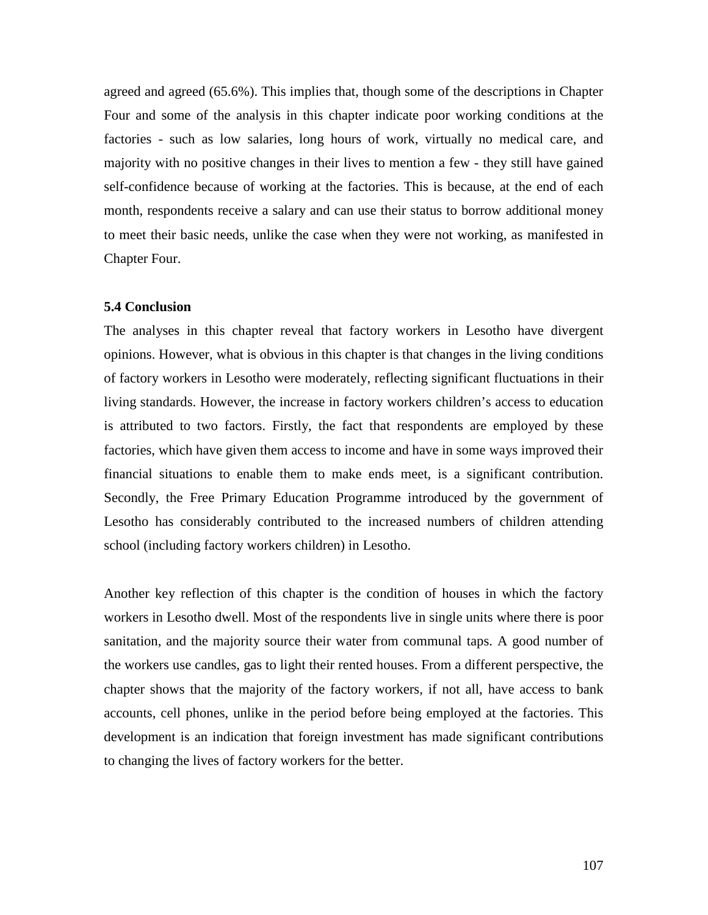agreed and agreed (65.6%). This implies that, though some of the descriptions in Chapter Four and some of the analysis in this chapter indicate poor working conditions at the factories - such as low salaries, long hours of work, virtually no medical care, and majority with no positive changes in their lives to mention a few - they still have gained self-confidence because of working at the factories. This is because, at the end of each month, respondents receive a salary and can use their status to borrow additional money to meet their basic needs, unlike the case when they were not working, as manifested in Chapter Four.

### 5.4 Conclusion

The analyses in this chapter reveal that factory workers in Lesotho have divergent opinions. However, what is obvious in this chapter is that changes in the living conditions of factory workers in Lesotho were moderately, reflecting significant fluctuations in their living standards. However, the increase in factory workers children's access to education is attributed to two factors. Firstly, the fact that respondents are employed by these factories, which have given them access to income and have in some ways improved their financial situations to enable them to make ends meet, is a significant contribution. Secondly, the Free Primary Education Programme introduced by the government of Lesotho has considerably contributed to the increased numbers of children attending school (including factory workers children) in Lesotho.

Another key reflection of this chapter is the condition of houses in which the factory workers in Lesotho dwell. Most of the respondents live in single units where there is poor sanitation, and the majority source their water from communal taps. A good number of the workers use candles, gas to light their rented houses. From a different perspective, the chapter shows that the majority of the factory workers, if not all, have access to bank accounts, cell phones, unlike in the period before being employed at the factories. This development is an indication that foreign investment has made significant contributions to changing the lives of factory workers for the better.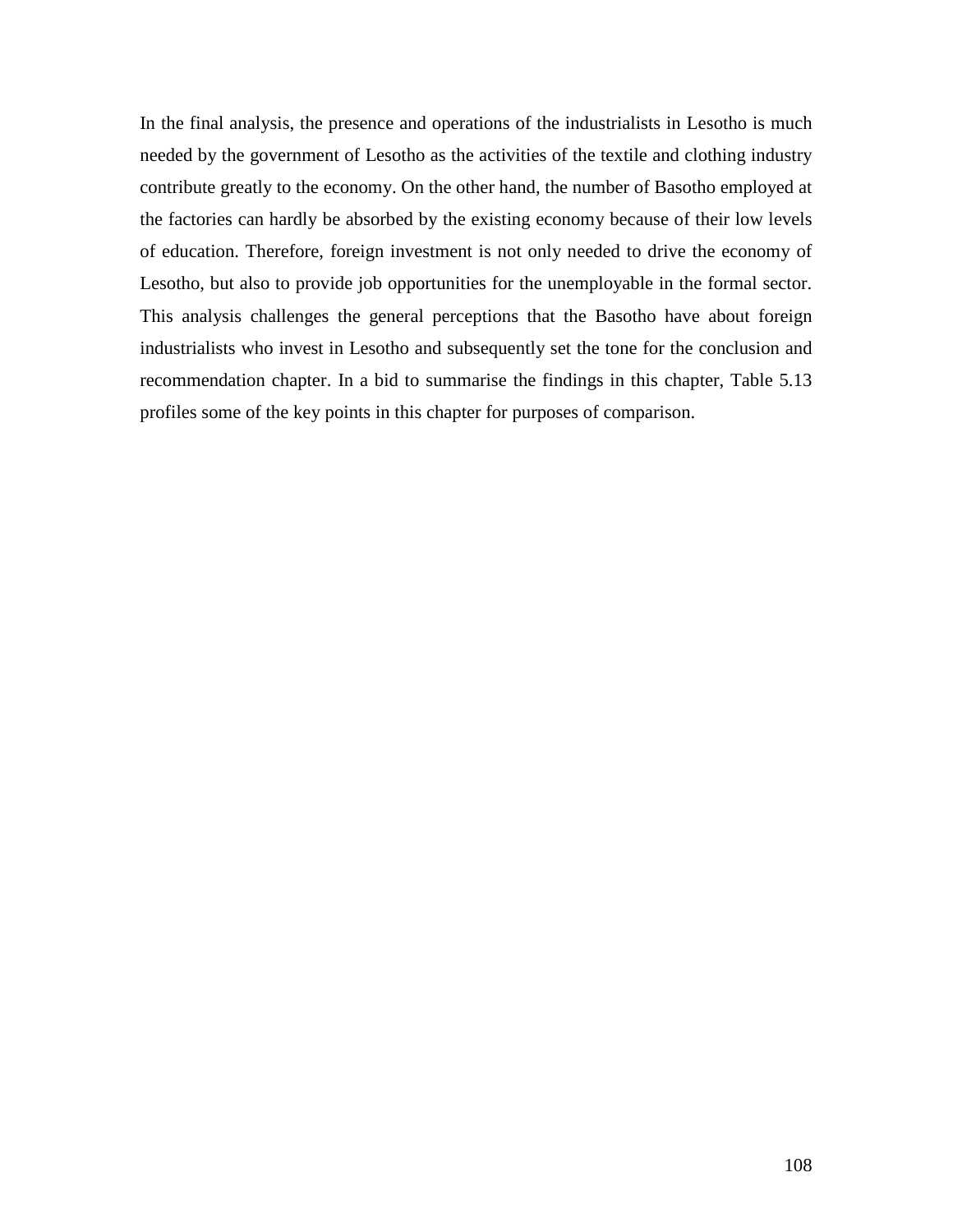In the final analysis, the presence and operations of the industrialists in Lesotho is much needed by the government of Lesotho as the activities of the textile and clothing industry contribute greatly to the economy. On the other hand, the number of Basotho employed at the factories can hardly be absorbed by the existing economy because of their low levels of education. Therefore, foreign investment is not only needed to drive the economy of Lesotho, but also to provide job opportunities for the unemployable in the formal sector. This analysis challenges the general perceptions that the Basotho have about foreign industrialists who invest in Lesotho and subsequently set the tone for the conclusion and recommendation chapter. In a bid to summarise the findings in this chapter, Table 5.13 profiles some of the key points in this chapter for purposes of comparison.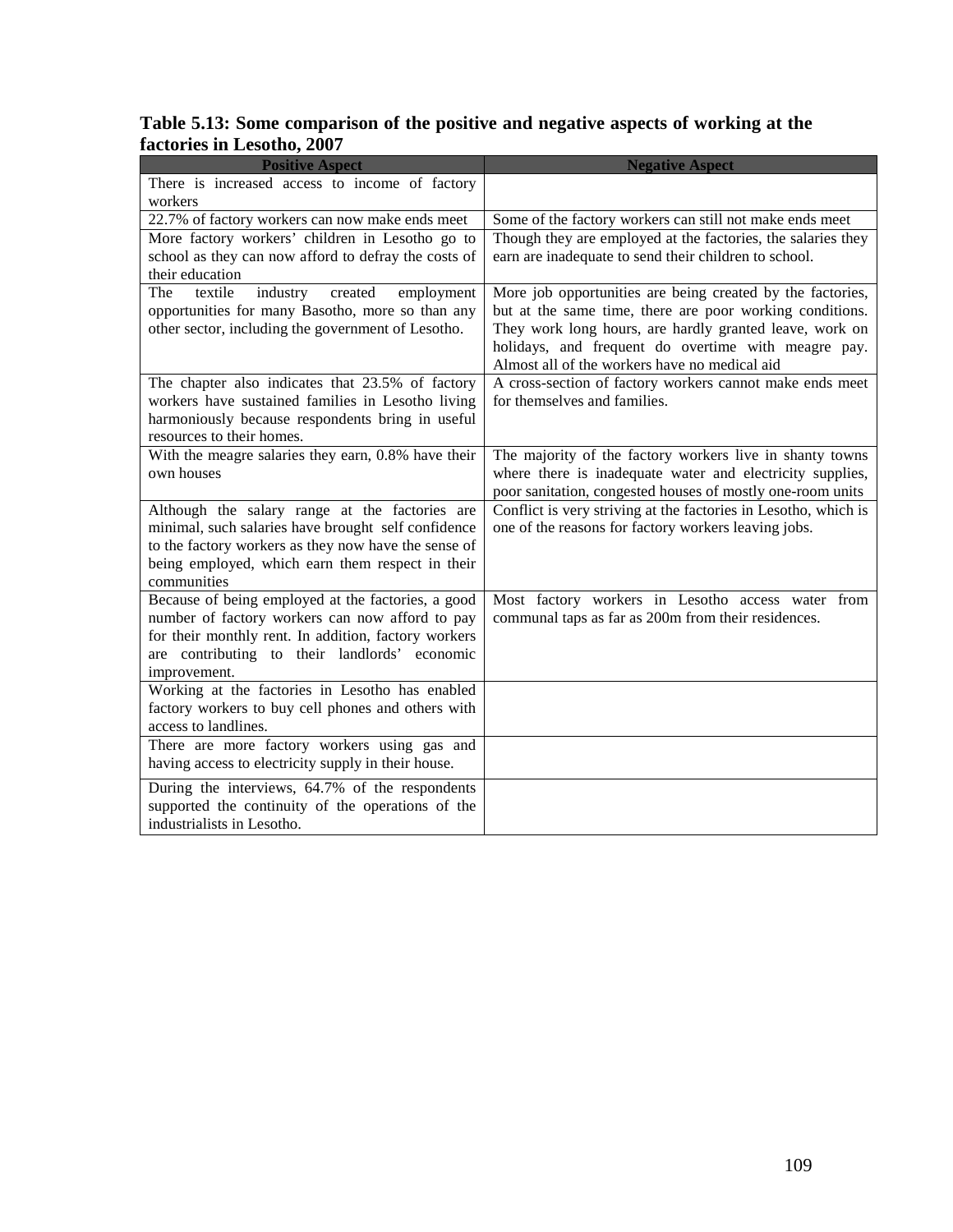**Table 5.13: Some comparison of the positive and negative aspects of working at the factories in Lesotho, 2007**

| Positive Aspect | Negative Aspect |
|---|---|
| There is increased access to income of factory workers | |
| 22.7% of factory workers can now make ends meet | Some of the factory workers can still not make ends meet |
| More factory workers' children in Lesotho go to school as they can now afford to defray the costs of their education | Though they are employed at the factories, the salaries they earn are inadequate to send their children to school. |
| The textile industry created employment opportunities for many Basotho, more so than any other sector, including the government of Lesotho. | More job opportunities are being created by the factories, but at the same time, there are poor working conditions. They work long hours, are hardly granted leave, work on holidays, and frequent do overtime with meagre pay. Almost all of the workers have no medical aid |
| The chapter also indicates that 23.5% of factory workers have sustained families in Lesotho living harmoniously because respondents bring in useful resources to their homes. | A cross-section of factory workers cannot make ends meet for themselves and families. |
| With the meagre salaries they earn, 0.8% have their own houses | The majority of the factory workers live in shanty towns where there is inadequate water and electricity supplies, poor sanitation, congested houses of mostly one-room units |
| Although the salary range at the factories are minimal, such salaries have brought self confidence to the factory workers as they now have the sense of being employed, which earn them respect in their communities | Conflict is very striving at the factories in Lesotho, which is one of the reasons for factory workers leaving jobs. |
| Because of being employed at the factories, a good number of factory workers can now afford to pay for their monthly rent. In addition, factory workers are contributing to their landlords' economic improvement. | Most factory workers in Lesotho access water from communal taps as far as 200m from their residences. |
| Working at the factories in Lesotho has enabled factory workers to buy cell phones and others with access to landlines. | |
| There are more factory workers using gas and having access to electricity supply in their house. | |
| During the interviews, 64.7% of the respondents supported the continuity of the operations of the industrialists in Lesotho. | |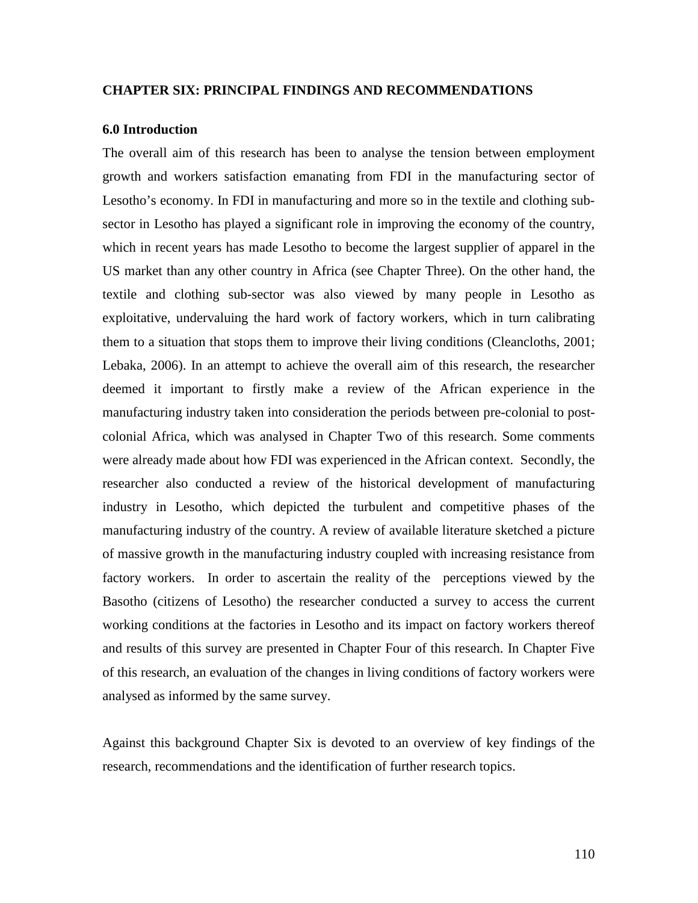## CHAPTER SIX: PRINCIPAL FINDINGS AND RECOMMENDATIONS

### 6.0 Introduction

The overall aim of this research has been to analyse the tension between employment growth and workers satisfaction emanating from FDI in the manufacturing sector of Lesotho's economy. In FDI in manufacturing and more so in the textile and clothing sub-sector in Lesotho has played a significant role in improving the economy of the country, which in recent years has made Lesotho to become the largest supplier of apparel in the US market than any other country in Africa (see Chapter Three). On the other hand, the textile and clothing sub-sector was also viewed by many people in Lesotho as exploitative, undervaluing the hard work of factory workers, which in turn calibrating them to a situation that stops them to improve their living conditions (Cleancloths, 2001; Lebaka, 2006). In an attempt to achieve the overall aim of this research, the researcher deemed it important to firstly make a review of the African experience in the manufacturing industry taken into consideration the periods between pre-colonial to post-colonial Africa, which was analysed in Chapter Two of this research. Some comments were already made about how FDI was experienced in the African context. Secondly, the researcher also conducted a review of the historical development of manufacturing industry in Lesotho, which depicted the turbulent and competitive phases of the manufacturing industry of the country. A review of available literature sketched a picture of massive growth in the manufacturing industry coupled with increasing resistance from factory workers. In order to ascertain the reality of the perceptions viewed by the Basotho (citizens of Lesotho) the researcher conducted a survey to access the current working conditions at the factories in Lesotho and its impact on factory workers thereof and results of this survey are presented in Chapter Four of this research. In Chapter Five of this research, an evaluation of the changes in living conditions of factory workers were analysed as informed by the same survey.

Against this background Chapter Six is devoted to an overview of key findings of the research, recommendations and the identification of further research topics.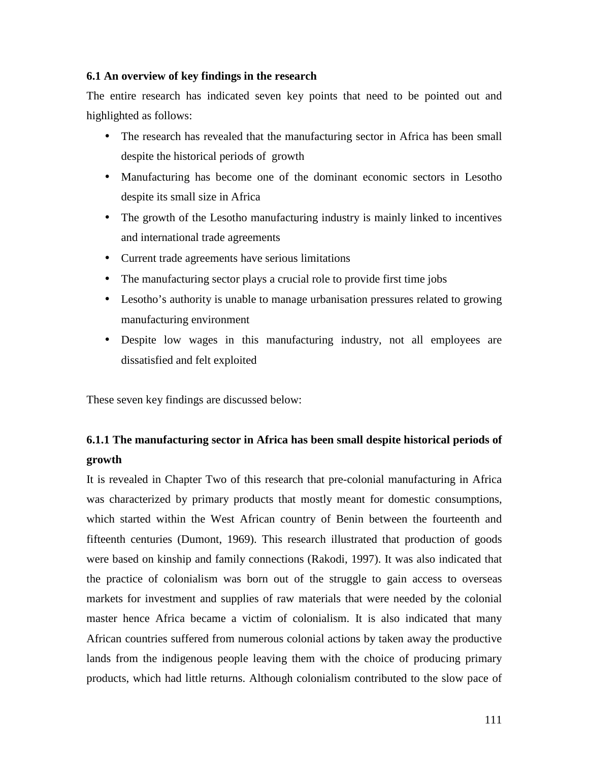### 6.1 An overview of key findings in the research

The entire research has indicated seven key points that need to be pointed out and highlighted as follows:

- The research has revealed that the manufacturing sector in Africa has been small despite the historical periods of growth
- Manufacturing has become one of the dominant economic sectors in Lesotho despite its small size in Africa
- The growth of the Lesotho manufacturing industry is mainly linked to incentives and international trade agreements
- Current trade agreements have serious limitations
- The manufacturing sector plays a crucial role to provide first time jobs
- Lesotho's authority is unable to manage urbanisation pressures related to growing manufacturing environment
- Despite low wages in this manufacturing industry, not all employees are dissatisfied and felt exploited

These seven key findings are discussed below:

#### 6.1.1 The manufacturing sector in Africa has been small despite historical periods of growth

It is revealed in Chapter Two of this research that pre-colonial manufacturing in Africa was characterized by primary products that mostly meant for domestic consumptions, which started within the West African country of Benin between the fourteenth and fifteenth centuries (Dumont, 1969). This research illustrated that production of goods were based on kinship and family connections (Rakodi, 1997). It was also indicated that the practice of colonialism was born out of the struggle to gain access to overseas markets for investment and supplies of raw materials that were needed by the colonial master hence Africa became a victim of colonialism. It is also indicated that many African countries suffered from numerous colonial actions by taken away the productive lands from the indigenous people leaving them with the choice of producing primary products, which had little returns. Although colonialism contributed to the slow pace of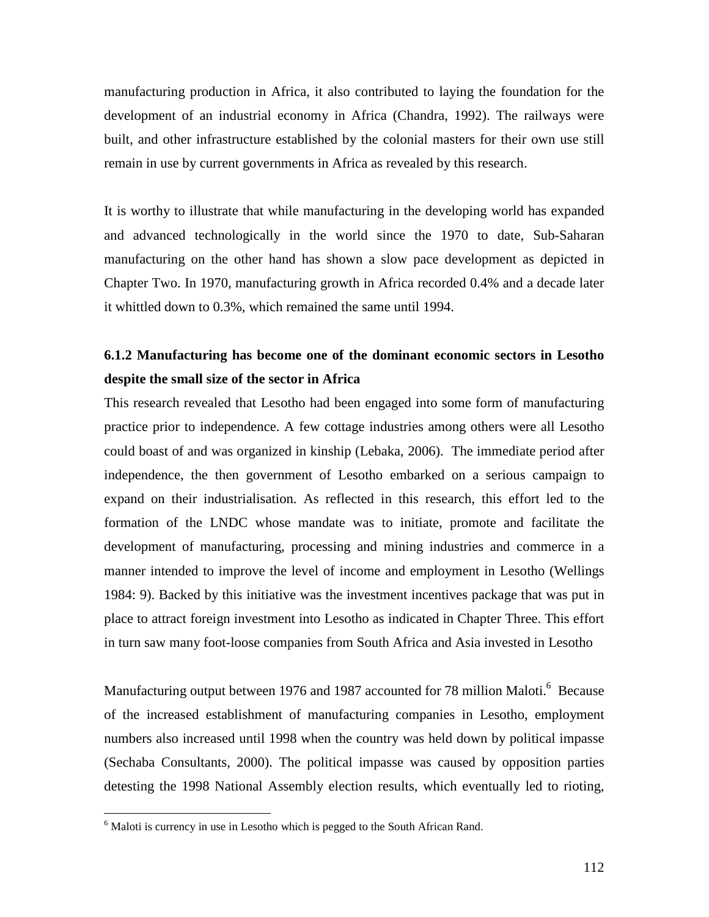manufacturing production in Africa, it also contributed to laying the foundation for the development of an industrial economy in Africa (Chandra, 1992). The railways were built, and other infrastructure established by the colonial masters for their own use still remain in use by current governments in Africa as revealed by this research.

It is worthy to illustrate that while manufacturing in the developing world has expanded and advanced technologically in the world since the 1970 to date, Sub-Saharan manufacturing on the other hand has shown a slow pace development as depicted in Chapter Two. In 1970, manufacturing growth in Africa recorded 0.4% and a decade later it whittled down to 0.3%, which remained the same until 1994.

### 6.1.2 Manufacturing has become one of the dominant economic sectors in Lesotho despite the small size of the sector in Africa

This research revealed that Lesotho had been engaged into some form of manufacturing practice prior to independence. A few cottage industries among others were all Lesotho could boast of and was organized in kinship (Lebaka, 2006). The immediate period after independence, the then government of Lesotho embarked on a serious campaign to expand on their industrialisation. As reflected in this research, this effort led to the formation of the LNDC whose mandate was to initiate, promote and facilitate the development of manufacturing, processing and mining industries and commerce in a manner intended to improve the level of income and employment in Lesotho (Wellings 1984: 9). Backed by this initiative was the investment incentives package that was put in place to attract foreign investment into Lesotho as indicated in Chapter Three. This effort in turn saw many foot-loose companies from South Africa and Asia invested in Lesotho

Manufacturing output between 1976 and 1987 accounted for 78 million Maloti.[6] Because of the increased establishment of manufacturing companies in Lesotho, employment numbers also increased until 1998 when the country was held down by political impasse (Sechaba Consultants, 2000). The political impasse was caused by opposition parties detesting the 1998 National Assembly election results, which eventually led to rioting,

[6] Maloti is currency in use in Lesotho which is pegged to the South African Rand.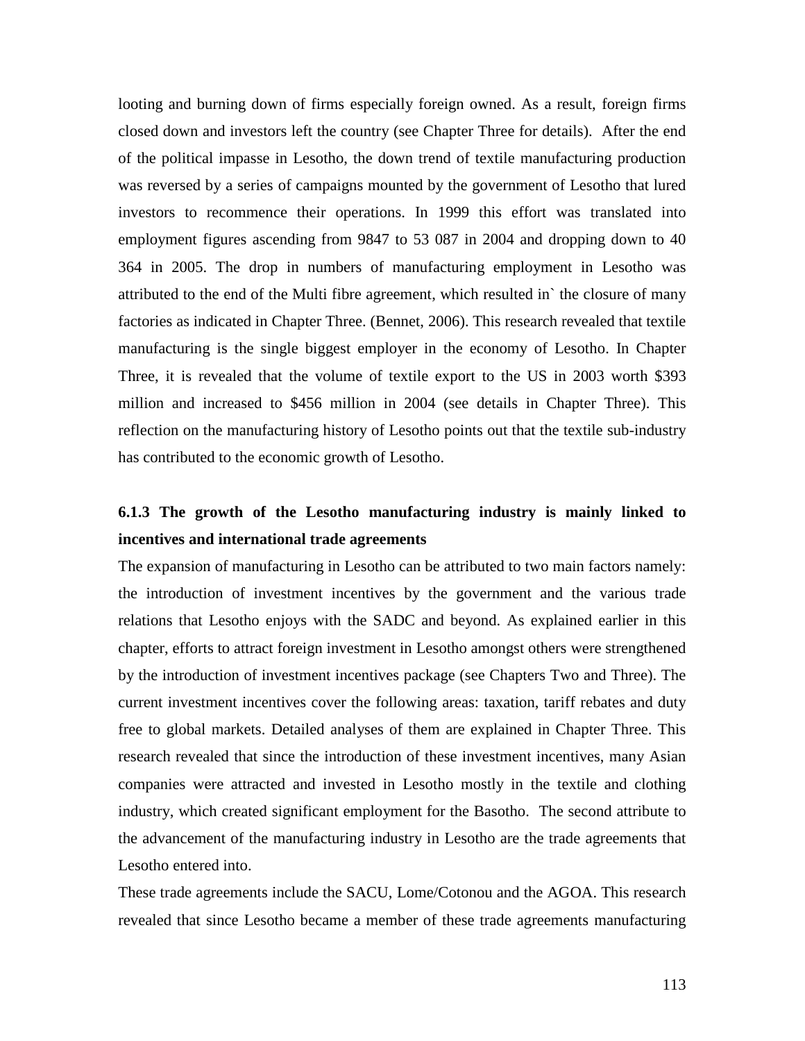looting and burning down of firms especially foreign owned. As a result, foreign firms closed down and investors left the country (see Chapter Three for details). After the end of the political impasse in Lesotho, the down trend of textile manufacturing production was reversed by a series of campaigns mounted by the government of Lesotho that lured investors to recommence their operations. In 1999 this effort was translated into employment figures ascending from 9847 to 53 087 in 2004 and dropping down to 40 364 in 2005. The drop in numbers of manufacturing employment in Lesotho was attributed to the end of the Multi fibre agreement, which resulted in` the closure of many factories as indicated in Chapter Three. (Bennet, 2006). This research revealed that textile manufacturing is the single biggest employer in the economy of Lesotho. In Chapter Three, it is revealed that the volume of textile export to the US in 2003 worth $393 million and increased to $456 million in 2004 (see details in Chapter Three). This reflection on the manufacturing history of Lesotho points out that the textile sub-industry has contributed to the economic growth of Lesotho.

### 6.1.3 The growth of the Lesotho manufacturing industry is mainly linked to incentives and international trade agreements

The expansion of manufacturing in Lesotho can be attributed to two main factors namely: the introduction of investment incentives by the government and the various trade relations that Lesotho enjoys with the SADC and beyond. As explained earlier in this chapter, efforts to attract foreign investment in Lesotho amongst others were strengthened by the introduction of investment incentives package (see Chapters Two and Three). The current investment incentives cover the following areas: taxation, tariff rebates and duty free to global markets. Detailed analyses of them are explained in Chapter Three. This research revealed that since the introduction of these investment incentives, many Asian companies were attracted and invested in Lesotho mostly in the textile and clothing industry, which created significant employment for the Basotho. The second attribute to the advancement of the manufacturing industry in Lesotho are the trade agreements that Lesotho entered into.

These trade agreements include the SACU, Lome/Cotonou and the AGOA. This research revealed that since Lesotho became a member of these trade agreements manufacturing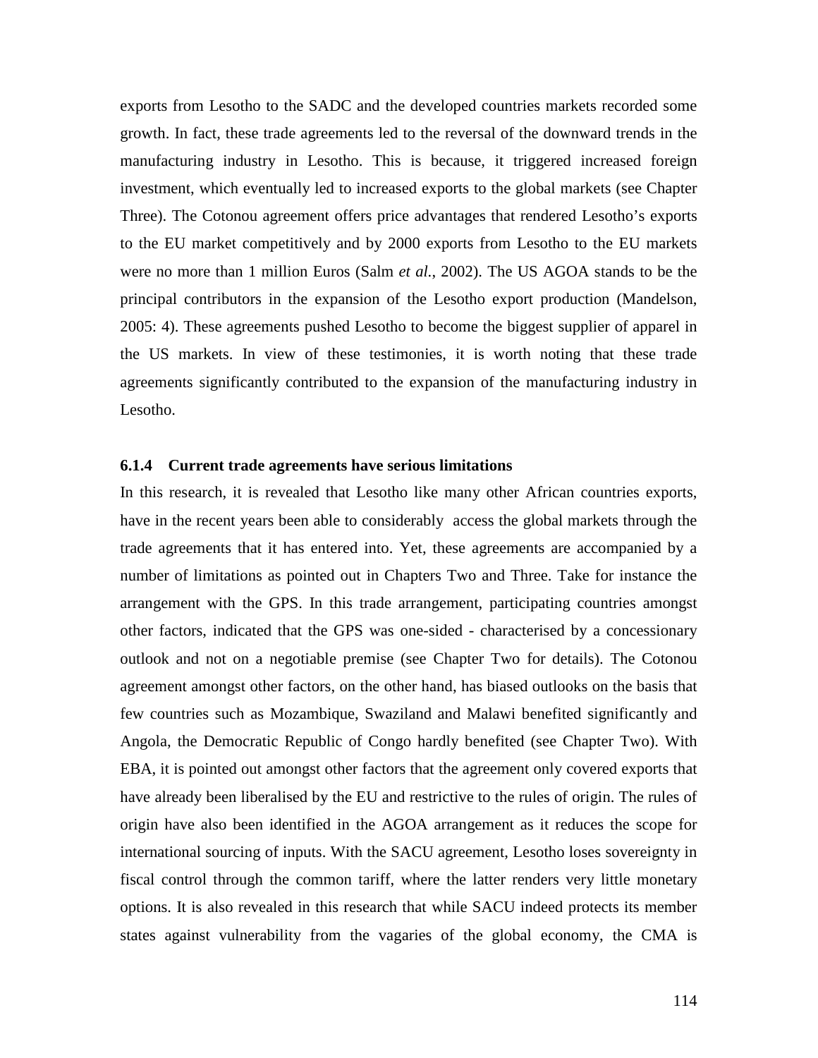exports from Lesotho to the SADC and the developed countries markets recorded some growth. In fact, these trade agreements led to the reversal of the downward trends in the manufacturing industry in Lesotho. This is because, it triggered increased foreign investment, which eventually led to increased exports to the global markets (see Chapter Three). The Cotonou agreement offers price advantages that rendered Lesotho's exports to the EU market competitively and by 2000 exports from Lesotho to the EU markets were no more than 1 million Euros (Salm *et al.*, 2002). The US AGOA stands to be the principal contributors in the expansion of the Lesotho export production (Mandelson, 2005: 4). These agreements pushed Lesotho to become the biggest supplier of apparel in the US markets. In view of these testimonies, it is worth noting that these trade agreements significantly contributed to the expansion of the manufacturing industry in Lesotho.

### 6.1.4 Current trade agreements have serious limitations

In this research, it is revealed that Lesotho like many other African countries exports, have in the recent years been able to considerably access the global markets through the trade agreements that it has entered into. Yet, these agreements are accompanied by a number of limitations as pointed out in Chapters Two and Three. Take for instance the arrangement with the GPS. In this trade arrangement, participating countries amongst other factors, indicated that the GPS was one-sided - characterised by a concessionary outlook and not on a negotiable premise (see Chapter Two for details). The Cotonou agreement amongst other factors, on the other hand, has biased outlooks on the basis that few countries such as Mozambique, Swaziland and Malawi benefited significantly and Angola, the Democratic Republic of Congo hardly benefited (see Chapter Two). With EBA, it is pointed out amongst other factors that the agreement only covered exports that have already been liberalised by the EU and restrictive to the rules of origin. The rules of origin have also been identified in the AGOA arrangement as it reduces the scope for international sourcing of inputs. With the SACU agreement, Lesotho loses sovereignty in fiscal control through the common tariff, where the latter renders very little monetary options. It is also revealed in this research that while SACU indeed protects its member states against vulnerability from the vagaries of the global economy, the CMA is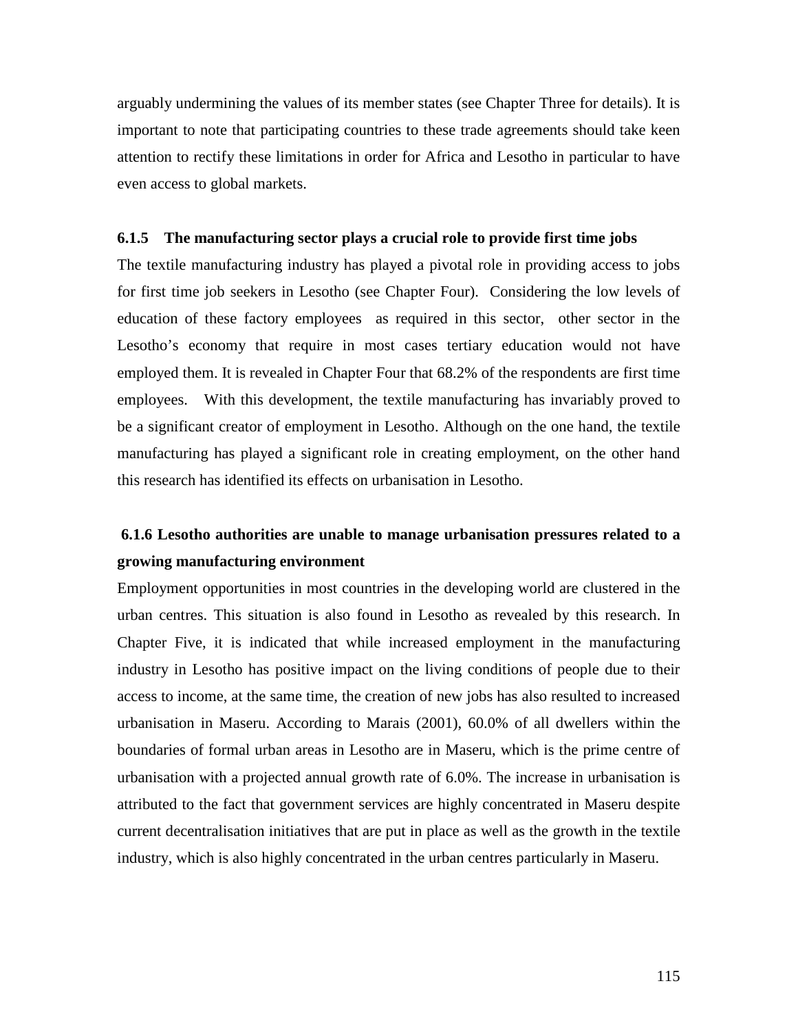arguably undermining the values of its member states (see Chapter Three for details). It is important to note that participating countries to these trade agreements should take keen attention to rectify these limitations in order for Africa and Lesotho in particular to have even access to global markets.

### 6.1.5 The manufacturing sector plays a crucial role to provide first time jobs

The textile manufacturing industry has played a pivotal role in providing access to jobs for first time job seekers in Lesotho (see Chapter Four). Considering the low levels of education of these factory employees as required in this sector, other sector in the Lesotho's economy that require in most cases tertiary education would not have employed them. It is revealed in Chapter Four that 68.2% of the respondents are first time employees. With this development, the textile manufacturing has invariably proved to be a significant creator of employment in Lesotho. Although on the one hand, the textile manufacturing has played a significant role in creating employment, on the other hand this research has identified its effects on urbanisation in Lesotho.

### 6.1.6 Lesotho authorities are unable to manage urbanisation pressures related to a growing manufacturing environment

Employment opportunities in most countries in the developing world are clustered in the urban centres. This situation is also found in Lesotho as revealed by this research. In Chapter Five, it is indicated that while increased employment in the manufacturing industry in Lesotho has positive impact on the living conditions of people due to their access to income, at the same time, the creation of new jobs has also resulted to increased urbanisation in Maseru. According to Marais (2001), 60.0% of all dwellers within the boundaries of formal urban areas in Lesotho are in Maseru, which is the prime centre of urbanisation with a projected annual growth rate of 6.0%. The increase in urbanisation is attributed to the fact that government services are highly concentrated in Maseru despite current decentralisation initiatives that are put in place as well as the growth in the textile industry, which is also highly concentrated in the urban centres particularly in Maseru.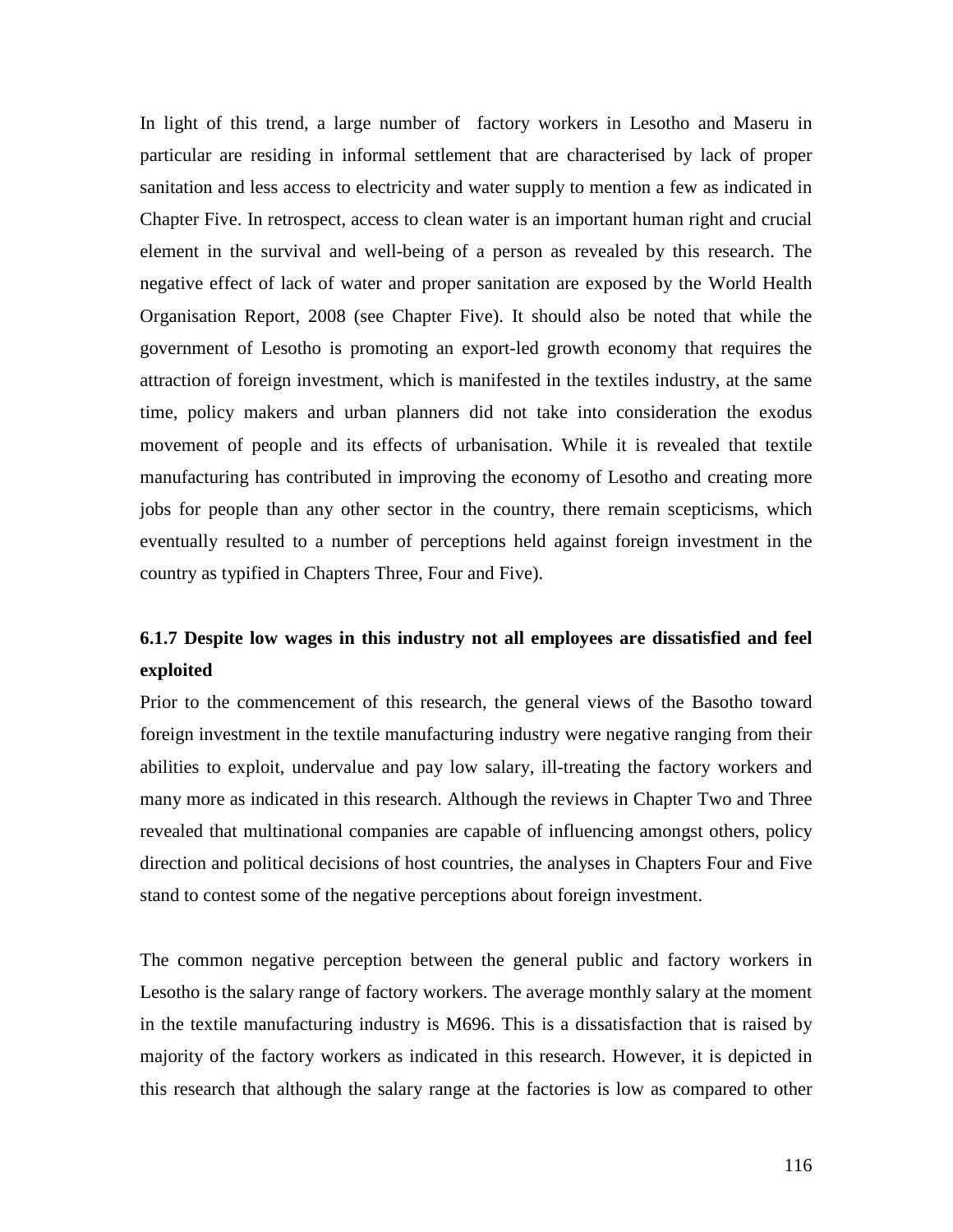In light of this trend, a large number of factory workers in Lesotho and Maseru in particular are residing in informal settlement that are characterised by lack of proper sanitation and less access to electricity and water supply to mention a few as indicated in Chapter Five. In retrospect, access to clean water is an important human right and crucial element in the survival and well-being of a person as revealed by this research. The negative effect of lack of water and proper sanitation are exposed by the World Health Organisation Report, 2008 (see Chapter Five). It should also be noted that while the government of Lesotho is promoting an export-led growth economy that requires the attraction of foreign investment, which is manifested in the textiles industry, at the same time, policy makers and urban planners did not take into consideration the exodus movement of people and its effects of urbanisation. While it is revealed that textile manufacturing has contributed in improving the economy of Lesotho and creating more jobs for people than any other sector in the country, there remain scepticisms, which eventually resulted to a number of perceptions held against foreign investment in the country as typified in Chapters Three, Four and Five).

### 6.1.7 Despite low wages in this industry not all employees are dissatisfied and feel exploited

Prior to the commencement of this research, the general views of the Basotho toward foreign investment in the textile manufacturing industry were negative ranging from their abilities to exploit, undervalue and pay low salary, ill-treating the factory workers and many more as indicated in this research. Although the reviews in Chapter Two and Three revealed that multinational companies are capable of influencing amongst others, policy direction and political decisions of host countries, the analyses in Chapters Four and Five stand to contest some of the negative perceptions about foreign investment.

The common negative perception between the general public and factory workers in Lesotho is the salary range of factory workers. The average monthly salary at the moment in the textile manufacturing industry is M696. This is a dissatisfaction that is raised by majority of the factory workers as indicated in this research. However, it is depicted in this research that although the salary range at the factories is low as compared to other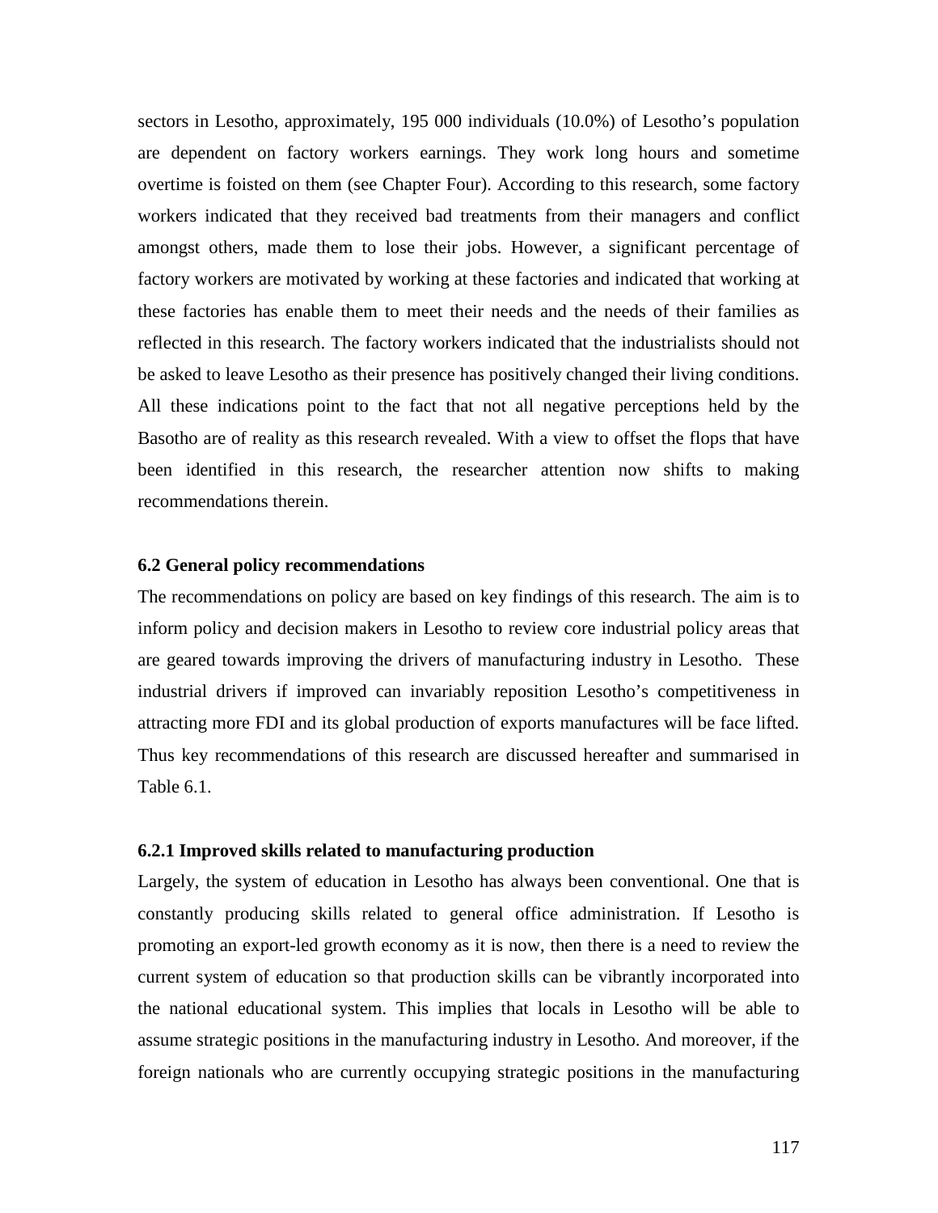sectors in Lesotho, approximately, 195 000 individuals (10.0%) of Lesotho's population are dependent on factory workers earnings. They work long hours and sometime overtime is foisted on them (see Chapter Four). According to this research, some factory workers indicated that they received bad treatments from their managers and conflict amongst others, made them to lose their jobs. However, a significant percentage of factory workers are motivated by working at these factories and indicated that working at these factories has enable them to meet their needs and the needs of their families as reflected in this research. The factory workers indicated that the industrialists should not be asked to leave Lesotho as their presence has positively changed their living conditions. All these indications point to the fact that not all negative perceptions held by the Basotho are of reality as this research revealed. With a view to offset the flops that have been identified in this research, the researcher attention now shifts to making recommendations therein.

### 6.2 General policy recommendations

The recommendations on policy are based on key findings of this research. The aim is to inform policy and decision makers in Lesotho to review core industrial policy areas that are geared towards improving the drivers of manufacturing industry in Lesotho. These industrial drivers if improved can invariably reposition Lesotho's competitiveness in attracting more FDI and its global production of exports manufactures will be face lifted. Thus key recommendations of this research are discussed hereafter and summarised in Table 6.1.

#### 6.2.1 Improved skills related to manufacturing production

Largely, the system of education in Lesotho has always been conventional. One that is constantly producing skills related to general office administration. If Lesotho is promoting an export-led growth economy as it is now, then there is a need to review the current system of education so that production skills can be vibrantly incorporated into the national educational system. This implies that locals in Lesotho will be able to assume strategic positions in the manufacturing industry in Lesotho. And moreover, if the foreign nationals who are currently occupying strategic positions in the manufacturing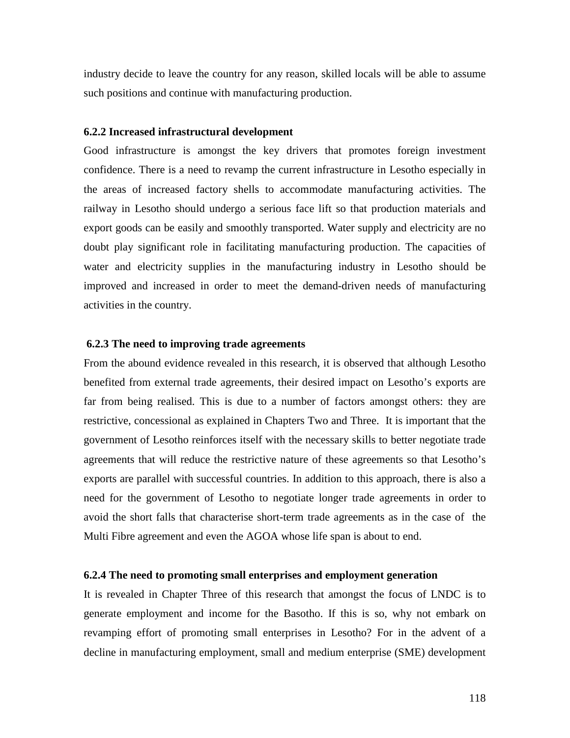industry decide to leave the country for any reason, skilled locals will be able to assume such positions and continue with manufacturing production.

### 6.2.2 Increased infrastructural development

Good infrastructure is amongst the key drivers that promotes foreign investment confidence. There is a need to revamp the current infrastructure in Lesotho especially in the areas of increased factory shells to accommodate manufacturing activities. The railway in Lesotho should undergo a serious face lift so that production materials and export goods can be easily and smoothly transported. Water supply and electricity are no doubt play significant role in facilitating manufacturing production. The capacities of water and electricity supplies in the manufacturing industry in Lesotho should be improved and increased in order to meet the demand-driven needs of manufacturing activities in the country.

### 6.2.3 The need to improving trade agreements

From the abound evidence revealed in this research, it is observed that although Lesotho benefited from external trade agreements, their desired impact on Lesotho's exports are far from being realised. This is due to a number of factors amongst others: they are restrictive, concessional as explained in Chapters Two and Three. It is important that the government of Lesotho reinforces itself with the necessary skills to better negotiate trade agreements that will reduce the restrictive nature of these agreements so that Lesotho's exports are parallel with successful countries. In addition to this approach, there is also a need for the government of Lesotho to negotiate longer trade agreements in order to avoid the short falls that characterise short-term trade agreements as in the case of the Multi Fibre agreement and even the AGOA whose life span is about to end.

### 6.2.4 The need to promoting small enterprises and employment generation

It is revealed in Chapter Three of this research that amongst the focus of LNDC is to generate employment and income for the Basotho. If this is so, why not embark on revamping effort of promoting small enterprises in Lesotho? For in the advent of a decline in manufacturing employment, small and medium enterprise (SME) development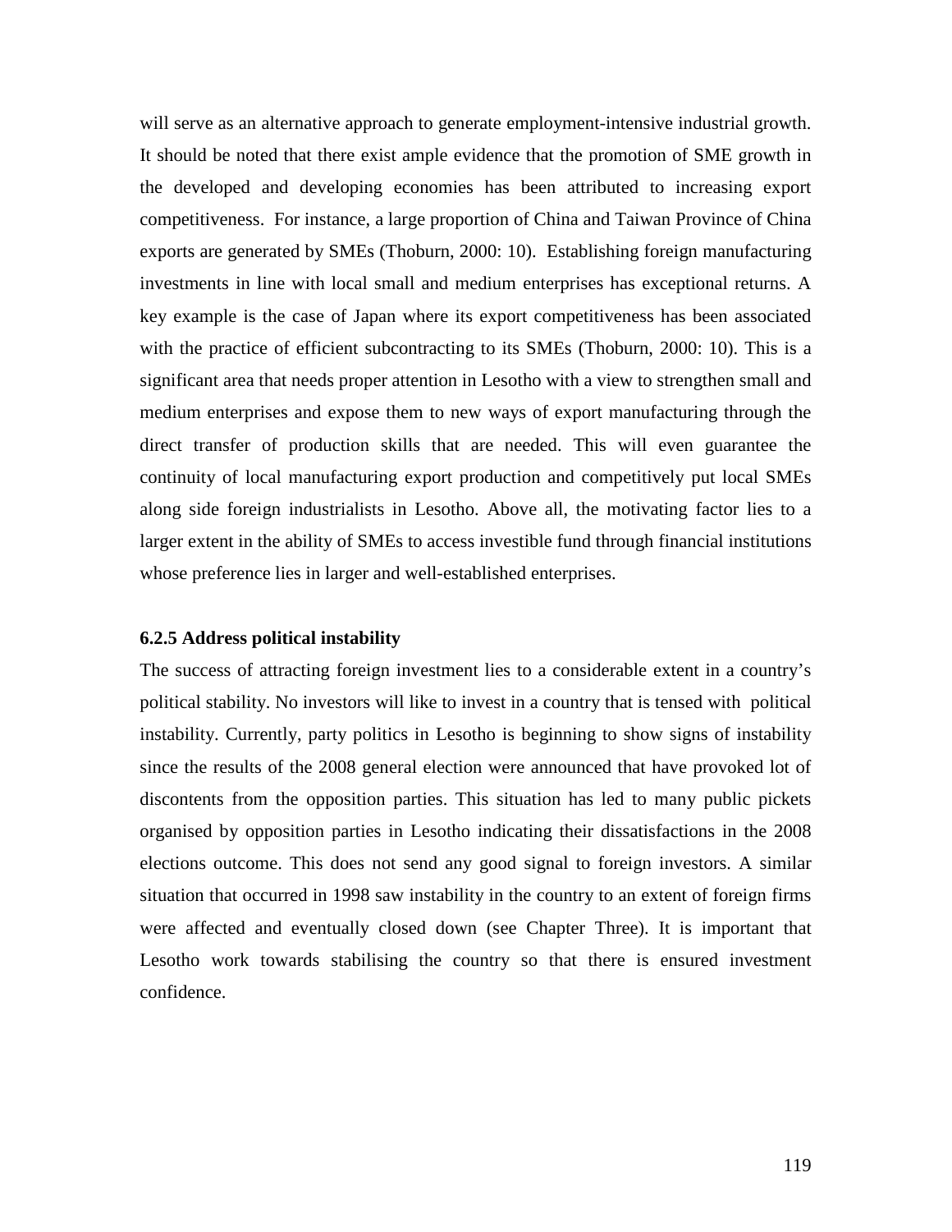will serve as an alternative approach to generate employment-intensive industrial growth. It should be noted that there exist ample evidence that the promotion of SME growth in the developed and developing economies has been attributed to increasing export competitiveness. For instance, a large proportion of China and Taiwan Province of China exports are generated by SMEs (Thoburn, 2000: 10). Establishing foreign manufacturing investments in line with local small and medium enterprises has exceptional returns. A key example is the case of Japan where its export competitiveness has been associated with the practice of efficient subcontracting to its SMEs (Thoburn, 2000: 10). This is a significant area that needs proper attention in Lesotho with a view to strengthen small and medium enterprises and expose them to new ways of export manufacturing through the direct transfer of production skills that are needed. This will even guarantee the continuity of local manufacturing export production and competitively put local SMEs along side foreign industrialists in Lesotho. Above all, the motivating factor lies to a larger extent in the ability of SMEs to access investible fund through financial institutions whose preference lies in larger and well-established enterprises.

#### 6.2.5 Address political instability

The success of attracting foreign investment lies to a considerable extent in a country's political stability. No investors will like to invest in a country that is tensed with political instability. Currently, party politics in Lesotho is beginning to show signs of instability since the results of the 2008 general election were announced that have provoked lot of discontents from the opposition parties. This situation has led to many public pickets organised by opposition parties in Lesotho indicating their dissatisfactions in the 2008 elections outcome. This does not send any good signal to foreign investors. A similar situation that occurred in 1998 saw instability in the country to an extent of foreign firms were affected and eventually closed down (see Chapter Three). It is important that Lesotho work towards stabilising the country so that there is ensured investment confidence.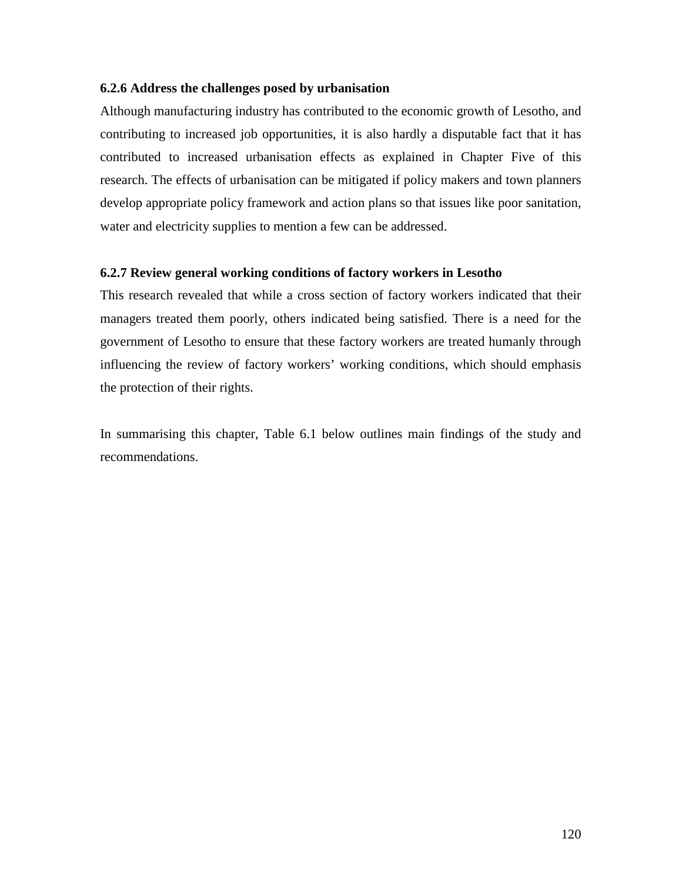### 6.2.6 Address the challenges posed by urbanisation

Although manufacturing industry has contributed to the economic growth of Lesotho, and contributing to increased job opportunities, it is also hardly a disputable fact that it has contributed to increased urbanisation effects as explained in Chapter Five of this research. The effects of urbanisation can be mitigated if policy makers and town planners develop appropriate policy framework and action plans so that issues like poor sanitation, water and electricity supplies to mention a few can be addressed.

### 6.2.7 Review general working conditions of factory workers in Lesotho

This research revealed that while a cross section of factory workers indicated that their managers treated them poorly, others indicated being satisfied. There is a need for the government of Lesotho to ensure that these factory workers are treated humanly through influencing the review of factory workers' working conditions, which should emphasis the protection of their rights.

In summarising this chapter, Table 6.1 below outlines main findings of the study and recommendations.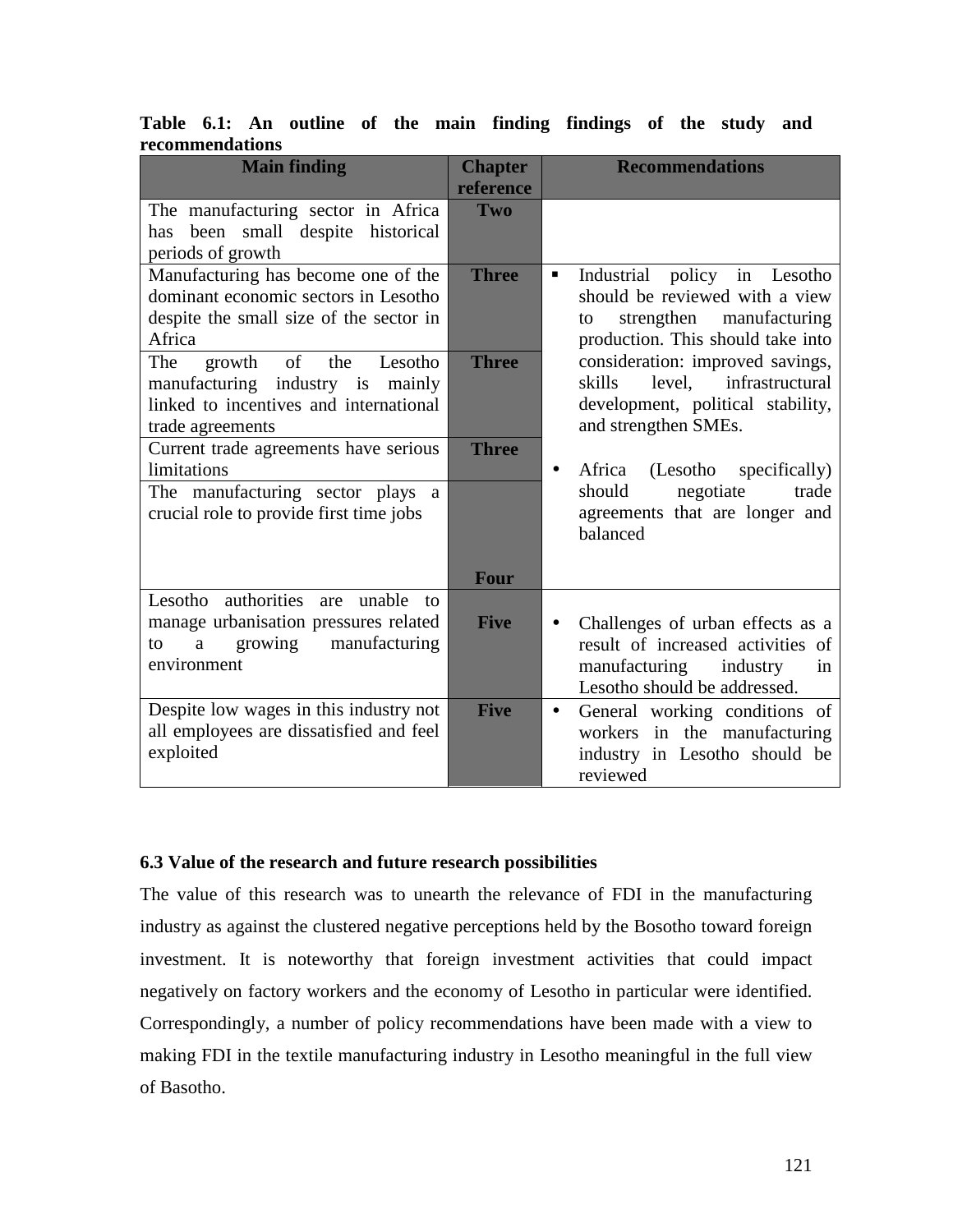**Table 6.1: An outline of the main finding findings of the study and recommendations**

| Main finding | Chapter reference | Recommendations |
|---|---|---|
| The manufacturing sector in Africa has been small despite historical periods of growth | Two | |
| Manufacturing has become one of the dominant economic sectors in Lesotho despite the small size of the sector in Africa | Three | ▪ Industrial policy in Lesotho should be reviewed with a view to strengthen manufacturing production. This should take into consideration: improved savings, skills level, infrastructural development, political stability, and strengthen SMEs. • Africa (Lesotho specifically) should negotiate trade agreements that are longer and balanced |
| The growth of the Lesotho manufacturing industry is mainly linked to incentives and international trade agreements | Three | |
| Current trade agreements have serious limitations | Three | |
| The manufacturing sector plays a crucial role to provide first time jobs | Four | |
| Lesotho authorities are unable to manage urbanisation pressures related to a growing manufacturing environment | Five | • Challenges of urban effects as a result of increased activities of manufacturing industry in Lesotho should be addressed. |
| Despite low wages in this industry not all employees are dissatisfied and feel exploited | Five | • General working conditions of workers in the manufacturing industry in Lesotho should be reviewed |

### 6.3 Value of the research and future research possibilities

The value of this research was to unearth the relevance of FDI in the manufacturing industry as against the clustered negative perceptions held by the Bosotho toward foreign investment. It is noteworthy that foreign investment activities that could impact negatively on factory workers and the economy of Lesotho in particular were identified. Correspondingly, a number of policy recommendations have been made with a view to making FDI in the textile manufacturing industry in Lesotho meaningful in the full view of Basotho.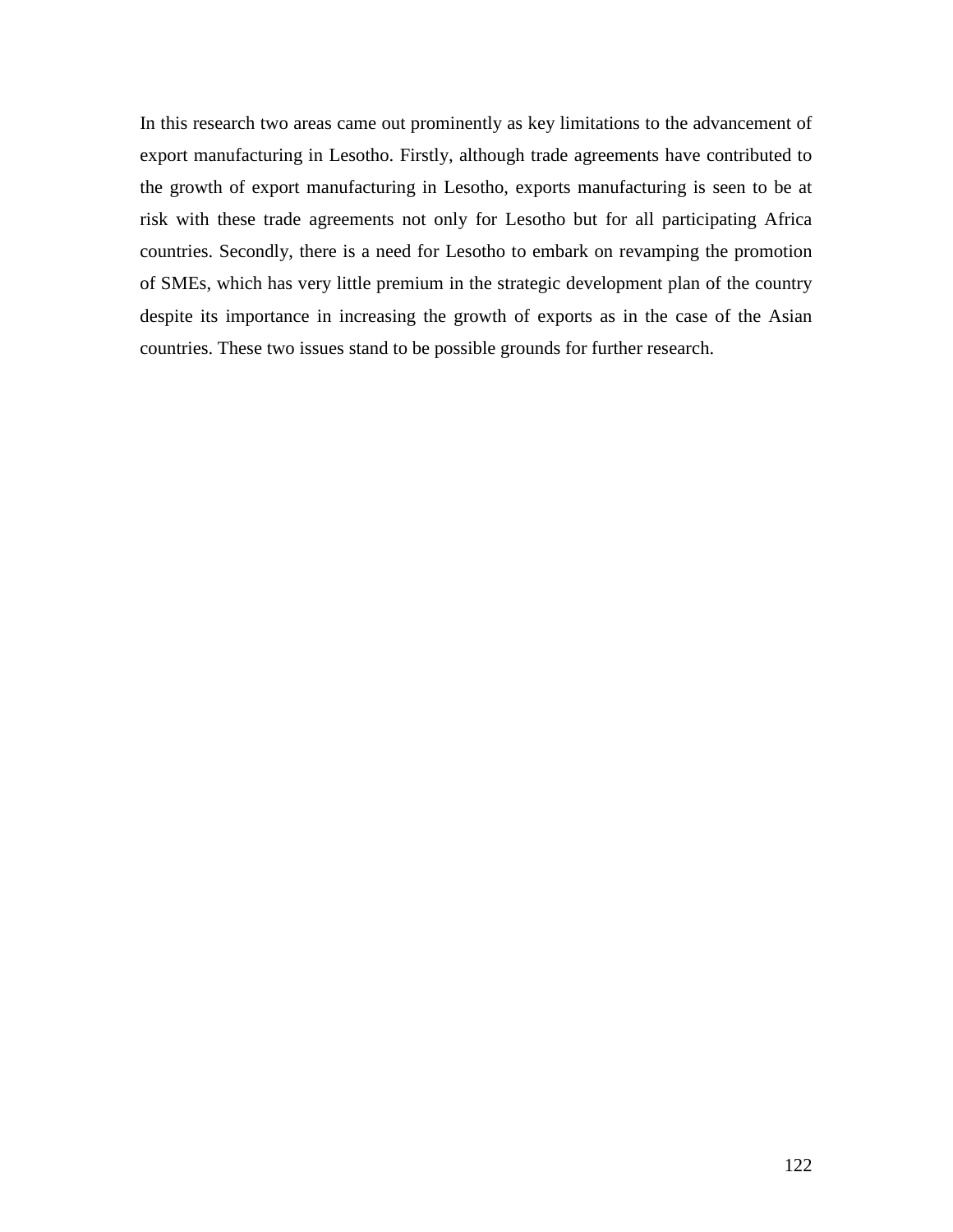In this research two areas came out prominently as key limitations to the advancement of export manufacturing in Lesotho. Firstly, although trade agreements have contributed to the growth of export manufacturing in Lesotho, exports manufacturing is seen to be at risk with these trade agreements not only for Lesotho but for all participating Africa countries. Secondly, there is a need for Lesotho to embark on revamping the promotion of SMEs, which has very little premium in the strategic development plan of the country despite its importance in increasing the growth of exports as in the case of the Asian countries. These two issues stand to be possible grounds for further research.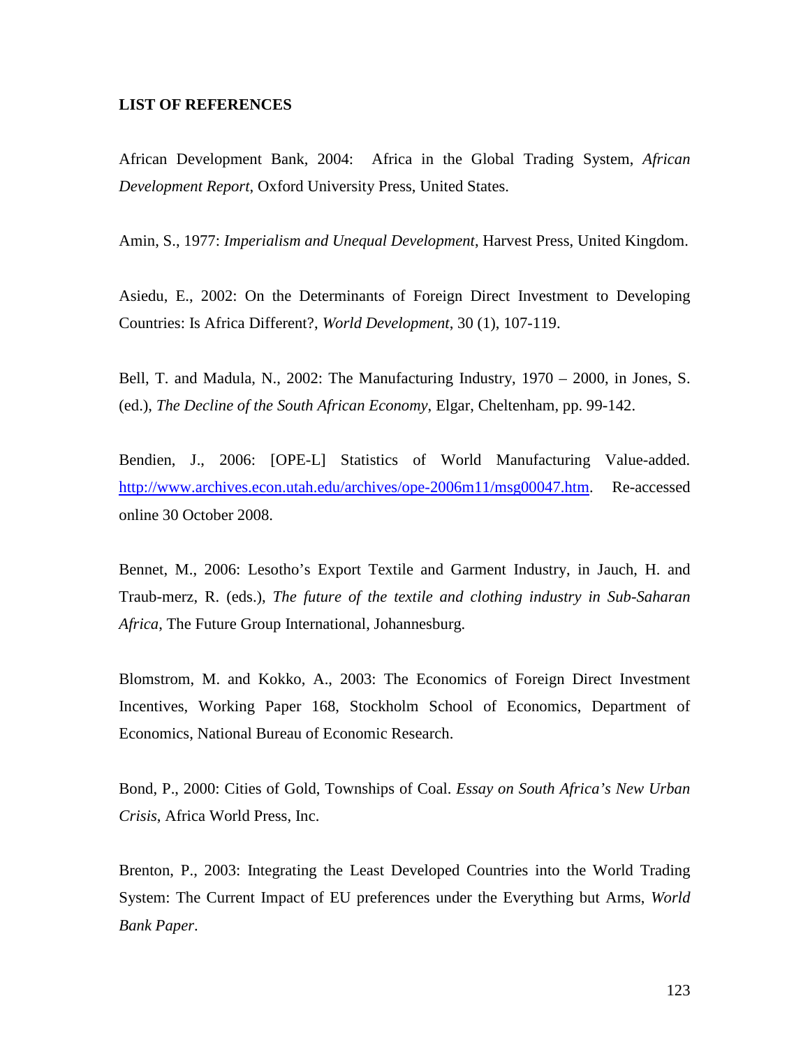**LIST OF REFERENCES**

African Development Bank, 2004: Africa in the Global Trading System, *African Development Report*, Oxford University Press, United States.

Amin, S., 1977: *Imperialism and Unequal Development*, Harvest Press, United Kingdom.

Asiedu, E., 2002: On the Determinants of Foreign Direct Investment to Developing Countries: Is Africa Different?, *World Development*, 30 (1), 107-119.

Bell, T. and Madula, N., 2002: The Manufacturing Industry, 1970 – 2000, in Jones, S. (ed.), *The Decline of the South African Economy*, Elgar, Cheltenham, pp. 99-142.

Bendien, J., 2006: [OPE-L] Statistics of World Manufacturing Value-added. http://www.archives.econ.utah.edu/archives/ope-2006m11/msg00047.htm. Re-accessed online 30 October 2008.

Bennet, M., 2006: Lesotho's Export Textile and Garment Industry, in Jauch, H. and Traub-merz, R. (eds.), *The future of the textile and clothing industry in Sub-Saharan Africa*, The Future Group International, Johannesburg.

Blomstrom, M. and Kokko, A., 2003: The Economics of Foreign Direct Investment Incentives, Working Paper 168, Stockholm School of Economics, Department of Economics, National Bureau of Economic Research.

Bond, P., 2000: Cities of Gold, Townships of Coal. *Essay on South Africa's New Urban Crisis*, Africa World Press, Inc.

Brenton, P., 2003: Integrating the Least Developed Countries into the World Trading System: The Current Impact of EU preferences under the Everything but Arms, *World Bank Paper*.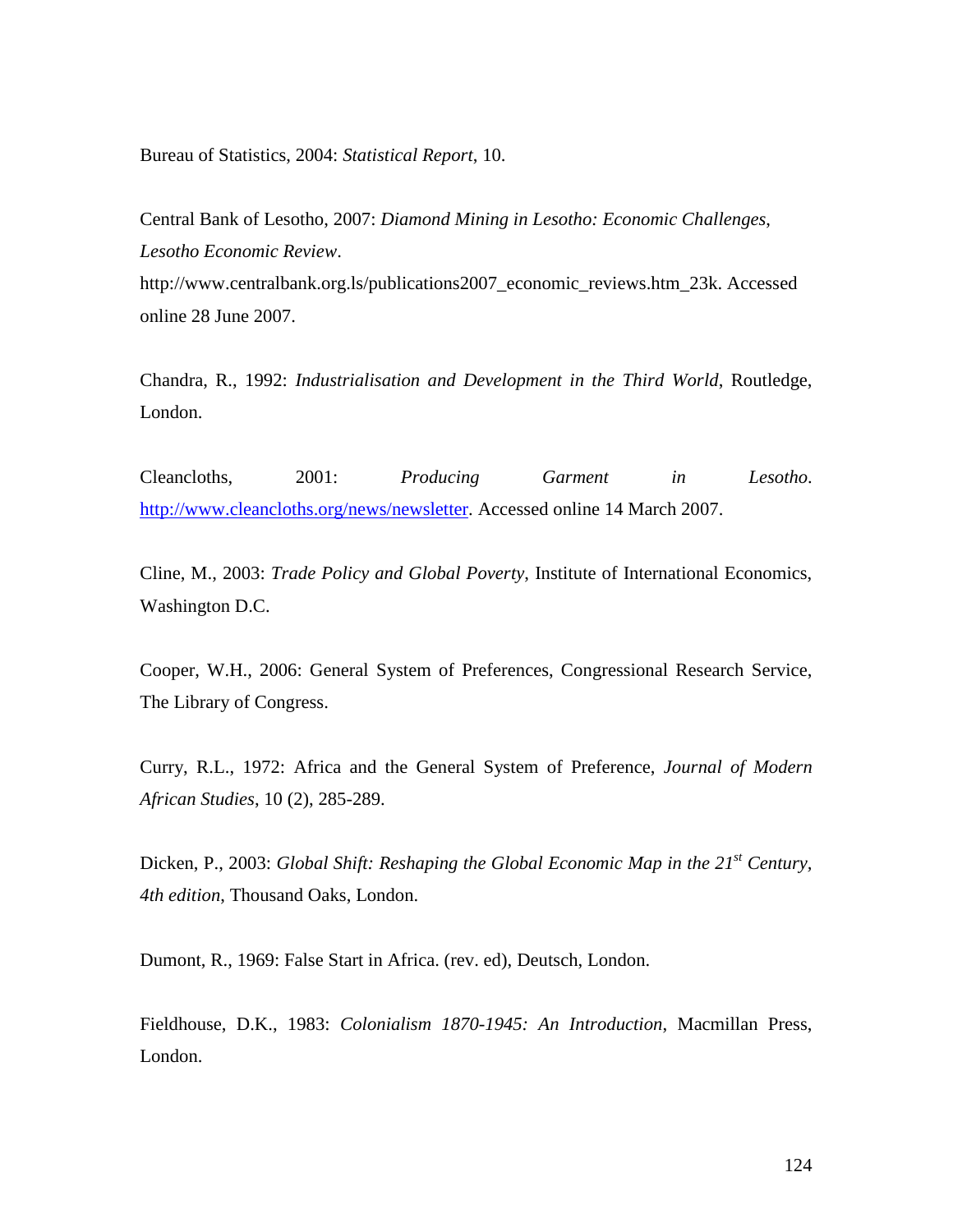Bureau of Statistics, 2004: *Statistical Report*, 10.

Central Bank of Lesotho, 2007: *Diamond Mining in Lesotho: Economic Challenges*, *Lesotho Economic Review*. http://www.centralbank.org.ls/publications2007_economic_reviews.htm_23k. Accessed online 28 June 2007.

Chandra, R., 1992: *Industrialisation and Development in the Third World*, Routledge, London.

Cleancloths, 2001: *Producing Garment in Lesotho*. http://www.cleancloths.org/news/newsletter. Accessed online 14 March 2007.

Cline, M., 2003: *Trade Policy and Global Poverty*, Institute of International Economics, Washington D.C.

Cooper, W.H., 2006: General System of Preferences, Congressional Research Service, The Library of Congress.

Curry, R.L., 1972: Africa and the General System of Preference, *Journal of Modern African Studies*, 10 (2), 285-289.

Dicken, P., 2003: *Global Shift: Reshaping the Global Economic Map in the 21st Century, 4th edition*, Thousand Oaks, London.

Dumont, R., 1969: False Start in Africa. (rev. ed), Deutsch, London.

Fieldhouse, D.K., 1983: *Colonialism 1870-1945: An Introduction*, Macmillan Press, London.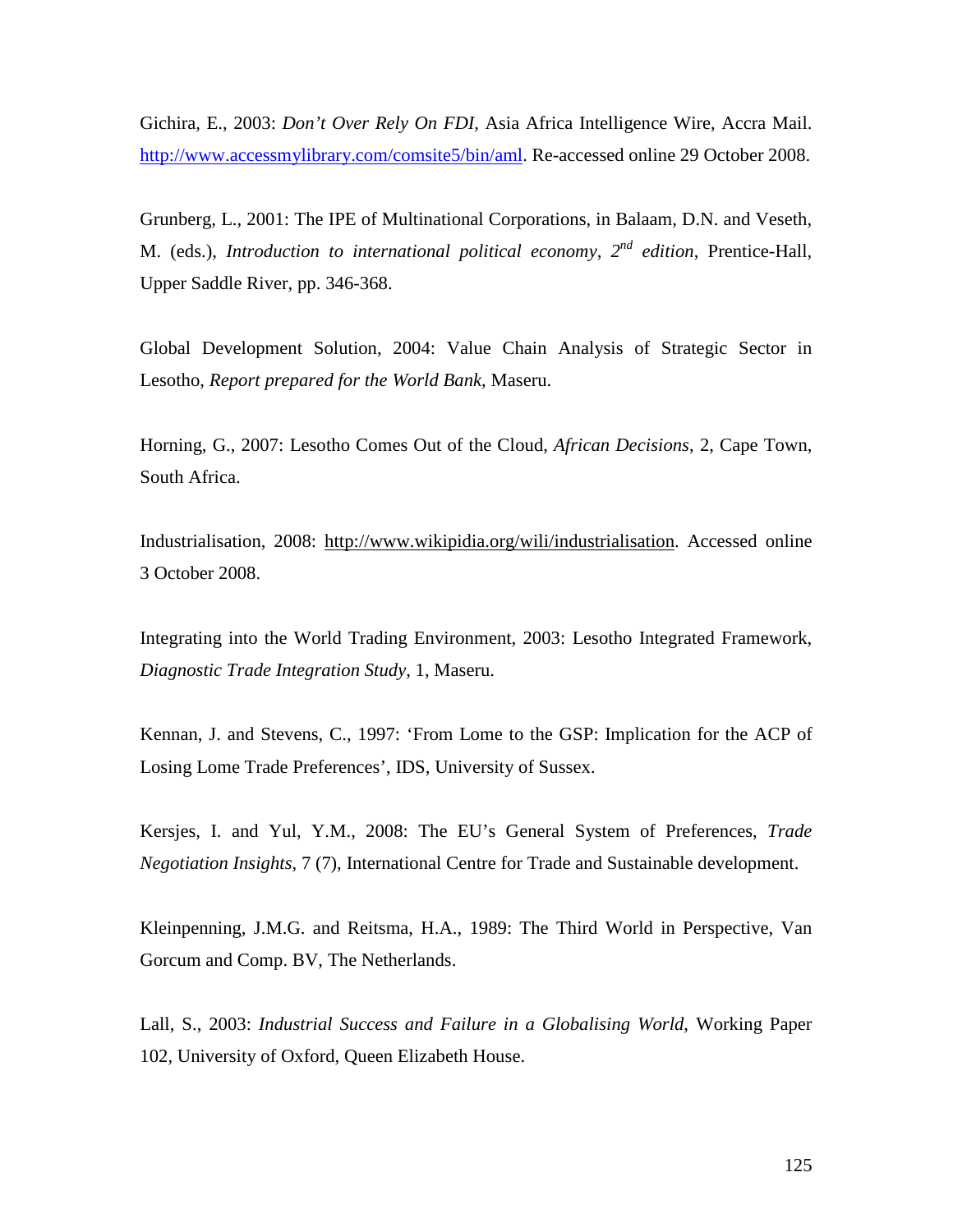Gichira, E., 2003: *Don't Over Rely On FDI,* Asia Africa Intelligence Wire, Accra Mail. http://www.accessmylibrary.com/comsite5/bin/aml. Re-accessed online 29 October 2008.

Grunberg, L., 2001: The IPE of Multinational Corporations, in Balaam, D.N. and Veseth, M. (eds.), *Introduction to international political economy, 2nd edition*, Prentice-Hall, Upper Saddle River, pp. 346-368.

Global Development Solution, 2004: Value Chain Analysis of Strategic Sector in Lesotho, *Report prepared for the World Bank*, Maseru.

Horning, G., 2007: Lesotho Comes Out of the Cloud, *African Decisions*, 2, Cape Town, South Africa.

Industrialisation, 2008: http://www.wikipidia.org/wili/industrialisation. Accessed online 3 October 2008.

Integrating into the World Trading Environment, 2003: Lesotho Integrated Framework, *Diagnostic Trade Integration Study*, 1, Maseru.

Kennan, J. and Stevens, C., 1997: 'From Lome to the GSP: Implication for the ACP of Losing Lome Trade Preferences', IDS, University of Sussex.

Kersjes, I. and Yul, Y.M., 2008: The EU's General System of Preferences, *Trade Negotiation Insights*, 7 (7), International Centre for Trade and Sustainable development.

Kleinpenning, J.M.G. and Reitsma, H.A., 1989: The Third World in Perspective, Van Gorcum and Comp. BV, The Netherlands.

Lall, S., 2003: *Industrial Success and Failure in a Globalising World*, Working Paper 102, University of Oxford, Queen Elizabeth House.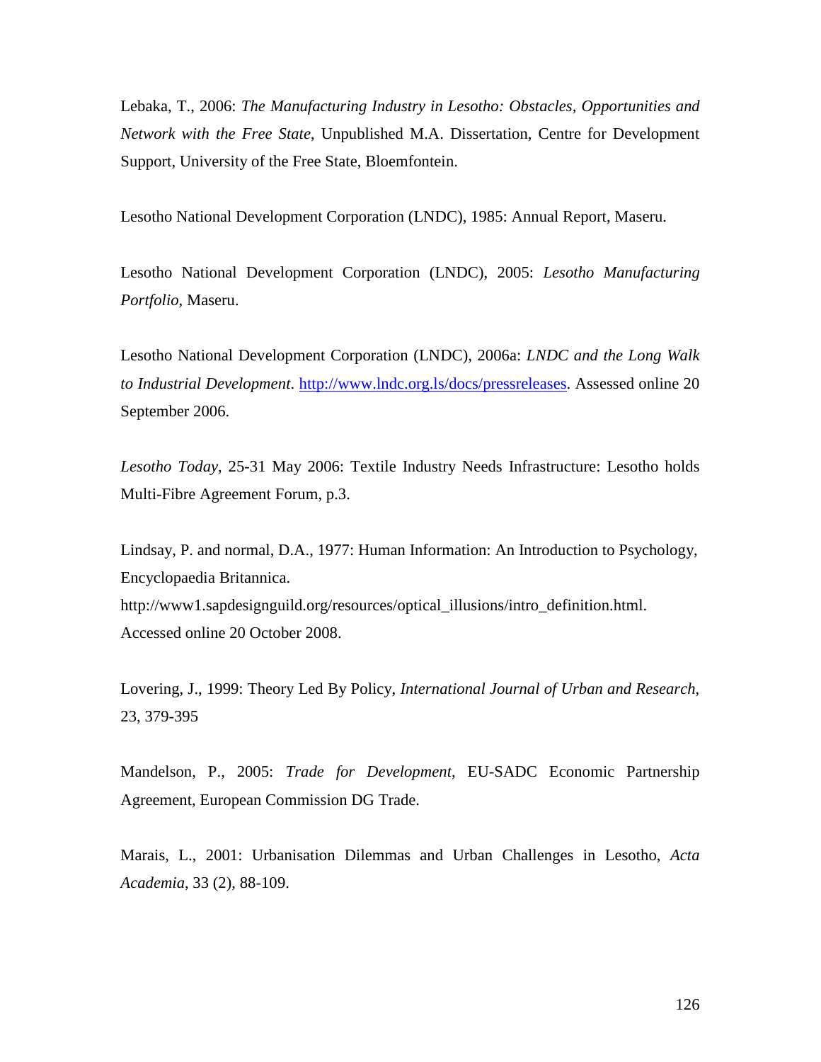Lebaka, T., 2006: *The Manufacturing Industry in Lesotho: Obstacles, Opportunities and Network with the Free State*, Unpublished M.A. Dissertation, Centre for Development Support, University of the Free State, Bloemfontein.

Lesotho National Development Corporation (LNDC), 1985: Annual Report, Maseru.

Lesotho National Development Corporation (LNDC), 2005: *Lesotho Manufacturing Portfolio*, Maseru.

Lesotho National Development Corporation (LNDC), 2006a: *LNDC and the Long Walk to Industrial Development*. http://www.lndc.org.ls/docs/pressreleases. Assessed online 20 September 2006.

*Lesotho Today*, 25-31 May 2006: Textile Industry Needs Infrastructure: Lesotho holds Multi-Fibre Agreement Forum, p.3.

Lindsay, P. and normal, D.A., 1977: Human Information: An Introduction to Psychology, Encyclopaedia Britannica.
http://www1.sapdesignguild.org/resources/optical_illusions/intro_definition.html. Accessed online 20 October 2008.

Lovering, J., 1999: Theory Led By Policy, *International Journal of Urban and Research*, 23, 379-395

Mandelson, P., 2005: *Trade for Development*, EU-SADC Economic Partnership Agreement, European Commission DG Trade.

Marais, L., 2001: Urbanisation Dilemmas and Urban Challenges in Lesotho, *Acta Academia*, 33 (2), 88-109.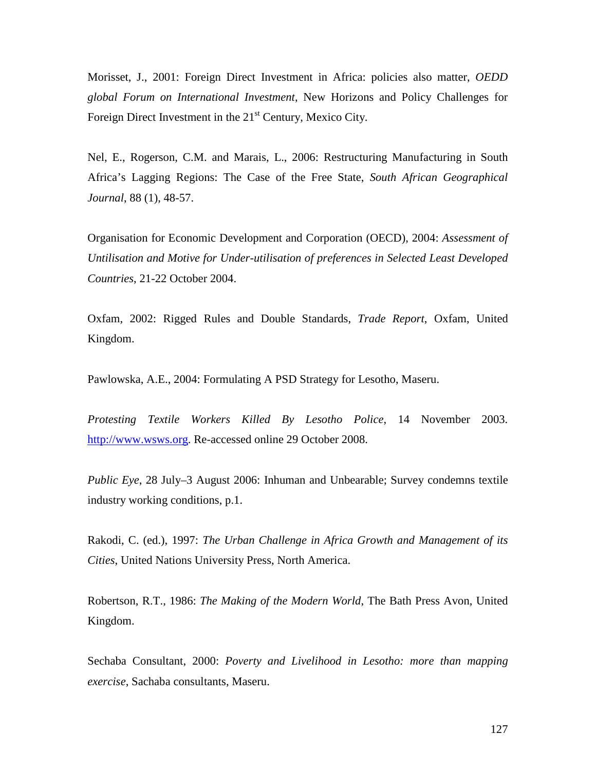Morisset, J., 2001: Foreign Direct Investment in Africa: policies also matter, *OEDD global Forum on International Investment*, New Horizons and Policy Challenges for Foreign Direct Investment in the 21st Century, Mexico City.

Nel, E., Rogerson, C.M. and Marais, L., 2006: Restructuring Manufacturing in South Africa's Lagging Regions: The Case of the Free State, *South African Geographical Journal*, 88 (1), 48-57.

Organisation for Economic Development and Corporation (OECD), 2004: *Assessment of Untilisation and Motive for Under-utilisation of preferences in Selected Least Developed Countries*, 21-22 October 2004.

Oxfam, 2002: Rigged Rules and Double Standards, *Trade Report*, Oxfam, United Kingdom.

Pawlowska, A.E., 2004: Formulating A PSD Strategy for Lesotho, Maseru.

*Protesting Textile Workers Killed By Lesotho Police*, 14 November 2003. http://www.wsws.org. Re-accessed online 29 October 2008.

*Public Eye*, 28 July–3 August 2006: Inhuman and Unbearable; Survey condemns textile industry working conditions, p.1.

Rakodi, C. (ed.), 1997: *The Urban Challenge in Africa Growth and Management of its Cities*, United Nations University Press, North America.

Robertson, R.T., 1986: *The Making of the Modern World*, The Bath Press Avon, United Kingdom.

Sechaba Consultant, 2000: *Poverty and Livelihood in Lesotho: more than mapping exercise*, Sachaba consultants, Maseru.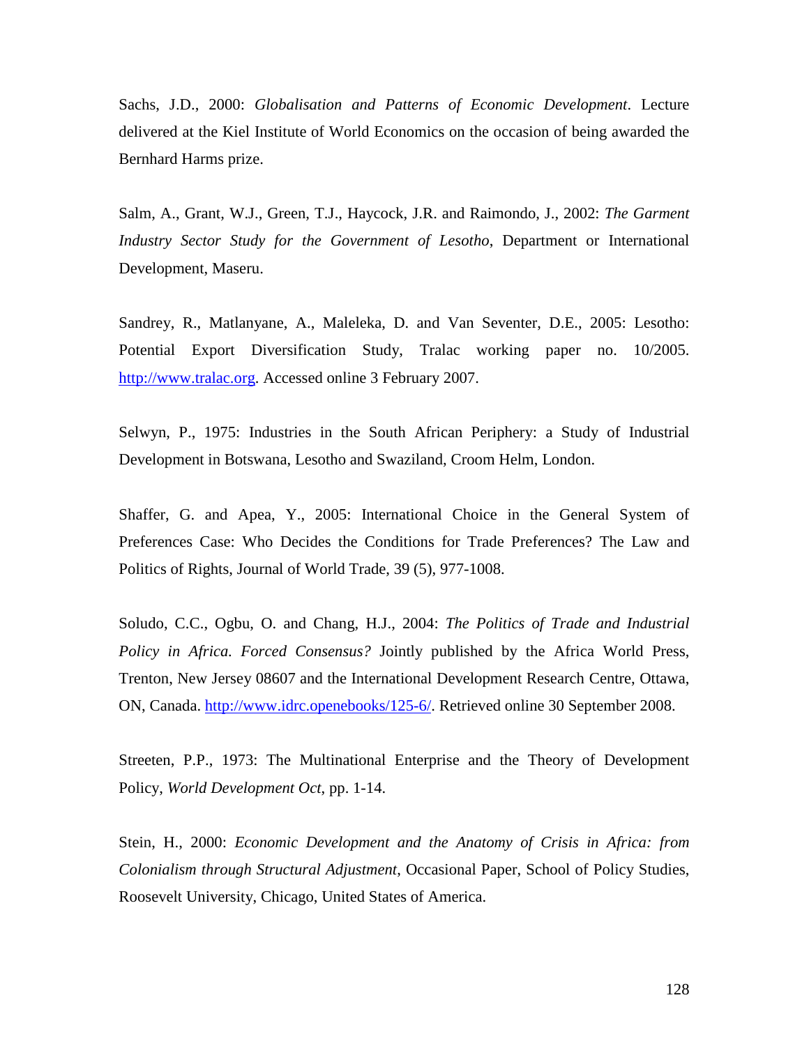Sachs, J.D., 2000: *Globalisation and Patterns of Economic Development*. Lecture delivered at the Kiel Institute of World Economics on the occasion of being awarded the Bernhard Harms prize.

Salm, A., Grant, W.J., Green, T.J., Haycock, J.R. and Raimondo, J., 2002: *The Garment Industry Sector Study for the Government of Lesotho*, Department or International Development, Maseru.

Sandrey, R., Matlanyane, A., Maleleka, D. and Van Seventer, D.E., 2005: Lesotho: Potential Export Diversification Study, Tralac working paper no. 10/2005. http://www.tralac.org. Accessed online 3 February 2007.

Selwyn, P., 1975: Industries in the South African Periphery: a Study of Industrial Development in Botswana, Lesotho and Swaziland, Croom Helm, London.

Shaffer, G. and Apea, Y., 2005: International Choice in the General System of Preferences Case: Who Decides the Conditions for Trade Preferences? The Law and Politics of Rights, Journal of World Trade, 39 (5), 977-1008.

Soludo, C.C., Ogbu, O. and Chang, H.J., 2004: *The Politics of Trade and Industrial Policy in Africa. Forced Consensus?* Jointly published by the Africa World Press, Trenton, New Jersey 08607 and the International Development Research Centre, Ottawa, ON, Canada. http://www.idrc.openebooks/125-6/. Retrieved online 30 September 2008.

Streeten, P.P., 1973: The Multinational Enterprise and the Theory of Development Policy, *World Development Oct*, pp. 1-14.

Stein, H., 2000: *Economic Development and the Anatomy of Crisis in Africa: from Colonialism through Structural Adjustment*, Occasional Paper, School of Policy Studies, Roosevelt University, Chicago, United States of America.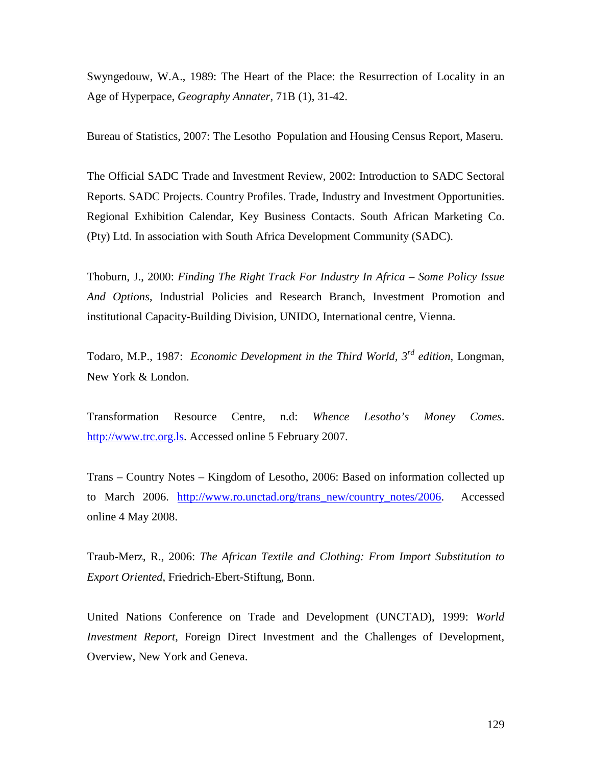Swyngedouw, W.A., 1989: The Heart of the Place: the Resurrection of Locality in an Age of Hyperpace, *Geography Annater*, 71B (1), 31-42.

Bureau of Statistics, 2007: The Lesotho Population and Housing Census Report, Maseru.

The Official SADC Trade and Investment Review, 2002: Introduction to SADC Sectoral Reports. SADC Projects. Country Profiles. Trade, Industry and Investment Opportunities. Regional Exhibition Calendar, Key Business Contacts. South African Marketing Co. (Pty) Ltd. In association with South Africa Development Community (SADC).

Thoburn, J., 2000: *Finding The Right Track For Industry In Africa – Some Policy Issue And Options*, Industrial Policies and Research Branch, Investment Promotion and institutional Capacity-Building Division, UNIDO, International centre, Vienna.

Todaro, M.P., 1987: *Economic Development in the Third World, 3rd edition*, Longman, New York & London.

Transformation Resource Centre, n.d: *Whence Lesotho's Money Comes*. http://www.trc.org.ls. Accessed online 5 February 2007.

Trans – Country Notes – Kingdom of Lesotho, 2006: Based on information collected up to March 2006. http://www.ro.unctad.org/trans_new/country_notes/2006. Accessed online 4 May 2008.

Traub-Merz, R., 2006: *The African Textile and Clothing: From Import Substitution to Export Oriented*, Friedrich-Ebert-Stiftung, Bonn.

United Nations Conference on Trade and Development (UNCTAD), 1999: *World Investment Report*, Foreign Direct Investment and the Challenges of Development, Overview, New York and Geneva.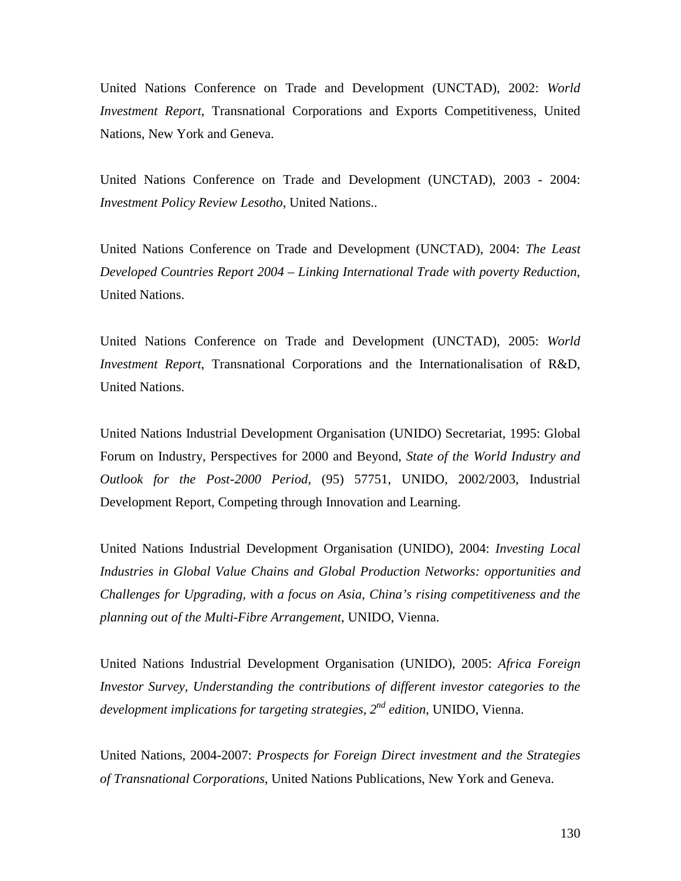United Nations Conference on Trade and Development (UNCTAD), 2002: *World Investment Report,* Transnational Corporations and Exports Competitiveness, United Nations, New York and Geneva.

United Nations Conference on Trade and Development (UNCTAD), 2003 - 2004: *Investment Policy Review Lesotho*, United Nations..

United Nations Conference on Trade and Development (UNCTAD), 2004: *The Least Developed Countries Report 2004 – Linking International Trade with poverty Reduction*, United Nations.

United Nations Conference on Trade and Development (UNCTAD), 2005: *World Investment Report,* Transnational Corporations and the Internationalisation of R&D, United Nations.

United Nations Industrial Development Organisation (UNIDO) Secretariat, 1995: Global Forum on Industry, Perspectives for 2000 and Beyond, *State of the World Industry and Outlook for the Post-2000 Period*, (95) 57751, UNIDO, 2002/2003, Industrial Development Report, Competing through Innovation and Learning.

United Nations Industrial Development Organisation (UNIDO), 2004: *Investing Local Industries in Global Value Chains and Global Production Networks: opportunities and Challenges for Upgrading, with a focus on Asia, China's rising competitiveness and the planning out of the Multi-Fibre Arrangement*, UNIDO, Vienna.

United Nations Industrial Development Organisation (UNIDO), 2005: *Africa Foreign Investor Survey, Understanding the contributions of different investor categories to the development implications for targeting strategies, 2nd edition*, UNIDO, Vienna.

United Nations, 2004-2007: *Prospects for Foreign Direct investment and the Strategies of Transnational Corporations*, United Nations Publications, New York and Geneva.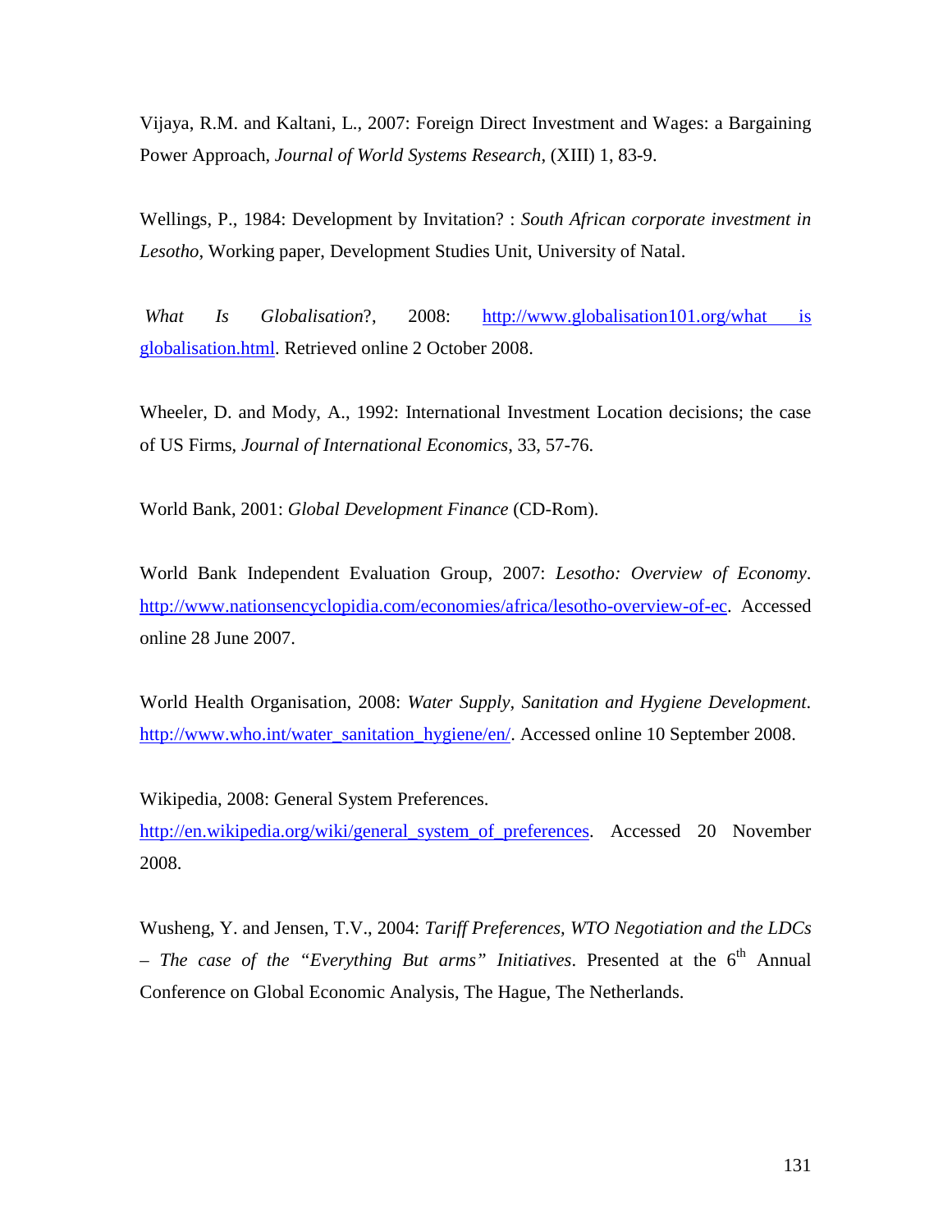Vijaya, R.M. and Kaltani, L., 2007: Foreign Direct Investment and Wages: a Bargaining Power Approach, *Journal of World Systems Research*, (XIII) 1, 83-9.

Wellings, P., 1984: Development by Invitation? : *South African corporate investment in Lesotho*, Working paper, Development Studies Unit, University of Natal.

*What Is Globalisation*?, 2008: http://www.globalisation101.org/what is globalisation.html. Retrieved online 2 October 2008.

Wheeler, D. and Mody, A., 1992: International Investment Location decisions; the case of US Firms, *Journal of International Economics*, 33, 57-76.

World Bank, 2001: *Global Development Finance* (CD-Rom).

World Bank Independent Evaluation Group, 2007: *Lesotho: Overview of Economy*. http://www.nationsencyclopidia.com/economies/africa/lesotho-overview-of-ec. Accessed online 28 June 2007.

World Health Organisation, 2008: *Water Supply, Sanitation and Hygiene Development*. http://www.who.int/water_sanitation_hygiene/en/. Accessed online 10 September 2008.

Wikipedia, 2008: General System Preferences. http://en.wikipedia.org/wiki/general_system_of_preferences. Accessed 20 November 2008.

Wusheng, Y. and Jensen, T.V., 2004: *Tariff Preferences, WTO Negotiation and the LDCs – The case of the "Everything But arms" Initiatives*. Presented at the 6th Annual Conference on Global Economic Analysis, The Hague, The Netherlands.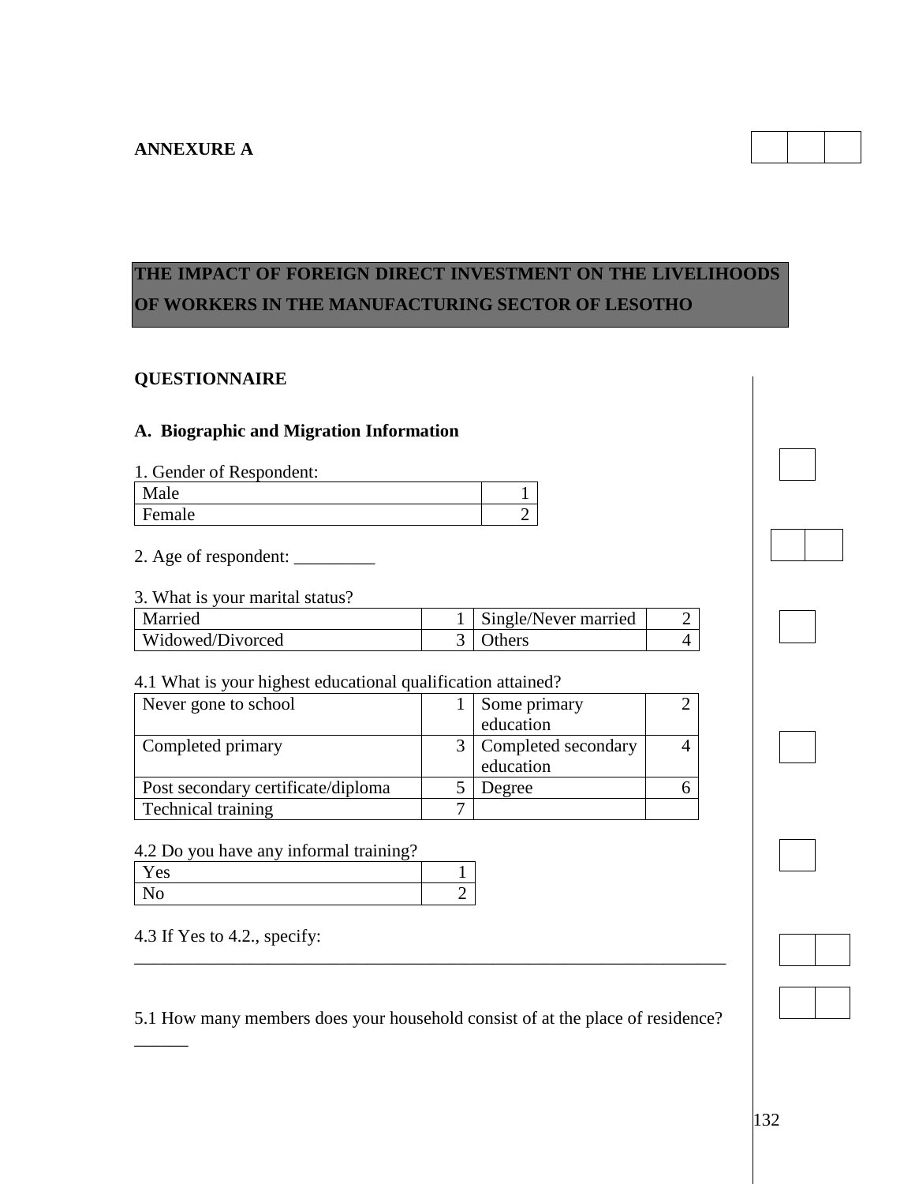**ANNEXURE A**

**THE IMPACT OF FOREIGN DIRECT INVESTMENT ON THE LIVELIHOODS OF WORKERS IN THE MANUFACTURING SECTOR OF LESOTHO**

**QUESTIONNAIRE**

**A. Biographic and Migration Information**

1. Gender of Respondent:

| Male | 1 |
|---|---|
| Female | 2 |

2. Age of respondent: _________

3. What is your marital status?

| Married | 1 | Single/Never married | 2 |
|---|---|---|---|
| Widowed/Divorced | 3 | Others | 4 |

4.1 What is your highest educational qualification attained?

| Never gone to school | 1 | Some primary education | 2 |
|---|---|---|---|
| Completed primary | 3 | Completed secondary education | 4 |
| Post secondary certificate/diploma | 5 | Degree | 6 |
| Technical training | 7 | | |

4.2 Do you have any informal training?

| Yes | 1 |
|---|---|
| No | 2 |

4.3 If Yes to 4.2., specify:

_____________________________________________________________________

5.1 How many members does your household consist of at the place of residence? ______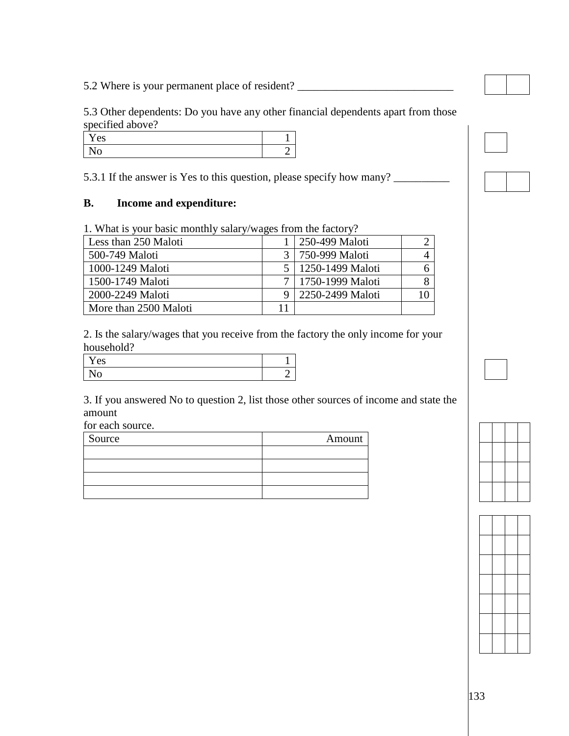5.2 Where is your permanent place of resident? ____________________________

5.3 Other dependents: Do you have any other financial dependents apart from those specified above?

| Yes | 1 |
|---|---|
| No | 2 |

5.3.1 If the answer is Yes to this question, please specify how many? __________

**B. Income and expenditure:**

1. What is your basic monthly salary/wages from the factory?

| Less than 250 Maloti | 1 | 250-499 Maloti | 2 |
|---|---|---|---|
| 500-749 Maloti | 3 | 750-999 Maloti | 4 |
| 1000-1249 Maloti | 5 | 1250-1499 Maloti | 6 |
| 1500-1749 Maloti | 7 | 1750-1999 Maloti | 8 |
| 2000-2249 Maloti | 9 | 2250-2499 Maloti | 10 |
| More than 2500 Maloti | 11 | | |

2. Is the salary/wages that you receive from the factory the only income for your household?

| Yes | 1 |
|---|---|
| No | 2 |

3. If you answered No to question 2, list those other sources of income and state the amount
for each source.

| Source | Amount |
|---|---|
| | |
| | |
| | |
| | |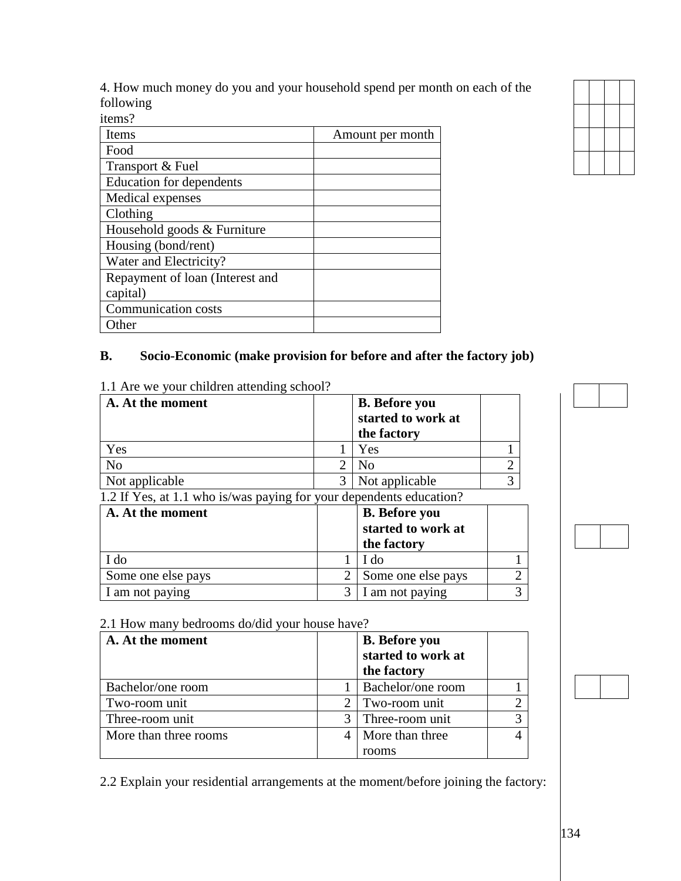4. How much money do you and your household spend per month on each of the following
items?

| Items | Amount per month |
|---|---|
| Food | |
| Transport & Fuel | |
| Education for dependents | |
| Medical expenses | |
| Clothing | |
| Household goods & Furniture | |
| Housing (bond/rent) | |
| Water and Electricity? | |
| Repayment of loan (Interest and capital) | |
| Communication costs | |
| Other | |

**B. Socio-Economic (make provision for before and after the factory job)**

1.1 Are we your children attending school?

| A. At the moment | | B. Before you started to work at the factory | |
|---|---|---|---|
| Yes | 1 | Yes | 1 |
| No | 2 | No | 2 |
| Not applicable | 3 | Not applicable | 3 |

1.2 If Yes, at 1.1 who is/was paying for your dependents education?

| A. At the moment | | B. Before you started to work at the factory | |
|---|---|---|---|
| I do | 1 | I do | 1 |
| Some one else pays | 2 | Some one else pays | 2 |
| I am not paying | 3 | I am not paying | 3 |

2.1 How many bedrooms do/did your house have?

| A. At the moment | | B. Before you started to work at the factory | |
|---|---|---|---|
| Bachelor/one room | 1 | Bachelor/one room | 1 |
| Two-room unit | 2 | Two-room unit | 2 |
| Three-room unit | 3 | Three-room unit | 3 |
| More than three rooms | 4 | More than three rooms | 4 |

2.2 Explain your residential arrangements at the moment/before joining the factory: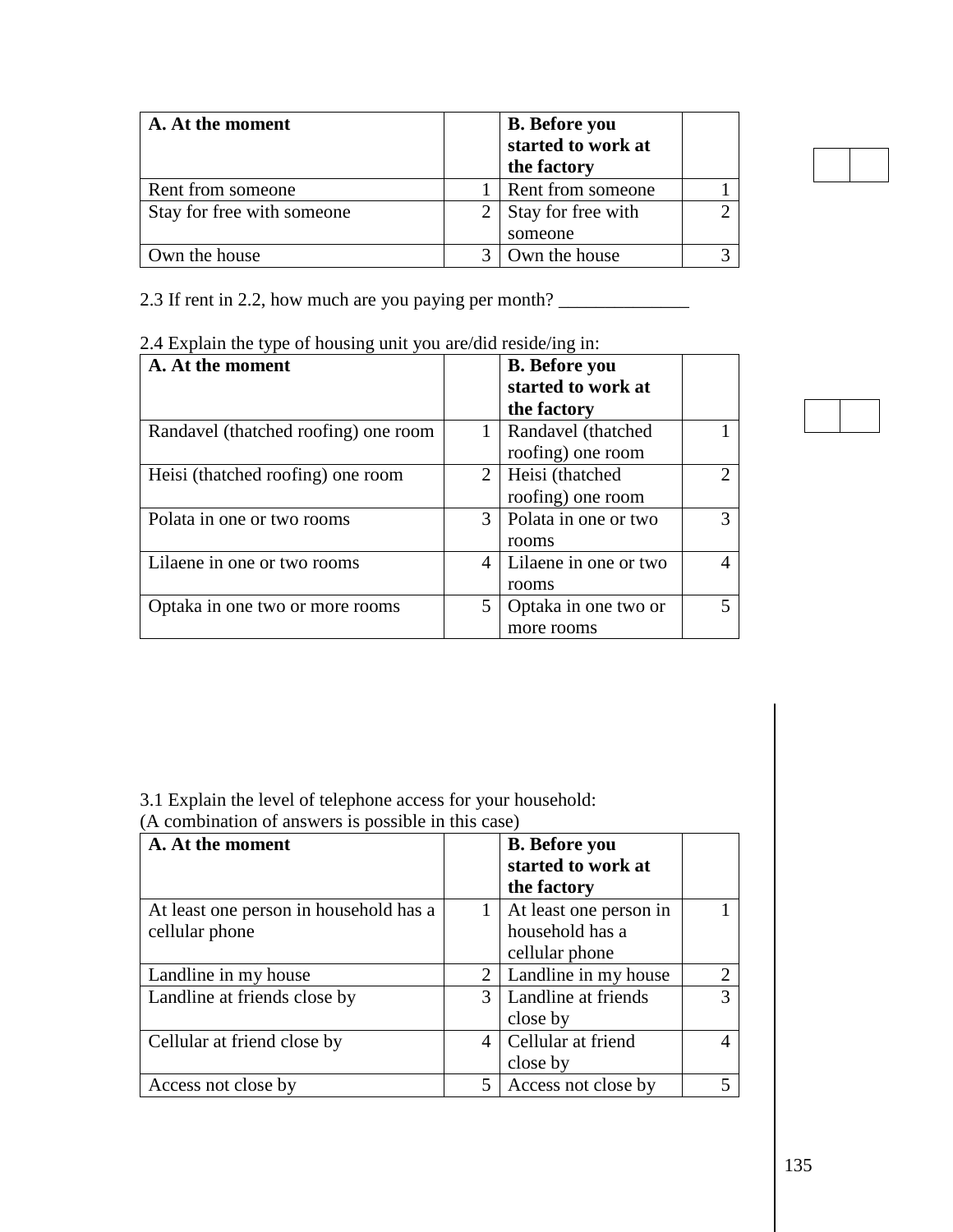| A. At the moment | | B. Before you started to work at the factory | |
|---|---|---|---|
| Rent from someone | 1 | Rent from someone | 1 |
| Stay for free with someone | 2 | Stay for free with someone | 2 |
| Own the house | 3 | Own the house | 3 |

2.3 If rent in 2.2, how much are you paying per month? ______________

2.4 Explain the type of housing unit you are/did reside/ing in:

| A. At the moment | | B. Before you started to work at the factory | |
|---|---|---|---|
| Randavel (thatched roofing) one room | 1 | Randavel (thatched roofing) one room | 1 |
| Heisi (thatched roofing) one room | 2 | Heisi (thatched roofing) one room | 2 |
| Polata in one or two rooms | 3 | Polata in one or two rooms | 3 |
| Lilaene in one or two rooms | 4 | Lilaene in one or two rooms | 4 |
| Optaka in one two or more rooms | 5 | Optaka in one two or more rooms | 5 |

3.1 Explain the level of telephone access for your household:
(A combination of answers is possible in this case)

| A. At the moment | | B. Before you started to work at the factory | |
|---|---|---|---|
| At least one person in household has a cellular phone | 1 | At least one person in household has a cellular phone | 1 |
| Landline in my house | 2 | Landline in my house | 2 |
| Landline at friends close by | 3 | Landline at friends close by | 3 |
| Cellular at friend close by | 4 | Cellular at friend close by | 4 |
| Access not close by | 5 | Access not close by | 5 |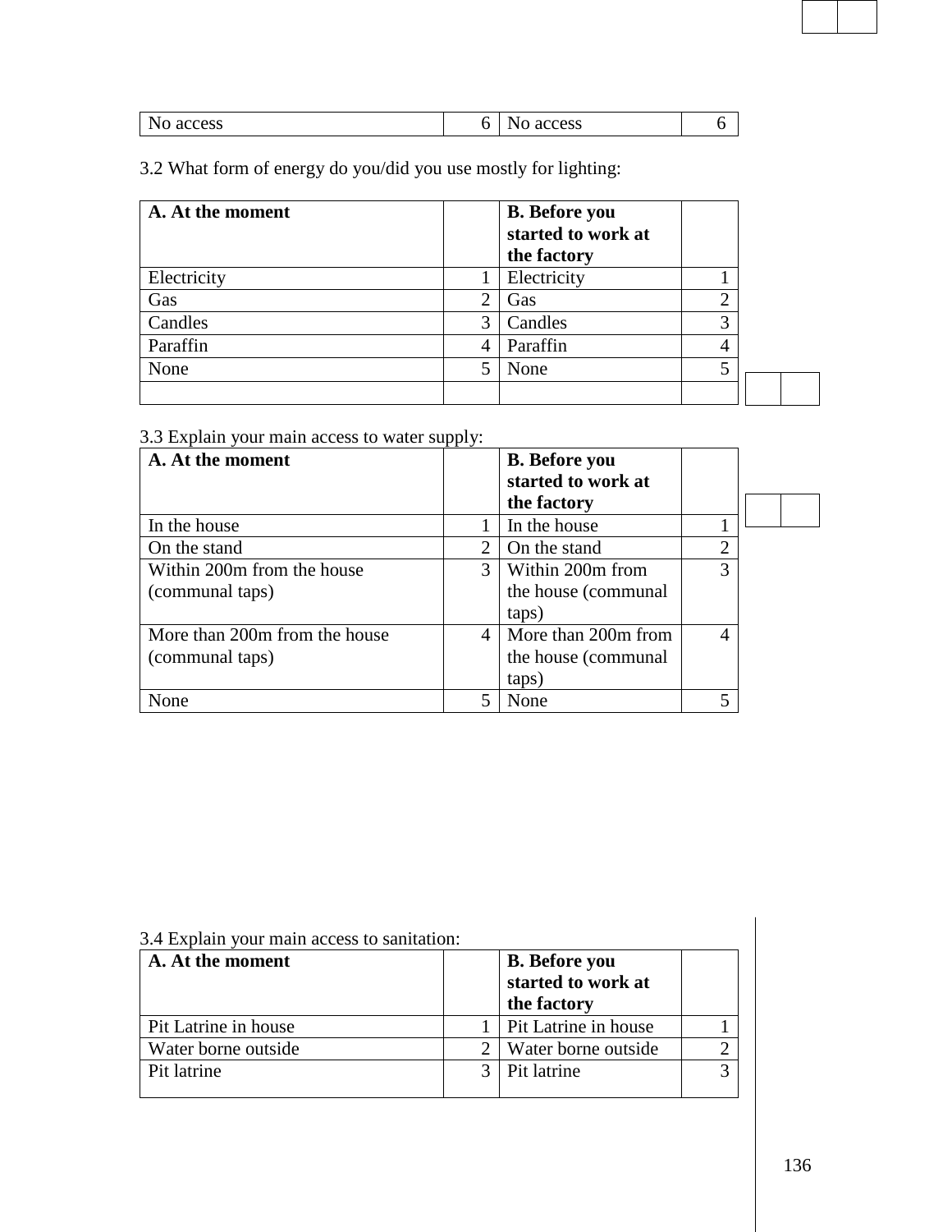| No access | 6 | No access | 6 |
|---|---|---|---|

3.2 What form of energy do you/did you use mostly for lighting:

| A. At the moment | | B. Before you started to work at the factory | |
|---|---|---|---|
| Electricity | 1 | Electricity | 1 |
| Gas | 2 | Gas | 2 |
| Candles | 3 | Candles | 3 |
| Paraffin | 4 | Paraffin | 4 |
| None | 5 | None | 5 |
| | | | |

3.3 Explain your main access to water supply:

| A. At the moment | | B. Before you started to work at the factory | |
|---|---|---|---|
| In the house | 1 | In the house | 1 |
| On the stand | 2 | On the stand | 2 |
| Within 200m from the house (communal taps) | 3 | Within 200m from the house (communal taps) | 3 |
| More than 200m from the house (communal taps) | 4 | More than 200m from the house (communal taps) | 4 |
| None | 5 | None | 5 |

3.4 Explain your main access to sanitation:

| A. At the moment | | B. Before you started to work at the factory | |
|---|---|---|---|
| Pit Latrine in house | 1 | Pit Latrine in house | 1 |
| Water borne outside | 2 | Water borne outside | 2 |
| Pit latrine | 3 | Pit latrine | 3 |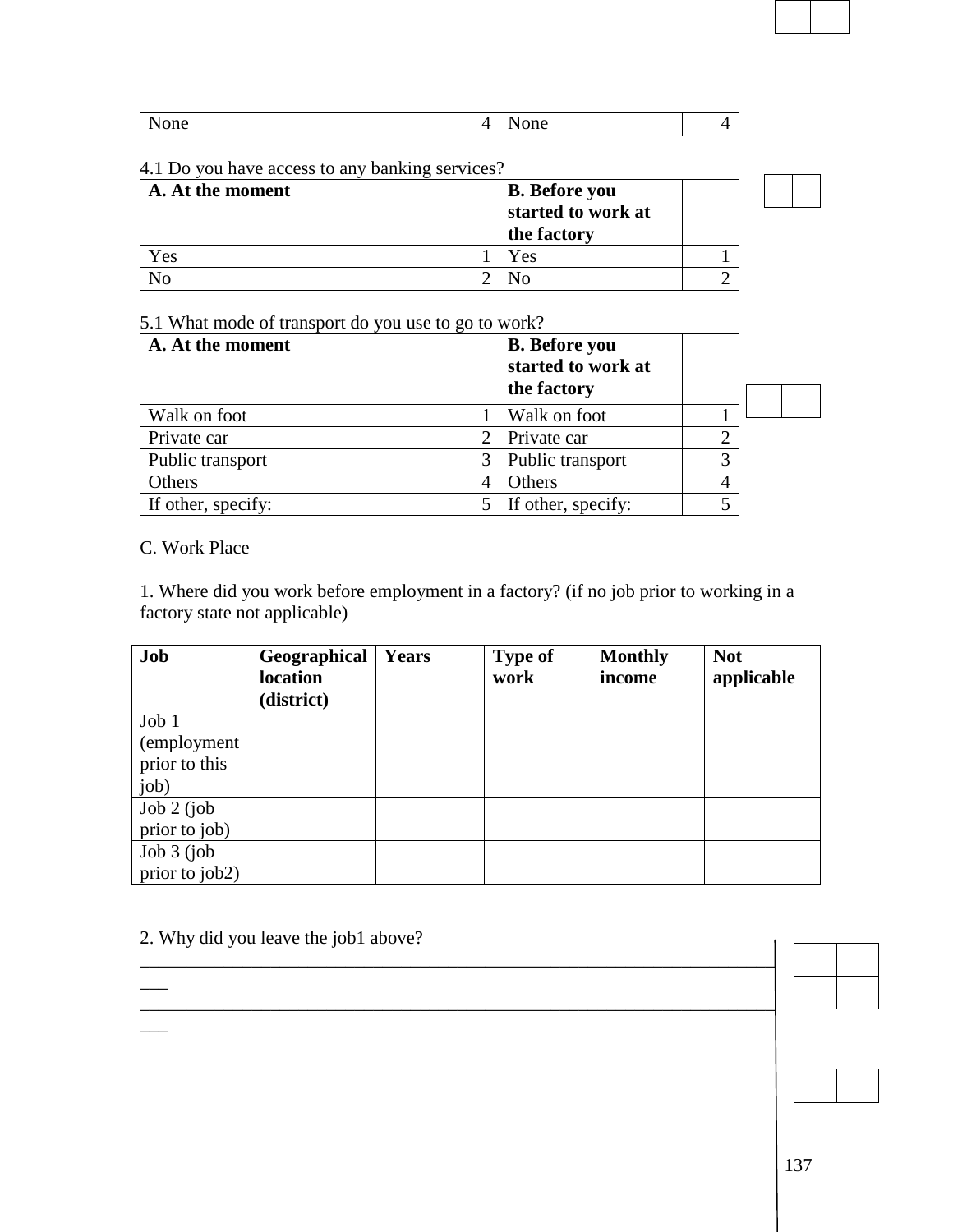| None | 4 | None | 4 |
|---|---|---|---|

4.1 Do you have access to any banking services?

| **A. At the moment** | | **B. Before you started to work at the factory** | |
|---|---|---|---|
| Yes | 1 | Yes | 1 |
| No | 2 | No | 2 |

5.1 What mode of transport do you use to go to work?

| **A. At the moment** | | **B. Before you started to work at the factory** | |
|---|---|---|---|
| Walk on foot | 1 | Walk on foot | 1 |
| Private car | 2 | Private car | 2 |
| Public transport | 3 | Public transport | 3 |
| Others | 4 | Others | 4 |
| If other, specify: | 5 | If other, specify: | 5 |

C. Work Place

1. Where did you work before employment in a factory? (if no job prior to working in a factory state not applicable)

| **Job** | **Geographical location (district)** | **Years** | **Type of work** | **Monthly income** | **Not applicable** |
|---|---|---|---|---|---|
| Job 1 (employment prior to this job) | | | | | |
| Job 2 (job prior to job) | | | | | |
| Job 3 (job prior to job2) | | | | | |

2. Why did you leave the job1 above?

_____________________________________________________________________________

_____________________________________________________________________________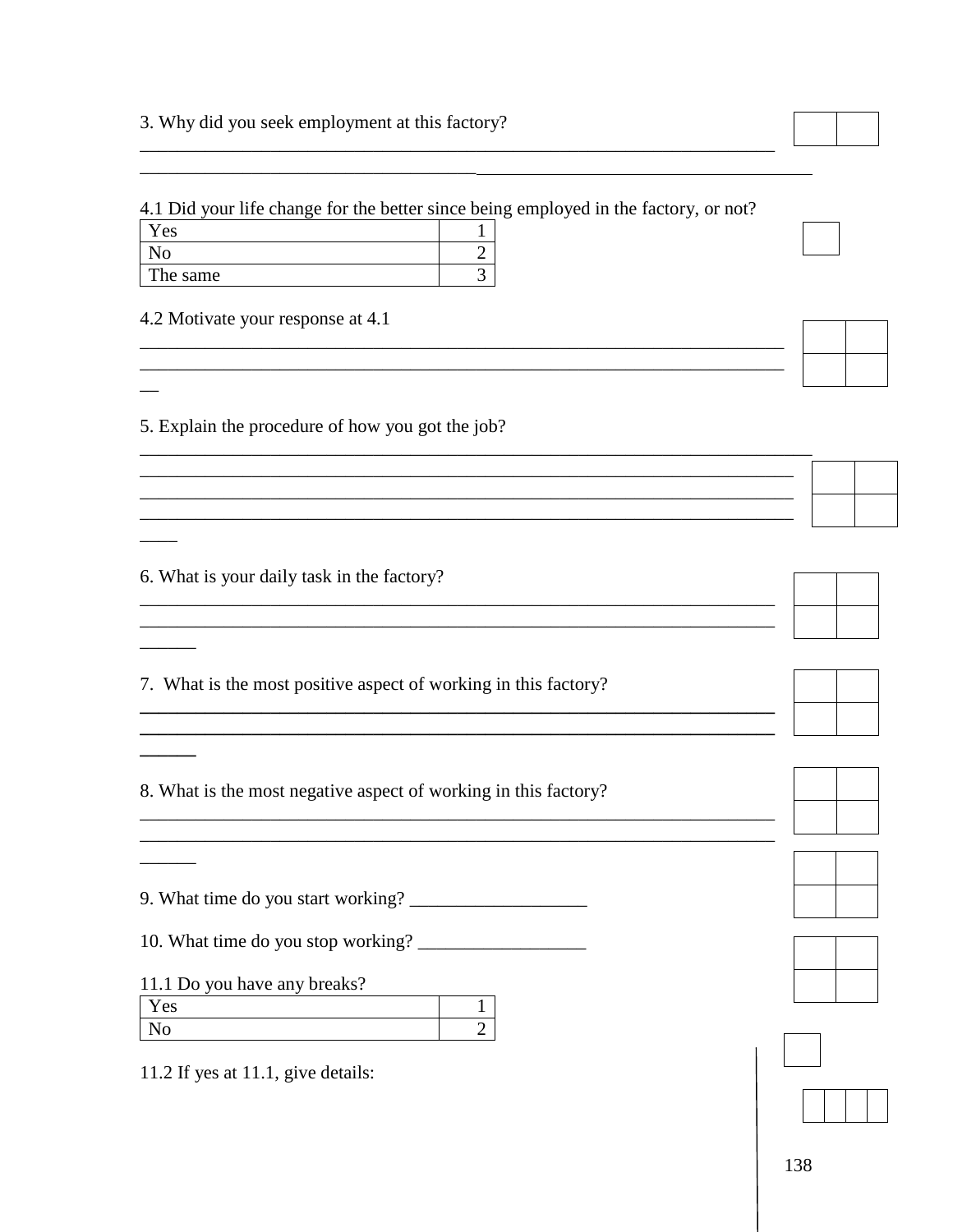3. Why did you seek employment at this factory?

______________________________________________________________________

______________________________________________________________________

4.1 Did your life change for the better since being employed in the factory, or not?

| Yes | 1 |
|---|---|
| No | 2 |
| The same | 3 |

4.2 Motivate your response at 4.1

______________________________________________________________________

______________________________________________________________________

5. Explain the procedure of how you got the job?

______________________________________________________________________

______________________________________________________________________

______________________________________________________________________

______________________________________________________________________

6. What is your daily task in the factory?

______________________________________________________________________

______________________________________________________________________

7. What is the most positive aspect of working in this factory?

______________________________________________________________________

______________________________________________________________________

8. What is the most negative aspect of working in this factory?

______________________________________________________________________

______________________________________________________________________

9. What time do you start working? ___________________

10. What time do you stop working? __________________

11.1 Do you have any breaks?

| Yes | 1 |
|---|---|
| No | 2 |

11.2 If yes at 11.1, give details: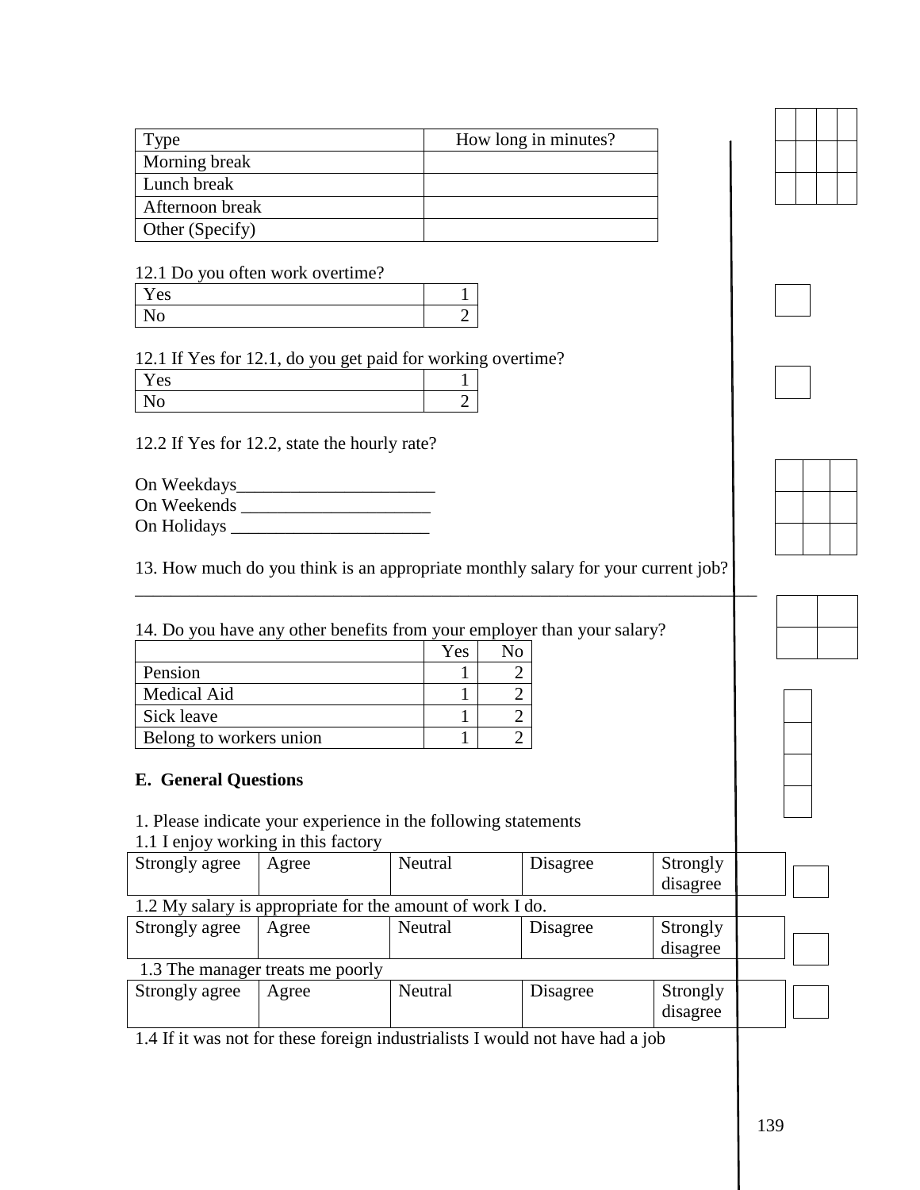| Type | How long in minutes? |
|---|---|
| Morning break | |
| Lunch break | |
| Afternoon break | |
| Other (Specify) | |

12.1 Do you often work overtime?

| | |
|---|---|
| Yes | 1 |
| No | 2 |

12.1 If Yes for 12.1, do you get paid for working overtime?

| | |
|---|---|
| Yes | 1 |
| No | 2 |

12.2 If Yes for 12.2, state the hourly rate?

On Weekdays______________________
On Weekends _____________________
On Holidays ______________________

13. How much do you think is an appropriate monthly salary for your current job?

___________________________________________________________________________

14. Do you have any other benefits from your employer than your salary?

| | Yes | No |
|---|---|---|
| Pension | 1 | 2 |
| Medical Aid | 1 | 2 |
| Sick leave | 1 | 2 |
| Belong to workers union | 1 | 2 |

**E. General Questions**

1. Please indicate your experience in the following statements

1.1 I enjoy working in this factory

| Strongly agree | Agree | Neutral | Disagree | Strongly disagree | |
|---|---|---|---|---|---|

1.2 My salary is appropriate for the amount of work I do.

| Strongly agree | Agree | Neutral | Disagree | Strongly disagree | |
|---|---|---|---|---|---|

1.3 The manager treats me poorly

| Strongly agree | Agree | Neutral | Disagree | Strongly disagree | |
|---|---|---|---|---|---|

1.4 If it was not for these foreign industrialists I would not have had a job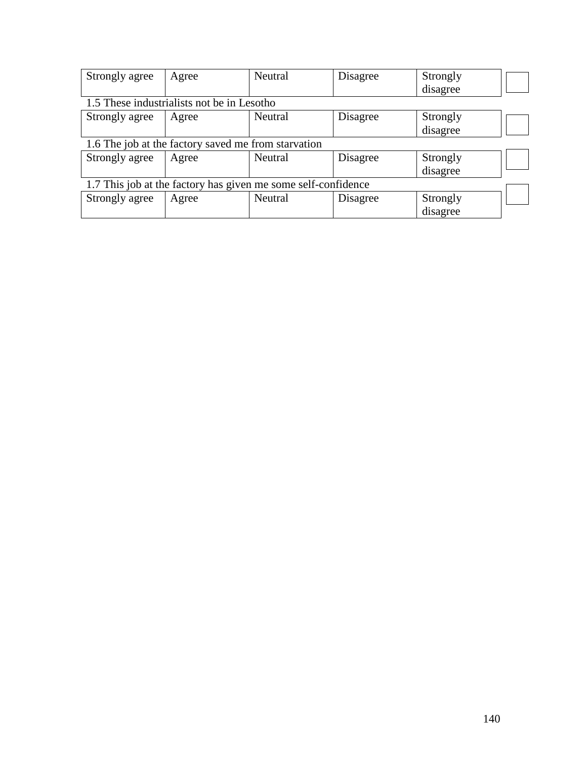| | | | | |
|---|---|---|---|---|
| Strongly agree | Agree | Neutral | Disagree | Strongly disagree |

1.5 These industrialists not be in Lesotho

| | | | | |
|---|---|---|---|---|
| Strongly agree | Agree | Neutral | Disagree | Strongly disagree |

1.6 The job at the factory saved me from starvation

| | | | | |
|---|---|---|---|---|
| Strongly agree | Agree | Neutral | Disagree | Strongly disagree |

1.7 This job at the factory has given me some self-confidence

| | | | | |
|---|---|---|---|---|
| Strongly agree | Agree | Neutral | Disagree | Strongly disagree |